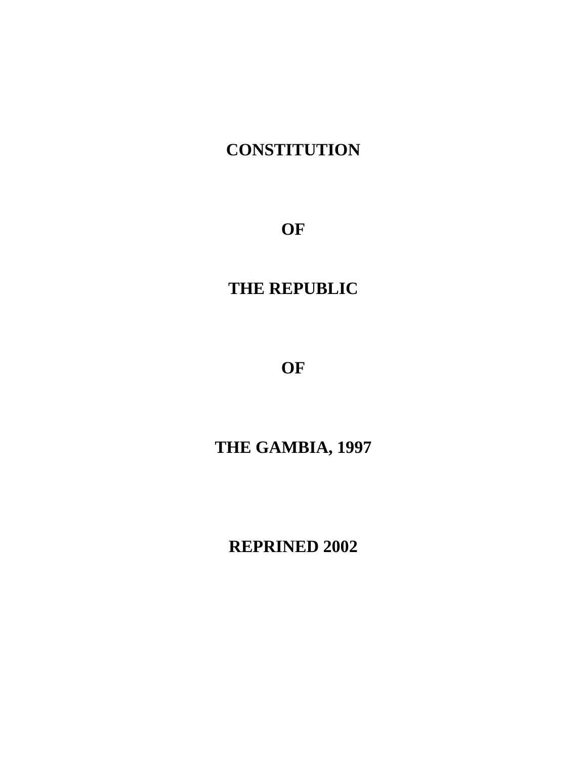# CONSTITUTION

# OF

# THE REPUBLIC

# OF

# THE GAMBIA, 1997

**REPRINED 2002**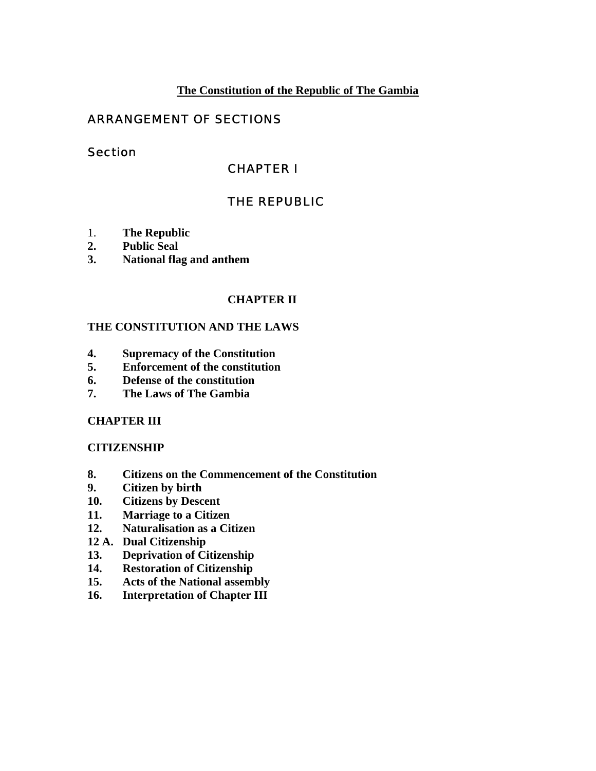**The Constitution of the Republic of The Gambia**

## ARRANGEMENT OF SECTIONS

Section

## CHAPTER I

## THE REPUBLIC

1. **The Republic**
2. **Public Seal**
3. **National flag and anthem**

## CHAPTER II

## THE CONSTITUTION AND THE LAWS

4. **Supremacy of the Constitution**
5. **Enforcement of the constitution**
6. **Defense of the constitution**
7. **The Laws of The Gambia**

## CHAPTER III

## CITIZENSHIP

8. **Citizens on the Commencement of the Constitution**
9. **Citizen by birth**
10. **Citizens by Descent**
11. **Marriage to a Citizen**
12. **Naturalisation as a Citizen**

**12 A. Dual Citizenship**

13. **Deprivation of Citizenship**
14. **Restoration of Citizenship**
15. **Acts of the National assembly**
16. **Interpretation of Chapter III**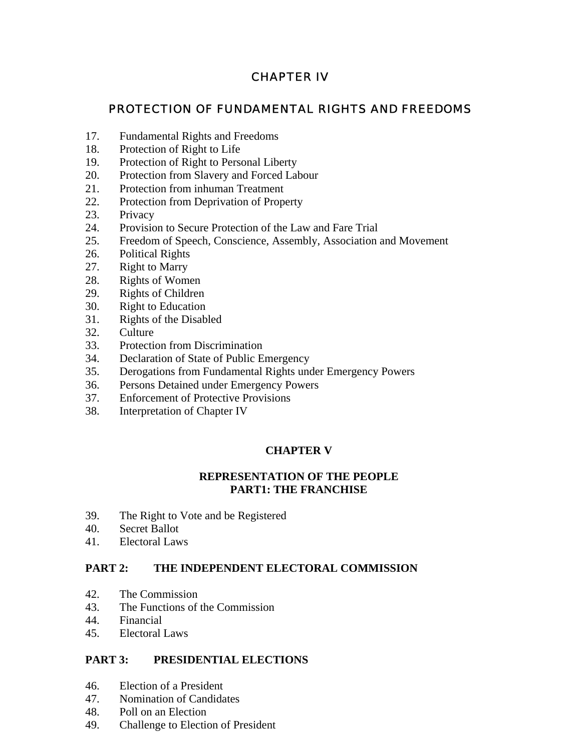# CHAPTER IV

## PROTECTION OF FUNDAMENTAL RIGHTS AND FREEDOMS

17. Fundamental Rights and Freedoms
18. Protection of Right to Life
19. Protection of Right to Personal Liberty
20. Protection from Slavery and Forced Labour
21. Protection from inhuman Treatment
22. Protection from Deprivation of Property
23. Privacy
24. Provision to Secure Protection of the Law and Fare Trial
25. Freedom of Speech, Conscience, Assembly, Association and Movement
26. Political Rights
27. Right to Marry
28. Rights of Women
29. Rights of Children
30. Right to Education
31. Rights of the Disabled
32. Culture
33. Protection from Discrimination
34. Declaration of State of Public Emergency
35. Derogations from Fundamental Rights under Emergency Powers
36. Persons Detained under Emergency Powers
37. Enforcement of Protective Provisions
38. Interpretation of Chapter IV

# CHAPTER V

## REPRESENTATION OF THE PEOPLE
## PART1: THE FRANCHISE

39. The Right to Vote and be Registered
40. Secret Ballot
41. Electoral Laws

## PART 2: THE INDEPENDENT ELECTORAL COMMISSION

42. The Commission
43. The Functions of the Commission
44. Financial
45. Electoral Laws

## PART 3: PRESIDENTIAL ELECTIONS

46. Election of a President
47. Nomination of Candidates
48. Poll on an Election
49. Challenge to Election of President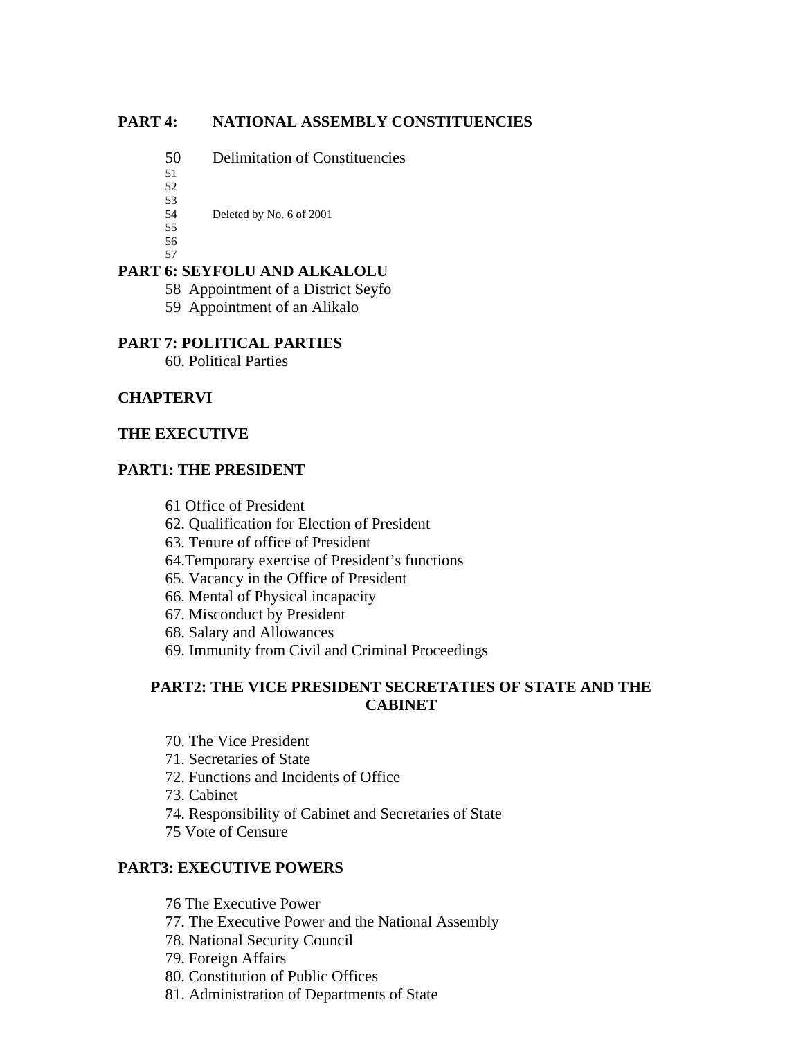**PART 4: NATIONAL ASSEMBLY CONSTITUENCIES**

50 Delimitation of Constituencies
51
52
53
54 Deleted by No. 6 of 2001
55
56
57

**PART 6: SEYFOLU AND ALKALOLU**

58 Appointment of a District Seyfo
59 Appointment of an Alikalo

**PART 7: POLITICAL PARTIES**

60. Political Parties

**CHAPTERVI**

**THE EXECUTIVE**

**PART1: THE PRESIDENT**

61 Office of President
62. Qualification for Election of President
63. Tenure of office of President
64.Temporary exercise of President's functions
65. Vacancy in the Office of President
66. Mental of Physical incapacity
67. Misconduct by President
68. Salary and Allowances
69. Immunity from Civil and Criminal Proceedings

**PART2: THE VICE PRESIDENT SECRETATIES OF STATE AND THE CABINET**

70. The Vice President
71. Secretaries of State
72. Functions and Incidents of Office
73. Cabinet
74. Responsibility of Cabinet and Secretaries of State
75 Vote of Censure

**PART3: EXECUTIVE POWERS**

76 The Executive Power
77. The Executive Power and the National Assembly
78. National Security Council
79. Foreign Affairs
80. Constitution of Public Offices
81. Administration of Departments of State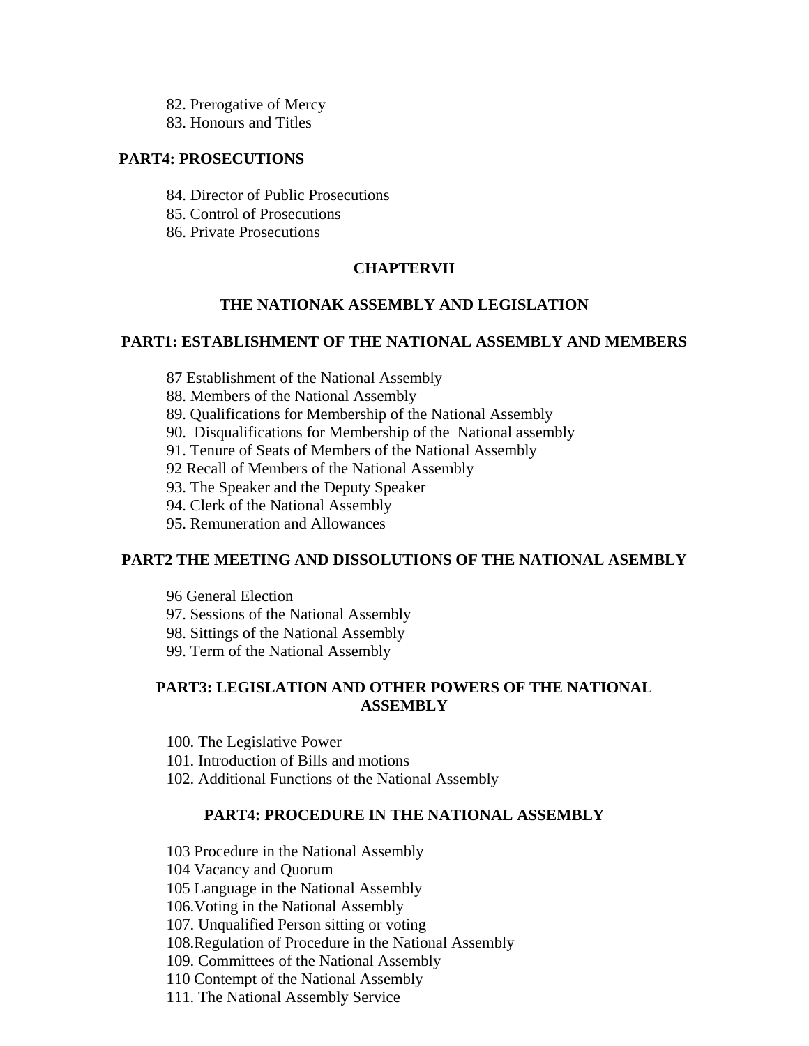82. Prerogative of Mercy
83. Honours and Titles

**PART4: PROSECUTIONS**

84. Director of Public Prosecutions
85. Control of Prosecutions
86. Private Prosecutions

## CHAPTERVII

## THE NATIONAK ASSEMBLY AND LEGISLATION

### PART1: ESTABLISHMENT OF THE NATIONAL ASSEMBLY AND MEMBERS

87 Establishment of the National Assembly
88. Members of the National Assembly
89. Qualifications for Membership of the National Assembly
90. Disqualifications for Membership of the National assembly
91. Tenure of Seats of Members of the National Assembly
92 Recall of Members of the National Assembly
93. The Speaker and the Deputy Speaker
94. Clerk of the National Assembly
95. Remuneration and Allowances

### PART2 THE MEETING AND DISSOLUTIONS OF THE NATIONAL ASEMBLY

96 General Election
97. Sessions of the National Assembly
98. Sittings of the National Assembly
99. Term of the National Assembly

### PART3: LEGISLATION AND OTHER POWERS OF THE NATIONAL ASSEMBLY

100. The Legislative Power
101. Introduction of Bills and motions
102. Additional Functions of the National Assembly

### PART4: PROCEDURE IN THE NATIONAL ASSEMBLY

103 Procedure in the National Assembly
104 Vacancy and Quorum
105 Language in the National Assembly
106.Voting in the National Assembly
107. Unqualified Person sitting or voting
108.Regulation of Procedure in the National Assembly
109. Committees of the National Assembly
110 Contempt of the National Assembly
111. The National Assembly Service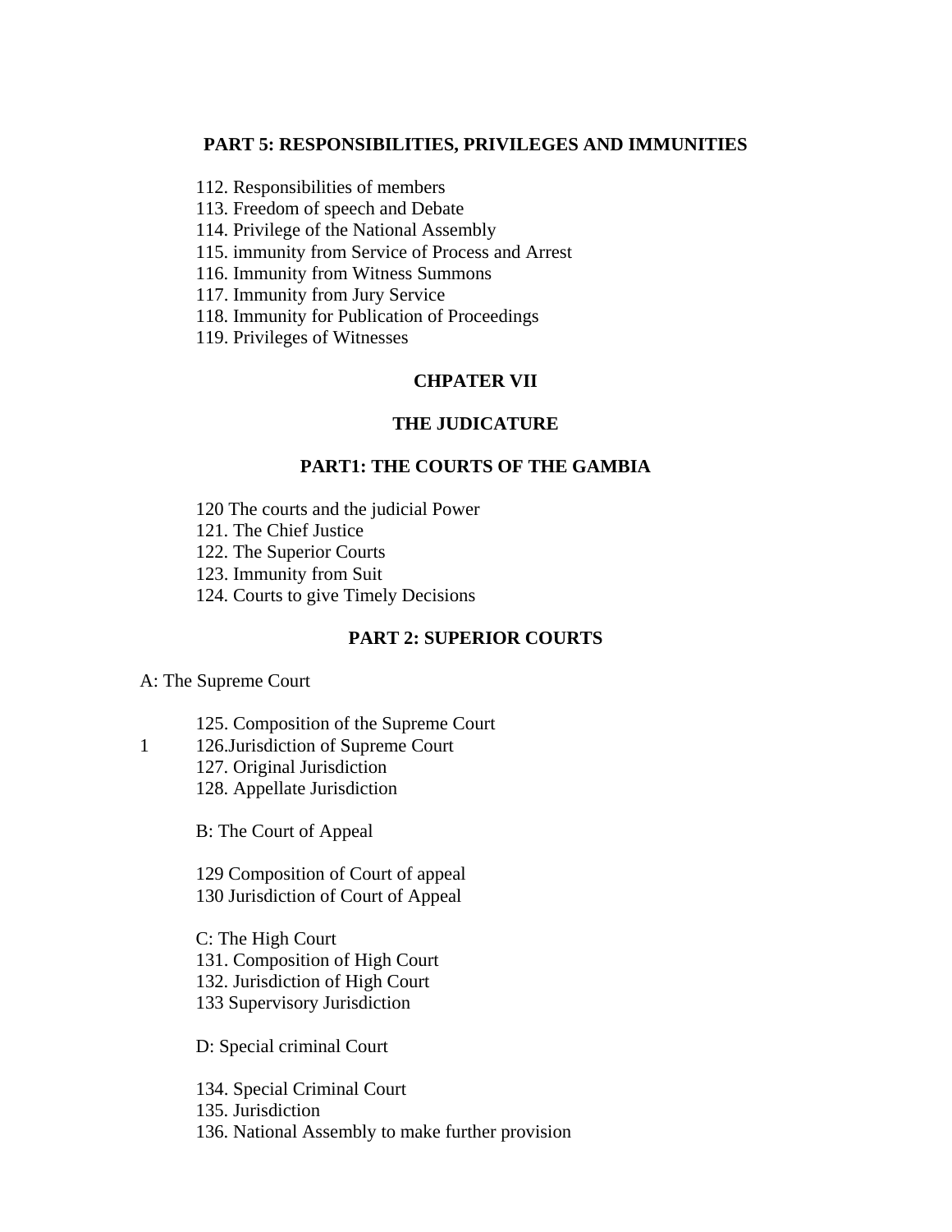**PART 5: RESPONSIBILITIES, PRIVILEGES AND IMMUNITIES**

112. Responsibilities of members
113. Freedom of speech and Debate
114. Privilege of the National Assembly
115. immunity from Service of Process and Arrest
116. Immunity from Witness Summons
117. Immunity from Jury Service
118. Immunity for Publication of Proceedings
119. Privileges of Witnesses

**CHPATER VII**

**THE JUDICATURE**

**PART1: THE COURTS OF THE GAMBIA**

120 The courts and the judicial Power
121. The Chief Justice
122. The Superior Courts
123. Immunity from Suit
124. Courts to give Timely Decisions

**PART 2: SUPERIOR COURTS**

A: The Supreme Court

125. Composition of the Supreme Court
126.Jurisdiction of Supreme Court
127. Original Jurisdiction
128. Appellate Jurisdiction

B: The Court of Appeal

129 Composition of Court of appeal
130 Jurisdiction of Court of Appeal

C: The High Court
131. Composition of High Court
132. Jurisdiction of High Court
133 Supervisory Jurisdiction

D: Special criminal Court

134. Special Criminal Court
135. Jurisdiction
136. National Assembly to make further provision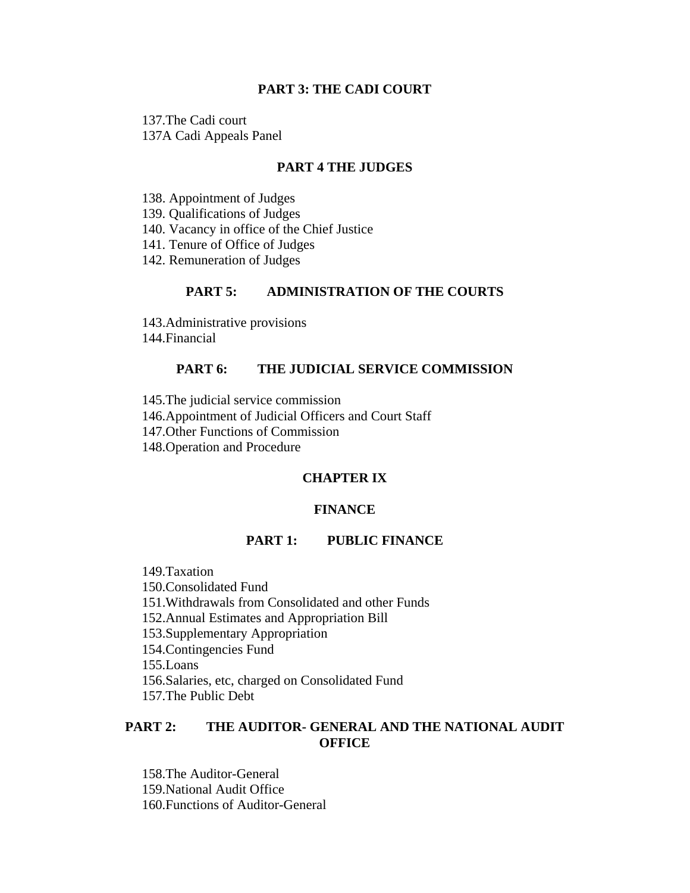### PART 3: THE CADI COURT

137.The Cadi court
137A Cadi Appeals Panel

### PART 4 THE JUDGES

138. Appointment of Judges
139. Qualifications of Judges
140. Vacancy in office of the Chief Justice
141. Tenure of Office of Judges
142. Remuneration of Judges

### PART 5: ADMINISTRATION OF THE COURTS

143.Administrative provisions
144.Financial

### PART 6: THE JUDICIAL SERVICE COMMISSION

145.The judicial service commission
146.Appointment of Judicial Officers and Court Staff
147.Other Functions of Commission
148.Operation and Procedure

## CHAPTER IX

## FINANCE

### PART 1: PUBLIC FINANCE

149.Taxation
150.Consolidated Fund
151.Withdrawals from Consolidated and other Funds
152.Annual Estimates and Appropriation Bill
153.Supplementary Appropriation
154.Contingencies Fund
155.Loans
156.Salaries, etc, charged on Consolidated Fund
157.The Public Debt

### PART 2: THE AUDITOR- GENERAL AND THE NATIONAL AUDIT OFFICE

158.The Auditor-General
159.National Audit Office
160.Functions of Auditor-General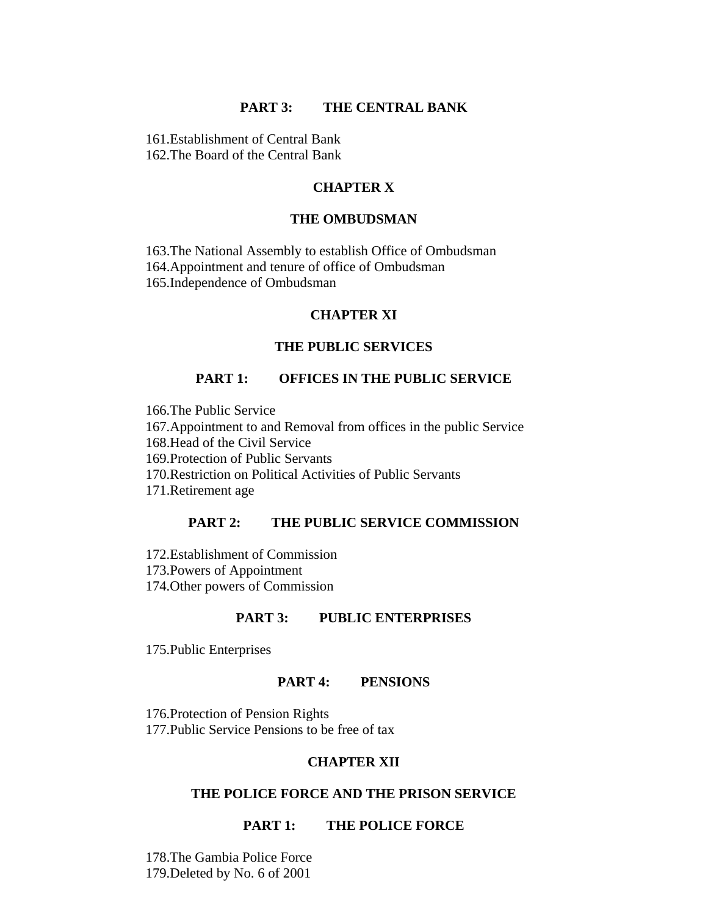### PART 3: THE CENTRAL BANK

161.Establishment of Central Bank
162.The Board of the Central Bank

## CHAPTER X

## THE OMBUDSMAN

163.The National Assembly to establish Office of Ombudsman
164.Appointment and tenure of office of Ombudsman
165.Independence of Ombudsman

## CHAPTER XI

## THE PUBLIC SERVICES

### PART 1: OFFICES IN THE PUBLIC SERVICE

166.The Public Service
167.Appointment to and Removal from offices in the public Service
168.Head of the Civil Service
169.Protection of Public Servants
170.Restriction on Political Activities of Public Servants
171.Retirement age

### PART 2: THE PUBLIC SERVICE COMMISSION

172.Establishment of Commission
173.Powers of Appointment
174.Other powers of Commission

### PART 3: PUBLIC ENTERPRISES

175.Public Enterprises

### PART 4: PENSIONS

176.Protection of Pension Rights
177.Public Service Pensions to be free of tax

## CHAPTER XII

## THE POLICE FORCE AND THE PRISON SERVICE

### PART 1: THE POLICE FORCE

178.The Gambia Police Force
179.Deleted by No. 6 of 2001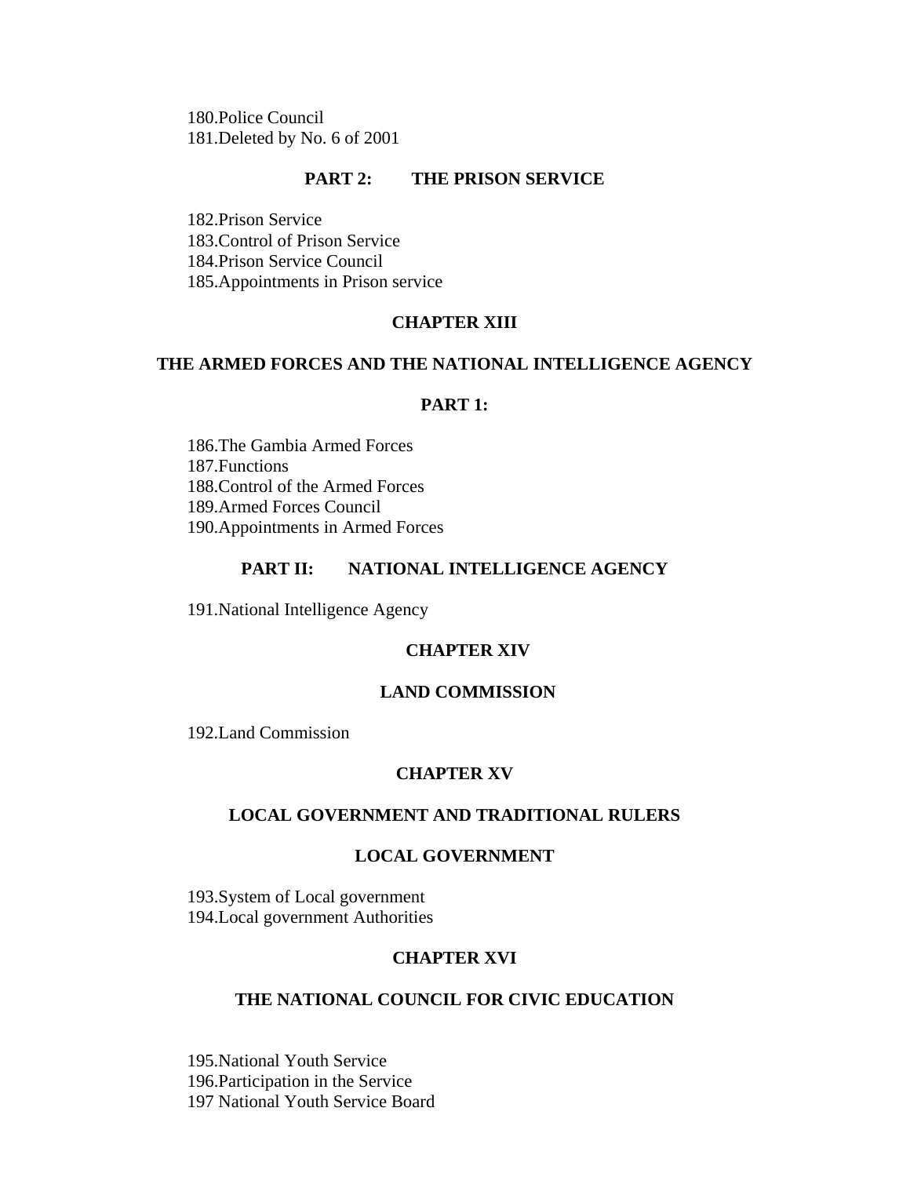180.Police Council
181.Deleted by No. 6 of 2001

### PART 2: THE PRISON SERVICE

182.Prison Service
183.Control of Prison Service
184.Prison Service Council
185.Appointments in Prison service

## CHAPTER XIII

## THE ARMED FORCES AND THE NATIONAL INTELLIGENCE AGENCY

### PART 1:

186.The Gambia Armed Forces
187.Functions
188.Control of the Armed Forces
189.Armed Forces Council
190.Appointments in Armed Forces

### PART II: NATIONAL INTELLIGENCE AGENCY

191.National Intelligence Agency

## CHAPTER XIV

## LAND COMMISSION

192.Land Commission

## CHAPTER XV

## LOCAL GOVERNMENT AND TRADITIONAL RULERS

### LOCAL GOVERNMENT

193.System of Local government
194.Local government Authorities

## CHAPTER XVI

## THE NATIONAL COUNCIL FOR CIVIC EDUCATION

195.National Youth Service
196.Participation in the Service
197 National Youth Service Board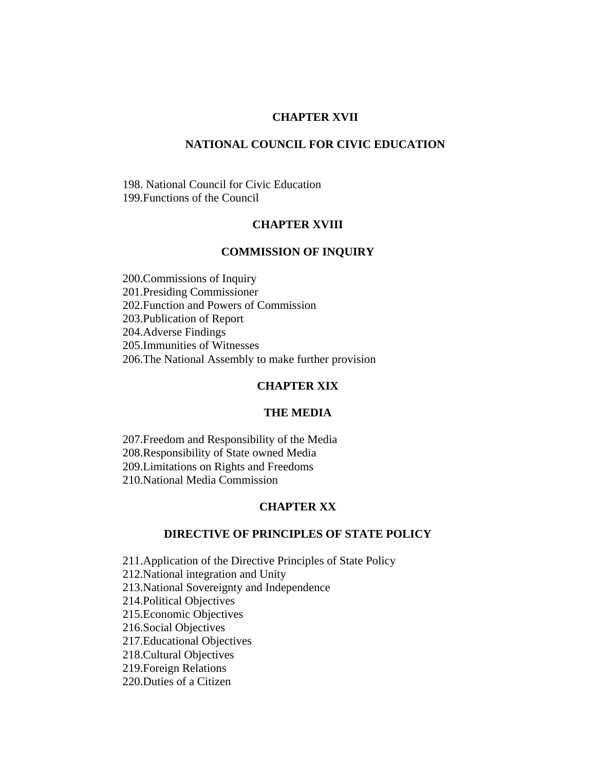## CHAPTER XVII

## NATIONAL COUNCIL FOR CIVIC EDUCATION

198. National Council for Civic Education
199.Functions of the Council

## CHAPTER XVIII

## COMMISSION OF INQUIRY

200.Commissions of Inquiry
201.Presiding Commissioner
202.Function and Powers of Commission
203.Publication of Report
204.Adverse Findings
205.Immunities of Witnesses
206.The National Assembly to make further provision

## CHAPTER XIX

## THE MEDIA

207.Freedom and Responsibility of the Media
208.Responsibility of State owned Media
209.Limitations on Rights and Freedoms
210.National Media Commission

## CHAPTER XX

## DIRECTIVE OF PRINCIPLES OF STATE POLICY

211.Application of the Directive Principles of State Policy
212.National integration and Unity
213.National Sovereignty and Independence
214.Political Objectives
215.Economic Objectives
216.Social Objectives
217.Educational Objectives
218.Cultural Objectives
219.Foreign Relations
220.Duties of a Citizen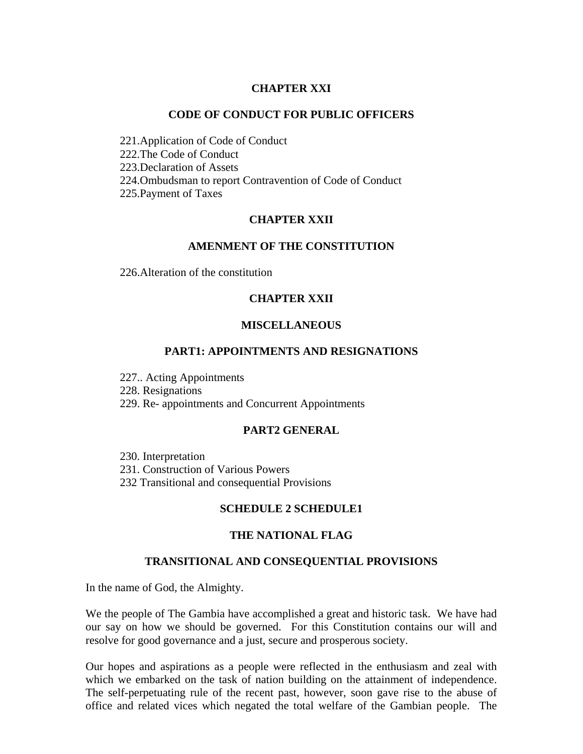**CHAPTER XXI**

**CODE OF CONDUCT FOR PUBLIC OFFICERS**

221.Application of Code of Conduct
222.The Code of Conduct
223.Declaration of Assets
224.Ombudsman to report Contravention of Code of Conduct
225.Payment of Taxes

**CHAPTER XXII**

**AMENMENT OF THE CONSTITUTION**

226.Alteration of the constitution

**CHAPTER XXII**

**MISCELLANEOUS**

**PART1: APPOINTMENTS AND RESIGNATIONS**

227.. Acting Appointments
228. Resignations
229. Re- appointments and Concurrent Appointments

**PART2 GENERAL**

230. Interpretation
231. Construction of Various Powers
232 Transitional and consequential Provisions

**SCHEDULE 2 SCHEDULE1**

**THE NATIONAL FLAG**

**TRANSITIONAL AND CONSEQUENTIAL PROVISIONS**

In the name of God, the Almighty.

We the people of The Gambia have accomplished a great and historic task. We have had our say on how we should be governed. For this Constitution contains our will and resolve for good governance and a just, secure and prosperous society.

Our hopes and aspirations as a people were reflected in the enthusiasm and zeal with which we embarked on the task of nation building on the attainment of independence. The self-perpetuating rule of the recent past, however, soon gave rise to the abuse of office and related vices which negated the total welfare of the Gambian people. The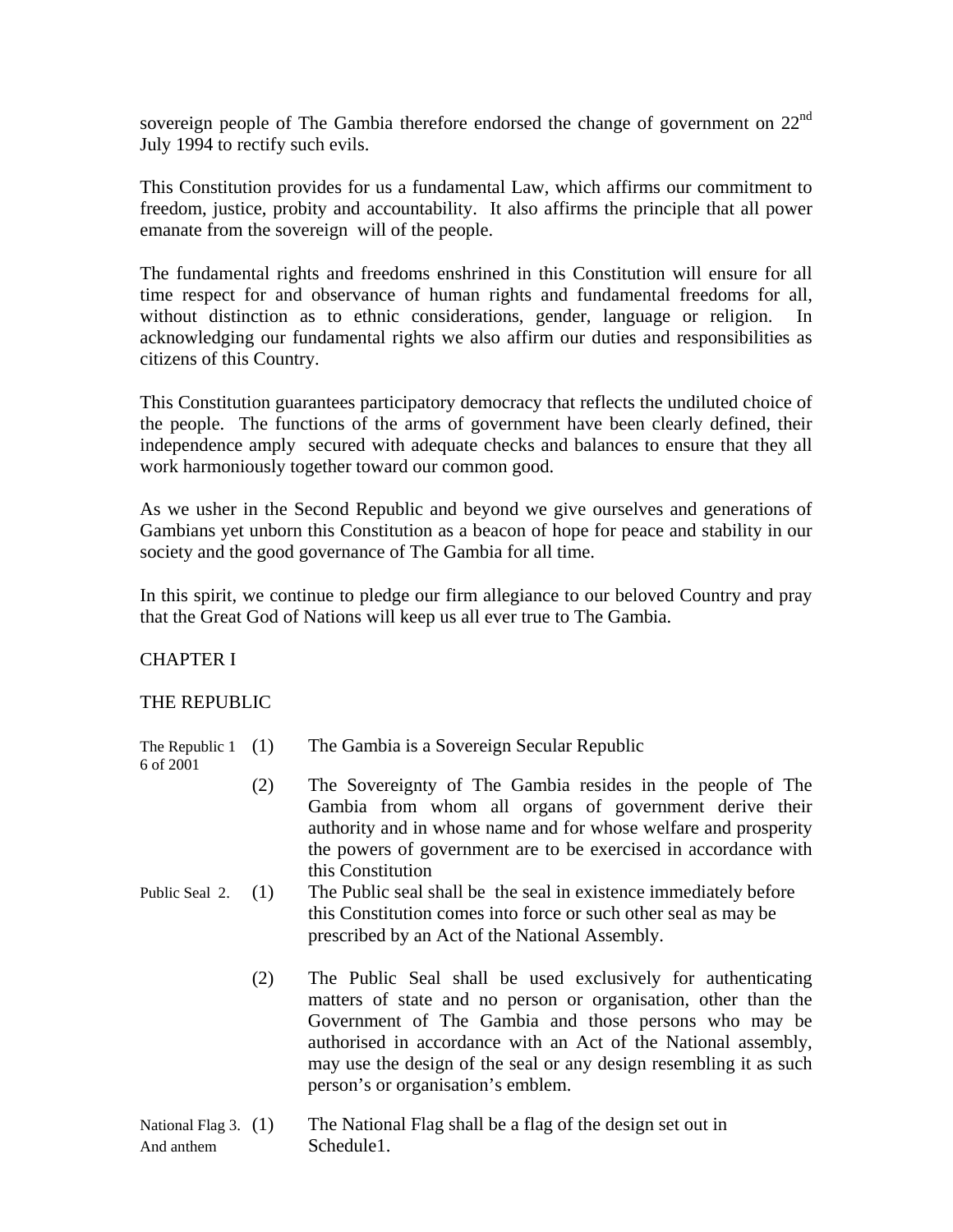sovereign people of The Gambia therefore endorsed the change of government on 22nd July 1994 to rectify such evils.

This Constitution provides for us a fundamental Law, which affirms our commitment to freedom, justice, probity and accountability. It also affirms the principle that all power emanate from the sovereign will of the people.

The fundamental rights and freedoms enshrined in this Constitution will ensure for all time respect for and observance of human rights and fundamental freedoms for all, without distinction as to ethnic considerations, gender, language or religion. In acknowledging our fundamental rights we also affirm our duties and responsibilities as citizens of this Country.

This Constitution guarantees participatory democracy that reflects the undiluted choice of the people. The functions of the arms of government have been clearly defined, their independence amply secured with adequate checks and balances to ensure that they all work harmoniously together toward our common good.

As we usher in the Second Republic and beyond we give ourselves and generations of Gambians yet unborn this Constitution as a beacon of hope for peace and stability in our society and the good governance of The Gambia for all time.

In this spirit, we continue to pledge our firm allegiance to our beloved Country and pray that the Great God of Nations will keep us all ever true to The Gambia.

## CHAPTER I

## THE REPUBLIC

The Republic 1 (1) The Gambia is a Sovereign Secular Republic
6 of 2001

(2) The Sovereignty of The Gambia resides in the people of The Gambia from whom all organs of government derive their authority and in whose name and for whose welfare and prosperity the powers of government are to be exercised in accordance with this Constitution

Public Seal 2. (1) The Public seal shall be the seal in existence immediately before this Constitution comes into force or such other seal as may be prescribed by an Act of the National Assembly.

(2) The Public Seal shall be used exclusively for authenticating matters of state and no person or organisation, other than the Government of The Gambia and those persons who may be authorised in accordance with an Act of the National assembly, may use the design of the seal or any design resembling it as such person's or organisation's emblem.

National Flag And anthem 3. (1) The National Flag shall be a flag of the design set out in Schedule1.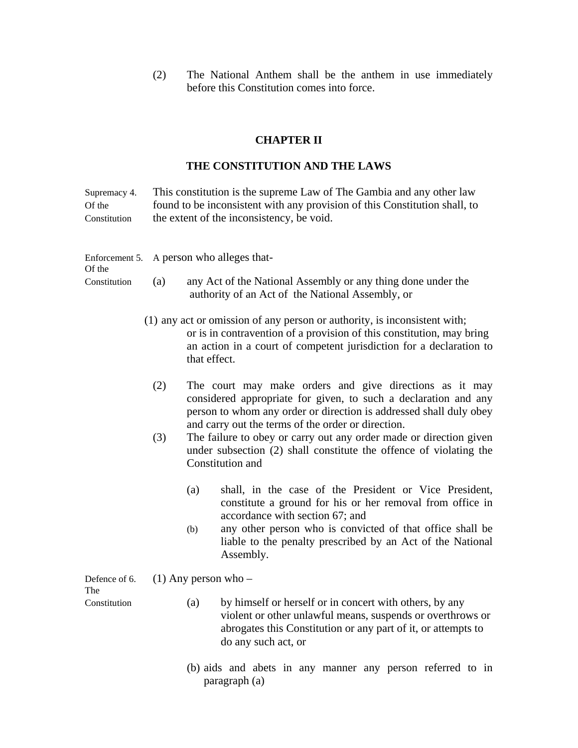(2) The National Anthem shall be the anthem in use immediately before this Constitution comes into force.

## CHAPTER II

## THE CONSTITUTION AND THE LAWS

Supremacy Of the Constitution

4. This constitution is the supreme Law of The Gambia and any other law found to be inconsistent with any provision of this Constitution shall, to the extent of the inconsistency, be void.

Enforcement Of the Constitution

5. A person who alleges that-

(a) any Act of the National Assembly or any thing done under the authority of an Act of the National Assembly, or

(1) any act or omission of any person or authority, is inconsistent with; or is in contravention of a provision of this constitution, may bring an action in a court of competent jurisdiction for a declaration to that effect.

(2) The court may make orders and give directions as it may considered appropriate for given, to such a declaration and any person to whom any order or direction is addressed shall duly obey and carry out the terms of the order or direction.

(3) The failure to obey or carry out any order made or direction given under subsection (2) shall constitute the offence of violating the Constitution and

(a) shall, in the case of the President or Vice President, constitute a ground for his or her removal from office in accordance with section 67; and

(b) any other person who is convicted of that office shall be liable to the penalty prescribed by an Act of the National Assembly.

Defence of The Constitution

6. (1) Any person who –

(a) by himself or herself or in concert with others, by any violent or other unlawful means, suspends or overthrows or abrogates this Constitution or any part of it, or attempts to do any such act, or

(b) aids and abets in any manner any person referred to in paragraph (a)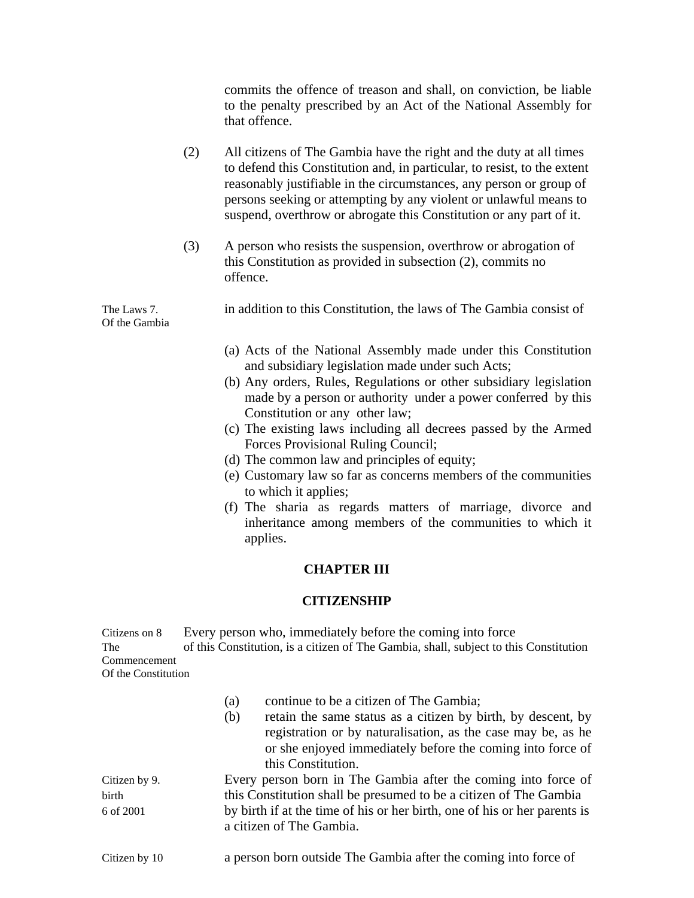commits the offence of treason and shall, on conviction, be liable to the penalty prescribed by an Act of the National Assembly for that offence.

(2) All citizens of The Gambia have the right and the duty at all times to defend this Constitution and, in particular, to resist, to the extent reasonably justifiable in the circumstances, any person or group of persons seeking or attempting by any violent or unlawful means to suspend, overthrow or abrogate this Constitution or any part of it.

(3) A person who resists the suspension, overthrow or abrogation of this Constitution as provided in subsection (2), commits no offence.

The Laws Of the Gambia

7. in addition to this Constitution, the laws of The Gambia consist of

(a) Acts of the National Assembly made under this Constitution and subsidiary legislation made under such Acts;
(b) Any orders, Rules, Regulations or other subsidiary legislation made by a person or authority under a power conferred by this Constitution or any other law;
(c) The existing laws including all decrees passed by the Armed Forces Provisional Ruling Council;
(d) The common law and principles of equity;
(e) Customary law so far as concerns members of the communities to which it applies;
(f) The sharia as regards matters of marriage, divorce and inheritance among members of the communities to which it applies.

## CHAPTER III

## CITIZENSHIP

Citizens on The Commencement Of the Constitution

8 Every person who, immediately before the coming into force of this Constitution, is a citizen of The Gambia, shall, subject to this Constitution

(a) continue to be a citizen of The Gambia;
(b) retain the same status as a citizen by birth, by descent, by registration or by naturalisation, as the case may be, as he or she enjoyed immediately before the coming into force of this Constitution.

Citizen by birth 6 of 2001

9. Every person born in The Gambia after the coming into force of this Constitution shall be presumed to be a citizen of The Gambia by birth if at the time of his or her birth, one of his or her parents is a citizen of The Gambia.

Citizen by

10 a person born outside The Gambia after the coming into force of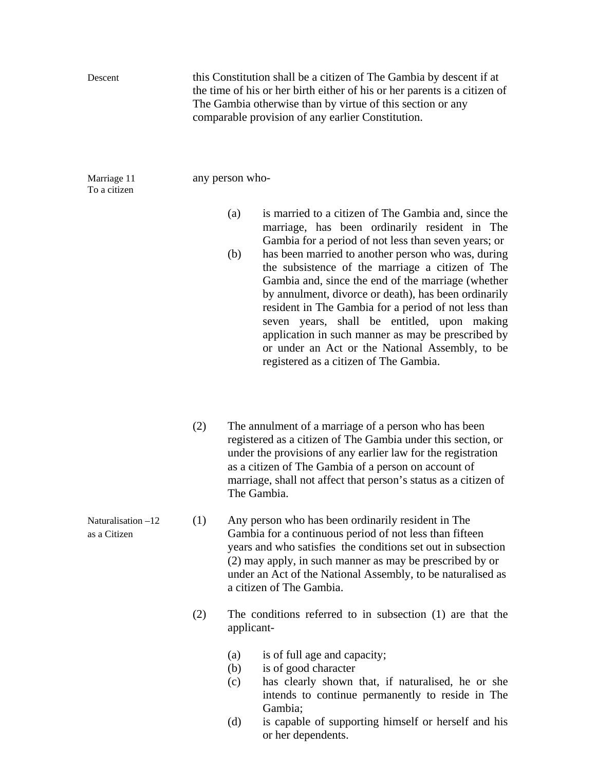Descent

this Constitution shall be a citizen of The Gambia by descent if at the time of his or her birth either of his or her parents is a citizen of The Gambia otherwise than by virtue of this section or any comparable provision of any earlier Constitution.

Marriage 11
To a citizen

any person who-

(a) is married to a citizen of The Gambia and, since the marriage, has been ordinarily resident in The Gambia for a period of not less than seven years; or

(b) has been married to another person who was, during the subsistence of the marriage a citizen of The Gambia and, since the end of the marriage (whether by annulment, divorce or death), has been ordinarily resident in The Gambia for a period of not less than seven years, shall be entitled, upon making application in such manner as may be prescribed by or under an Act or the National Assembly, to be registered as a citizen of The Gambia.

(2) The annulment of a marriage of a person who has been registered as a citizen of The Gambia under this section, or under the provisions of any earlier law for the registration as a citizen of The Gambia of a person on account of marriage, shall not affect that person's status as a citizen of The Gambia.

Naturalisation –12
as a Citizen

(1) Any person who has been ordinarily resident in The Gambia for a continuous period of not less than fifteen years and who satisfies the conditions set out in subsection (2) may apply, in such manner as may be prescribed by or under an Act of the National Assembly, to be naturalised as a citizen of The Gambia.

(2) The conditions referred to in subsection (1) are that the applicant-

(a) is of full age and capacity;
(b) is of good character
(c) has clearly shown that, if naturalised, he or she intends to continue permanently to reside in The Gambia;
(d) is capable of supporting himself or herself and his or her dependents.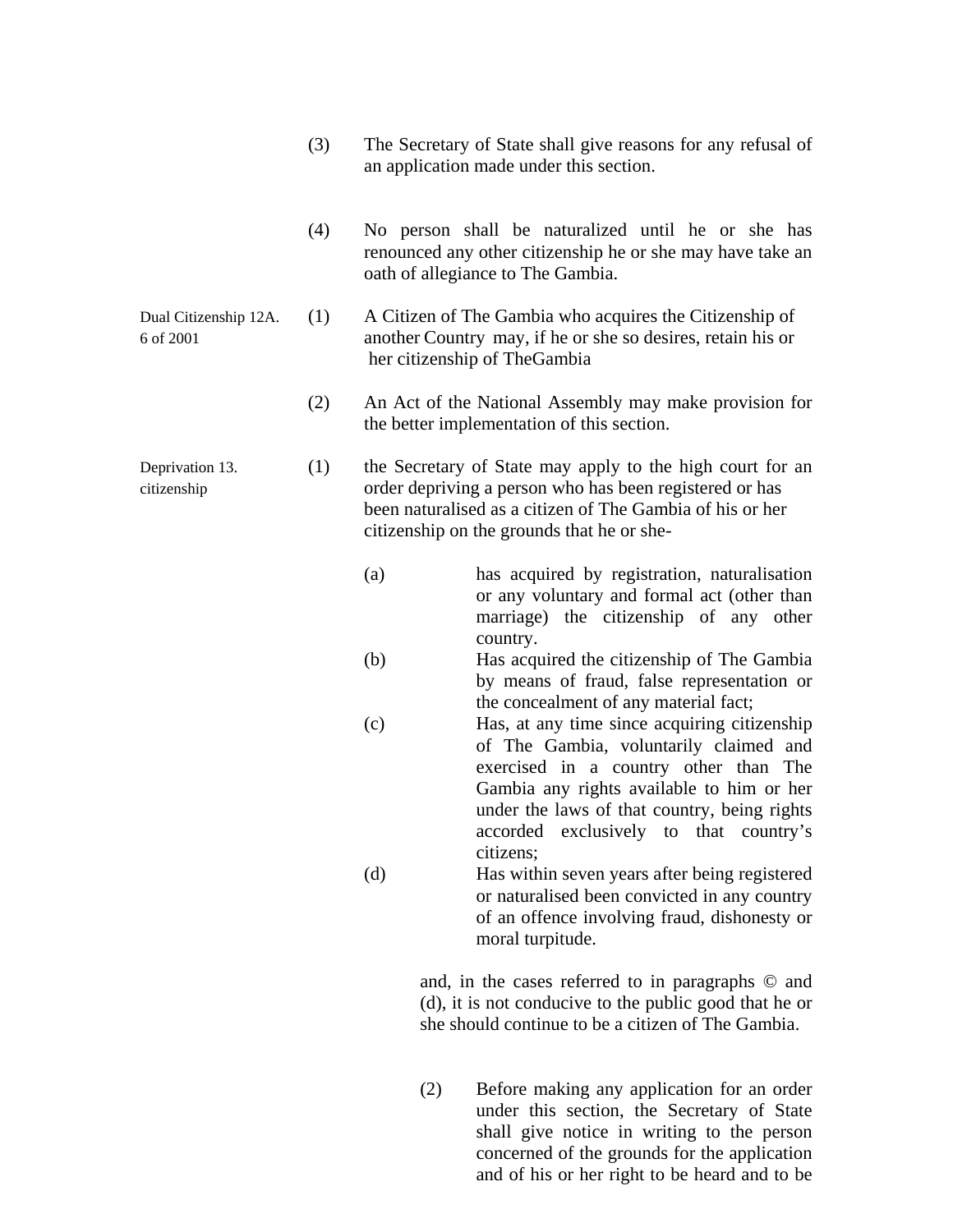(3) The Secretary of State shall give reasons for any refusal of an application made under this section.

(4) No person shall be naturalized until he or she has renounced any other citizenship he or she may have take an oath of allegiance to The Gambia.

**Dual Citizenship 12A.**
*6 of 2001*

(1) A Citizen of The Gambia who acquires the Citizenship of another Country may, if he or she so desires, retain his or her citizenship of TheGambia

(2) An Act of the National Assembly may make provision for the better implementation of this section.

**Deprivation 13.**
**citizenship**

(1) the Secretary of State may apply to the high court for an order depriving a person who has been registered or has been naturalised as a citizen of The Gambia of his or her citizenship on the grounds that he or she-

(a) has acquired by registration, naturalisation or any voluntary and formal act (other than marriage) the citizenship of any other country.

(b) Has acquired the citizenship of The Gambia by means of fraud, false representation or the concealment of any material fact;

(c) Has, at any time since acquiring citizenship of The Gambia, voluntarily claimed and exercised in a country other than The Gambia any rights available to him or her under the laws of that country, being rights accorded exclusively to that country's citizens;

(d) Has within seven years after being registered or naturalised been convicted in any country of an offence involving fraud, dishonesty or moral turpitude.

and, in the cases referred to in paragraphs © and (d), it is not conducive to the public good that he or she should continue to be a citizen of The Gambia.

(2) Before making any application for an order under this section, the Secretary of State shall give notice in writing to the person concerned of the grounds for the application and of his or her right to be heard and to be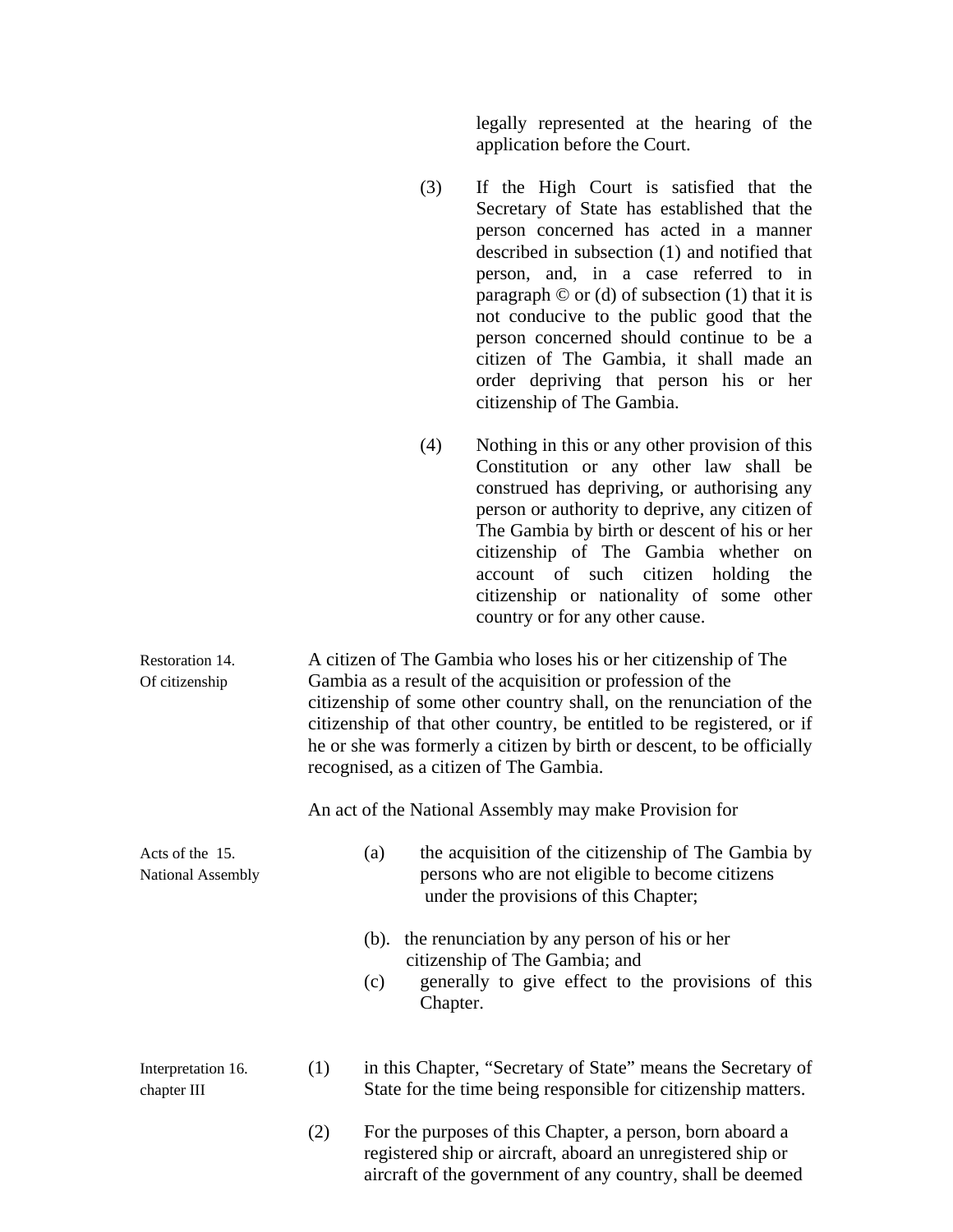legally represented at the hearing of the application before the Court.

(3) If the High Court is satisfied that the Secretary of State has established that the person concerned has acted in a manner described in subsection (1) and notified that person, and, in a case referred to in paragraph © or (d) of subsection (1) that it is not conducive to the public good that the person concerned should continue to be a citizen of The Gambia, it shall made an order depriving that person his or her citizenship of The Gambia.

(4) Nothing in this or any other provision of this Constitution or any other law shall be construed has depriving, or authorising any person or authority to deprive, any citizen of The Gambia by birth or descent of his or her citizenship of The Gambia whether on account of such citizen holding the citizenship or nationality of some other country or for any other cause.

Restoration Of citizenship

14. A citizen of The Gambia who loses his or her citizenship of The Gambia as a result of the acquisition or profession of the citizenship of some other country shall, on the renunciation of the citizenship of that other country, be entitled to be registered, or if he or she was formerly a citizen by birth or descent, to be officially recognised, as a citizen of The Gambia.

Acts of the National Assembly

15. An act of the National Assembly may make Provision for

(a) the acquisition of the citizenship of The Gambia by persons who are not eligible to become citizens under the provisions of this Chapter;

(b). the renunciation by any person of his or her citizenship of The Gambia; and

(c) generally to give effect to the provisions of this Chapter.

Interpretation chapter III

16. (1) in this Chapter, “Secretary of State” means the Secretary of State for the time being responsible for citizenship matters.

(2) For the purposes of this Chapter, a person, born aboard a registered ship or aircraft, aboard an unregistered ship or aircraft of the government of any country, shall be deemed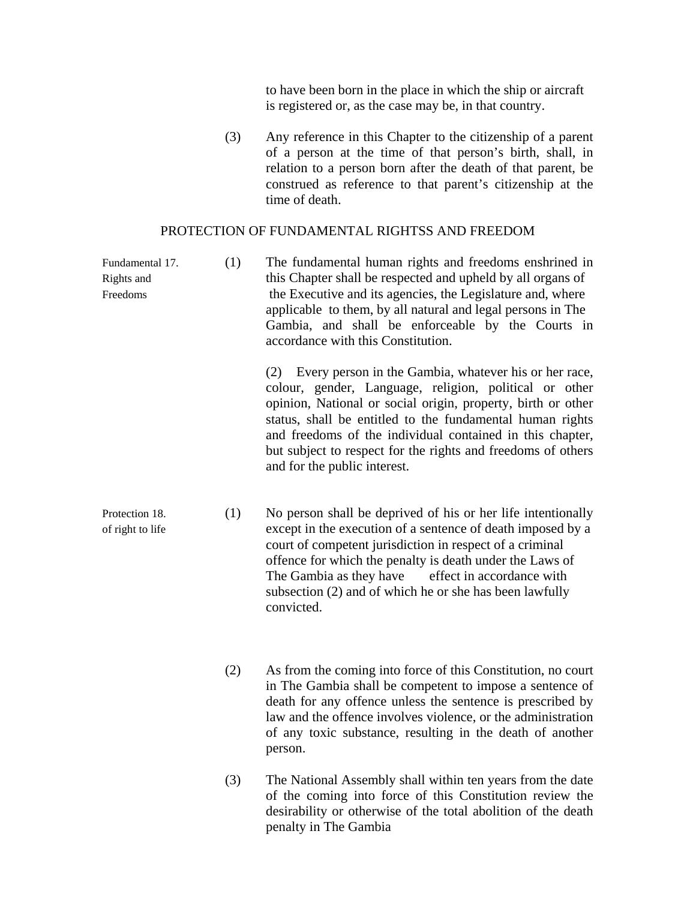to have been born in the place in which the ship or aircraft is registered or, as the case may be, in that country.

(3) Any reference in this Chapter to the citizenship of a parent of a person at the time of that person's birth, shall, in relation to a person born after the death of that parent, be construed as reference to that parent's citizenship at the time of death.

## PROTECTION OF FUNDAMENTAL RIGHTSS AND FREEDOM

Fundamental Rights and Freedoms

**17.** (1) The fundamental human rights and freedoms enshrined in this Chapter shall be respected and upheld by all organs of the Executive and its agencies, the Legislature and, where applicable to them, by all natural and legal persons in The Gambia, and shall be enforceable by the Courts in accordance with this Constitution.

(2) Every person in the Gambia, whatever his or her race, colour, gender, Language, religion, political or other opinion, National or social origin, property, birth or other status, shall be entitled to the fundamental human rights and freedoms of the individual contained in this chapter, but subject to respect for the rights and freedoms of others and for the public interest.

Protection of right to life

**18.** (1) No person shall be deprived of his or her life intentionally except in the execution of a sentence of death imposed by a court of competent jurisdiction in respect of a criminal offence for which the penalty is death under the Laws of The Gambia as they have effect in accordance with subsection (2) and of which he or she has been lawfully convicted.

(2) As from the coming into force of this Constitution, no court in The Gambia shall be competent to impose a sentence of death for any offence unless the sentence is prescribed by law and the offence involves violence, or the administration of any toxic substance, resulting in the death of another person.

(3) The National Assembly shall within ten years from the date of the coming into force of this Constitution review the desirability or otherwise of the total abolition of the death penalty in The Gambia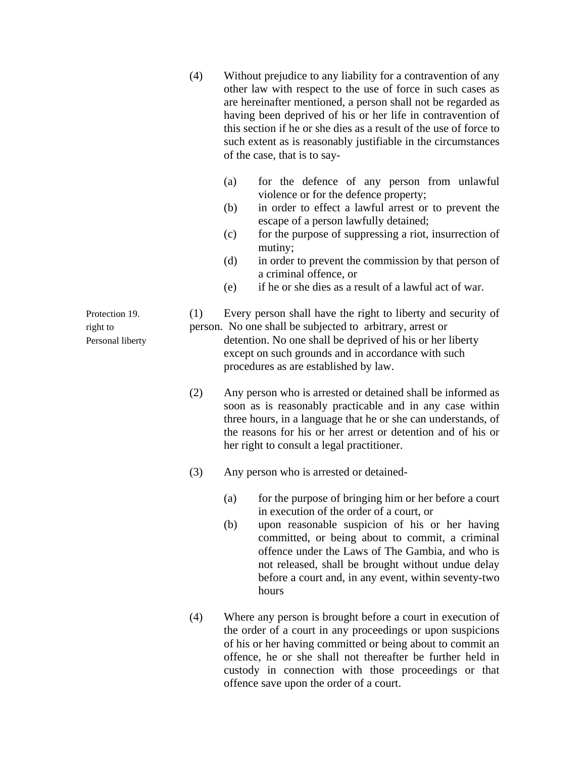(4) Without prejudice to any liability for a contravention of any other law with respect to the use of force in such cases as are hereinafter mentioned, a person shall not be regarded as having been deprived of his or her life in contravention of this section if he or she dies as a result of the use of force to such extent as is reasonably justifiable in the circumstances of the case, that is to say-

(a) for the defence of any person from unlawful violence or for the defence property;
(b) in order to effect a lawful arrest or to prevent the escape of a person lawfully detained;
(c) for the purpose of suppressing a riot, insurrection of mutiny;
(d) in order to prevent the commission by that person of a criminal offence, or
(e) if he or she dies as a result of a lawful act of war.

**Protection right to Personal liberty**

19. (1) Every person shall have the right to liberty and security of person. No one shall be subjected to arbitrary, arrest or detention. No one shall be deprived of his or her liberty except on such grounds and in accordance with such procedures as are established by law.

(2) Any person who is arrested or detained shall be informed as soon as is reasonably practicable and in any case within three hours, in a language that he or she can understands, of the reasons for his or her arrest or detention and of his or her right to consult a legal practitioner.

(3) Any person who is arrested or detained-

(a) for the purpose of bringing him or her before a court in execution of the order of a court, or
(b) upon reasonable suspicion of his or her having committed, or being about to commit, a criminal offence under the Laws of The Gambia, and who is not released, shall be brought without undue delay before a court and, in any event, within seventy-two hours

(4) Where any person is brought before a court in execution of the order of a court in any proceedings or upon suspicions of his or her having committed or being about to commit an offence, he or she shall not thereafter be further held in custody in connection with those proceedings or that offence save upon the order of a court.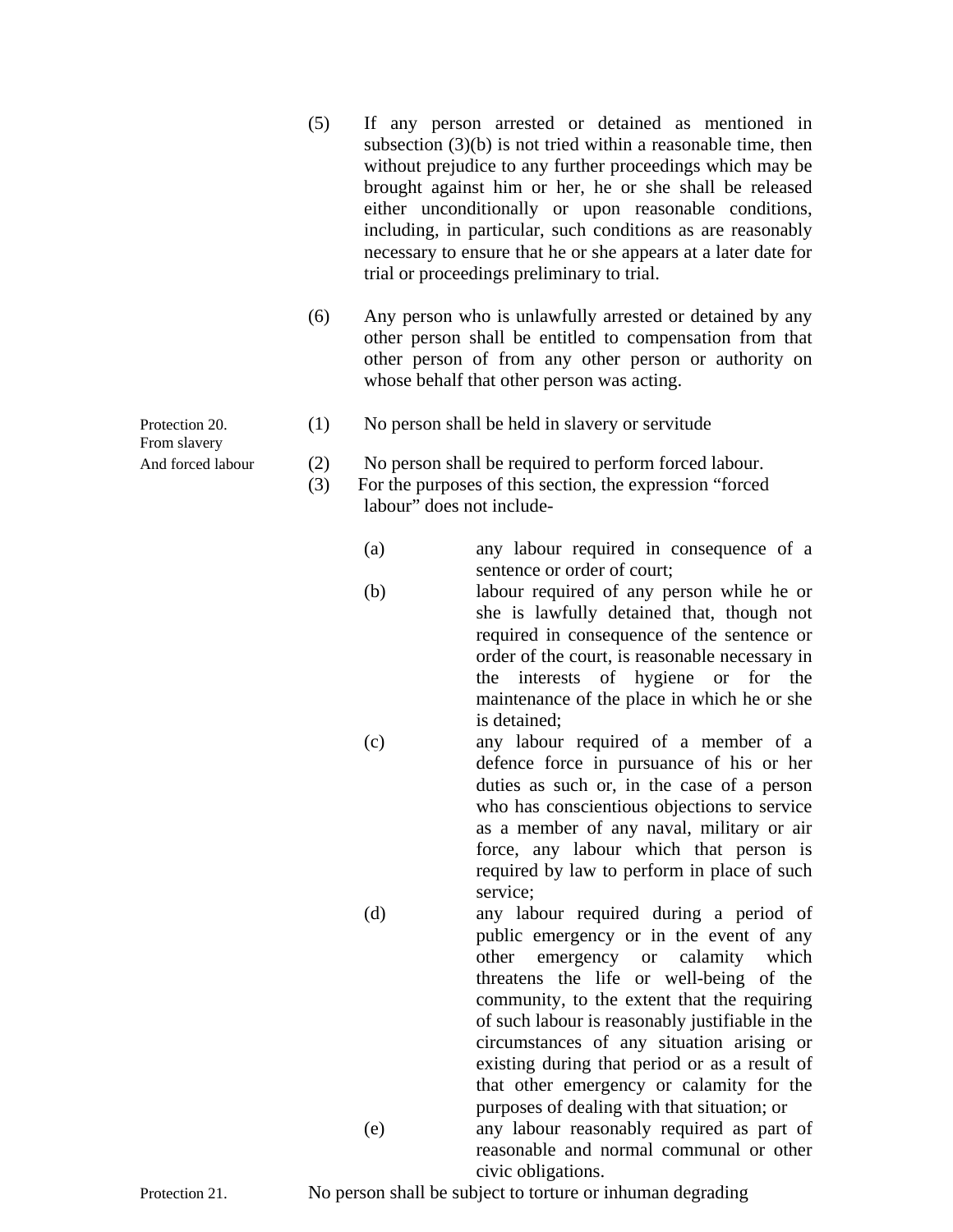(5) If any person arrested or detained as mentioned in subsection (3)(b) is not tried within a reasonable time, then without prejudice to any further proceedings which may be brought against him or her, he or she shall be released either unconditionally or upon reasonable conditions, including, in particular, such conditions as are reasonably necessary to ensure that he or she appears at a later date for trial or proceedings preliminary to trial.

(6) Any person who is unlawfully arrested or detained by any other person shall be entitled to compensation from that other person of from any other person or authority on whose behalf that other person was acting.

Protection From slavery And forced labour

20. (1) No person shall be held in slavery or servitude

(2) No person shall be required to perform forced labour.

(3) For the purposes of this section, the expression "forced labour" does not include-

(a) any labour required in consequence of a sentence or order of court;

(b) labour required of any person while he or she is lawfully detained that, though not required in consequence of the sentence or order of the court, is reasonable necessary in the interests of hygiene or for the maintenance of the place in which he or she is detained;

(c) any labour required of a member of a defence force in pursuance of his or her duties as such or, in the case of a person who has conscientious objections to service as a member of any naval, military or air force, any labour which that person is required by law to perform in place of such service;

(d) any labour required during a period of public emergency or in the event of any other emergency or calamity which threatens the life or well-being of the community, to the extent that the requiring of such labour is reasonably justifiable in the circumstances of any situation arising or existing during that period or as a result of that other emergency or calamity for the purposes of dealing with that situation; or

(e) any labour reasonably required as part of reasonable and normal communal or other civic obligations.

Protection

21. No person shall be subject to torture or inhuman degrading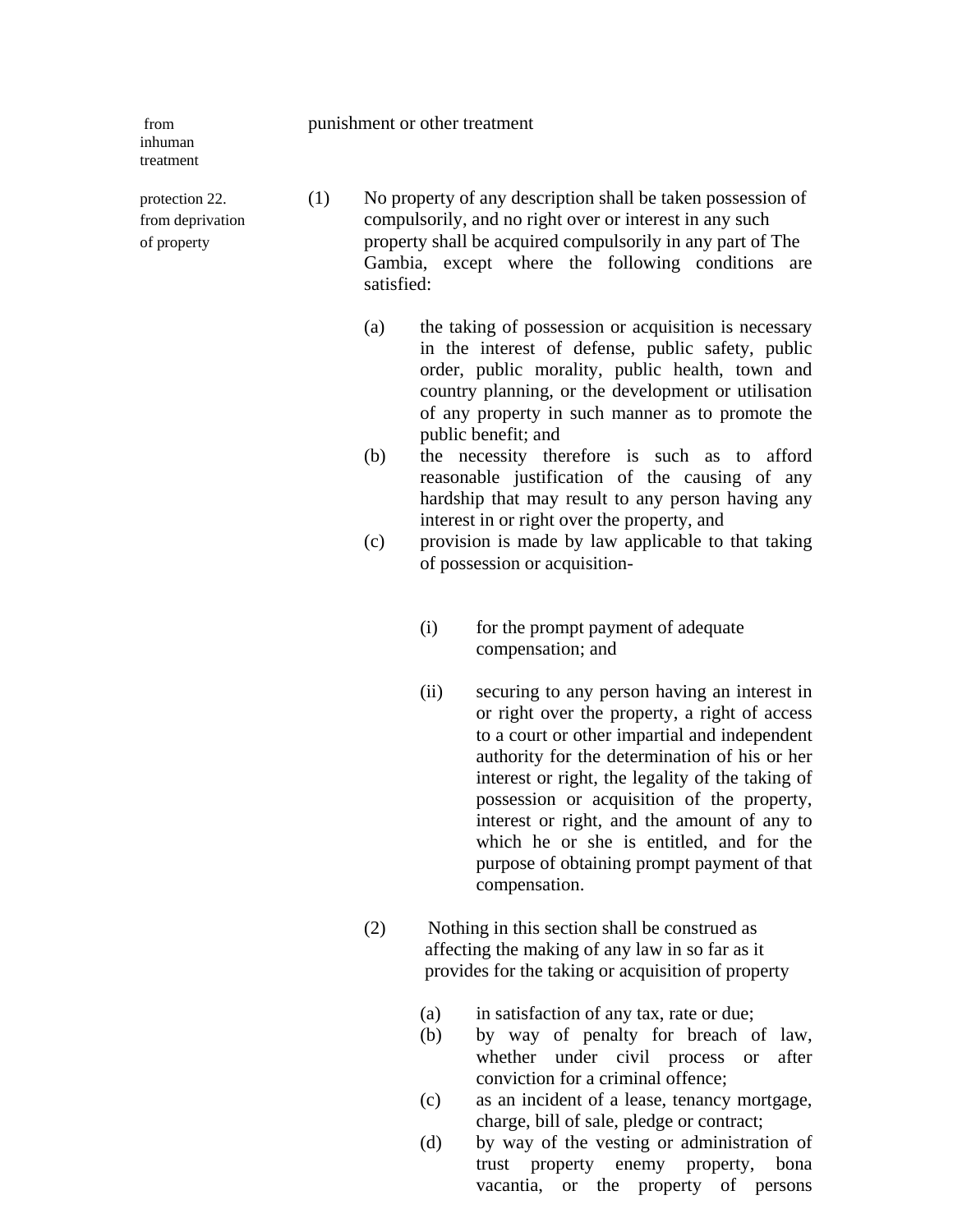from inhuman treatment — punishment or other treatment

**22. Protection from deprivation of property**

(1) No property of any description shall be taken possession of compulsorily, and no right over or interest in any such property shall be acquired compulsorily in any part of The Gambia, except where the following conditions are satisfied:

(a) the taking of possession or acquisition is necessary in the interest of defense, public safety, public order, public morality, public health, town and country planning, or the development or utilisation of any property in such manner as to promote the public benefit; and

(b) the necessity therefore is such as to afford reasonable justification of the causing of any hardship that may result to any person having any interest in or right over the property, and

(c) provision is made by law applicable to that taking of possession or acquisition-

(i) for the prompt payment of adequate compensation; and

(ii) securing to any person having an interest in or right over the property, a right of access to a court or other impartial and independent authority for the determination of his or her interest or right, the legality of the taking of possession or acquisition of the property, interest or right, and the amount of any to which he or she is entitled, and for the purpose of obtaining prompt payment of that compensation.

(2) Nothing in this section shall be construed as affecting the making of any law in so far as it provides for the taking or acquisition of property

(a) in satisfaction of any tax, rate or due;

(b) by way of penalty for breach of law, whether under civil process or after conviction for a criminal offence;

(c) as an incident of a lease, tenancy mortgage, charge, bill of sale, pledge or contract;

(d) by way of the vesting or administration of trust property enemy property, bona vacantia, or the property of persons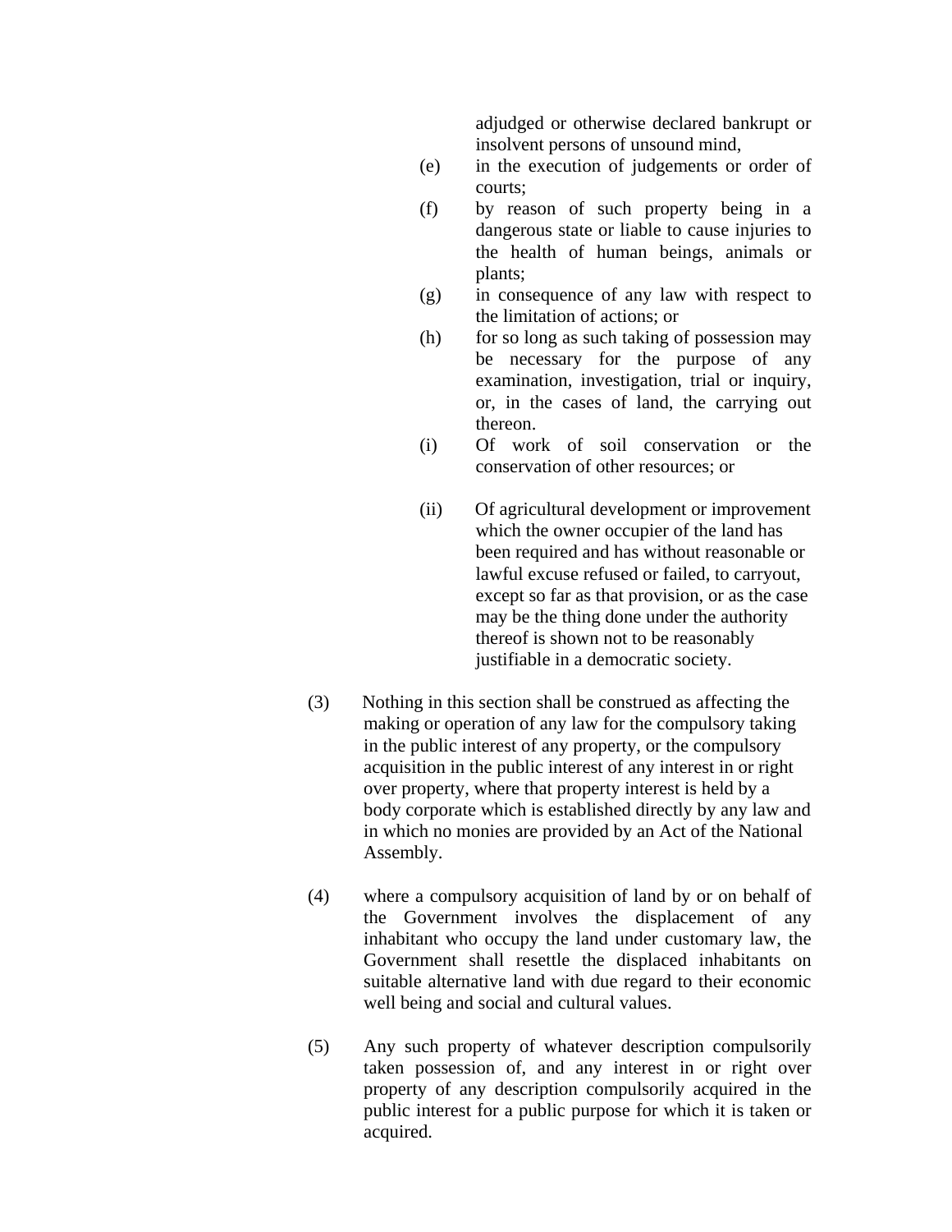adjudged or otherwise declared bankrupt or insolvent persons of unsound mind,

(e) in the execution of judgements or order of courts;

(f) by reason of such property being in a dangerous state or liable to cause injuries to the health of human beings, animals or plants;

(g) in consequence of any law with respect to the limitation of actions; or

(h) for so long as such taking of possession may be necessary for the purpose of any examination, investigation, trial or inquiry, or, in the cases of land, the carrying out thereon.

(i) Of work of soil conservation or the conservation of other resources; or

(ii) Of agricultural development or improvement which the owner occupier of the land has been required and has without reasonable or lawful excuse refused or failed, to carryout, except so far as that provision, or as the case may be the thing done under the authority thereof is shown not to be reasonably justifiable in a democratic society.

(3) Nothing in this section shall be construed as affecting the making or operation of any law for the compulsory taking in the public interest of any property, or the compulsory acquisition in the public interest of any interest in or right over property, where that property interest is held by a body corporate which is established directly by any law and in which no monies are provided by an Act of the National Assembly.

(4) where a compulsory acquisition of land by or on behalf of the Government involves the displacement of any inhabitant who occupy the land under customary law, the Government shall resettle the displaced inhabitants on suitable alternative land with due regard to their economic well being and social and cultural values.

(5) Any such property of whatever description compulsorily taken possession of, and any interest in or right over property of any description compulsorily acquired in the public interest for a public purpose for which it is taken or acquired.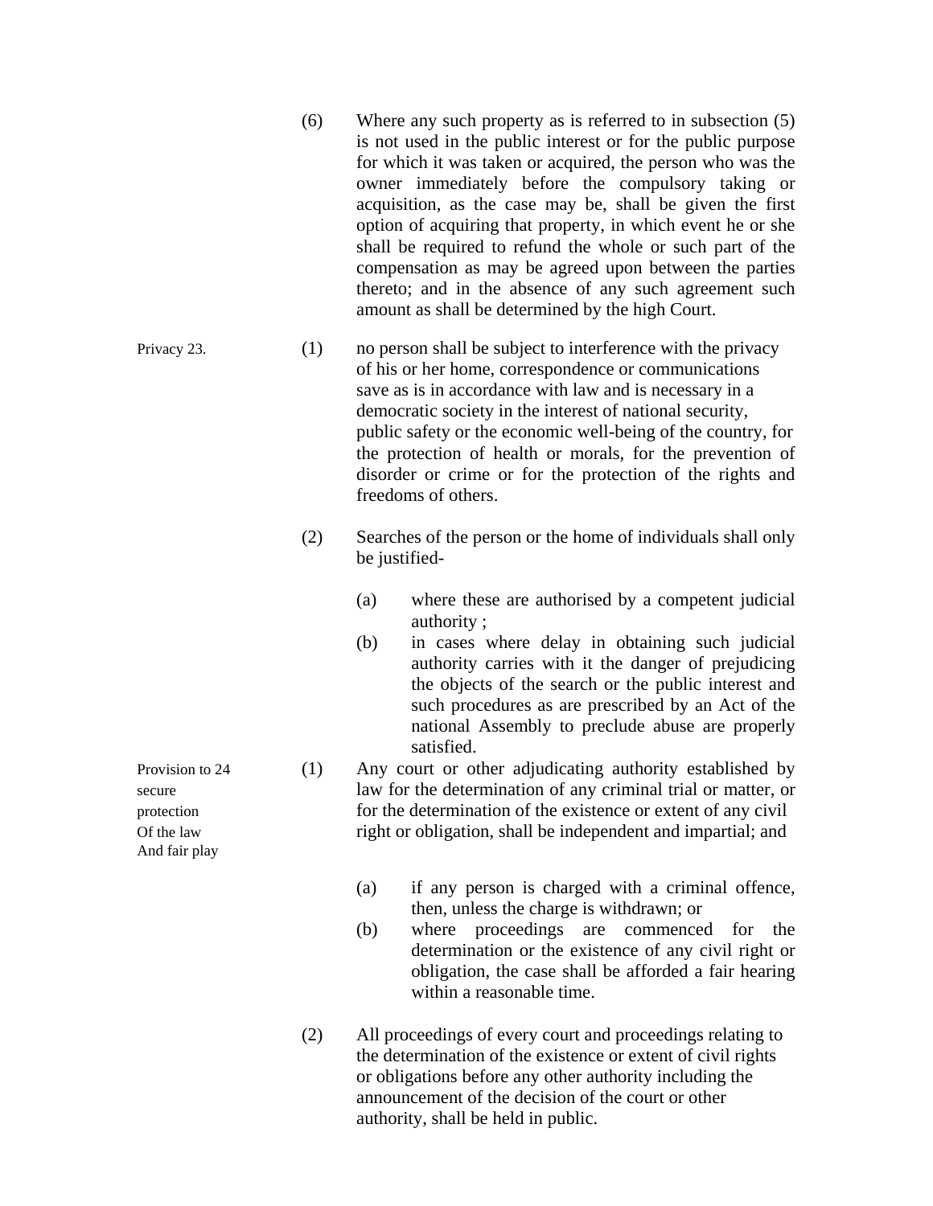(6) Where any such property as is referred to in subsection (5) is not used in the public interest or for the public purpose for which it was taken or acquired, the person who was the owner immediately before the compulsory taking or acquisition, as the case may be, shall be given the first option of acquiring that property, in which event he or she shall be required to refund the whole or such part of the compensation as may be agreed upon between the parties thereto; and in the absence of any such agreement such amount as shall be determined by the high Court.

**Privacy 23.**

(1) no person shall be subject to interference with the privacy of his or her home, correspondence or communications save as is in accordance with law and is necessary in a democratic society in the interest of national security, public safety or the economic well-being of the country, for the protection of health or morals, for the prevention of disorder or crime or for the protection of the rights and freedoms of others.

(2) Searches of the person or the home of individuals shall only be justified-

- (a) where these are authorised by a competent judicial authority ;
- (b) in cases where delay in obtaining such judicial authority carries with it the danger of prejudicing the objects of the search or the public interest and such procedures as are prescribed by an Act of the national Assembly to preclude abuse are properly satisfied.

**Provision to 24 secure protection Of the law And fair play**

(1) Any court or other adjudicating authority established by law for the determination of any criminal trial or matter, or for the determination of the existence or extent of any civil right or obligation, shall be independent and impartial; and

- (a) if any person is charged with a criminal offence, then, unless the charge is withdrawn; or
- (b) where proceedings are commenced for the determination or the existence of any civil right or obligation, the case shall be afforded a fair hearing within a reasonable time.

(2) All proceedings of every court and proceedings relating to the determination of the existence or extent of civil rights or obligations before any other authority including the announcement of the decision of the court or other authority, shall be held in public.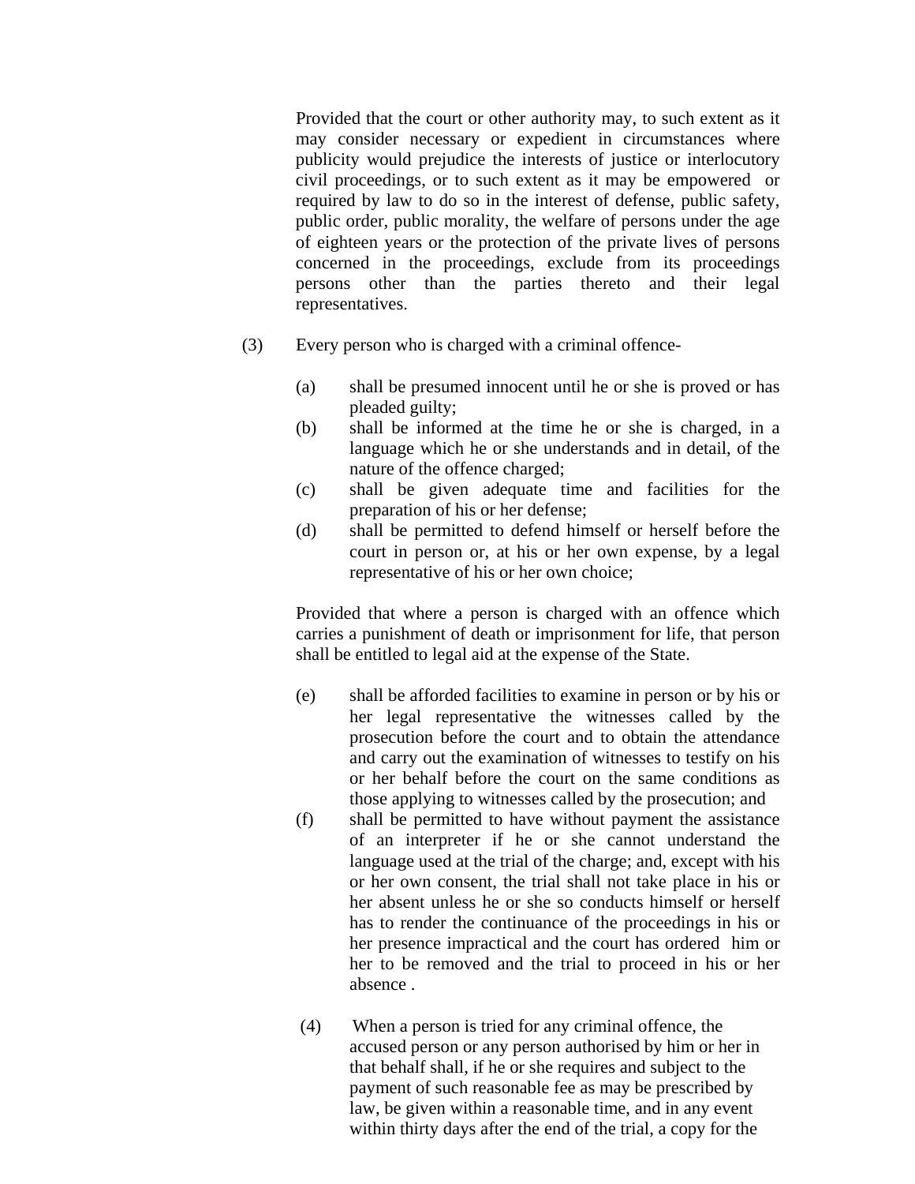Provided that the court or other authority may, to such extent as it may consider necessary or expedient in circumstances where publicity would prejudice the interests of justice or interlocutory civil proceedings, or to such extent as it may be empowered or required by law to do so in the interest of defense, public safety, public order, public morality, the welfare of persons under the age of eighteen years or the protection of the private lives of persons concerned in the proceedings, exclude from its proceedings persons other than the parties thereto and their legal representatives.

(3) Every person who is charged with a criminal offence-

(a) shall be presumed innocent until he or she is proved or has pleaded guilty;
(b) shall be informed at the time he or she is charged, in a language which he or she understands and in detail, of the nature of the offence charged;
(c) shall be given adequate time and facilities for the preparation of his or her defense;
(d) shall be permitted to defend himself or herself before the court in person or, at his or her own expense, by a legal representative of his or her own choice;

Provided that where a person is charged with an offence which carries a punishment of death or imprisonment for life, that person shall be entitled to legal aid at the expense of the State.

(e) shall be afforded facilities to examine in person or by his or her legal representative the witnesses called by the prosecution before the court and to obtain the attendance and carry out the examination of witnesses to testify on his or her behalf before the court on the same conditions as those applying to witnesses called by the prosecution; and
(f) shall be permitted to have without payment the assistance of an interpreter if he or she cannot understand the language used at the trial of the charge; and, except with his or her own consent, the trial shall not take place in his or her absent unless he or she so conducts himself or herself has to render the continuance of the proceedings in his or her presence impractical and the court has ordered him or her to be removed and the trial to proceed in his or her absence .

(4) When a person is tried for any criminal offence, the accused person or any person authorised by him or her in that behalf shall, if he or she requires and subject to the payment of such reasonable fee as may be prescribed by law, be given within a reasonable time, and in any event within thirty days after the end of the trial, a copy for the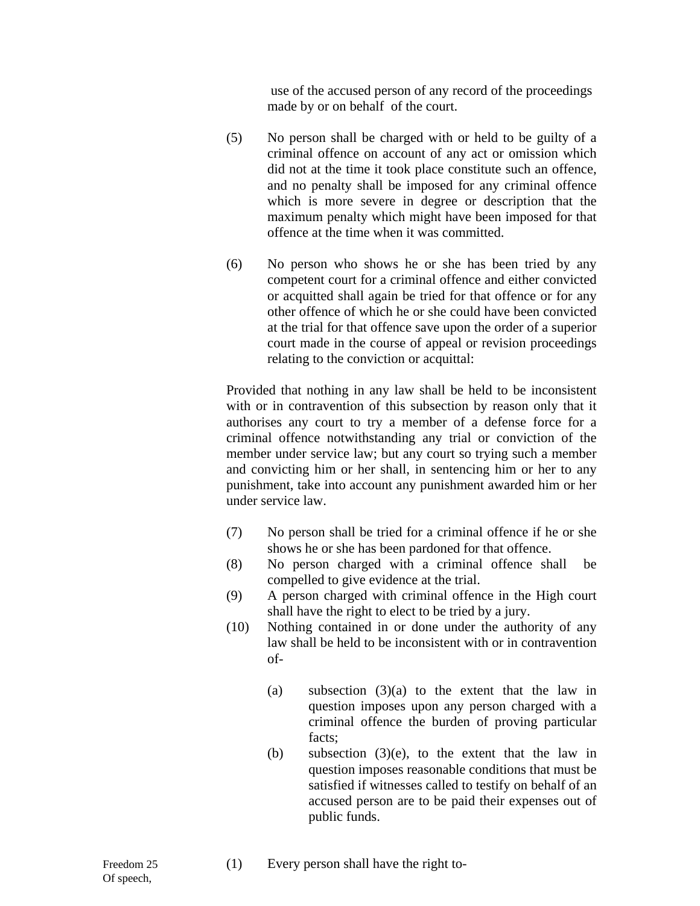use of the accused person of any record of the proceedings made by or on behalf of the court.

(5) No person shall be charged with or held to be guilty of a criminal offence on account of any act or omission which did not at the time it took place constitute such an offence, and no penalty shall be imposed for any criminal offence which is more severe in degree or description that the maximum penalty which might have been imposed for that offence at the time when it was committed.

(6) No person who shows he or she has been tried by any competent court for a criminal offence and either convicted or acquitted shall again be tried for that offence or for any other offence of which he or she could have been convicted at the trial for that offence save upon the order of a superior court made in the course of appeal or revision proceedings relating to the conviction or acquittal:

Provided that nothing in any law shall be held to be inconsistent with or in contravention of this subsection by reason only that it authorises any court to try a member of a defense force for a criminal offence notwithstanding any trial or conviction of the member under service law; but any court so trying such a member and convicting him or her shall, in sentencing him or her to any punishment, take into account any punishment awarded him or her under service law.

(7) No person shall be tried for a criminal offence if he or she shows he or she has been pardoned for that offence.

(8) No person charged with a criminal offence shall be compelled to give evidence at the trial.

(9) A person charged with criminal offence in the High court shall have the right to elect to be tried by a jury.

(10) Nothing contained in or done under the authority of any law shall be held to be inconsistent with or in contravention of-

(a) subsection (3)(a) to the extent that the law in question imposes upon any person charged with a criminal offence the burden of proving particular facts;

(b) subsection (3)(e), to the extent that the law in question imposes reasonable conditions that must be satisfied if witnesses called to testify on behalf of an accused person are to be paid their expenses out of public funds.

Freedom 25
Of speech,

(1) Every person shall have the right to-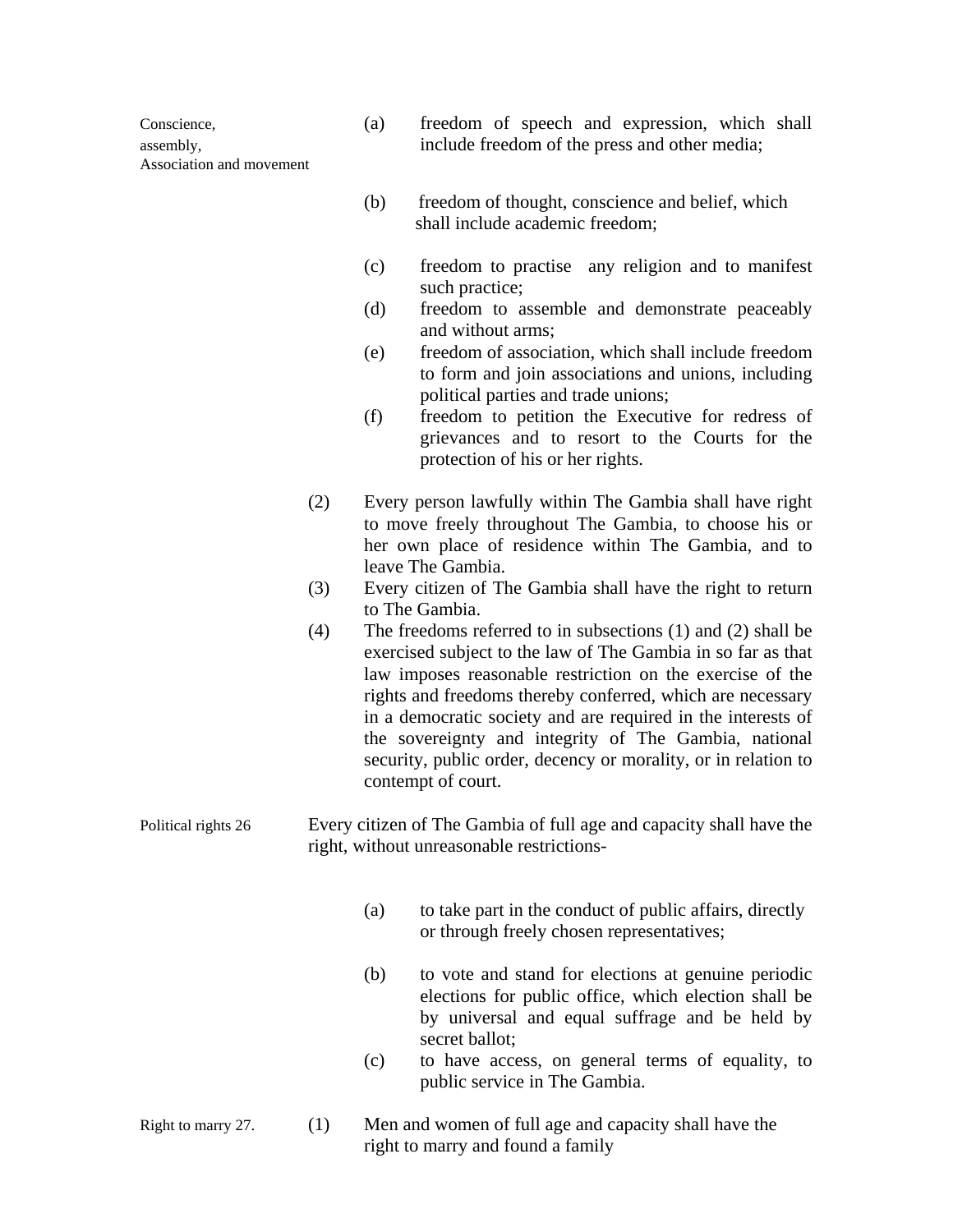Conscience, assembly, Association and movement

(a) freedom of speech and expression, which shall include freedom of the press and other media;

(b) freedom of thought, conscience and belief, which shall include academic freedom;

(c) freedom to practise any religion and to manifest such practice;

(d) freedom to assemble and demonstrate peaceably and without arms;

(e) freedom of association, which shall include freedom to form and join associations and unions, including political parties and trade unions;

(f) freedom to petition the Executive for redress of grievances and to resort to the Courts for the protection of his or her rights.

(2) Every person lawfully within The Gambia shall have right to move freely throughout The Gambia, to choose his or her own place of residence within The Gambia, and to leave The Gambia.

(3) Every citizen of The Gambia shall have the right to return to The Gambia.

(4) The freedoms referred to in subsections (1) and (2) shall be exercised subject to the law of The Gambia in so far as that law imposes reasonable restriction on the exercise of the rights and freedoms thereby conferred, which are necessary in a democratic society and are required in the interests of the sovereignty and integrity of The Gambia, national security, public order, decency or morality, or in relation to contempt of court.

Political rights 26 Every citizen of The Gambia of full age and capacity shall have the right, without unreasonable restrictions-

(a) to take part in the conduct of public affairs, directly or through freely chosen representatives;

(b) to vote and stand for elections at genuine periodic elections for public office, which election shall be by universal and equal suffrage and be held by secret ballot;

(c) to have access, on general terms of equality, to public service in The Gambia.

Right to marry 27. (1) Men and women of full age and capacity shall have the right to marry and found a family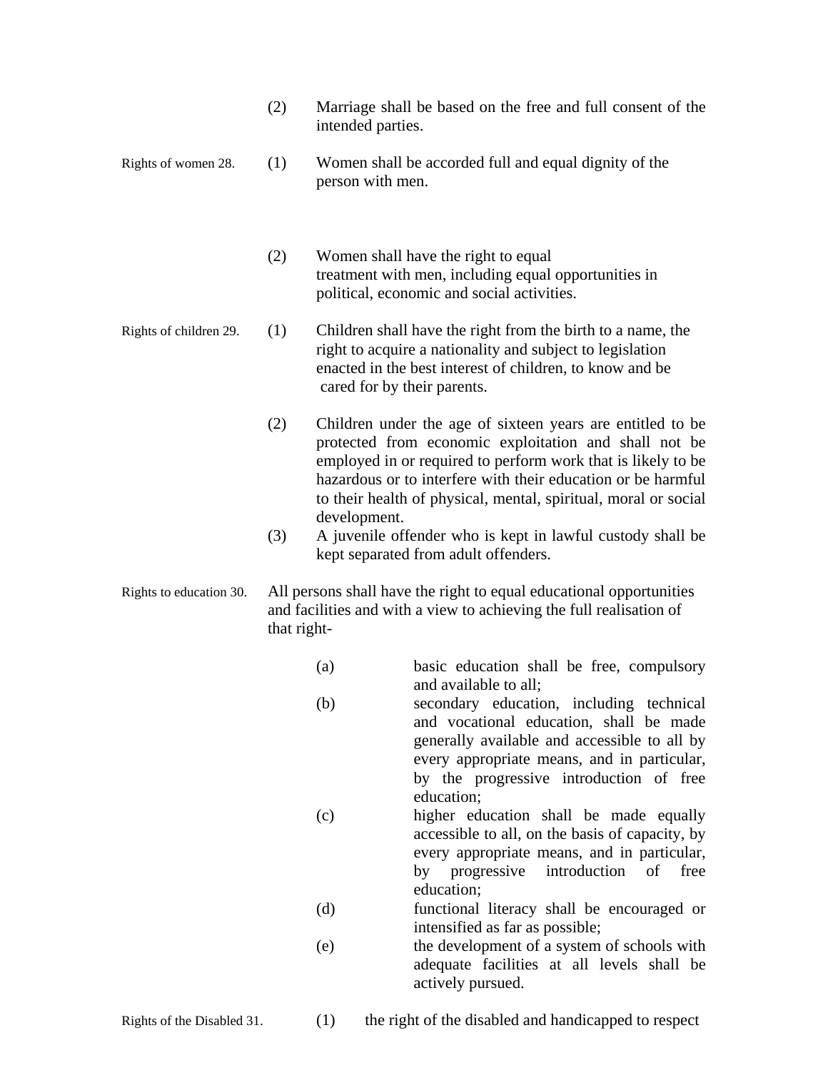(2) Marriage shall be based on the free and full consent of the intended parties.

Rights of women 28. (1) Women shall be accorded full and equal dignity of the person with men.

(2) Women shall have the right to equal treatment with men, including equal opportunities in political, economic and social activities.

Rights of children 29. (1) Children shall have the right from the birth to a name, the right to acquire a nationality and subject to legislation enacted in the best interest of children, to know and be cared for by their parents.

(2) Children under the age of sixteen years are entitled to be protected from economic exploitation and shall not be employed in or required to perform work that is likely to be hazardous or to interfere with their education or be harmful to their health of physical, mental, spiritual, moral or social development.

(3) A juvenile offender who is kept in lawful custody shall be kept separated from adult offenders.

Rights to education 30. All persons shall have the right to equal educational opportunities and facilities and with a view to achieving the full realisation of that right-

(a) basic education shall be free, compulsory and available to all;

(b) secondary education, including technical and vocational education, shall be made generally available and accessible to all by every appropriate means, and in particular, by the progressive introduction of free education;

(c) higher education shall be made equally accessible to all, on the basis of capacity, by every appropriate means, and in particular, by progressive introduction of free education;

(d) functional literacy shall be encouraged or intensified as far as possible;

(e) the development of a system of schools with adequate facilities at all levels shall be actively pursued.

Rights of the Disabled 31. (1) the right of the disabled and handicapped to respect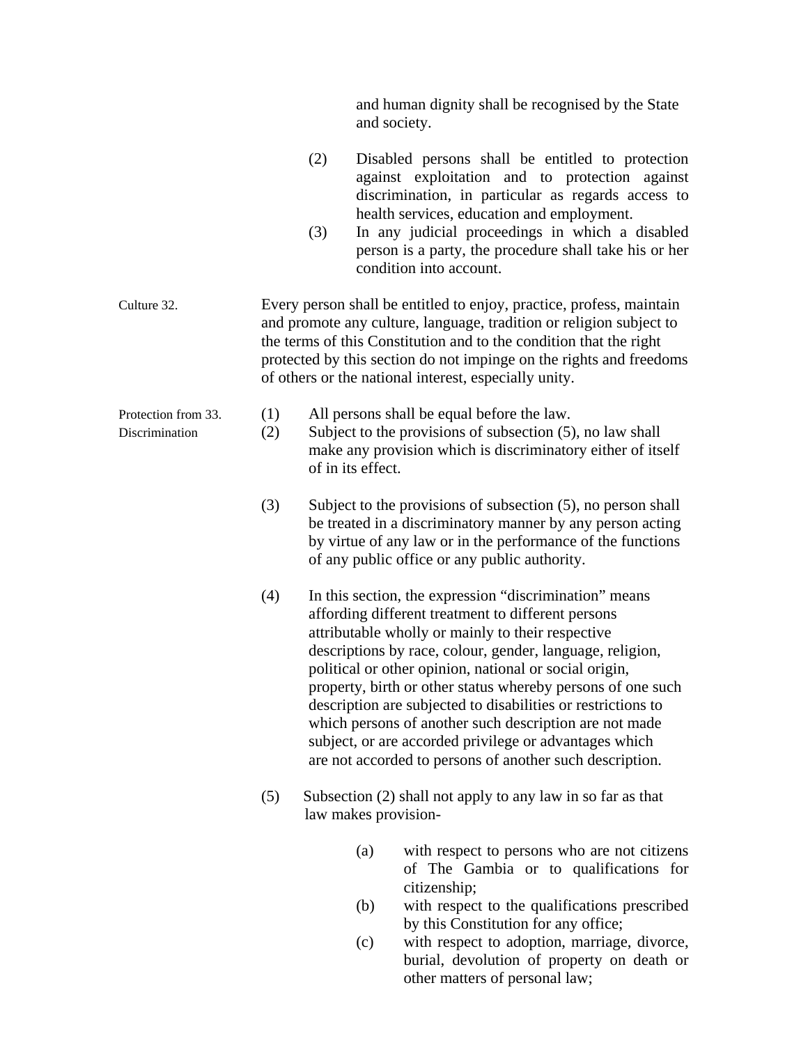and human dignity shall be recognised by the State and society.

(2) Disabled persons shall be entitled to protection against exploitation and to protection against discrimination, in particular as regards access to health services, education and employment.

(3) In any judicial proceedings in which a disabled person is a party, the procedure shall take his or her condition into account.

**Culture 32.**

Every person shall be entitled to enjoy, practice, profess, maintain and promote any culture, language, tradition or religion subject to the terms of this Constitution and to the condition that the right protected by this section do not impinge on the rights and freedoms of others or the national interest, especially unity.

**Protection from Discrimination 33.**

(1) All persons shall be equal before the law.

(2) Subject to the provisions of subsection (5), no law shall make any provision which is discriminatory either of itself of in its effect.

(3) Subject to the provisions of subsection (5), no person shall be treated in a discriminatory manner by any person acting by virtue of any law or in the performance of the functions of any public office or any public authority.

(4) In this section, the expression "discrimination" means affording different treatment to different persons attributable wholly or mainly to their respective descriptions by race, colour, gender, language, religion, political or other opinion, national or social origin, property, birth or other status whereby persons of one such description are subjected to disabilities or restrictions to which persons of another such description are not made subject, or are accorded privilege or advantages which are not accorded to persons of another such description.

(5) Subsection (2) shall not apply to any law in so far as that law makes provision-

(a) with respect to persons who are not citizens of The Gambia or to qualifications for citizenship;

(b) with respect to the qualifications prescribed by this Constitution for any office;

(c) with respect to adoption, marriage, divorce, burial, devolution of property on death or other matters of personal law;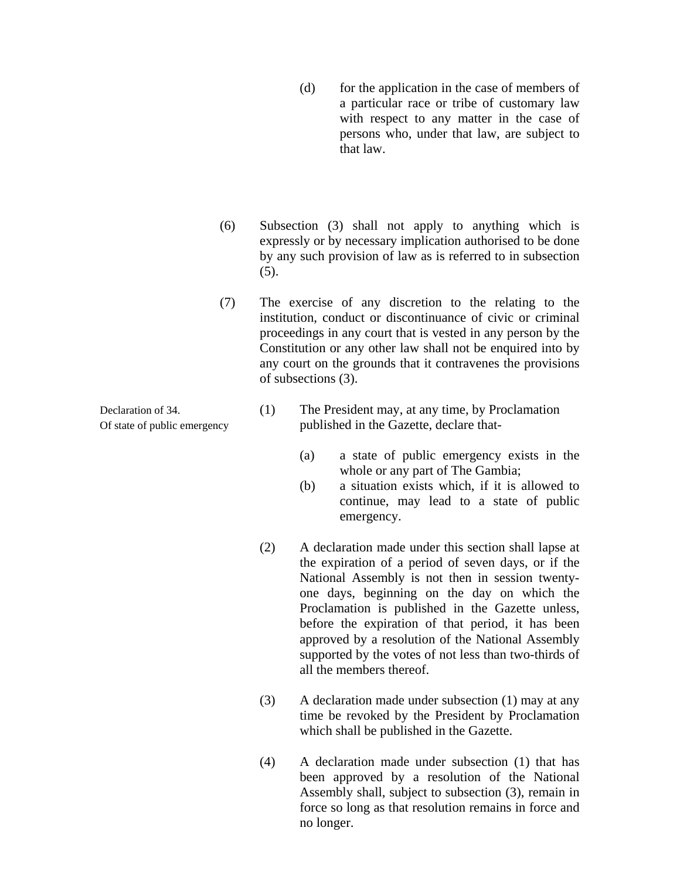(d) for the application in the case of members of a particular race or tribe of customary law with respect to any matter in the case of persons who, under that law, are subject to that law.

(6) Subsection (3) shall not apply to anything which is expressly or by necessary implication authorised to be done by any such provision of law as is referred to in subsection (5).

(7) The exercise of any discretion to the relating to the institution, conduct or discontinuance of civic or criminal proceedings in any court that is vested in any person by the Constitution or any other law shall not be enquired into by any court on the grounds that it contravenes the provisions of subsections (3).

Declaration of 34.
Of state of public emergency

(1) The President may, at any time, by Proclamation published in the Gazette, declare that-

(a) a state of public emergency exists in the whole or any part of The Gambia;

(b) a situation exists which, if it is allowed to continue, may lead to a state of public emergency.

(2) A declaration made under this section shall lapse at the expiration of a period of seven days, or if the National Assembly is not then in session twenty-one days, beginning on the day on which the Proclamation is published in the Gazette unless, before the expiration of that period, it has been approved by a resolution of the National Assembly supported by the votes of not less than two-thirds of all the members thereof.

(3) A declaration made under subsection (1) may at any time be revoked by the President by Proclamation which shall be published in the Gazette.

(4) A declaration made under subsection (1) that has been approved by a resolution of the National Assembly shall, subject to subsection (3), remain in force so long as that resolution remains in force and no longer.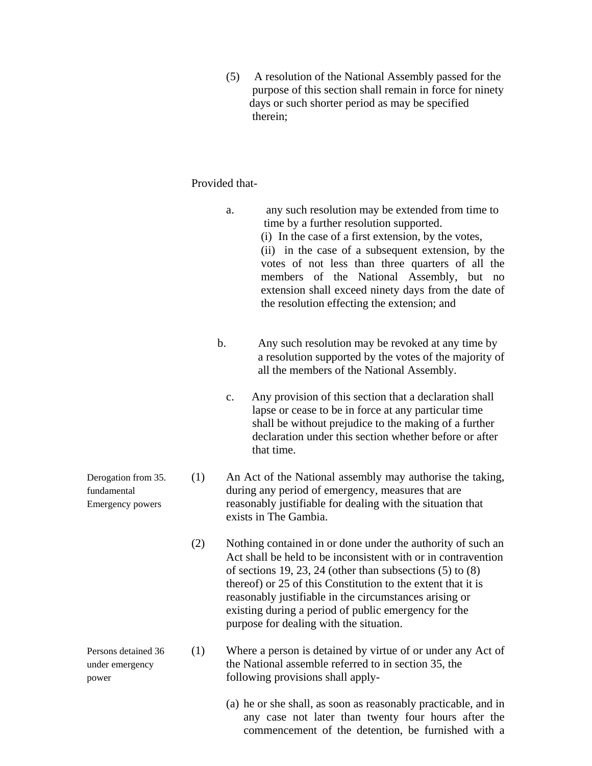(5) A resolution of the National Assembly passed for the purpose of this section shall remain in force for ninety days or such shorter period as may be specified therein;

Provided that-

a. any such resolution may be extended from time to time by a further resolution supported.
   (i) In the case of a first extension, by the votes,
   (ii) in the case of a subsequent extension, by the votes of not less than three quarters of all the members of the National Assembly, but no extension shall exceed ninety days from the date of the resolution effecting the extension; and

b. Any such resolution may be revoked at any time by a resolution supported by the votes of the majority of all the members of the National Assembly.

c. Any provision of this section that a declaration shall lapse or cease to be in force at any particular time shall be without prejudice to the making of a further declaration under this section whether before or after that time.

**Derogation from fundamental Emergency powers**

35. (1) An Act of the National assembly may authorise the taking, during any period of emergency, measures that are reasonably justifiable for dealing with the situation that exists in The Gambia.

(2) Nothing contained in or done under the authority of such an Act shall be held to be inconsistent with or in contravention of sections 19, 23, 24 (other than subsections (5) to (8) thereof) or 25 of this Constitution to the extent that it is reasonably justifiable in the circumstances arising or existing during a period of public emergency for the purpose for dealing with the situation.

**Persons detained under emergency power**

36 (1) Where a person is detained by virtue of or under any Act of the National assemble referred to in section 35, the following provisions shall apply-

(a) he or she shall, as soon as reasonably practicable, and in any case not later than twenty four hours after the commencement of the detention, be furnished with a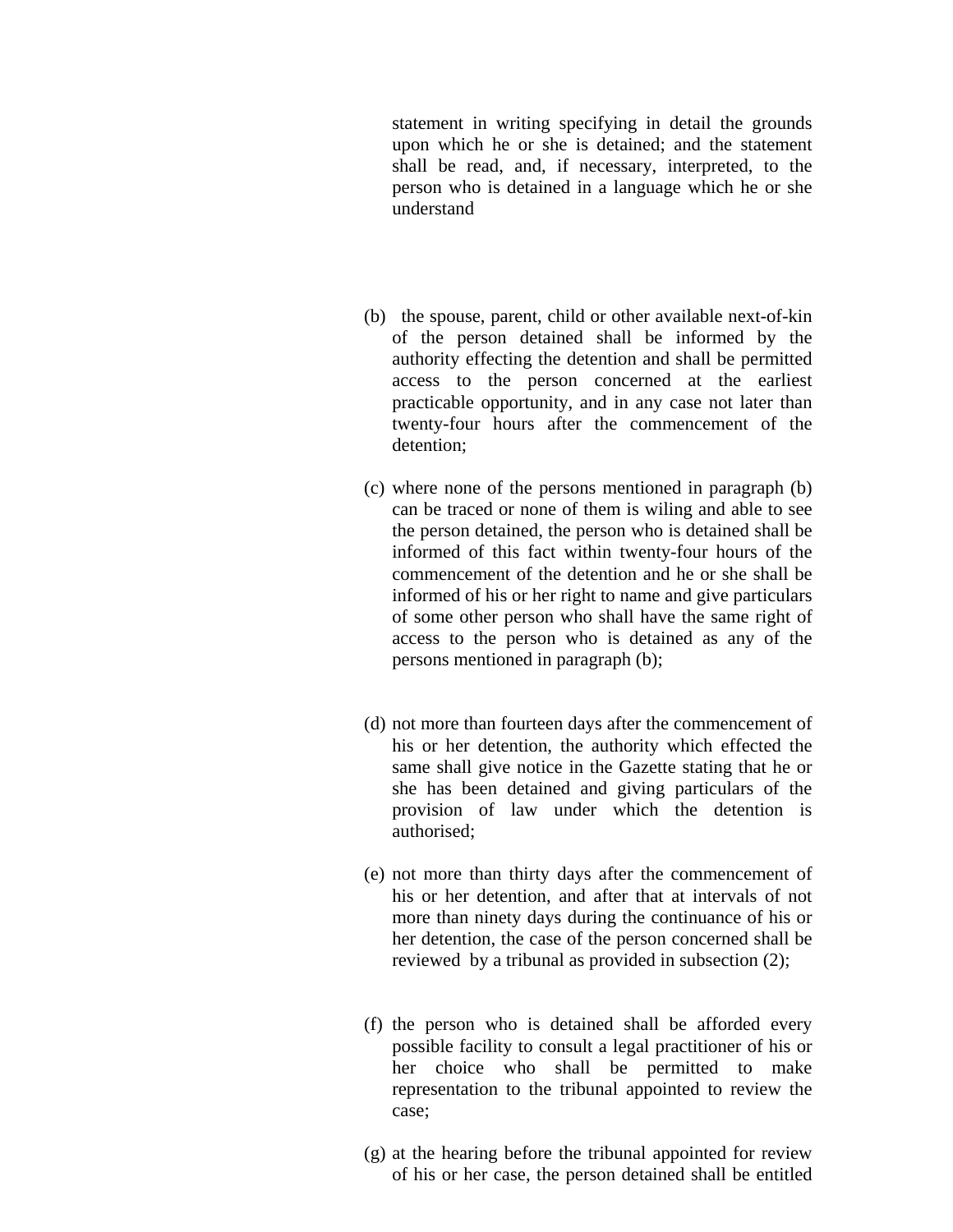statement in writing specifying in detail the grounds upon which he or she is detained; and the statement shall be read, and, if necessary, interpreted, to the person who is detained in a language which he or she understand

(b) the spouse, parent, child or other available next-of-kin of the person detained shall be informed by the authority effecting the detention and shall be permitted access to the person concerned at the earliest practicable opportunity, and in any case not later than twenty-four hours after the commencement of the detention;

(c) where none of the persons mentioned in paragraph (b) can be traced or none of them is wiling and able to see the person detained, the person who is detained shall be informed of this fact within twenty-four hours of the commencement of the detention and he or she shall be informed of his or her right to name and give particulars of some other person who shall have the same right of access to the person who is detained as any of the persons mentioned in paragraph (b);

(d) not more than fourteen days after the commencement of his or her detention, the authority which effected the same shall give notice in the Gazette stating that he or she has been detained and giving particulars of the provision of law under which the detention is authorised;

(e) not more than thirty days after the commencement of his or her detention, and after that at intervals of not more than ninety days during the continuance of his or her detention, the case of the person concerned shall be reviewed by a tribunal as provided in subsection (2);

(f) the person who is detained shall be afforded every possible facility to consult a legal practitioner of his or her choice who shall be permitted to make representation to the tribunal appointed to review the case;

(g) at the hearing before the tribunal appointed for review of his or her case, the person detained shall be entitled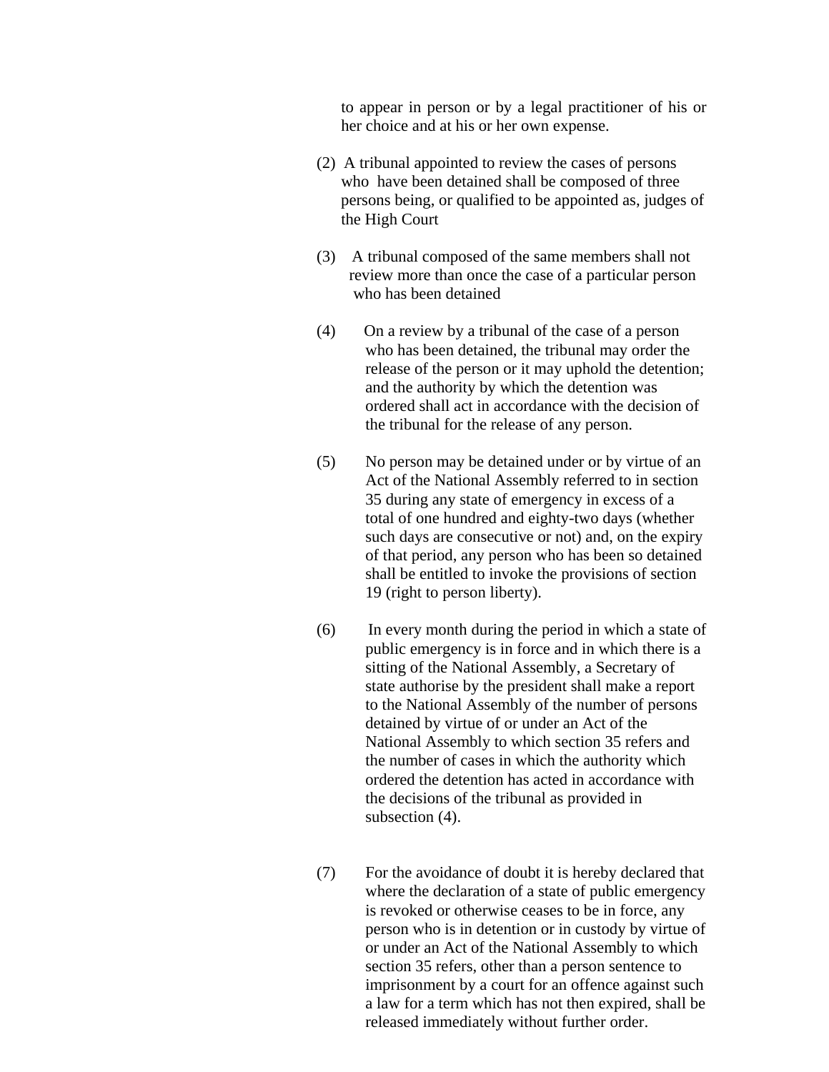to appear in person or by a legal practitioner of his or her choice and at his or her own expense.

(2) A tribunal appointed to review the cases of persons who have been detained shall be composed of three persons being, or qualified to be appointed as, judges of the High Court

(3) A tribunal composed of the same members shall not review more than once the case of a particular person who has been detained

(4) On a review by a tribunal of the case of a person who has been detained, the tribunal may order the release of the person or it may uphold the detention; and the authority by which the detention was ordered shall act in accordance with the decision of the tribunal for the release of any person.

(5) No person may be detained under or by virtue of an Act of the National Assembly referred to in section 35 during any state of emergency in excess of a total of one hundred and eighty-two days (whether such days are consecutive or not) and, on the expiry of that period, any person who has been so detained shall be entitled to invoke the provisions of section 19 (right to person liberty).

(6) In every month during the period in which a state of public emergency is in force and in which there is a sitting of the National Assembly, a Secretary of state authorise by the president shall make a report to the National Assembly of the number of persons detained by virtue of or under an Act of the National Assembly to which section 35 refers and the number of cases in which the authority which ordered the detention has acted in accordance with the decisions of the tribunal as provided in subsection (4).

(7) For the avoidance of doubt it is hereby declared that where the declaration of a state of public emergency is revoked or otherwise ceases to be in force, any person who is in detention or in custody by virtue of or under an Act of the National Assembly to which section 35 refers, other than a person sentence to imprisonment by a court for an offence against such a law for a term which has not then expired, shall be released immediately without further order.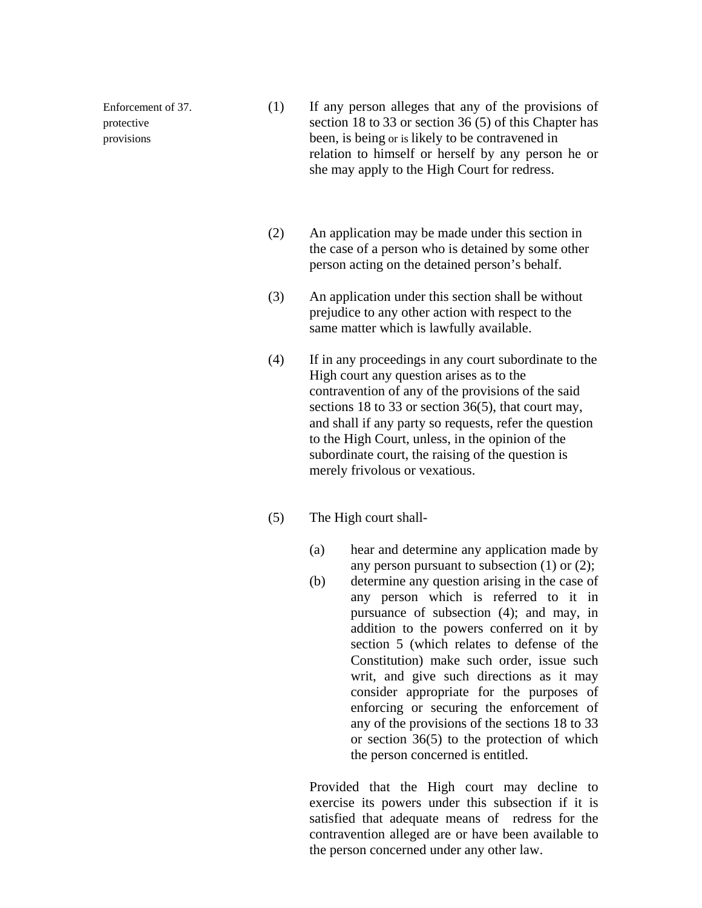Enforcement of protective provisions

**37.**

(1) If any person alleges that any of the provisions of section 18 to 33 or section 36 (5) of this Chapter has been, is being or is likely to be contravened in relation to himself or herself by any person he or she may apply to the High Court for redress.

(2) An application may be made under this section in the case of a person who is detained by some other person acting on the detained person's behalf.

(3) An application under this section shall be without prejudice to any other action with respect to the same matter which is lawfully available.

(4) If in any proceedings in any court subordinate to the High court any question arises as to the contravention of any of the provisions of the said sections 18 to 33 or section 36(5), that court may, and shall if any party so requests, refer the question to the High Court, unless, in the opinion of the subordinate court, the raising of the question is merely frivolous or vexatious.

(5) The High court shall-

(a) hear and determine any application made by any person pursuant to subsection (1) or (2);

(b) determine any question arising in the case of any person which is referred to it in pursuance of subsection (4); and may, in addition to the powers conferred on it by section 5 (which relates to defense of the Constitution) make such order, issue such writ, and give such directions as it may consider appropriate for the purposes of enforcing or securing the enforcement of any of the provisions of the sections 18 to 33 or section 36(5) to the protection of which the person concerned is entitled.

Provided that the High court may decline to exercise its powers under this subsection if it is satisfied that adequate means of redress for the contravention alleged are or have been available to the person concerned under any other law.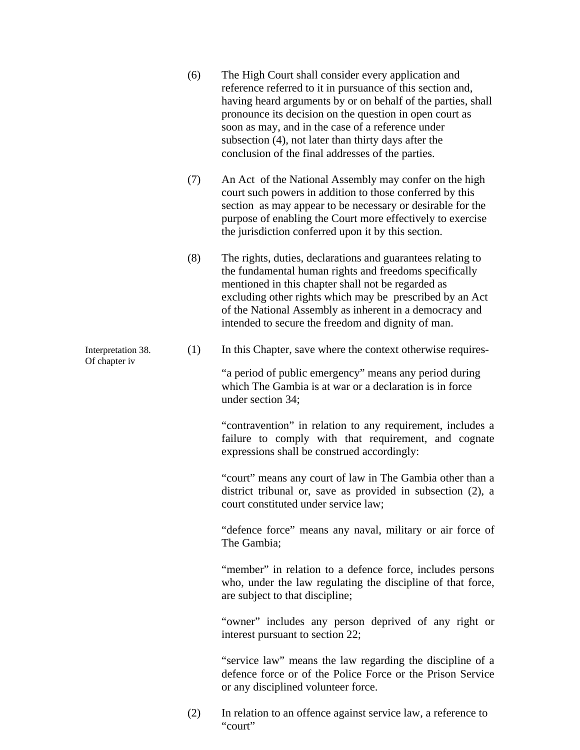(6) The High Court shall consider every application and reference referred to it in pursuance of this section and, having heard arguments by or on behalf of the parties, shall pronounce its decision on the question in open court as soon as may, and in the case of a reference under subsection (4), not later than thirty days after the conclusion of the final addresses of the parties.

(7) An Act of the National Assembly may confer on the high court such powers in addition to those conferred by this section as may appear to be necessary or desirable for the purpose of enabling the Court more effectively to exercise the jurisdiction conferred upon it by this section.

(8) The rights, duties, declarations and guarantees relating to the fundamental human rights and freedoms specifically mentioned in this chapter shall not be regarded as excluding other rights which may be prescribed by an Act of the National Assembly as inherent in a democracy and intended to secure the freedom and dignity of man.

Interpretation Of chapter iv

38. (1) In this Chapter, save where the context otherwise requires-

"a period of public emergency" means any period during which The Gambia is at war or a declaration is in force under section 34;

"contravention" in relation to any requirement, includes a failure to comply with that requirement, and cognate expressions shall be construed accordingly:

"court" means any court of law in The Gambia other than a district tribunal or, save as provided in subsection (2), a court constituted under service law;

"defence force" means any naval, military or air force of The Gambia;

"member" in relation to a defence force, includes persons who, under the law regulating the discipline of that force, are subject to that discipline;

"owner" includes any person deprived of any right or interest pursuant to section 22;

"service law" means the law regarding the discipline of a defence force or of the Police Force or the Prison Service or any disciplined volunteer force.

(2) In relation to an offence against service law, a reference to "court"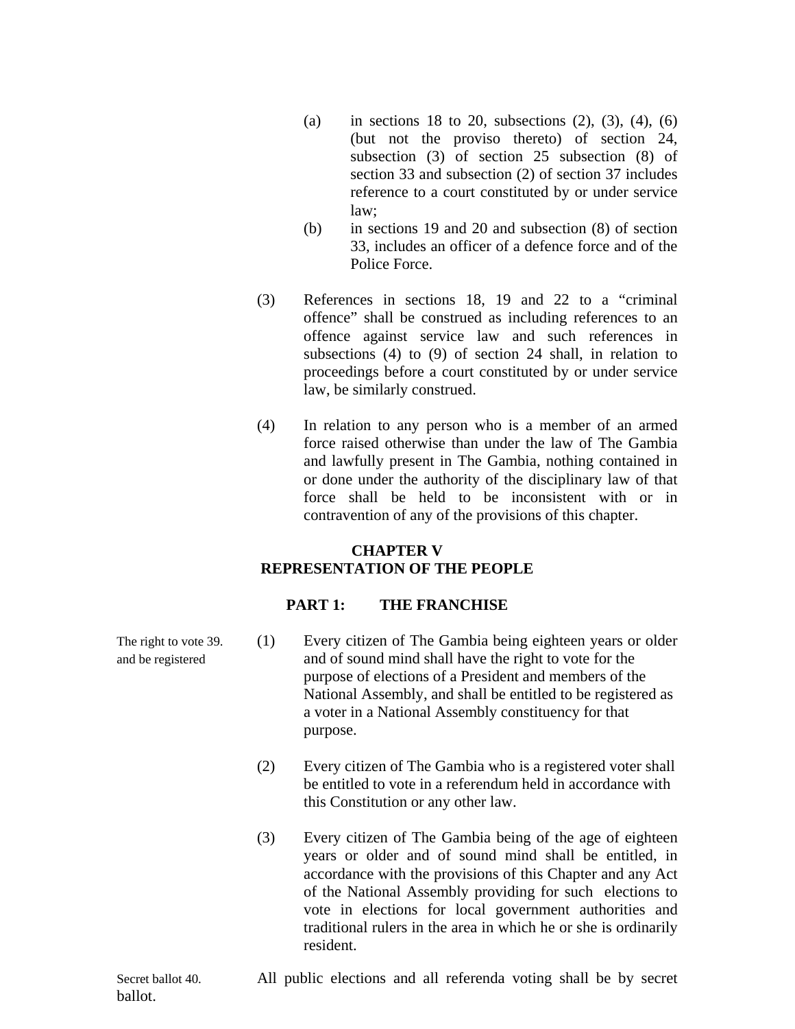(a) in sections 18 to 20, subsections (2), (3), (4), (6) (but not the proviso thereto) of section 24, subsection (3) of section 25 subsection (8) of section 33 and subsection (2) of section 37 includes reference to a court constituted by or under service law;

(b) in sections 19 and 20 and subsection (8) of section 33, includes an officer of a defence force and of the Police Force.

(3) References in sections 18, 19 and 22 to a "criminal offence" shall be construed as including references to an offence against service law and such references in subsections (4) to (9) of section 24 shall, in relation to proceedings before a court constituted by or under service law, be similarly construed.

(4) In relation to any person who is a member of an armed force raised otherwise than under the law of The Gambia and lawfully present in The Gambia, nothing contained in or done under the authority of the disciplinary law of that force shall be held to be inconsistent with or in contravention of any of the provisions of this chapter.

## CHAPTER V
## REPRESENTATION OF THE PEOPLE

### PART 1: THE FRANCHISE

**39. The right to vote and be registered**

(1) Every citizen of The Gambia being eighteen years or older and of sound mind shall have the right to vote for the purpose of elections of a President and members of the National Assembly, and shall be entitled to be registered as a voter in a National Assembly constituency for that purpose.

(2) Every citizen of The Gambia who is a registered voter shall be entitled to vote in a referendum held in accordance with this Constitution or any other law.

(3) Every citizen of The Gambia being of the age of eighteen years or older and of sound mind shall be entitled, in accordance with the provisions of this Chapter and any Act of the National Assembly providing for such elections to vote in elections for local government authorities and traditional rulers in the area in which he or she is ordinarily resident.

**40. Secret ballot**

All public elections and all referenda voting shall be by secret ballot.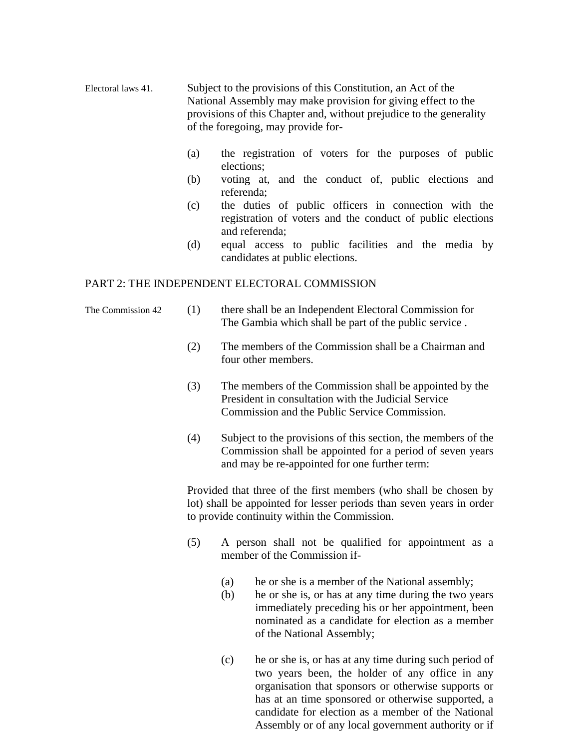Electoral laws 41. Subject to the provisions of this Constitution, an Act of the National Assembly may make provision for giving effect to the provisions of this Chapter and, without prejudice to the generality of the foregoing, may provide for-

(a) the registration of voters for the purposes of public elections;
(b) voting at, and the conduct of, public elections and referenda;
(c) the duties of public officers in connection with the registration of voters and the conduct of public elections and referenda;
(d) equal access to public facilities and the media by candidates at public elections.

## PART 2: THE INDEPENDENT ELECTORAL COMMISSION

The Commission 42

(1) there shall be an Independent Electoral Commission for The Gambia which shall be part of the public service .

(2) The members of the Commission shall be a Chairman and four other members.

(3) The members of the Commission shall be appointed by the President in consultation with the Judicial Service Commission and the Public Service Commission.

(4) Subject to the provisions of this section, the members of the Commission shall be appointed for a period of seven years and may be re-appointed for one further term:

Provided that three of the first members (who shall be chosen by lot) shall be appointed for lesser periods than seven years in order to provide continuity within the Commission.

(5) A person shall not be qualified for appointment as a member of the Commission if-

(a) he or she is a member of the National assembly;
(b) he or she is, or has at any time during the two years immediately preceding his or her appointment, been nominated as a candidate for election as a member of the National Assembly;

(c) he or she is, or has at any time during such period of two years been, the holder of any office in any organisation that sponsors or otherwise supports or has at an time sponsored or otherwise supported, a candidate for election as a member of the National Assembly or of any local government authority or if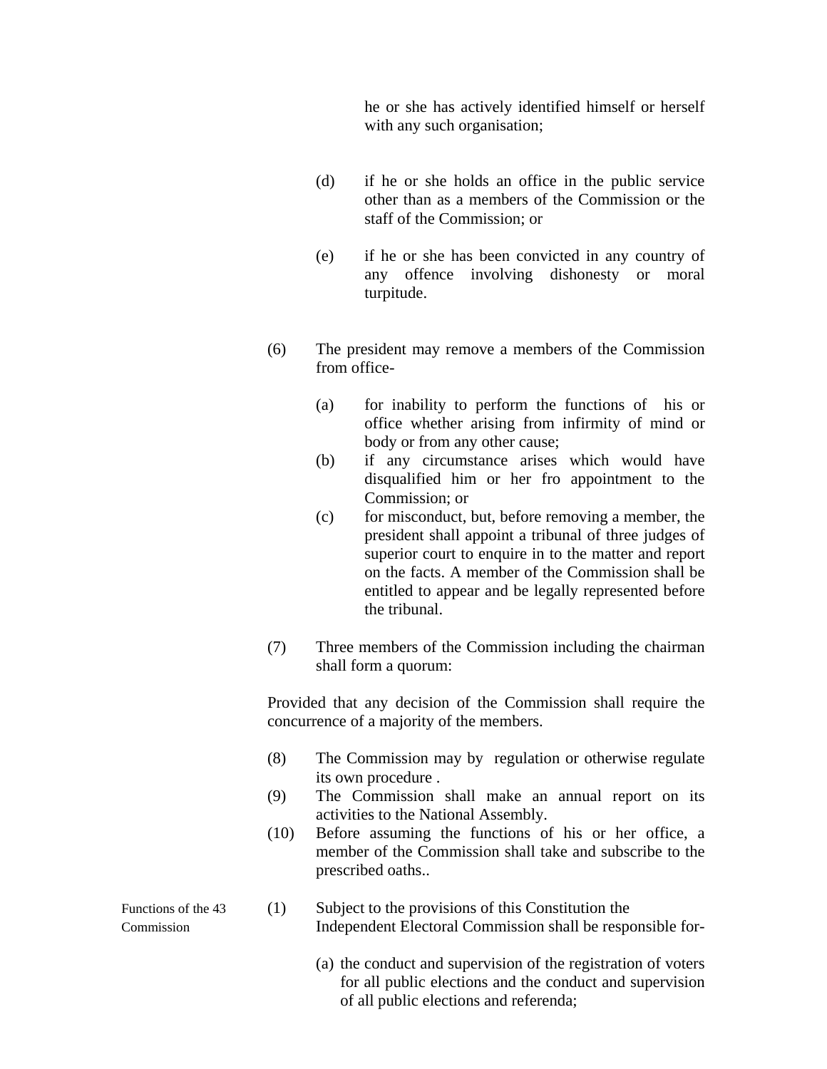he or she has actively identified himself or herself with any such organisation;

(d) if he or she holds an office in the public service other than as a members of the Commission or the staff of the Commission; or

(e) if he or she has been convicted in any country of any offence involving dishonesty or moral turpitude.

(6) The president may remove a members of the Commission from office-

(a) for inability to perform the functions of his or office whether arising from infirmity of mind or body or from any other cause;

(b) if any circumstance arises which would have disqualified him or her fro appointment to the Commission; or

(c) for misconduct, but, before removing a member, the president shall appoint a tribunal of three judges of superior court to enquire in to the matter and report on the facts. A member of the Commission shall be entitled to appear and be legally represented before the tribunal.

(7) Three members of the Commission including the chairman shall form a quorum:

Provided that any decision of the Commission shall require the concurrence of a majority of the members.

(8) The Commission may by regulation or otherwise regulate its own procedure .

(9) The Commission shall make an annual report on its activities to the National Assembly.

(10) Before assuming the functions of his or her office, a member of the Commission shall take and subscribe to the prescribed oaths..

**Functions of the Commission**

**43** (1) Subject to the provisions of this Constitution the Independent Electoral Commission shall be responsible for-

(a) the conduct and supervision of the registration of voters for all public elections and the conduct and supervision of all public elections and referenda;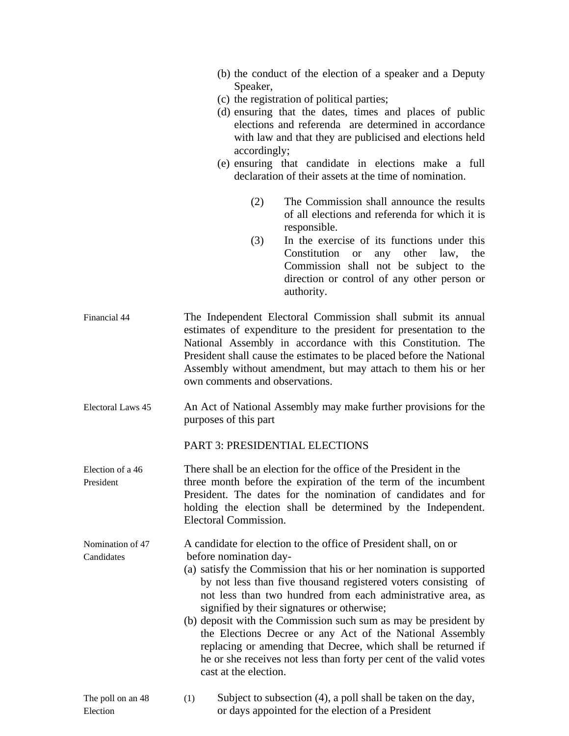(b) the conduct of the election of a speaker and a Deputy Speaker,
(c) the registration of political parties;
(d) ensuring that the dates, times and places of public elections and referenda are determined in accordance with law and that they are publicised and elections held accordingly;
(e) ensuring that candidate in elections make a full declaration of their assets at the time of nomination.

(2) The Commission shall announce the results of all elections and referenda for which it is responsible.

(3) In the exercise of its functions under this Constitution or any other law, the Commission shall not be subject to the direction or control of any other person or authority.

Financial 44

The Independent Electoral Commission shall submit its annual estimates of expenditure to the president for presentation to the National Assembly in accordance with this Constitution. The President shall cause the estimates to be placed before the National Assembly without amendment, but may attach to them his or her own comments and observations.

Electoral Laws 45

An Act of National Assembly may make further provisions for the purposes of this part

## PART 3: PRESIDENTIAL ELECTIONS

Election of a President 46

There shall be an election for the office of the President in the three month before the expiration of the term of the incumbent President. The dates for the nomination of candidates and for holding the election shall be determined by the Independent. Electoral Commission.

Nomination of Candidates 47

A candidate for election to the office of President shall, on or before nomination day-

(a) satisfy the Commission that his or her nomination is supported by not less than five thousand registered voters consisting of not less than two hundred from each administrative area, as signified by their signatures or otherwise;
(b) deposit with the Commission such sum as may be president by the Elections Decree or any Act of the National Assembly replacing or amending that Decree, which shall be returned if he or she receives not less than forty per cent of the valid votes cast at the election.

The poll on an Election 48

(1) Subject to subsection (4), a poll shall be taken on the day, or days appointed for the election of a President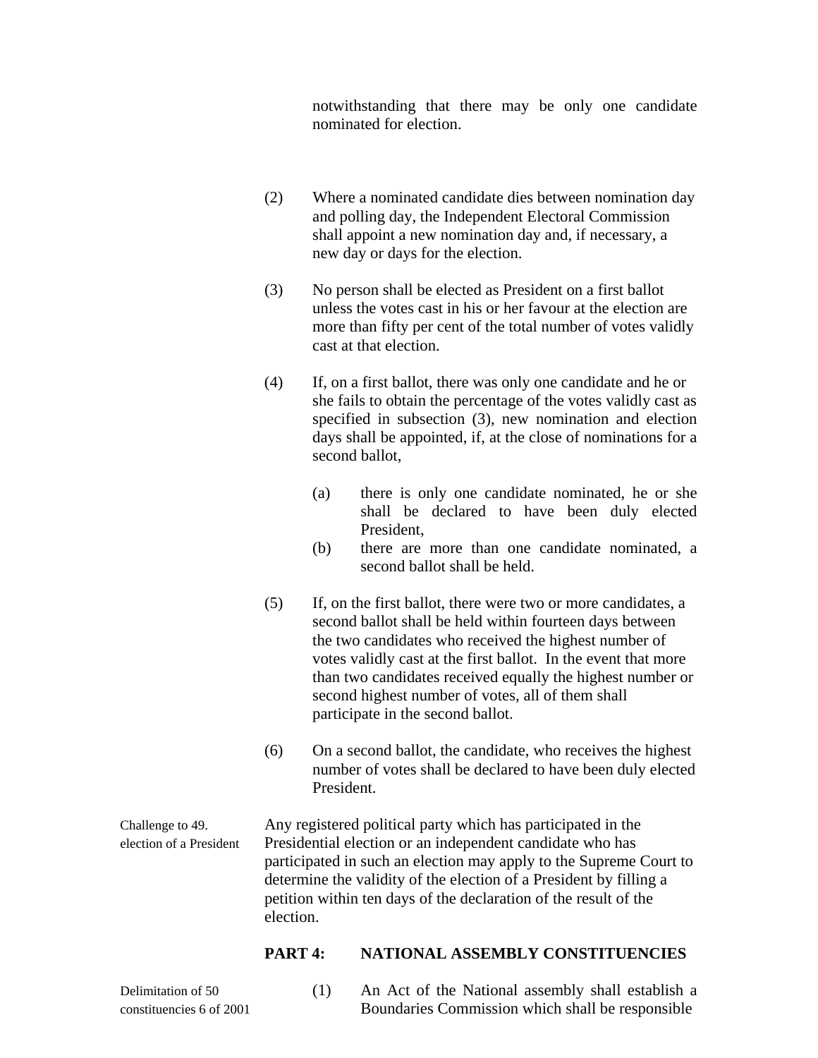notwithstanding that there may be only one candidate nominated for election.

(2) Where a nominated candidate dies between nomination day and polling day, the Independent Electoral Commission shall appoint a new nomination day and, if necessary, a new day or days for the election.

(3) No person shall be elected as President on a first ballot unless the votes cast in his or her favour at the election are more than fifty per cent of the total number of votes validly cast at that election.

(4) If, on a first ballot, there was only one candidate and he or she fails to obtain the percentage of the votes validly cast as specified in subsection (3), new nomination and election days shall be appointed, if, at the close of nominations for a second ballot,

- (a) there is only one candidate nominated, he or she shall be declared to have been duly elected President,
- (b) there are more than one candidate nominated, a second ballot shall be held.

(5) If, on the first ballot, there were two or more candidates, a second ballot shall be held within fourteen days between the two candidates who received the highest number of votes validly cast at the first ballot. In the event that more than two candidates received equally the highest number or second highest number of votes, all of them shall participate in the second ballot.

(6) On a second ballot, the candidate, who receives the highest number of votes shall be declared to have been duly elected President.

Challenge to election of a President

49. Any registered political party which has participated in the Presidential election or an independent candidate who has participated in such an election may apply to the Supreme Court to determine the validity of the election of a President by filling a petition within ten days of the declaration of the result of the election.

## PART 4: NATIONAL ASSEMBLY CONSTITUENCIES

Delimitation of constituencies 6 of 2001

50. (1) An Act of the National assembly shall establish a Boundaries Commission which shall be responsible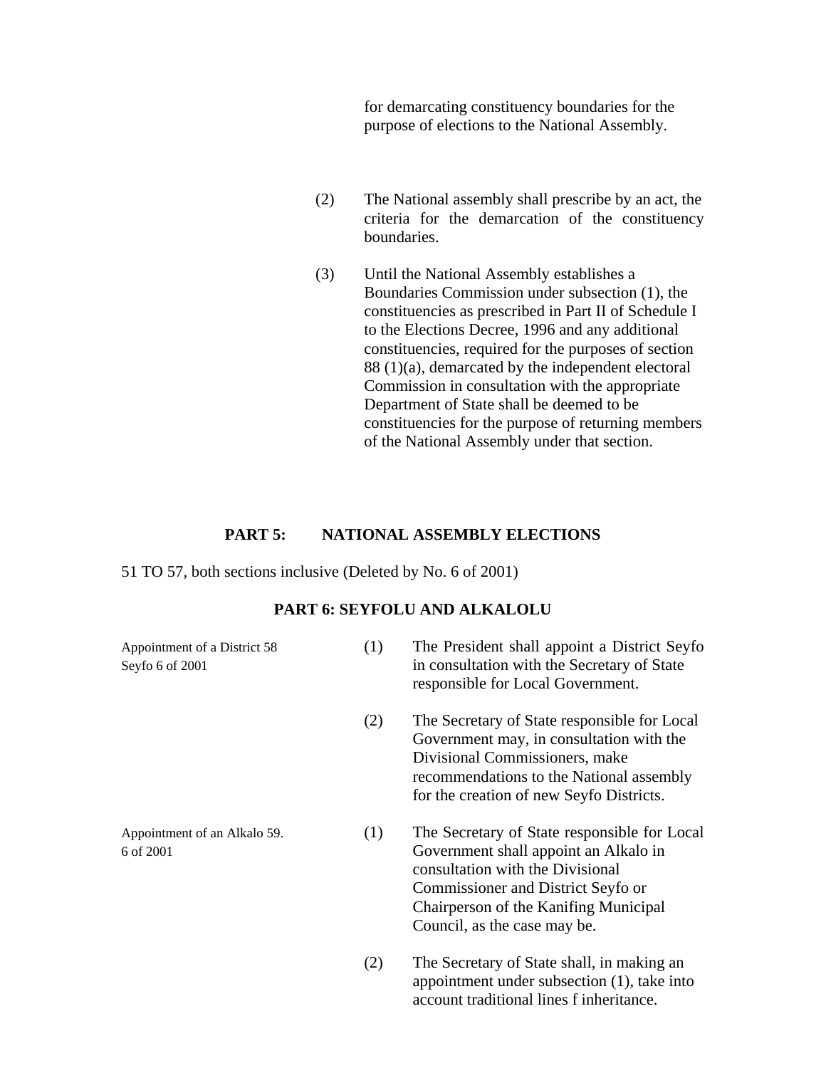for demarcating constituency boundaries for the purpose of elections to the National Assembly.

(2) The National assembly shall prescribe by an act, the criteria for the demarcation of the constituency boundaries.

(3) Until the National Assembly establishes a Boundaries Commission under subsection (1), the constituencies as prescribed in Part II of Schedule I to the Elections Decree, 1996 and any additional constituencies, required for the purposes of section 88 (1)(a), demarcated by the independent electoral Commission in consultation with the appropriate Department of State shall be deemed to be constituencies for the purpose of returning members of the National Assembly under that section.

## PART 5: NATIONAL ASSEMBLY ELECTIONS

51 TO 57, both sections inclusive (Deleted by No. 6 of 2001)

## PART 6: SEYFOLU AND ALKALOLU

Appointment of a District Seyfo 6 of 2001

58 (1) The President shall appoint a District Seyfo in consultation with the Secretary of State responsible for Local Government.

(2) The Secretary of State responsible for Local Government may, in consultation with the Divisional Commissioners, make recommendations to the National assembly for the creation of new Seyfo Districts.

Appointment of an Alkalo 6 of 2001

59. (1) The Secretary of State responsible for Local Government shall appoint an Alkalo in consultation with the Divisional Commissioner and District Seyfo or Chairperson of the Kanifing Municipal Council, as the case may be.

(2) The Secretary of State shall, in making an appointment under subsection (1), take into account traditional lines f inheritance.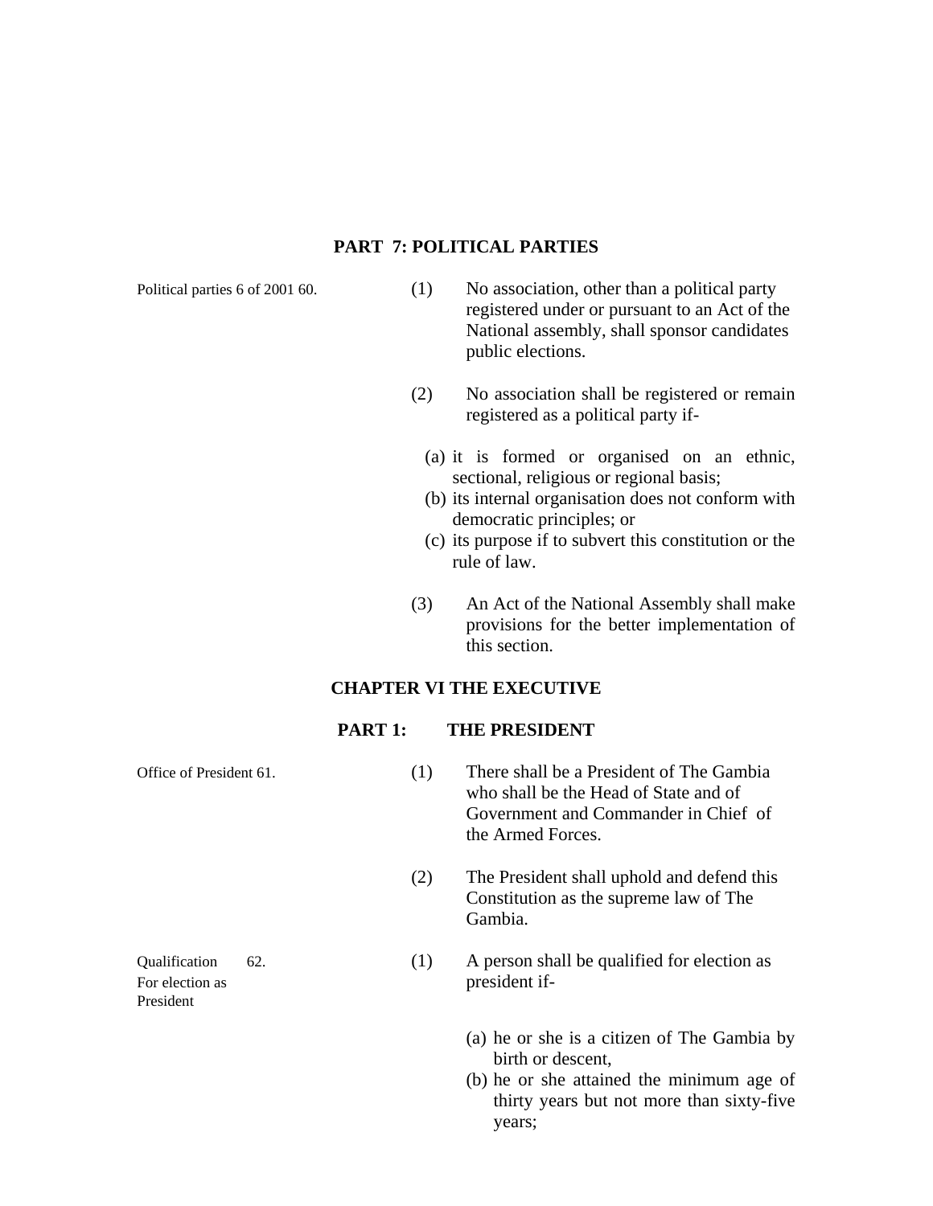## PART 7: POLITICAL PARTIES

Political parties 6 of 2001 60.

(1) No association, other than a political party registered under or pursuant to an Act of the National assembly, shall sponsor candidates public elections.

(2) No association shall be registered or remain registered as a political party if-

(a) it is formed or organised on an ethnic, sectional, religious or regional basis;
(b) its internal organisation does not conform with democratic principles; or
(c) its purpose if to subvert this constitution or the rule of law.

(3) An Act of the National Assembly shall make provisions for the better implementation of this section.

## CHAPTER VI THE EXECUTIVE

### PART 1: THE PRESIDENT

Office of President 61.

(1) There shall be a President of The Gambia who shall be the Head of State and of Government and Commander in Chief of the Armed Forces.

(2) The President shall uphold and defend this Constitution as the supreme law of The Gambia.

Qualification For election as President 62.

(1) A person shall be qualified for election as president if-

(a) he or she is a citizen of The Gambia by birth or descent,
(b) he or she attained the minimum age of thirty years but not more than sixty-five years;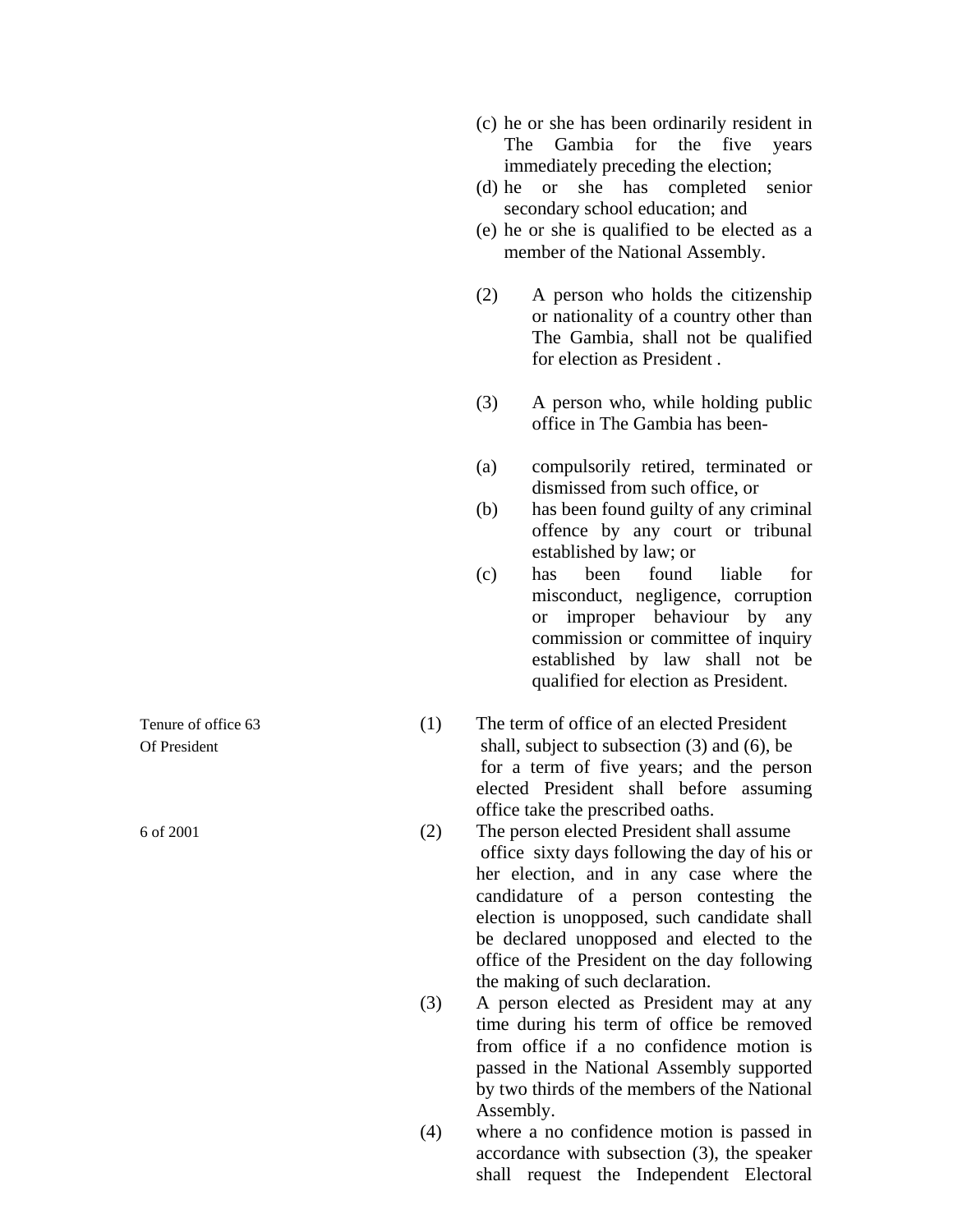(c) he or she has been ordinarily resident in The Gambia for the five years immediately preceding the election;

(d) he or she has completed senior secondary school education; and

(e) he or she is qualified to be elected as a member of the National Assembly.

(2) A person who holds the citizenship or nationality of a country other than The Gambia, shall not be qualified for election as President .

(3) A person who, while holding public office in The Gambia has been-

(a) compulsorily retired, terminated or dismissed from such office, or

(b) has been found guilty of any criminal offence by any court or tribunal established by law; or

(c) has been found liable for misconduct, negligence, corruption or improper behaviour by any commission or committee of inquiry established by law shall not be qualified for election as President.

Tenure of office Of President 63

(1) The term of office of an elected President shall, subject to subsection (3) and (6), be for a term of five years; and the person elected President shall before assuming office take the prescribed oaths.

6 of 2001

(2) The person elected President shall assume office sixty days following the day of his or her election, and in any case where the candidature of a person contesting the election is unopposed, such candidate shall be declared unopposed and elected to the office of the President on the day following the making of such declaration.

(3) A person elected as President may at any time during his term of office be removed from office if a no confidence motion is passed in the National Assembly supported by two thirds of the members of the National Assembly.

(4) where a no confidence motion is passed in accordance with subsection (3), the speaker shall request the Independent Electoral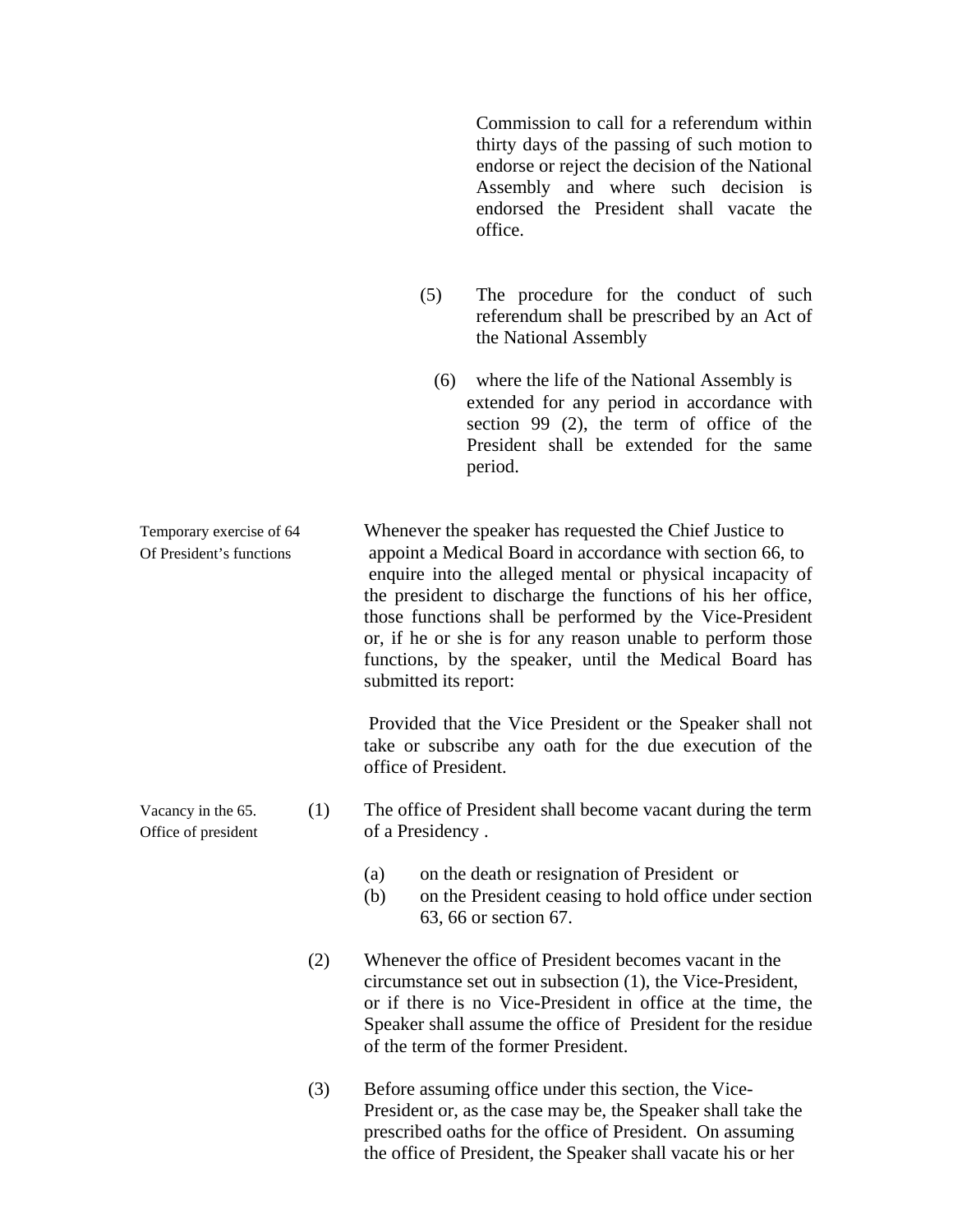Commission to call for a referendum within thirty days of the passing of such motion to endorse or reject the decision of the National Assembly and where such decision is endorsed the President shall vacate the office.

(5) The procedure for the conduct of such referendum shall be prescribed by an Act of the National Assembly

(6) where the life of the National Assembly is extended for any period in accordance with section 99 (2), the term of office of the President shall be extended for the same period.

**Temporary exercise of Of President's functions**

**64** Whenever the speaker has requested the Chief Justice to appoint a Medical Board in accordance with section 66, to enquire into the alleged mental or physical incapacity of the president to discharge the functions of his her office, those functions shall be performed by the Vice-President or, if he or she is for any reason unable to perform those functions, by the speaker, until the Medical Board has submitted its report:

Provided that the Vice President or the Speaker shall not take or subscribe any oath for the due execution of the office of President.

**Vacancy in the Office of president**

**65.** (1) The office of President shall become vacant during the term of a Presidency .

(a) on the death or resignation of President or
(b) on the President ceasing to hold office under section 63, 66 or section 67.

(2) Whenever the office of President becomes vacant in the circumstance set out in subsection (1), the Vice-President, or if there is no Vice-President in office at the time, the Speaker shall assume the office of President for the residue of the term of the former President.

(3) Before assuming office under this section, the Vice-President or, as the case may be, the Speaker shall take the prescribed oaths for the office of President. On assuming the office of President, the Speaker shall vacate his or her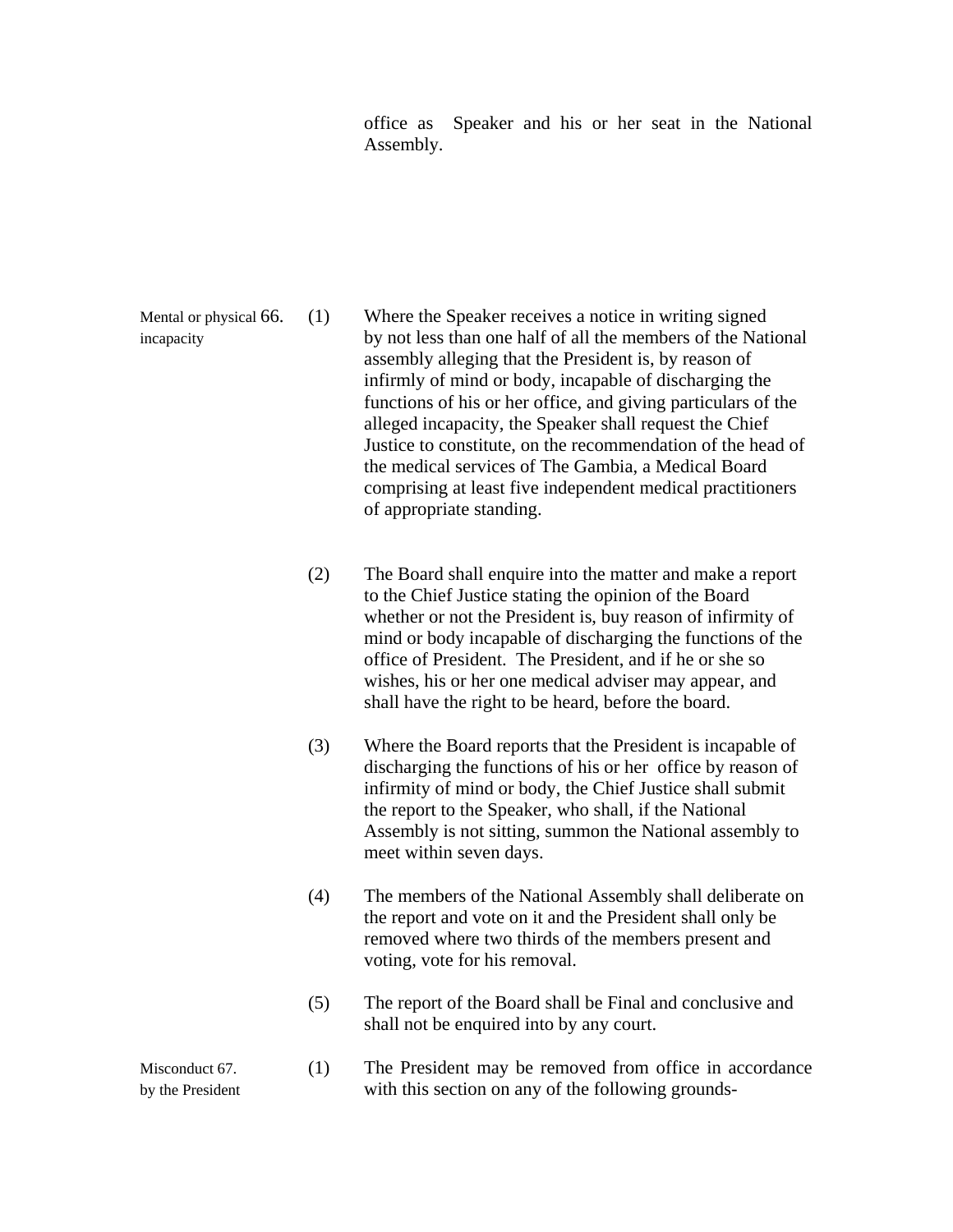office as Speaker and his or her seat in the National Assembly.

**Mental or physical incapacity**

66. (1) Where the Speaker receives a notice in writing signed by not less than one half of all the members of the National assembly alleging that the President is, by reason of infirmly of mind or body, incapable of discharging the functions of his or her office, and giving particulars of the alleged incapacity, the Speaker shall request the Chief Justice to constitute, on the recommendation of the head of the medical services of The Gambia, a Medical Board comprising at least five independent medical practitioners of appropriate standing.

(2) The Board shall enquire into the matter and make a report to the Chief Justice stating the opinion of the Board whether or not the President is, buy reason of infirmity of mind or body incapable of discharging the functions of the office of President. The President, and if he or she so wishes, his or her one medical adviser may appear, and shall have the right to be heard, before the board.

(3) Where the Board reports that the President is incapable of discharging the functions of his or her office by reason of infirmity of mind or body, the Chief Justice shall submit the report to the Speaker, who shall, if the National Assembly is not sitting, summon the National assembly to meet within seven days.

(4) The members of the National Assembly shall deliberate on the report and vote on it and the President shall only be removed where two thirds of the members present and voting, vote for his removal.

(5) The report of the Board shall be Final and conclusive and shall not be enquired into by any court.

**Misconduct by the President**

67. (1) The President may be removed from office in accordance with this section on any of the following grounds-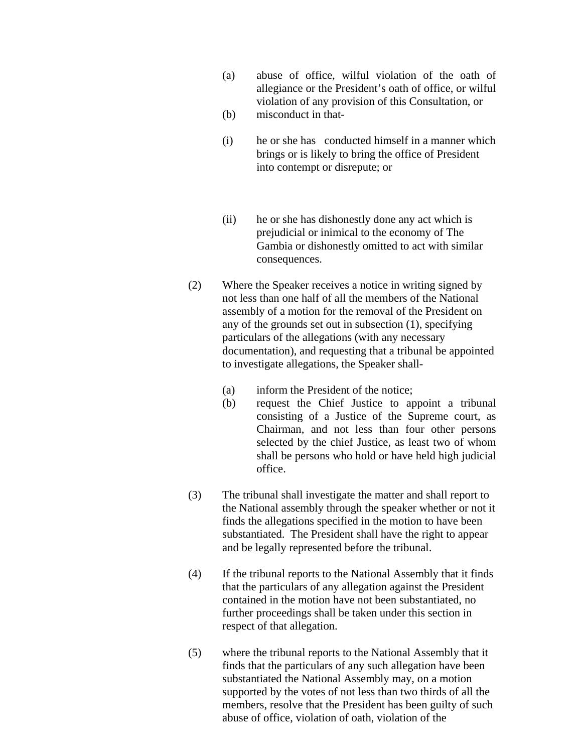(a) abuse of office, wilful violation of the oath of allegiance or the President's oath of office, or wilful violation of any provision of this Consultation, or

(b) misconduct in that-

(i) he or she has conducted himself in a manner which brings or is likely to bring the office of President into contempt or disrepute; or

(ii) he or she has dishonestly done any act which is prejudicial or inimical to the economy of The Gambia or dishonestly omitted to act with similar consequences.

(2) Where the Speaker receives a notice in writing signed by not less than one half of all the members of the National assembly of a motion for the removal of the President on any of the grounds set out in subsection (1), specifying particulars of the allegations (with any necessary documentation), and requesting that a tribunal be appointed to investigate allegations, the Speaker shall-

(a) inform the President of the notice;

(b) request the Chief Justice to appoint a tribunal consisting of a Justice of the Supreme court, as Chairman, and not less than four other persons selected by the chief Justice, as least two of whom shall be persons who hold or have held high judicial office.

(3) The tribunal shall investigate the matter and shall report to the National assembly through the speaker whether or not it finds the allegations specified in the motion to have been substantiated. The President shall have the right to appear and be legally represented before the tribunal.

(4) If the tribunal reports to the National Assembly that it finds that the particulars of any allegation against the President contained in the motion have not been substantiated, no further proceedings shall be taken under this section in respect of that allegation.

(5) where the tribunal reports to the National Assembly that it finds that the particulars of any such allegation have been substantiated the National Assembly may, on a motion supported by the votes of not less than two thirds of all the members, resolve that the President has been guilty of such abuse of office, violation of oath, violation of the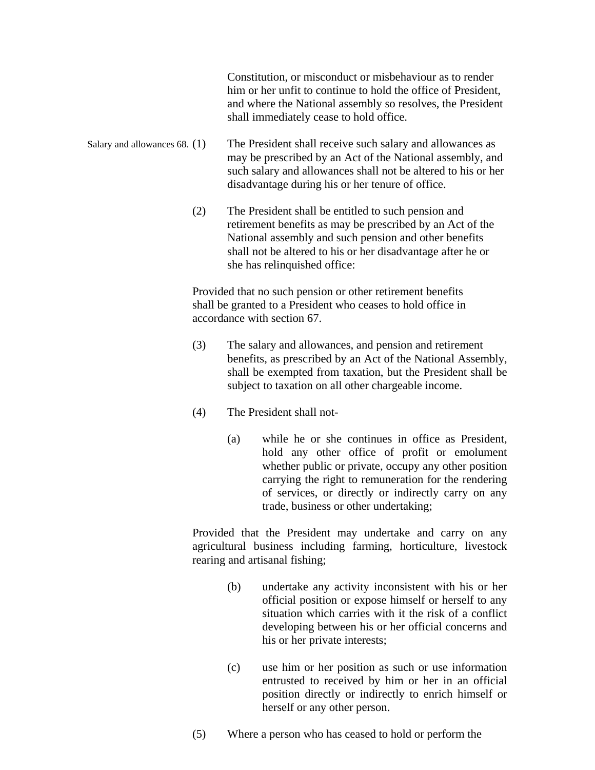Constitution, or misconduct or misbehaviour as to render him or her unfit to continue to hold the office of President, and where the National assembly so resolves, the President shall immediately cease to hold office.

Salary and allowances 68. (1) The President shall receive such salary and allowances as may be prescribed by an Act of the National assembly, and such salary and allowances shall not be altered to his or her disadvantage during his or her tenure of office.

(2) The President shall be entitled to such pension and retirement benefits as may be prescribed by an Act of the National assembly and such pension and other benefits shall not be altered to his or her disadvantage after he or she has relinquished office:

Provided that no such pension or other retirement benefits shall be granted to a President who ceases to hold office in accordance with section 67.

(3) The salary and allowances, and pension and retirement benefits, as prescribed by an Act of the National Assembly, shall be exempted from taxation, but the President shall be subject to taxation on all other chargeable income.

(4) The President shall not-

(a) while he or she continues in office as President, hold any other office of profit or emolument whether public or private, occupy any other position carrying the right to remuneration for the rendering of services, or directly or indirectly carry on any trade, business or other undertaking;

Provided that the President may undertake and carry on any agricultural business including farming, horticulture, livestock rearing and artisanal fishing;

(b) undertake any activity inconsistent with his or her official position or expose himself or herself to any situation which carries with it the risk of a conflict developing between his or her official concerns and his or her private interests;

(c) use him or her position as such or use information entrusted to received by him or her in an official position directly or indirectly to enrich himself or herself or any other person.

(5) Where a person who has ceased to hold or perform the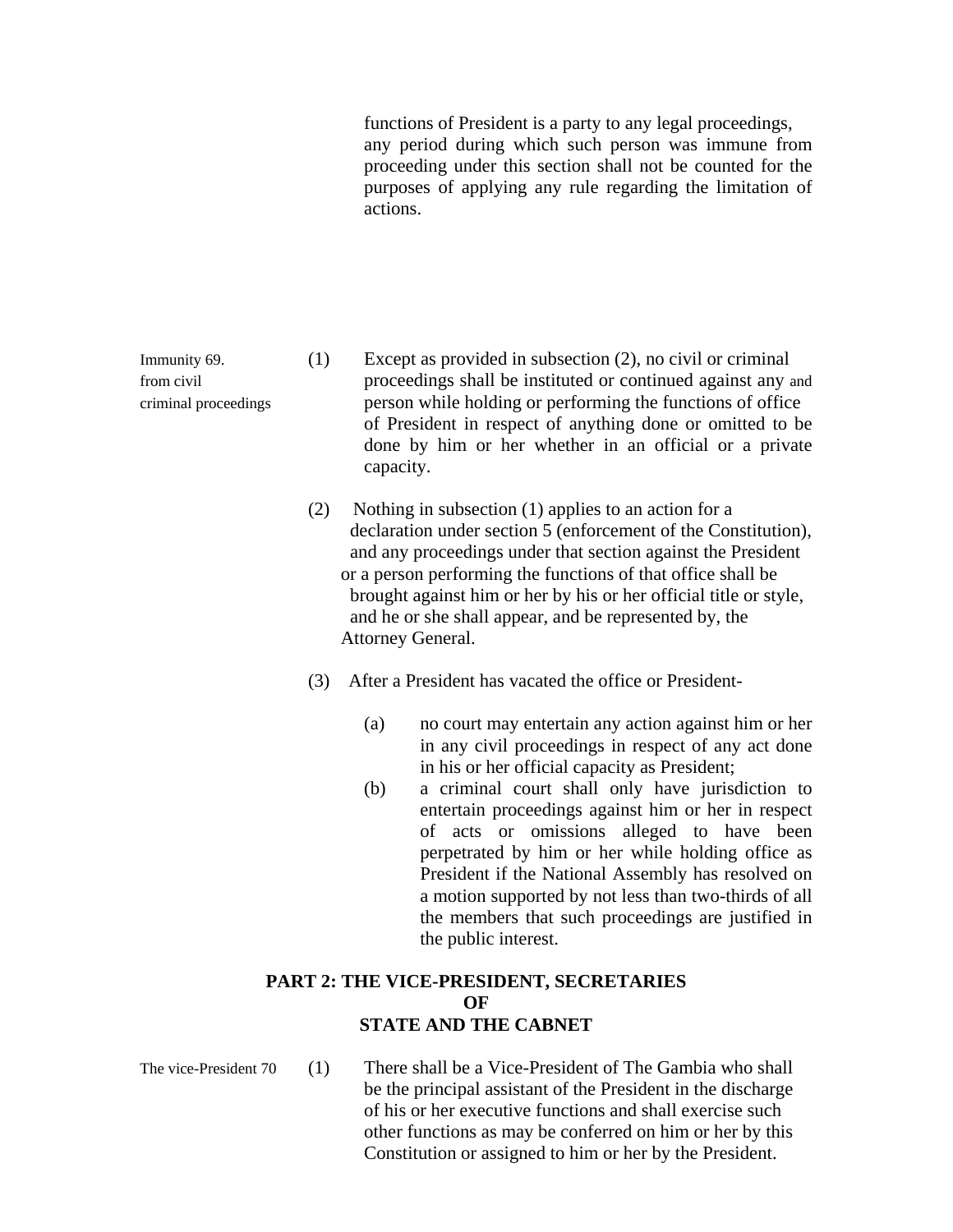functions of President is a party to any legal proceedings, any period during which such person was immune from proceeding under this section shall not be counted for the purposes of applying any rule regarding the limitation of actions.

Immunity from civil and criminal proceedings

69\. (1) Except as provided in subsection (2), no civil or criminal proceedings shall be instituted or continued against any person while holding or performing the functions of office of President in respect of anything done or omitted to be done by him or her whether in an official or a private capacity.

(2) Nothing in subsection (1) applies to an action for a declaration under section 5 (enforcement of the Constitution), and any proceedings under that section against the President or a person performing the functions of that office shall be brought against him or her by his or her official title or style, and he or she shall appear, and be represented by, the Attorney General.

(3) After a President has vacated the office or President-

(a) no court may entertain any action against him or her in any civil proceedings in respect of any act done in his or her official capacity as President;

(b) a criminal court shall only have jurisdiction to entertain proceedings against him or her in respect of acts or omissions alleged to have been perpetrated by him or her while holding office as President if the National Assembly has resolved on a motion supported by not less than two-thirds of all the members that such proceedings are justified in the public interest.

## PART 2: THE VICE-PRESIDENT, SECRETARIES OF STATE AND THE CABNET

The vice-President

70\. (1) There shall be a Vice-President of The Gambia who shall be the principal assistant of the President in the discharge of his or her executive functions and shall exercise such other functions as may be conferred on him or her by this Constitution or assigned to him or her by the President.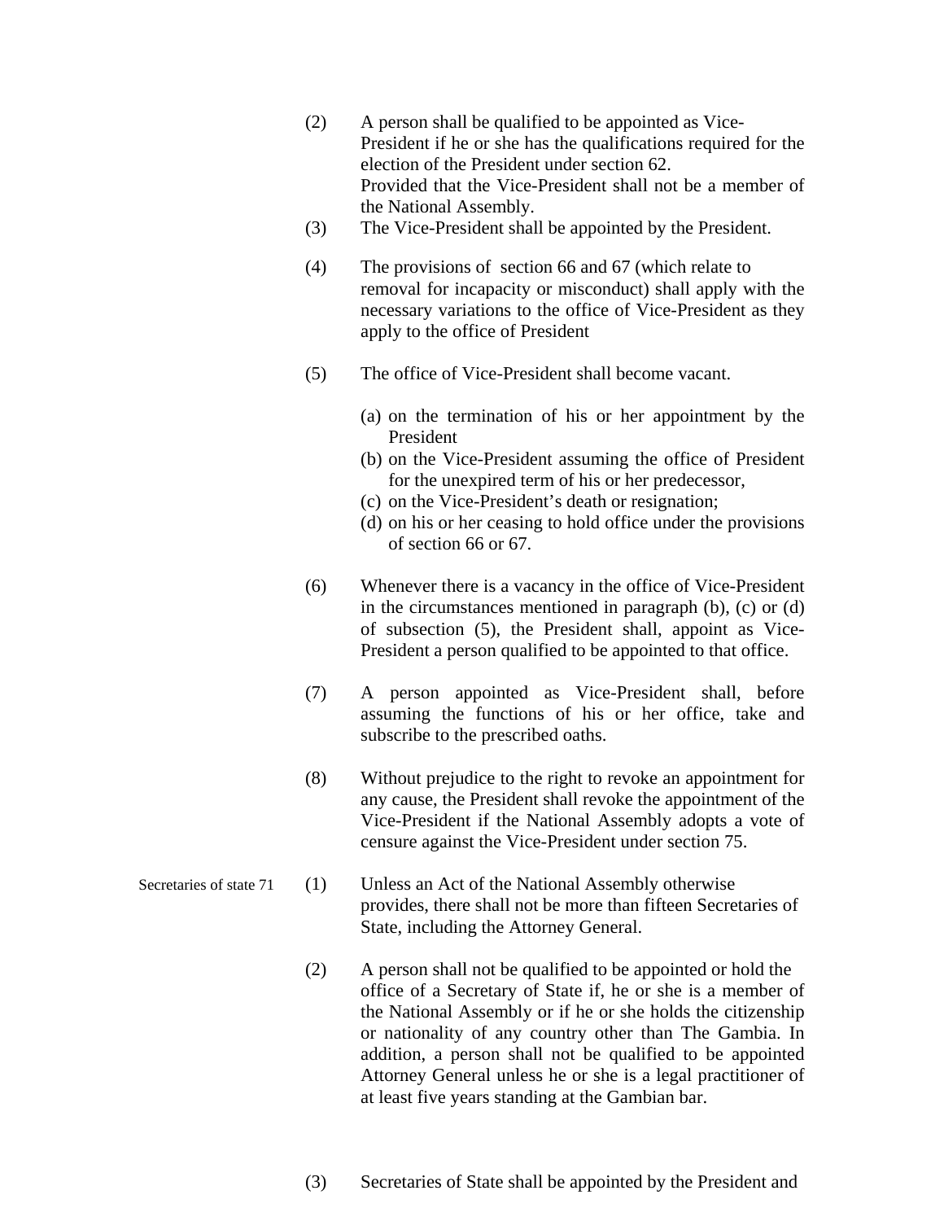(2) A person shall be qualified to be appointed as Vice-President if he or she has the qualifications required for the election of the President under section 62.
Provided that the Vice-President shall not be a member of the National Assembly.

(3) The Vice-President shall be appointed by the President.

(4) The provisions of section 66 and 67 (which relate to removal for incapacity or misconduct) shall apply with the necessary variations to the office of Vice-President as they apply to the office of President

(5) The office of Vice-President shall become vacant.

(a) on the termination of his or her appointment by the President
(b) on the Vice-President assuming the office of President for the unexpired term of his or her predecessor,
(c) on the Vice-President's death or resignation;
(d) on his or her ceasing to hold office under the provisions of section 66 or 67.

(6) Whenever there is a vacancy in the office of Vice-President in the circumstances mentioned in paragraph (b), (c) or (d) of subsection (5), the President shall, appoint as Vice-President a person qualified to be appointed to that office.

(7) A person appointed as Vice-President shall, before assuming the functions of his or her office, take and subscribe to the prescribed oaths.

(8) Without prejudice to the right to revoke an appointment for any cause, the President shall revoke the appointment of the Vice-President if the National Assembly adopts a vote of censure against the Vice-President under section 75.

Secretaries of state 71 (1) Unless an Act of the National Assembly otherwise provides, there shall not be more than fifteen Secretaries of State, including the Attorney General.

(2) A person shall not be qualified to be appointed or hold the office of a Secretary of State if, he or she is a member of the National Assembly or if he or she holds the citizenship or nationality of any country other than The Gambia. In addition, a person shall not be qualified to be appointed Attorney General unless he or she is a legal practitioner of at least five years standing at the Gambian bar.

(3) Secretaries of State shall be appointed by the President and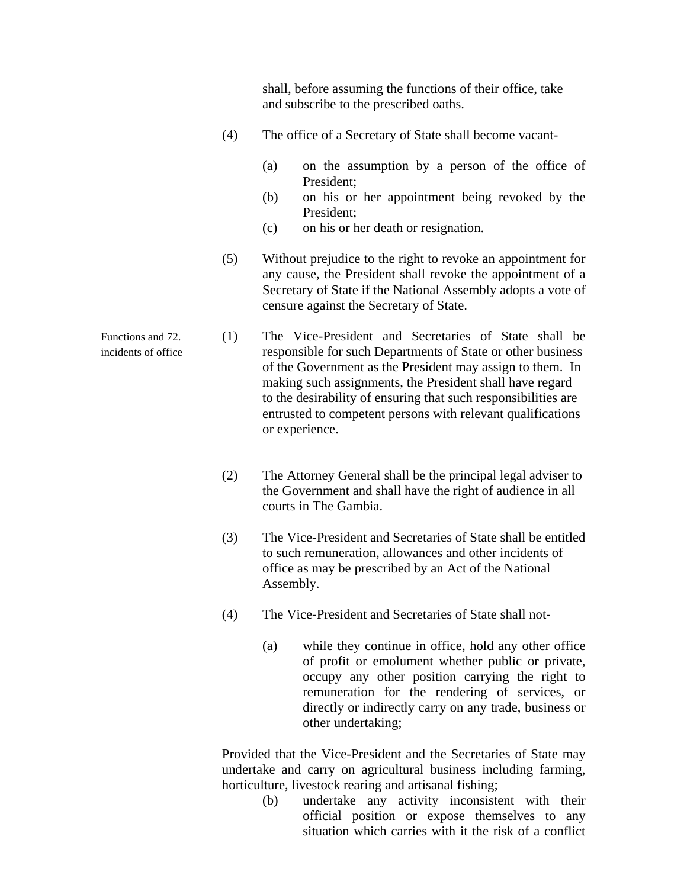shall, before assuming the functions of their office, take and subscribe to the prescribed oaths.

(4) The office of a Secretary of State shall become vacant-

(a) on the assumption by a person of the office of President;
(b) on his or her appointment being revoked by the President;
(c) on his or her death or resignation.

(5) Without prejudice to the right to revoke an appointment for any cause, the President shall revoke the appointment of a Secretary of State if the National Assembly adopts a vote of censure against the Secretary of State.

**Functions and incidents of office**

72. (1) The Vice-President and Secretaries of State shall be responsible for such Departments of State or other business of the Government as the President may assign to them. In making such assignments, the President shall have regard to the desirability of ensuring that such responsibilities are entrusted to competent persons with relevant qualifications or experience.

(2) The Attorney General shall be the principal legal adviser to the Government and shall have the right of audience in all courts in The Gambia.

(3) The Vice-President and Secretaries of State shall be entitled to such remuneration, allowances and other incidents of office as may be prescribed by an Act of the National Assembly.

(4) The Vice-President and Secretaries of State shall not-

(a) while they continue in office, hold any other office of profit or emolument whether public or private, occupy any other position carrying the right to remuneration for the rendering of services, or directly or indirectly carry on any trade, business or other undertaking;

Provided that the Vice-President and the Secretaries of State may undertake and carry on agricultural business including farming, horticulture, livestock rearing and artisanal fishing;

(b) undertake any activity inconsistent with their official position or expose themselves to any situation which carries with it the risk of a conflict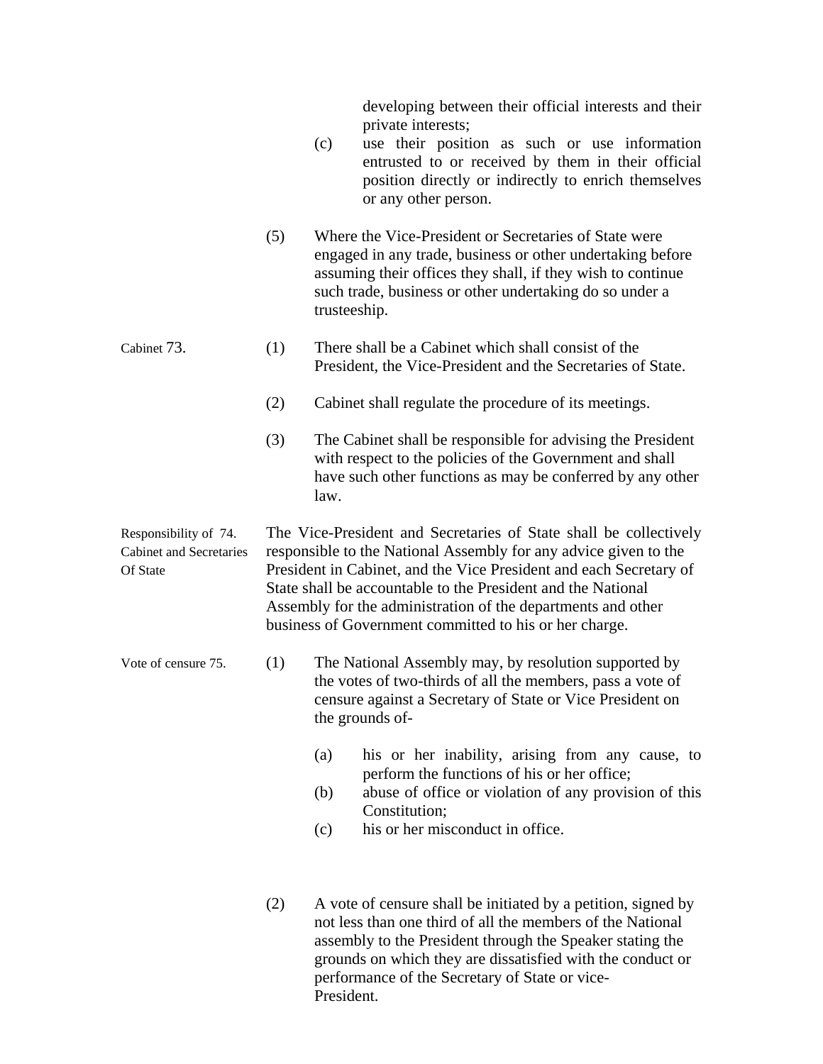developing between their official interests and their private interests;

(c) use their position as such or use information entrusted to or received by them in their official position directly or indirectly to enrich themselves or any other person.

(5) Where the Vice-President or Secretaries of State were engaged in any trade, business or other undertaking before assuming their offices they shall, if they wish to continue such trade, business or other undertaking do so under a trusteeship.

**Cabinet**

**73.** (1) There shall be a Cabinet which shall consist of the President, the Vice-President and the Secretaries of State.

(2) Cabinet shall regulate the procedure of its meetings.

(3) The Cabinet shall be responsible for advising the President with respect to the policies of the Government and shall have such other functions as may be conferred by any other law.

**Responsibility of Cabinet and Secretaries Of State**

**74.** The Vice-President and Secretaries of State shall be collectively responsible to the National Assembly for any advice given to the President in Cabinet, and the Vice President and each Secretary of State shall be accountable to the President and the National Assembly for the administration of the departments and other business of Government committed to his or her charge.

**Vote of censure**

**75.** (1) The National Assembly may, by resolution supported by the votes of two-thirds of all the members, pass a vote of censure against a Secretary of State or Vice President on the grounds of-

(a) his or her inability, arising from any cause, to perform the functions of his or her office;

(b) abuse of office or violation of any provision of this Constitution;

(c) his or her misconduct in office.

(2) A vote of censure shall be initiated by a petition, signed by not less than one third of all the members of the National assembly to the President through the Speaker stating the grounds on which they are dissatisfied with the conduct or performance of the Secretary of State or vice-President.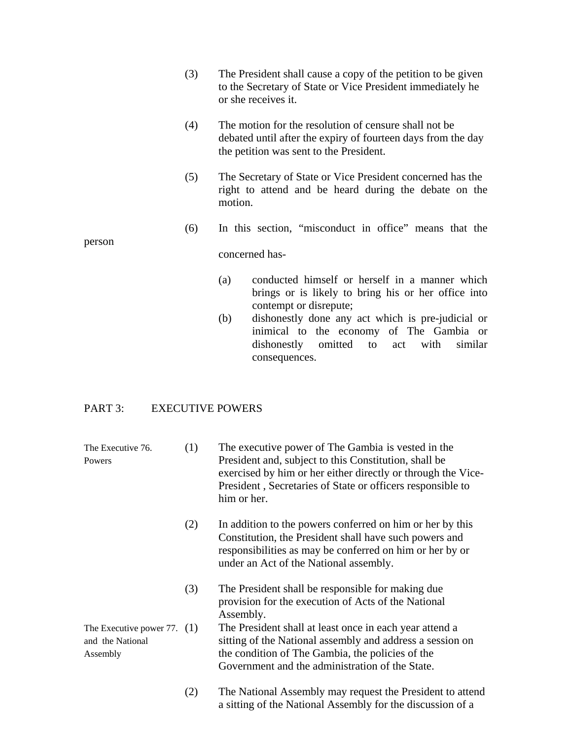(3) The President shall cause a copy of the petition to be given to the Secretary of State or Vice President immediately he or she receives it.

(4) The motion for the resolution of censure shall not be debated until after the expiry of fourteen days from the day the petition was sent to the President.

(5) The Secretary of State or Vice President concerned has the right to attend and be heard during the debate on the motion.

(6) In this section, "misconduct in office" means that the person concerned has-

(a) conducted himself or herself in a manner which brings or is likely to bring his or her office into contempt or disrepute;

(b) dishonestly done any act which is pre-judicial or inimical to the economy of The Gambia or dishonestly omitted to act with similar consequences.

## PART 3: EXECUTIVE POWERS

**The Executive Powers**

76. (1) The executive power of The Gambia is vested in the President and, subject to this Constitution, shall be exercised by him or her either directly or through the Vice-President , Secretaries of State or officers responsible to him or her.

(2) In addition to the powers conferred on him or her by this Constitution, the President shall have such powers and responsibilities as may be conferred on him or her by or under an Act of the National assembly.

(3) The President shall be responsible for making due provision for the execution of Acts of the National Assembly.

**The Executive power and the National Assembly**

77. (1) The President shall at least once in each year attend a sitting of the National assembly and address a session on the condition of The Gambia, the policies of the Government and the administration of the State.

(2) The National Assembly may request the President to attend a sitting of the National Assembly for the discussion of a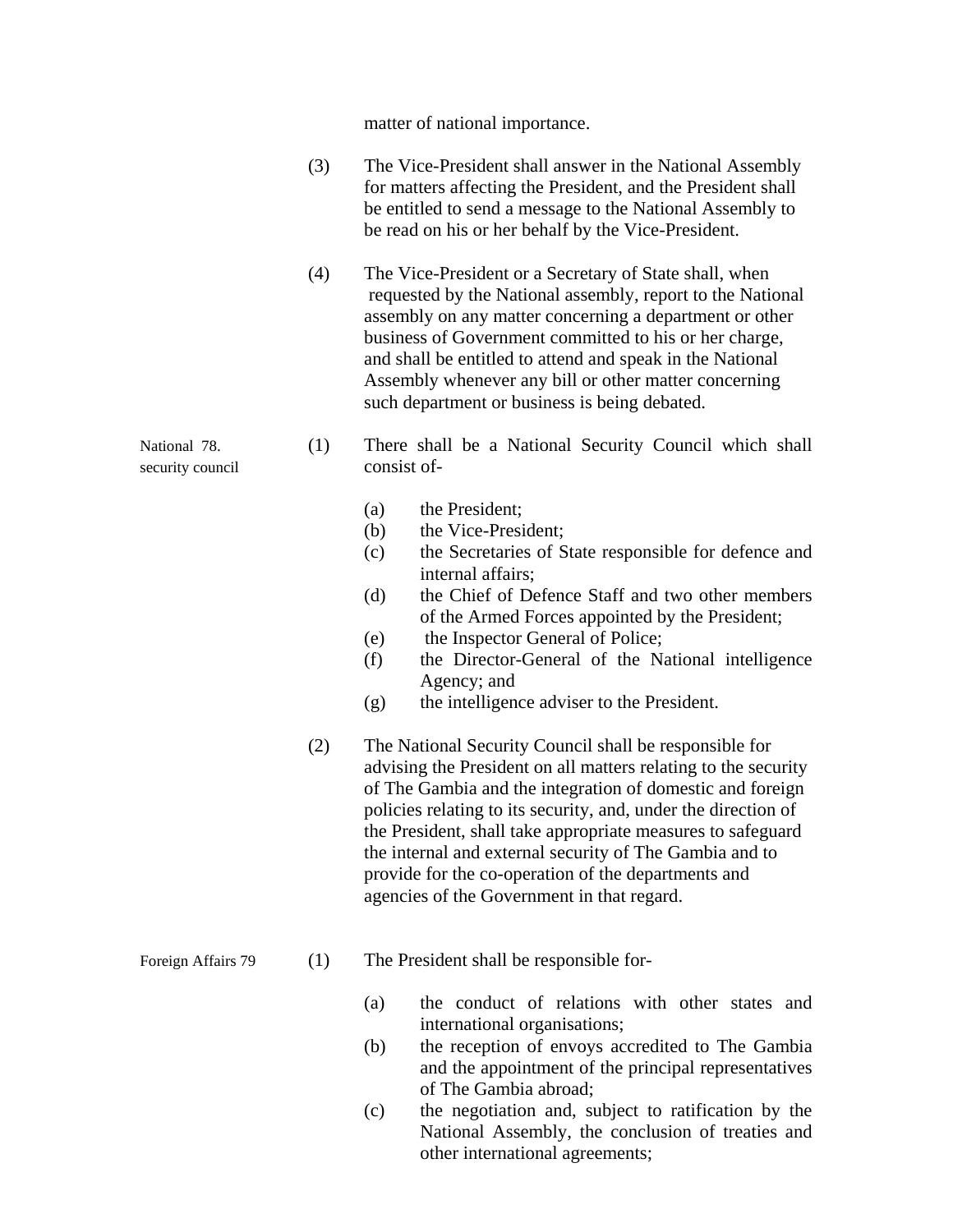matter of national importance.

(3) The Vice-President shall answer in the National Assembly for matters affecting the President, and the President shall be entitled to send a message to the National Assembly to be read on his or her behalf by the Vice-President.

(4) The Vice-President or a Secretary of State shall, when requested by the National assembly, report to the National assembly on any matter concerning a department or other business of Government committed to his or her charge, and shall be entitled to attend and speak in the National Assembly whenever any bill or other matter concerning such department or business is being debated.

National security council

78. (1) There shall be a National Security Council which shall consist of-

(a) the President;
(b) the Vice-President;
(c) the Secretaries of State responsible for defence and internal affairs;
(d) the Chief of Defence Staff and two other members of the Armed Forces appointed by the President;
(e) the Inspector General of Police;
(f) the Director-General of the National intelligence Agency; and
(g) the intelligence adviser to the President.

(2) The National Security Council shall be responsible for advising the President on all matters relating to the security of The Gambia and the integration of domestic and foreign policies relating to its security, and, under the direction of the President, shall take appropriate measures to safeguard the internal and external security of The Gambia and to provide for the co-operation of the departments and agencies of the Government in that regard.

Foreign Affairs

79 (1) The President shall be responsible for-

(a) the conduct of relations with other states and international organisations;
(b) the reception of envoys accredited to The Gambia and the appointment of the principal representatives of The Gambia abroad;
(c) the negotiation and, subject to ratification by the National Assembly, the conclusion of treaties and other international agreements;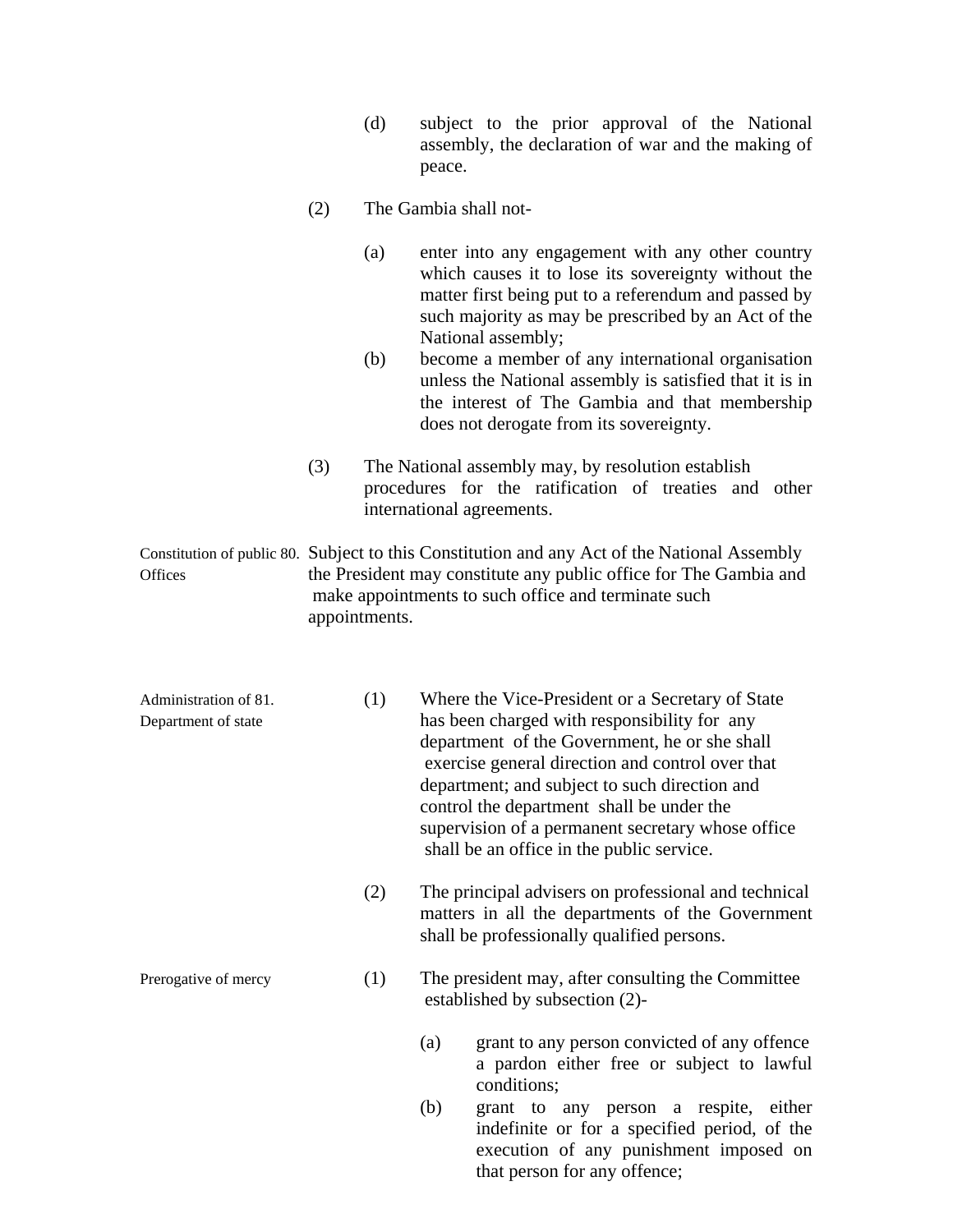(d) subject to the prior approval of the National assembly, the declaration of war and the making of peace.

(2) The Gambia shall not-

(a) enter into any engagement with any other country which causes it to lose its sovereignty without the matter first being put to a referendum and passed by such majority as may be prescribed by an Act of the National assembly;

(b) become a member of any international organisation unless the National assembly is satisfied that it is in the interest of The Gambia and that membership does not derogate from its sovereignty.

(3) The National assembly may, by resolution establish procedures for the ratification of treaties and other international agreements.

**Constitution of public Offices**

80. Subject to this Constitution and any Act of the National Assembly the President may constitute any public office for The Gambia and make appointments to such office and terminate such appointments.

**Administration of Department of state**

81. (1) Where the Vice-President or a Secretary of State has been charged with responsibility for any department of the Government, he or she shall exercise general direction and control over that department; and subject to such direction and control the department shall be under the supervision of a permanent secretary whose office shall be an office in the public service.

(2) The principal advisers on professional and technical matters in all the departments of the Government shall be professionally qualified persons.

**Prerogative of mercy**

(1) The president may, after consulting the Committee established by subsection (2)-

(a) grant to any person convicted of any offence a pardon either free or subject to lawful conditions;

(b) grant to any person a respite, either indefinite or for a specified period, of the execution of any punishment imposed on that person for any offence;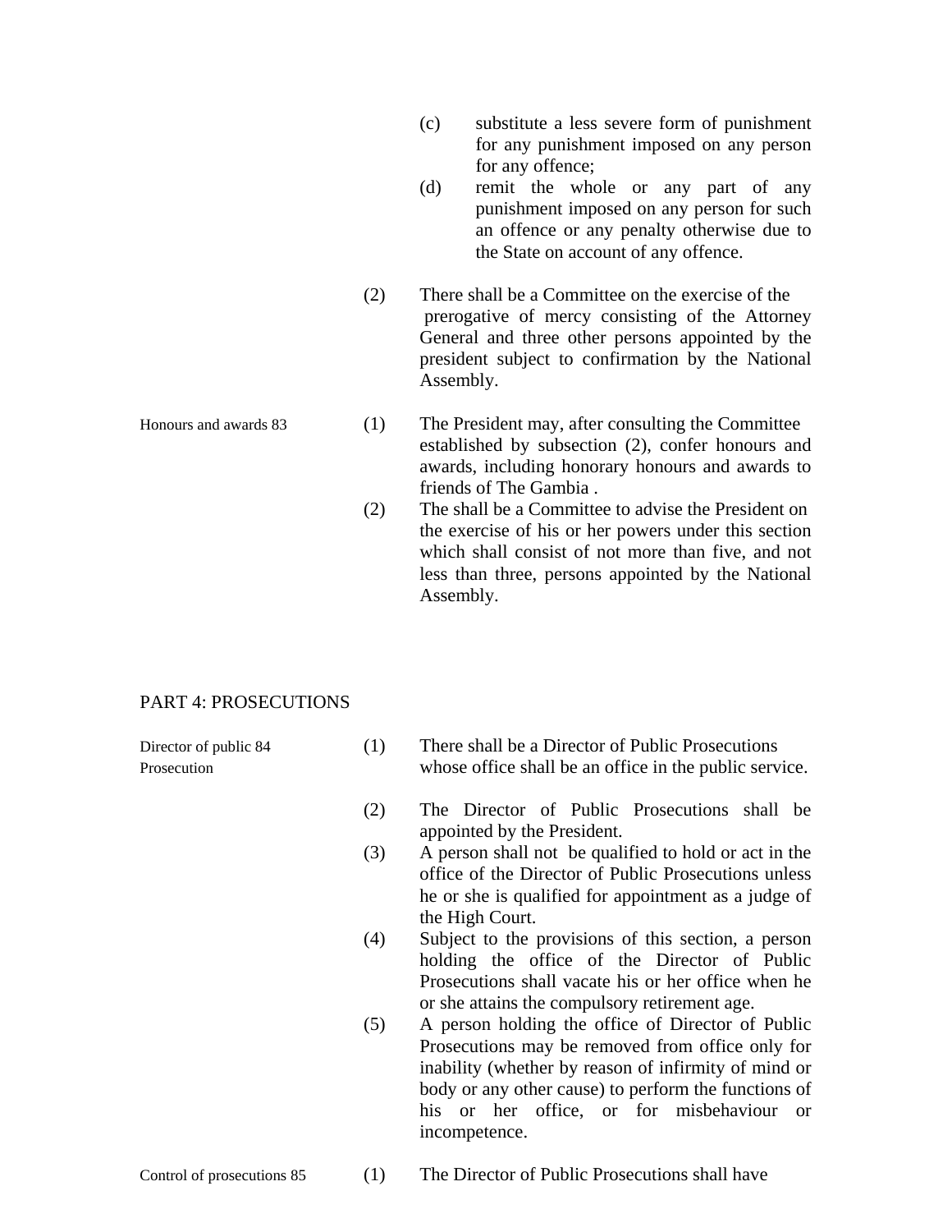(c) substitute a less severe form of punishment for any punishment imposed on any person for any offence;

(d) remit the whole or any part of any punishment imposed on any person for such an offence or any penalty otherwise due to the State on account of any offence.

(2) There shall be a Committee on the exercise of the prerogative of mercy consisting of the Attorney General and three other persons appointed by the president subject to confirmation by the National Assembly.

Honours and awards 83

(1) The President may, after consulting the Committee established by subsection (2), confer honours and awards, including honorary honours and awards to friends of The Gambia .

(2) The shall be a Committee to advise the President on the exercise of his or her powers under this section which shall consist of not more than five, and not less than three, persons appointed by the National Assembly.

## PART 4: PROSECUTIONS

Director of public 84 Prosecution

(1) There shall be a Director of Public Prosecutions whose office shall be an office in the public service.

(2) The Director of Public Prosecutions shall be appointed by the President.

(3) A person shall not be qualified to hold or act in the office of the Director of Public Prosecutions unless he or she is qualified for appointment as a judge of the High Court.

(4) Subject to the provisions of this section, a person holding the office of the Director of Public Prosecutions shall vacate his or her office when he or she attains the compulsory retirement age.

(5) A person holding the office of Director of Public Prosecutions may be removed from office only for inability (whether by reason of infirmity of mind or body or any other cause) to perform the functions of his or her office, or for misbehaviour or incompetence.

Control of prosecutions 85

(1) The Director of Public Prosecutions shall have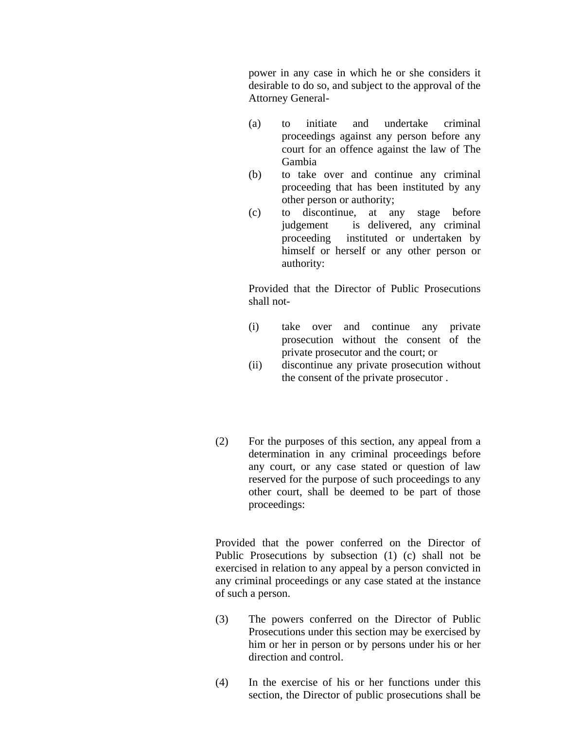power in any case in which he or she considers it desirable to do so, and subject to the approval of the Attorney General-

(a) to initiate and undertake criminal proceedings against any person before any court for an offence against the law of The Gambia

(b) to take over and continue any criminal proceeding that has been instituted by any other person or authority;

(c) to discontinue, at any stage before judgement is delivered, any criminal proceeding instituted or undertaken by himself or herself or any other person or authority:

Provided that the Director of Public Prosecutions shall not-

(i) take over and continue any private prosecution without the consent of the private prosecutor and the court; or

(ii) discontinue any private prosecution without the consent of the private prosecutor .

(2) For the purposes of this section, any appeal from a determination in any criminal proceedings before any court, or any case stated or question of law reserved for the purpose of such proceedings to any other court, shall be deemed to be part of those proceedings:

Provided that the power conferred on the Director of Public Prosecutions by subsection (1) (c) shall not be exercised in relation to any appeal by a person convicted in any criminal proceedings or any case stated at the instance of such a person.

(3) The powers conferred on the Director of Public Prosecutions under this section may be exercised by him or her in person or by persons under his or her direction and control.

(4) In the exercise of his or her functions under this section, the Director of public prosecutions shall be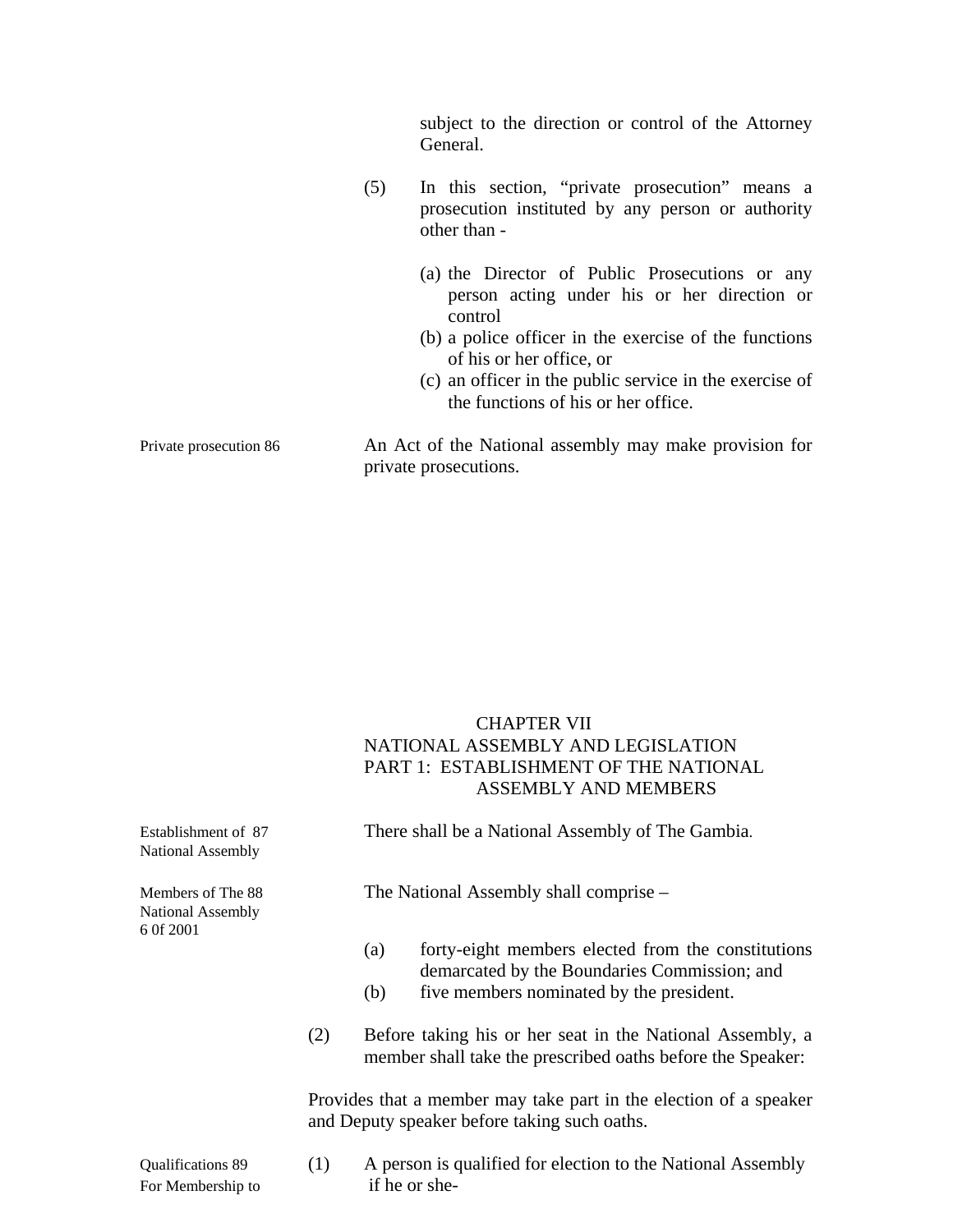subject to the direction or control of the Attorney General.

(5) In this section, "private prosecution" means a prosecution instituted by any person or authority other than -

(a) the Director of Public Prosecutions or any person acting under his or her direction or control
(b) a police officer in the exercise of the functions of his or her office, or
(c) an officer in the public service in the exercise of the functions of his or her office.

Private prosecution 86

An Act of the National assembly may make provision for private prosecutions.

## CHAPTER VII
## NATIONAL ASSEMBLY AND LEGISLATION
## PART 1: ESTABLISHMENT OF THE NATIONAL ASSEMBLY AND MEMBERS

Establishment of National Assembly 87

There shall be a National Assembly of The Gambia.

Members of The National Assembly 88
6 0f 2001

The National Assembly shall comprise –

(a) forty-eight members elected from the constitutions demarcated by the Boundaries Commission; and
(b) five members nominated by the president.

(2) Before taking his or her seat in the National Assembly, a member shall take the prescribed oaths before the Speaker:

Provides that a member may take part in the election of a speaker and Deputy speaker before taking such oaths.

Qualifications For Membership to 89

(1) A person is qualified for election to the National Assembly if he or she-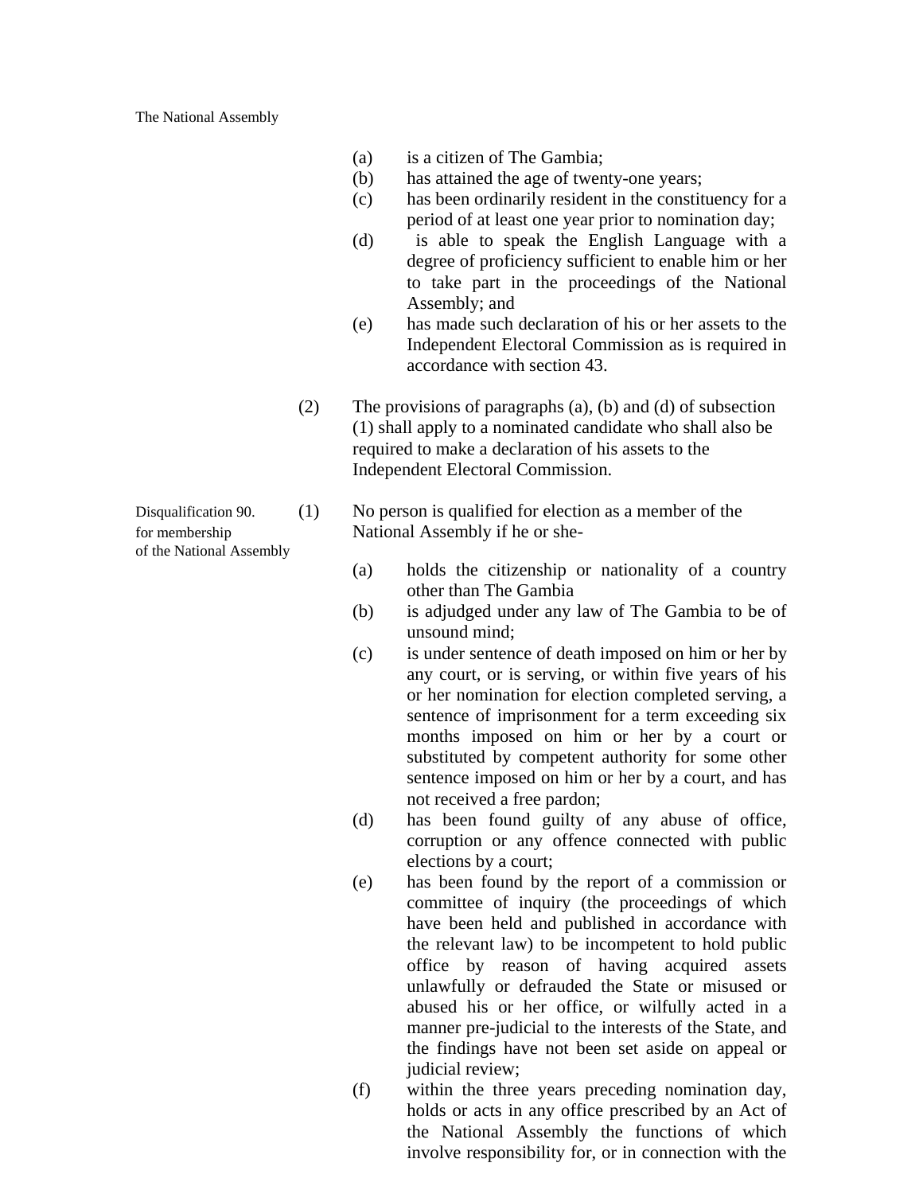(a) is a citizen of The Gambia;
(b) has attained the age of twenty-one years;
(c) has been ordinarily resident in the constituency for a period of at least one year prior to nomination day;
(d) is able to speak the English Language with a degree of proficiency sufficient to enable him or her to take part in the proceedings of the National Assembly; and
(e) has made such declaration of his or her assets to the Independent Electoral Commission as is required in accordance with section 43.

(2) The provisions of paragraphs (a), (b) and (d) of subsection (1) shall apply to a nominated candidate who shall also be required to make a declaration of his assets to the Independent Electoral Commission.

**Disqualification for membership of the National Assembly**

90. (1) No person is qualified for election as a member of the National Assembly if he or she-

(a) holds the citizenship or nationality of a country other than The Gambia
(b) is adjudged under any law of The Gambia to be of unsound mind;
(c) is under sentence of death imposed on him or her by any court, or is serving, or within five years of his or her nomination for election completed serving, a sentence of imprisonment for a term exceeding six months imposed on him or her by a court or substituted by competent authority for some other sentence imposed on him or her by a court, and has not received a free pardon;
(d) has been found guilty of any abuse of office, corruption or any offence connected with public elections by a court;
(e) has been found by the report of a commission or committee of inquiry (the proceedings of which have been held and published in accordance with the relevant law) to be incompetent to hold public office by reason of having acquired assets unlawfully or defrauded the State or misused or abused his or her office, or wilfully acted in a manner pre-judicial to the interests of the State, and the findings have not been set aside on appeal or judicial review;
(f) within the three years preceding nomination day, holds or acts in any office prescribed by an Act of the National Assembly the functions of which involve responsibility for, or in connection with the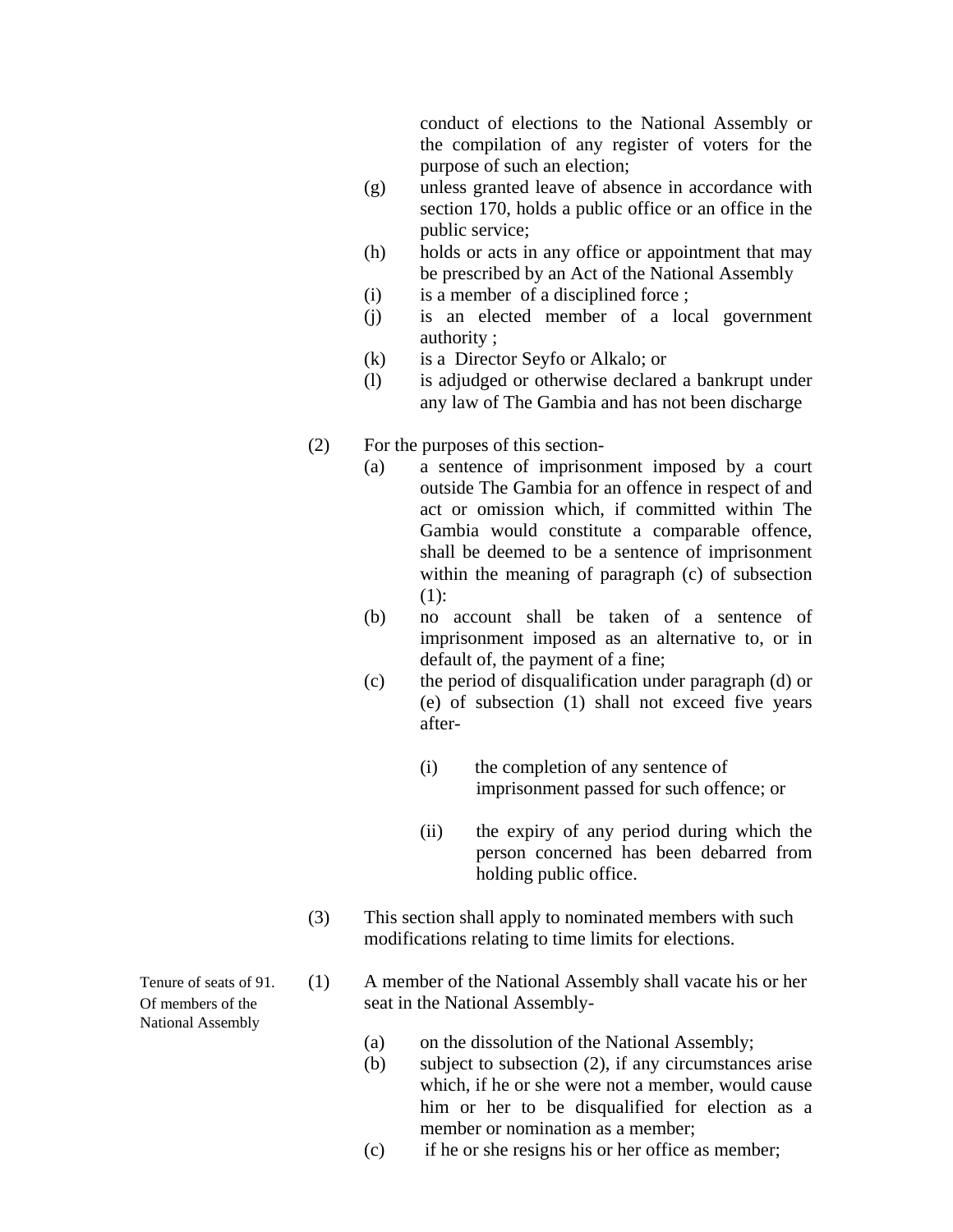conduct of elections to the National Assembly or the compilation of any register of voters for the purpose of such an election;

(g) unless granted leave of absence in accordance with section 170, holds a public office or an office in the public service;

(h) holds or acts in any office or appointment that may be prescribed by an Act of the National Assembly

(i) is a member of a disciplined force ;

(j) is an elected member of a local government authority ;

(k) is a Director Seyfo or Alkalo; or

(l) is adjudged or otherwise declared a bankrupt under any law of The Gambia and has not been discharge

(2) For the purposes of this section-

(a) a sentence of imprisonment imposed by a court outside The Gambia for an offence in respect of and act or omission which, if committed within The Gambia would constitute a comparable offence, shall be deemed to be a sentence of imprisonment within the meaning of paragraph (c) of subsection (1):

(b) no account shall be taken of a sentence of imprisonment imposed as an alternative to, or in default of, the payment of a fine;

(c) the period of disqualification under paragraph (d) or (e) of subsection (1) shall not exceed five years after-

(i) the completion of any sentence of imprisonment passed for such offence; or

(ii) the expiry of any period during which the person concerned has been debarred from holding public office.

(3) This section shall apply to nominated members with such modifications relating to time limits for elections.

Tenure of seats of Of members of the National Assembly

91. (1) A member of the National Assembly shall vacate his or her seat in the National Assembly-

(a) on the dissolution of the National Assembly;

(b) subject to subsection (2), if any circumstances arise which, if he or she were not a member, would cause him or her to be disqualified for election as a member or nomination as a member;

(c) if he or she resigns his or her office as member;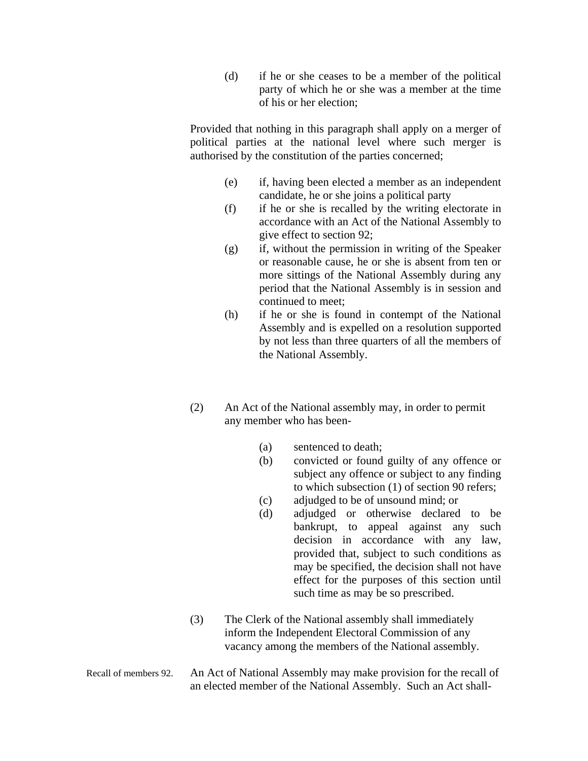(d) if he or she ceases to be a member of the political party of which he or she was a member at the time of his or her election;

Provided that nothing in this paragraph shall apply on a merger of political parties at the national level where such merger is authorised by the constitution of the parties concerned;

(e) if, having been elected a member as an independent candidate, he or she joins a political party

(f) if he or she is recalled by the writing electorate in accordance with an Act of the National Assembly to give effect to section 92;

(g) if, without the permission in writing of the Speaker or reasonable cause, he or she is absent from ten or more sittings of the National Assembly during any period that the National Assembly is in session and continued to meet;

(h) if he or she is found in contempt of the National Assembly and is expelled on a resolution supported by not less than three quarters of all the members of the National Assembly.

(2) An Act of the National assembly may, in order to permit any member who has been-

(a) sentenced to death;

(b) convicted or found guilty of any offence or subject any offence or subject to any finding to which subsection (1) of section 90 refers;

(c) adjudged to be of unsound mind; or

(d) adjudged or otherwise declared to be bankrupt, to appeal against any such decision in accordance with any law, provided that, subject to such conditions as may be specified, the decision shall not have effect for the purposes of this section until such time as may be so prescribed.

(3) The Clerk of the National assembly shall immediately inform the Independent Electoral Commission of any vacancy among the members of the National assembly.

Recall of members 92. An Act of National Assembly may make provision for the recall of an elected member of the National Assembly. Such an Act shall-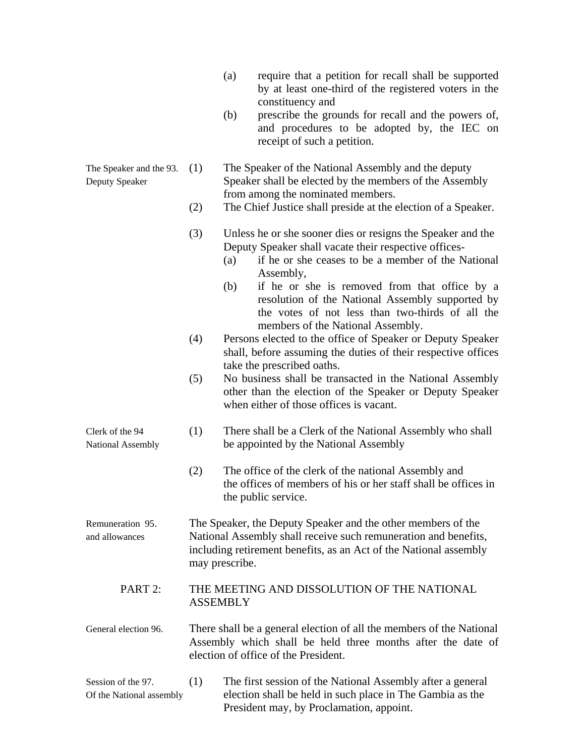(a) require that a petition for recall shall be supported by at least one-third of the registered voters in the constituency and

(b) prescribe the grounds for recall and the powers of, and procedures to be adopted by, the IEC on receipt of such a petition.

**The Speaker and the Deputy Speaker**

93. (1) The Speaker of the National Assembly and the deputy Speaker shall be elected by the members of the Assembly from among the nominated members.

(2) The Chief Justice shall preside at the election of a Speaker.

(3) Unless he or she sooner dies or resigns the Speaker and the Deputy Speaker shall vacate their respective offices-

(a) if he or she ceases to be a member of the National Assembly,

(b) if he or she is removed from that office by a resolution of the National Assembly supported by the votes of not less than two-thirds of all the members of the National Assembly.

(4) Persons elected to the office of Speaker or Deputy Speaker shall, before assuming the duties of their respective offices take the prescribed oaths.

(5) No business shall be transacted in the National Assembly other than the election of the Speaker or Deputy Speaker when either of those offices is vacant.

**Clerk of the National Assembly**

94 (1) There shall be a Clerk of the National Assembly who shall be appointed by the National Assembly

(2) The office of the clerk of the national Assembly and the offices of members of his or her staff shall be offices in the public service.

**Remuneration and allowances**

95. The Speaker, the Deputy Speaker and the other members of the National Assembly shall receive such remuneration and benefits, including retirement benefits, as an Act of the National assembly may prescribe.

## PART 2: THE MEETING AND DISSOLUTION OF THE NATIONAL ASSEMBLY

**General election**

96. There shall be a general election of all the members of the National Assembly which shall be held three months after the date of election of office of the President.

**Session of the Of the National assembly**

97. (1) The first session of the National Assembly after a general election shall be held in such place in The Gambia as the President may, by Proclamation, appoint.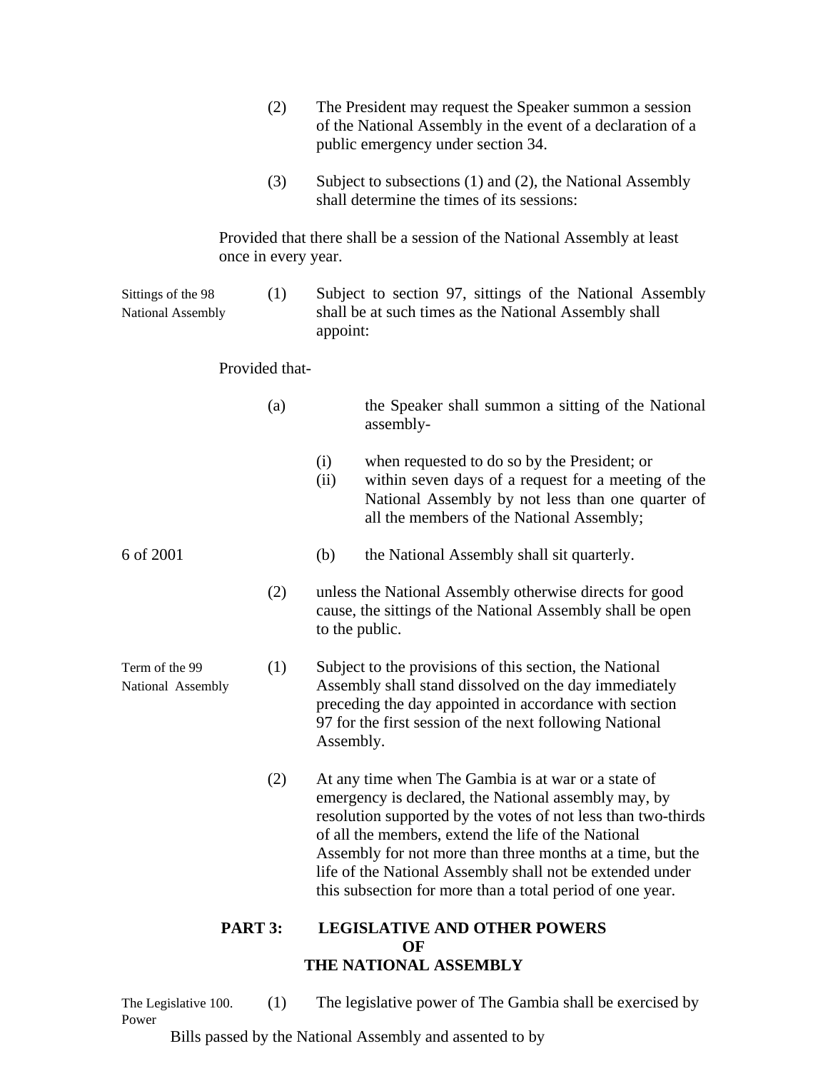(2) The President may request the Speaker summon a session of the National Assembly in the event of a declaration of a public emergency under section 34.

(3) Subject to subsections (1) and (2), the National Assembly shall determine the times of its sessions:

Provided that there shall be a session of the National Assembly at least once in every year.

Sittings of the National Assembly

98 (1) Subject to section 97, sittings of the National Assembly shall be at such times as the National Assembly shall appoint:

Provided that-

(a) the Speaker shall summon a sitting of the National assembly-

(i) when requested to do so by the President; or

(ii) within seven days of a request for a meeting of the National Assembly by not less than one quarter of all the members of the National Assembly;

6 of 2001

(b) the National Assembly shall sit quarterly.

(2) unless the National Assembly otherwise directs for good cause, the sittings of the National Assembly shall be open to the public.

Term of the National Assembly

99 (1) Subject to the provisions of this section, the National Assembly shall stand dissolved on the day immediately preceding the day appointed in accordance with section 97 for the first session of the next following National Assembly.

(2) At any time when The Gambia is at war or a state of emergency is declared, the National assembly may, by resolution supported by the votes of not less than two-thirds of all the members, extend the life of the National Assembly for not more than three months at a time, but the life of the National Assembly shall not be extended under this subsection for more than a total period of one year.

## PART 3: LEGISLATIVE AND OTHER POWERS OF THE NATIONAL ASSEMBLY

The Legislative Power

100. (1) The legislative power of The Gambia shall be exercised by Bills passed by the National Assembly and assented to by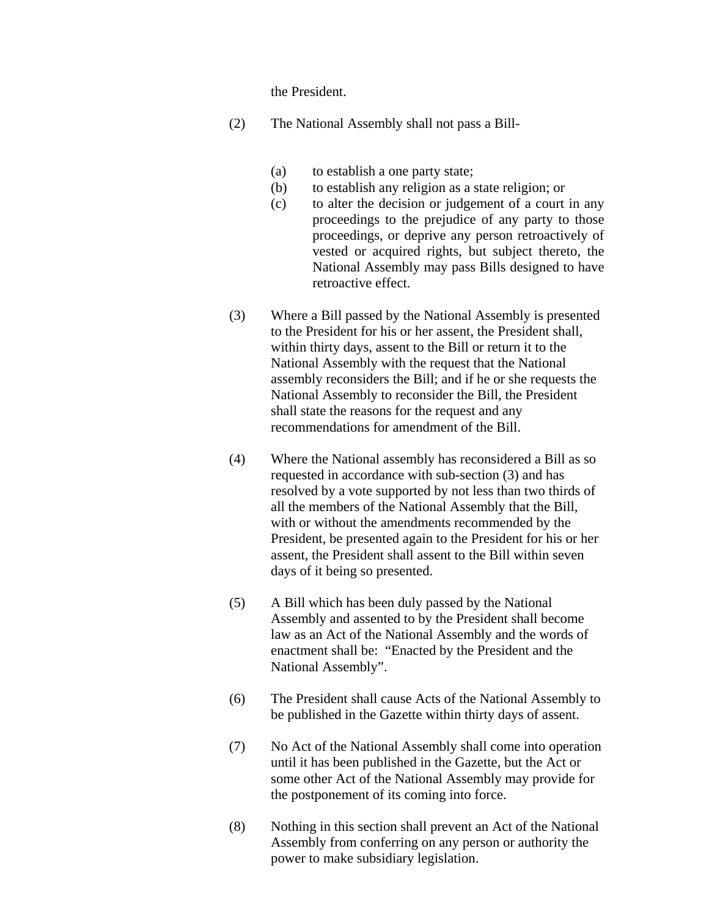the President.

(2) The National Assembly shall not pass a Bill-

(a) to establish a one party state;
(b) to establish any religion as a state religion; or
(c) to alter the decision or judgement of a court in any proceedings to the prejudice of any party to those proceedings, or deprive any person retroactively of vested or acquired rights, but subject thereto, the National Assembly may pass Bills designed to have retroactive effect.

(3) Where a Bill passed by the National Assembly is presented to the President for his or her assent, the President shall, within thirty days, assent to the Bill or return it to the National Assembly with the request that the National assembly reconsiders the Bill; and if he or she requests the National Assembly to reconsider the Bill, the President shall state the reasons for the request and any recommendations for amendment of the Bill.

(4) Where the National assembly has reconsidered a Bill as so requested in accordance with sub-section (3) and has resolved by a vote supported by not less than two thirds of all the members of the National Assembly that the Bill, with or without the amendments recommended by the President, be presented again to the President for his or her assent, the President shall assent to the Bill within seven days of it being so presented.

(5) A Bill which has been duly passed by the National Assembly and assented to by the President shall become law as an Act of the National Assembly and the words of enactment shall be: "Enacted by the President and the National Assembly".

(6) The President shall cause Acts of the National Assembly to be published in the Gazette within thirty days of assent.

(7) No Act of the National Assembly shall come into operation until it has been published in the Gazette, but the Act or some other Act of the National Assembly may provide for the postponement of its coming into force.

(8) Nothing in this section shall prevent an Act of the National Assembly from conferring on any person or authority the power to make subsidiary legislation.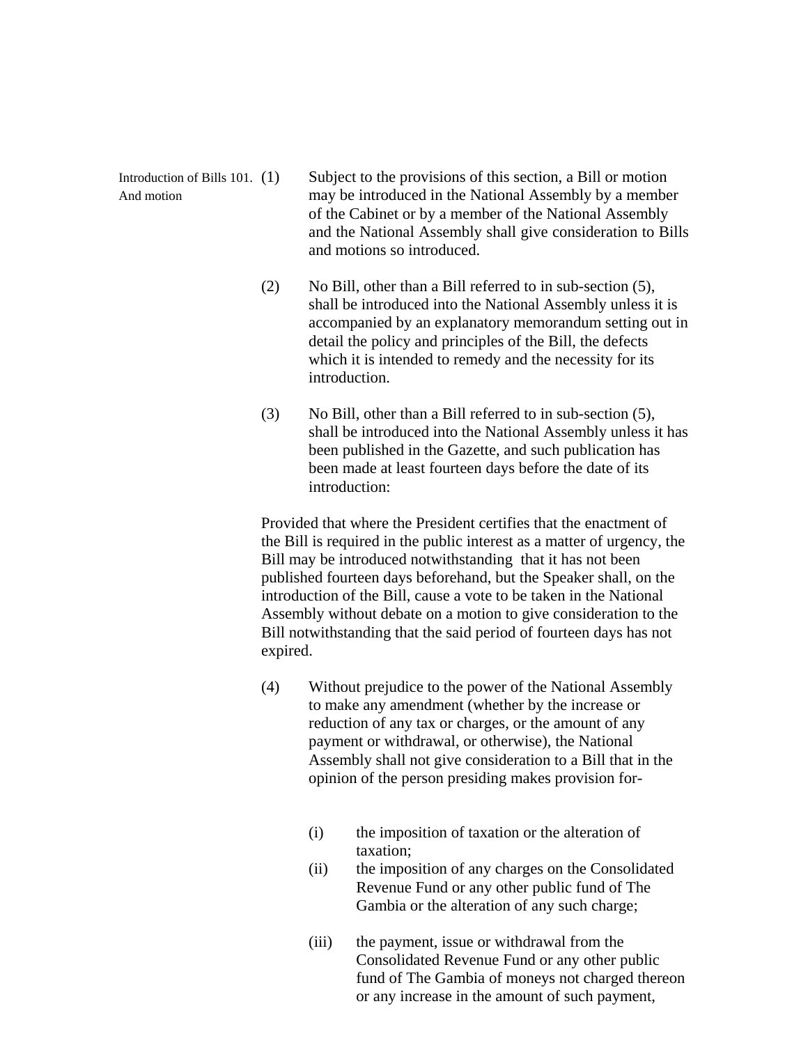Introduction of Bills And motion

101. (1) Subject to the provisions of this section, a Bill or motion may be introduced in the National Assembly by a member of the Cabinet or by a member of the National Assembly and the National Assembly shall give consideration to Bills and motions so introduced.

(2) No Bill, other than a Bill referred to in sub-section (5), shall be introduced into the National Assembly unless it is accompanied by an explanatory memorandum setting out in detail the policy and principles of the Bill, the defects which it is intended to remedy and the necessity for its introduction.

(3) No Bill, other than a Bill referred to in sub-section (5), shall be introduced into the National Assembly unless it has been published in the Gazette, and such publication has been made at least fourteen days before the date of its introduction:

Provided that where the President certifies that the enactment of the Bill is required in the public interest as a matter of urgency, the Bill may be introduced notwithstanding that it has not been published fourteen days beforehand, but the Speaker shall, on the introduction of the Bill, cause a vote to be taken in the National Assembly without debate on a motion to give consideration to the Bill notwithstanding that the said period of fourteen days has not expired.

(4) Without prejudice to the power of the National Assembly to make any amendment (whether by the increase or reduction of any tax or charges, or the amount of any payment or withdrawal, or otherwise), the National Assembly shall not give consideration to a Bill that in the opinion of the person presiding makes provision for-

(i) the imposition of taxation or the alteration of taxation;

(ii) the imposition of any charges on the Consolidated Revenue Fund or any other public fund of The Gambia or the alteration of any such charge;

(iii) the payment, issue or withdrawal from the Consolidated Revenue Fund or any other public fund of The Gambia of moneys not charged thereon or any increase in the amount of such payment,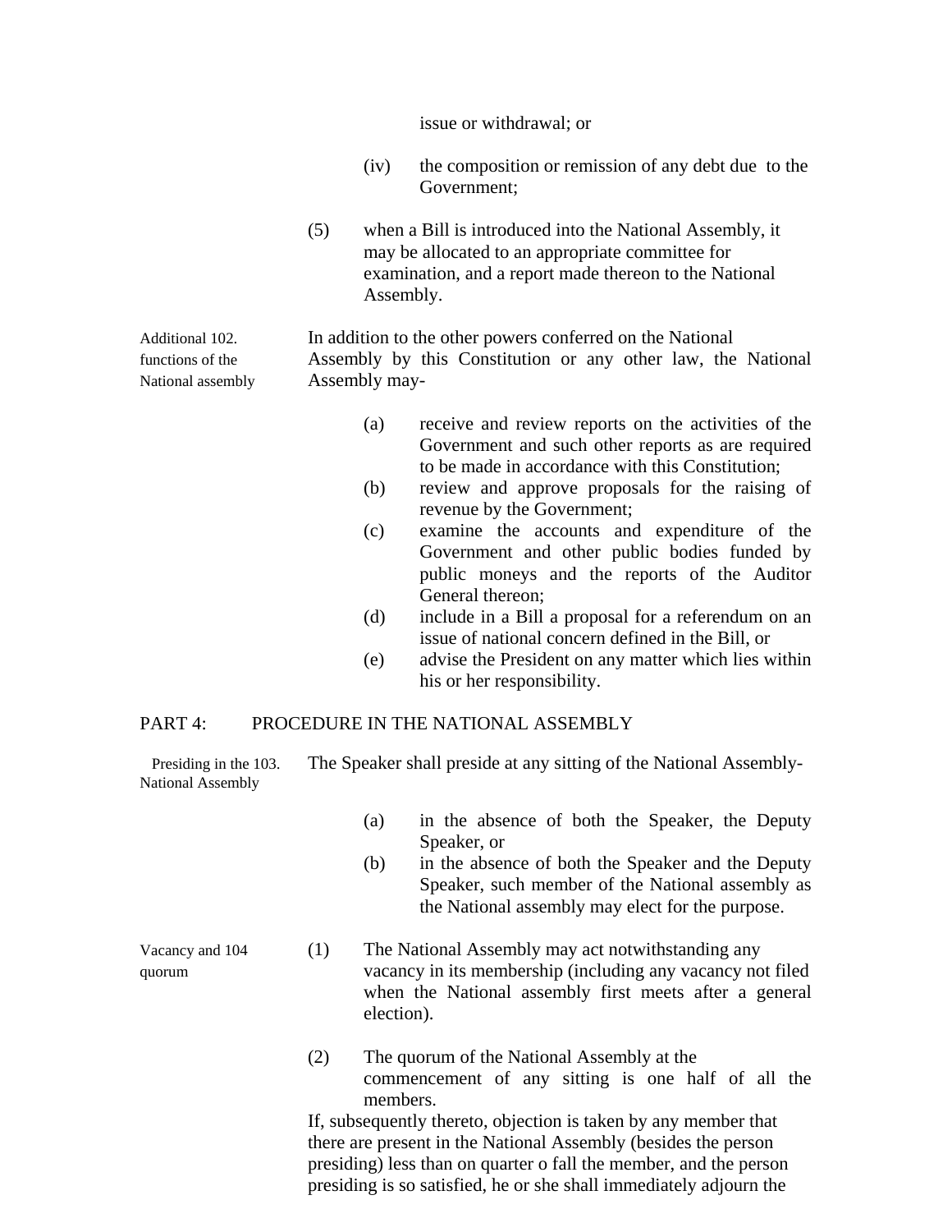issue or withdrawal; or

(iv) the composition or remission of any debt due to the Government;

(5) when a Bill is introduced into the National Assembly, it may be allocated to an appropriate committee for examination, and a report made thereon to the National Assembly.

**102. Additional functions of the National assembly**

In addition to the other powers conferred on the National Assembly by this Constitution or any other law, the National Assembly may-

(a) receive and review reports on the activities of the Government and such other reports as are required to be made in accordance with this Constitution;

(b) review and approve proposals for the raising of revenue by the Government;

(c) examine the accounts and expenditure of the Government and other public bodies funded by public moneys and the reports of the Auditor General thereon;

(d) include in a Bill a proposal for a referendum on an issue of national concern defined in the Bill, or

(e) advise the President on any matter which lies within his or her responsibility.

## PART 4: PROCEDURE IN THE NATIONAL ASSEMBLY

**103. Presiding in the National Assembly**

The Speaker shall preside at any sitting of the National Assembly-

(a) in the absence of both the Speaker, the Deputy Speaker, or

(b) in the absence of both the Speaker and the Deputy Speaker, such member of the National assembly as the National assembly may elect for the purpose.

**104 Vacancy and quorum**

(1) The National Assembly may act notwithstanding any vacancy in its membership (including any vacancy not filed when the National assembly first meets after a general election).

(2) The quorum of the National Assembly at the commencement of any sitting is one half of all the members.

If, subsequently thereto, objection is taken by any member that there are present in the National Assembly (besides the person presiding) less than on quarter o fall the member, and the person presiding is so satisfied, he or she shall immediately adjourn the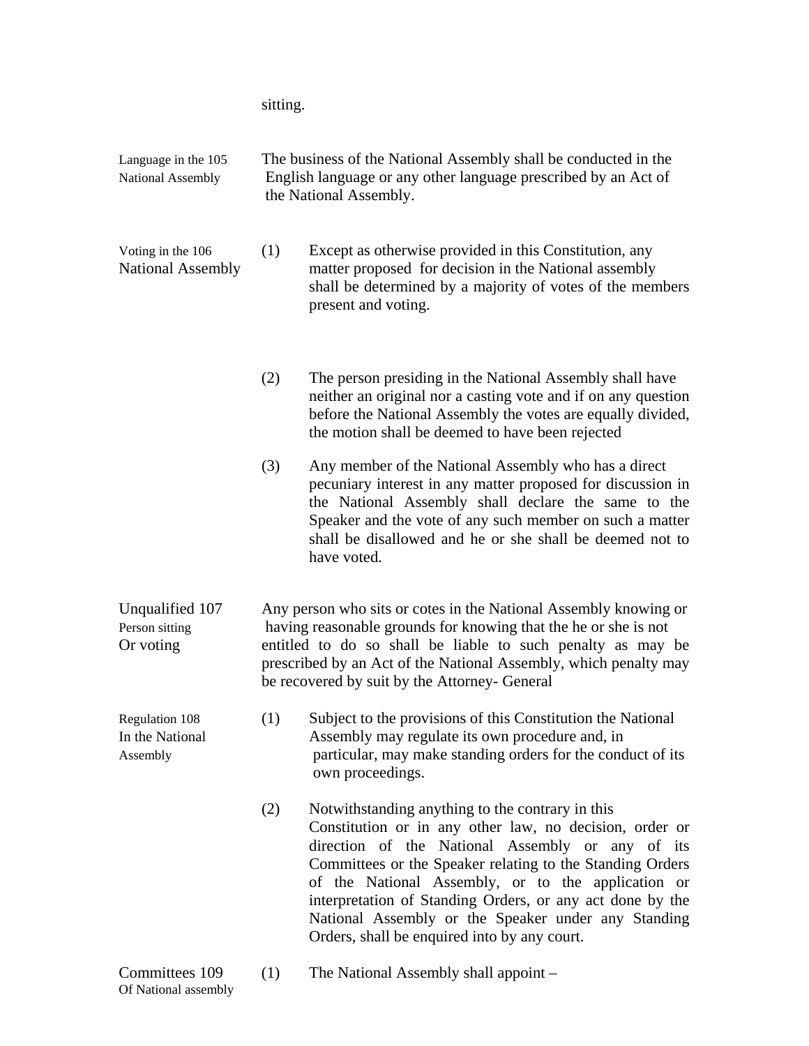sitting.

**Language in the National Assembly**

105 The business of the National Assembly shall be conducted in the English language or any other language prescribed by an Act of the National Assembly.

**Voting in the National Assembly**

106 (1) Except as otherwise provided in this Constitution, any matter proposed for decision in the National assembly shall be determined by a majority of votes of the members present and voting.

(2) The person presiding in the National Assembly shall have neither an original nor a casting vote and if on any question before the National Assembly the votes are equally divided, the motion shall be deemed to have been rejected

(3) Any member of the National Assembly who has a direct pecuniary interest in any matter proposed for discussion in the National Assembly shall declare the same to the Speaker and the vote of any such member on such a matter shall be disallowed and he or she shall be deemed not to have voted.

**Unqualified Person sitting Or voting**

107 Any person who sits or cotes in the National Assembly knowing or having reasonable grounds for knowing that the he or she is not entitled to do so shall be liable to such penalty as may be prescribed by an Act of the National Assembly, which penalty may be recovered by suit by the Attorney- General

**Regulation In the National Assembly**

108 (1) Subject to the provisions of this Constitution the National Assembly may regulate its own procedure and, in particular, may make standing orders for the conduct of its own proceedings.

(2) Notwithstanding anything to the contrary in this Constitution or in any other law, no decision, order or direction of the National Assembly or any of its Committees or the Speaker relating to the Standing Orders of the National Assembly, or to the application or interpretation of Standing Orders, or any act done by the National Assembly or the Speaker under any Standing Orders, shall be enquired into by any court.

**Committees Of National assembly**

109 (1) The National Assembly shall appoint –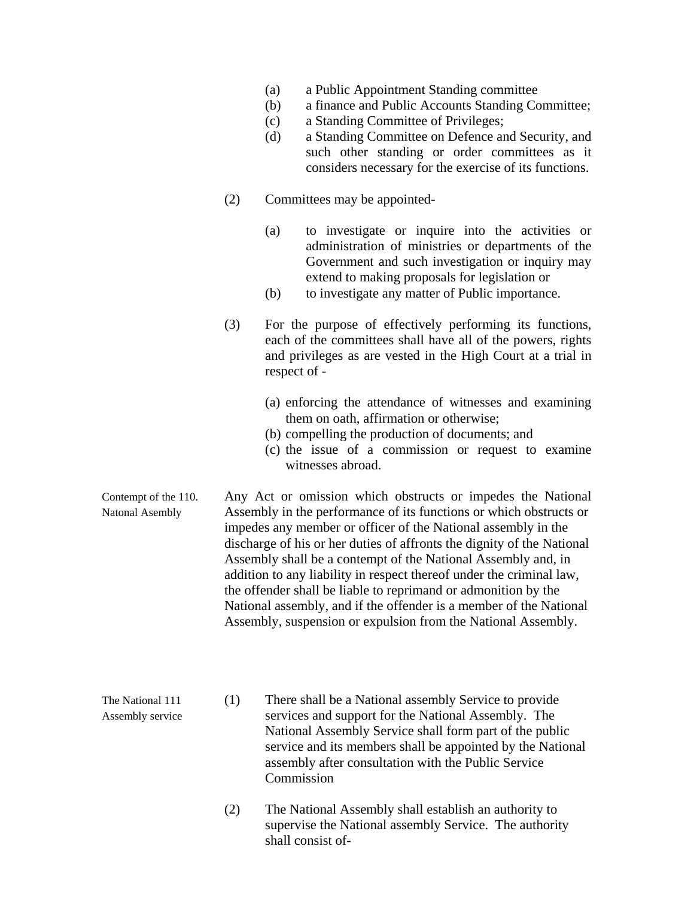(a) a Public Appointment Standing committee
(b) a finance and Public Accounts Standing Committee;
(c) a Standing Committee of Privileges;
(d) a Standing Committee on Defence and Security, and such other standing or order committees as it considers necessary for the exercise of its functions.

(2) Committees may be appointed-

(a) to investigate or inquire into the activities or administration of ministries or departments of the Government and such investigation or inquiry may extend to making proposals for legislation or
(b) to investigate any matter of Public importance.

(3) For the purpose of effectively performing its functions, each of the committees shall have all of the powers, rights and privileges as are vested in the High Court at a trial in respect of -

(a) enforcing the attendance of witnesses and examining them on oath, affirmation or otherwise;
(b) compelling the production of documents; and
(c) the issue of a commission or request to examine witnesses abroad.

Contempt of the Natonal Asembly

110. Any Act or omission which obstructs or impedes the National Assembly in the performance of its functions or which obstructs or impedes any member or officer of the National assembly in the discharge of his or her duties of affronts the dignity of the National Assembly shall be a contempt of the National Assembly and, in addition to any liability in respect thereof under the criminal law, the offender shall be liable to reprimand or admonition by the National assembly, and if the offender is a member of the National Assembly, suspension or expulsion from the National Assembly.

The National Assembly service

111 (1) There shall be a National assembly Service to provide services and support for the National Assembly. The National Assembly Service shall form part of the public service and its members shall be appointed by the National assembly after consultation with the Public Service Commission

(2) The National Assembly shall establish an authority to supervise the National assembly Service. The authority shall consist of-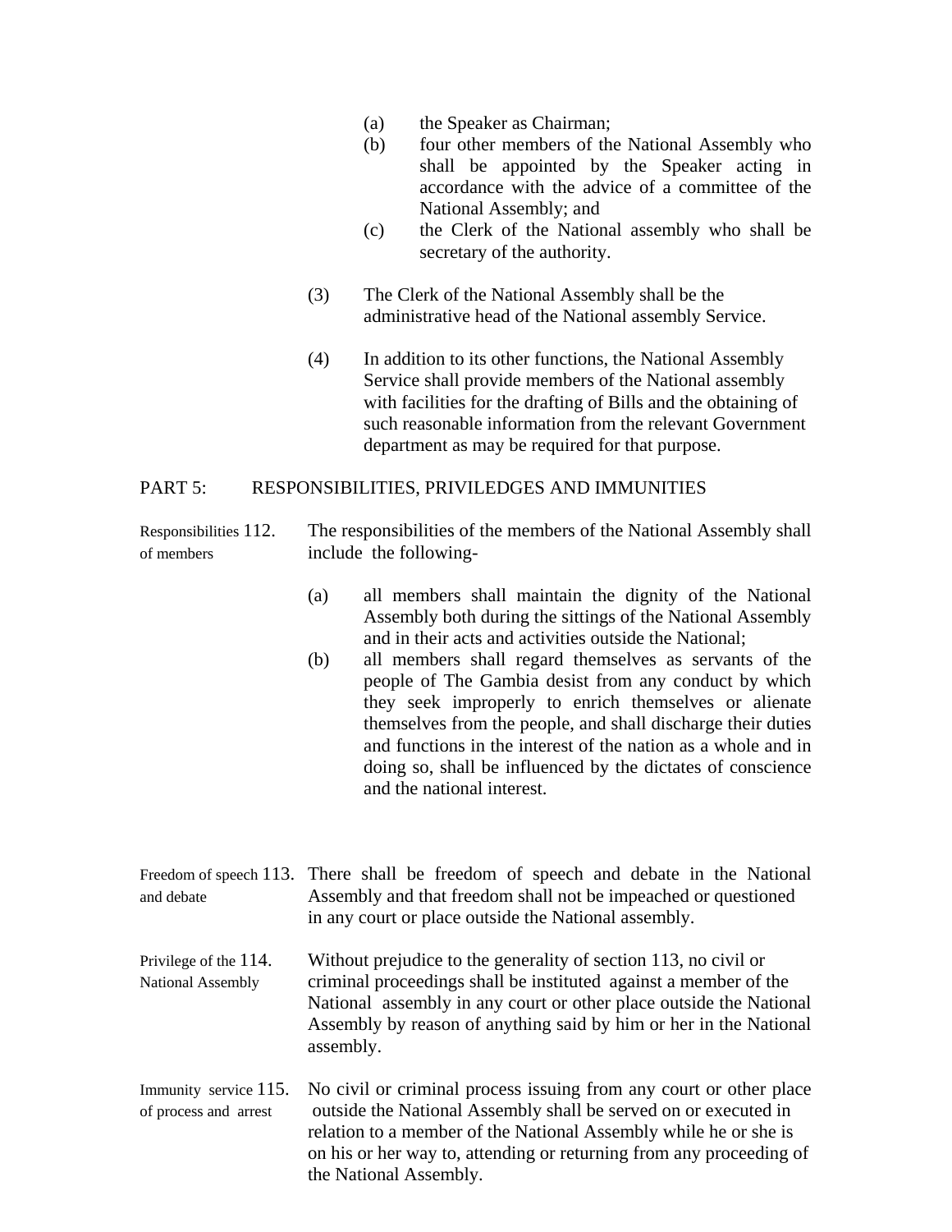(a) the Speaker as Chairman;

(b) four other members of the National Assembly who shall be appointed by the Speaker acting in accordance with the advice of a committee of the National Assembly; and

(c) the Clerk of the National assembly who shall be secretary of the authority.

(3) The Clerk of the National Assembly shall be the administrative head of the National assembly Service.

(4) In addition to its other functions, the National Assembly Service shall provide members of the National assembly with facilities for the drafting of Bills and the obtaining of such reasonable information from the relevant Government department as may be required for that purpose.

## PART 5: RESPONSIBILITIES, PRIVILEDGES AND IMMUNITIES

Responsibilities of members

**112.** The responsibilities of the members of the National Assembly shall include the following-

(a) all members shall maintain the dignity of the National Assembly both during the sittings of the National Assembly and in their acts and activities outside the National;

(b) all members shall regard themselves as servants of the people of The Gambia desist from any conduct by which they seek improperly to enrich themselves or alienate themselves from the people, and shall discharge their duties and functions in the interest of the nation as a whole and in doing so, shall be influenced by the dictates of conscience and the national interest.

Freedom of speech and debate

**113.** There shall be freedom of speech and debate in the National Assembly and that freedom shall not be impeached or questioned in any court or place outside the National assembly.

Privilege of the National Assembly

**114.** Without prejudice to the generality of section 113, no civil or criminal proceedings shall be instituted against a member of the National assembly in any court or other place outside the National Assembly by reason of anything said by him or her in the National assembly.

Immunity service of process and arrest

**115.** No civil or criminal process issuing from any court or other place outside the National Assembly shall be served on or executed in relation to a member of the National Assembly while he or she is on his or her way to, attending or returning from any proceeding of the National Assembly.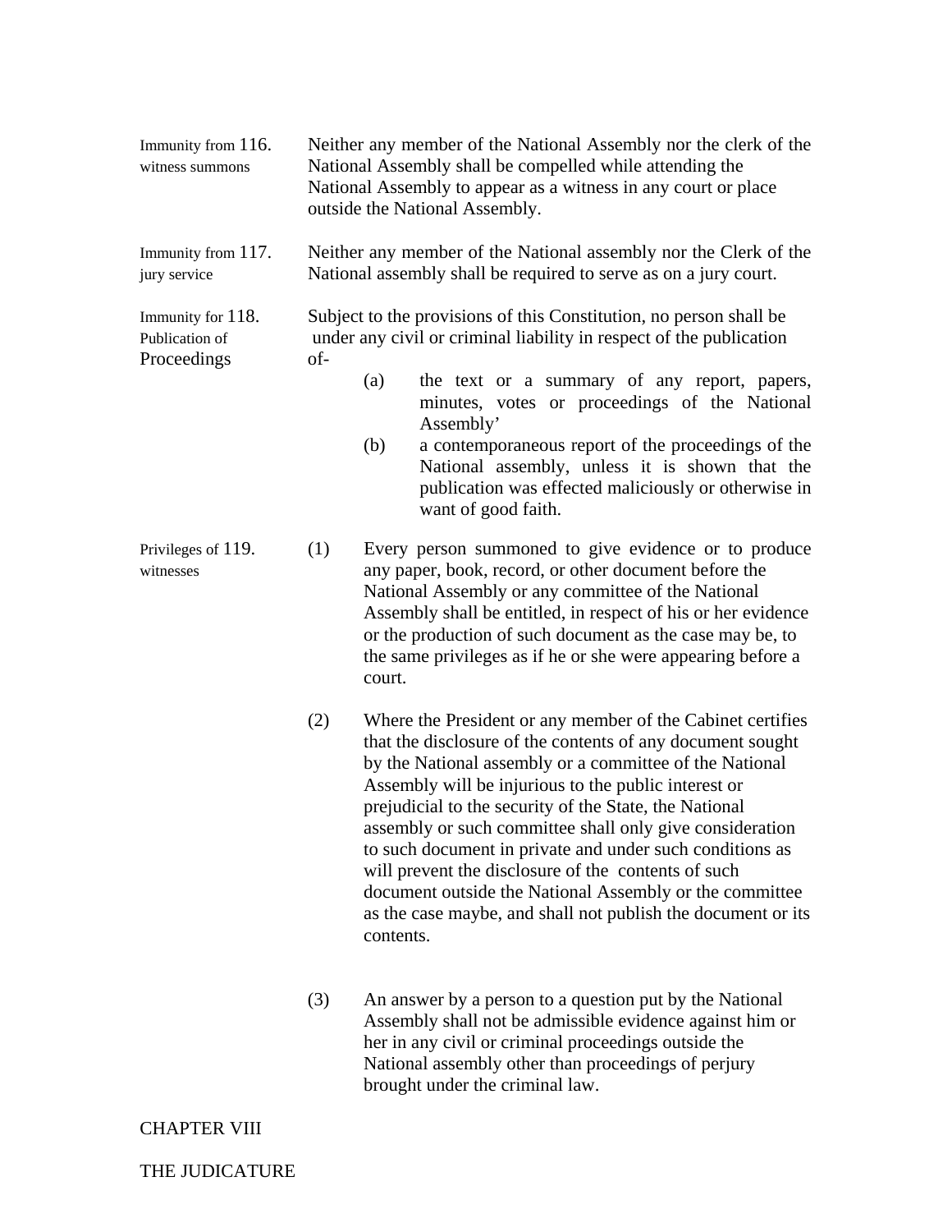**Immunity from witness summons**

116. Neither any member of the National Assembly nor the clerk of the National Assembly shall be compelled while attending the National Assembly to appear as a witness in any court or place outside the National Assembly.

**Immunity from jury service**

117. Neither any member of the National assembly nor the Clerk of the National assembly shall be required to serve as on a jury court.

**Immunity for Publication of Proceedings**

118. Subject to the provisions of this Constitution, no person shall be under any civil or criminal liability in respect of the publication of-

(a) the text or a summary of any report, papers, minutes, votes or proceedings of the National Assembly'

(b) a contemporaneous report of the proceedings of the National assembly, unless it is shown that the publication was effected maliciously or otherwise in want of good faith.

**Privileges of witnesses**

119. (1) Every person summoned to give evidence or to produce any paper, book, record, or other document before the National Assembly or any committee of the National Assembly shall be entitled, in respect of his or her evidence or the production of such document as the case may be, to the same privileges as if he or she were appearing before a court.

(2) Where the President or any member of the Cabinet certifies that the disclosure of the contents of any document sought by the National assembly or a committee of the National Assembly will be injurious to the public interest or prejudicial to the security of the State, the National assembly or such committee shall only give consideration to such document in private and under such conditions as will prevent the disclosure of the contents of such document outside the National Assembly or the committee as the case maybe, and shall not publish the document or its contents.

(3) An answer by a person to a question put by the National Assembly shall not be admissible evidence against him or her in any civil or criminal proceedings outside the National assembly other than proceedings of perjury brought under the criminal law.

## CHAPTER VIII

## THE JUDICATURE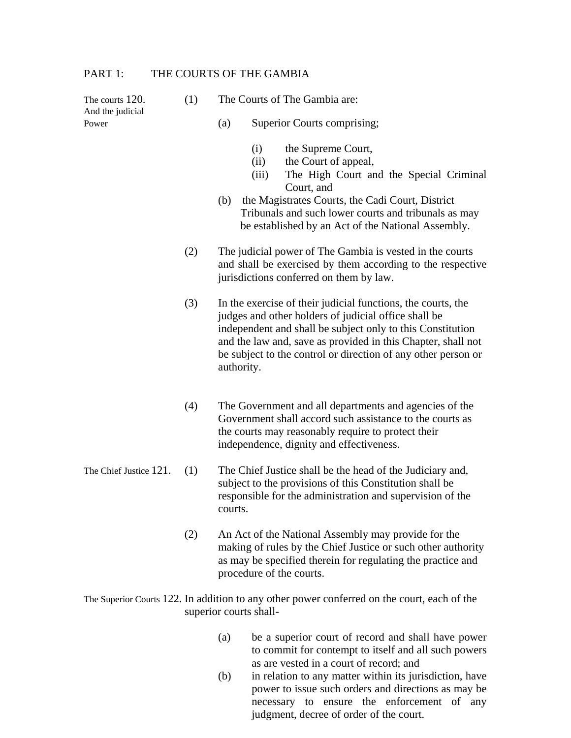## PART 1: THE COURTS OF THE GAMBIA

**The courts And the judicial Power**

**120.** (1) The Courts of The Gambia are:

(a) Superior Courts comprising;

(i) the Supreme Court,
(ii) the Court of appeal,
(iii) The High Court and the Special Criminal Court, and

(b) the Magistrates Courts, the Cadi Court, District Tribunals and such lower courts and tribunals as may be established by an Act of the National Assembly.

(2) The judicial power of The Gambia is vested in the courts and shall be exercised by them according to the respective jurisdictions conferred on them by law.

(3) In the exercise of their judicial functions, the courts, the judges and other holders of judicial office shall be independent and shall be subject only to this Constitution and the law and, save as provided in this Chapter, shall not be subject to the control or direction of any other person or authority.

(4) The Government and all departments and agencies of the Government shall accord such assistance to the courts as the courts may reasonably require to protect their independence, dignity and effectiveness.

**The Chief Justice**

**121.** (1) The Chief Justice shall be the head of the Judiciary and, subject to the provisions of this Constitution shall be responsible for the administration and supervision of the courts.

(2) An Act of the National Assembly may provide for the making of rules by the Chief Justice or such other authority as may be specified therein for regulating the practice and procedure of the courts.

**The Superior Courts**

**122.** In addition to any other power conferred on the court, each of the superior courts shall-

(a) be a superior court of record and shall have power to commit for contempt to itself and all such powers as are vested in a court of record; and

(b) in relation to any matter within its jurisdiction, have power to issue such orders and directions as may be necessary to ensure the enforcement of any judgment, decree of order of the court.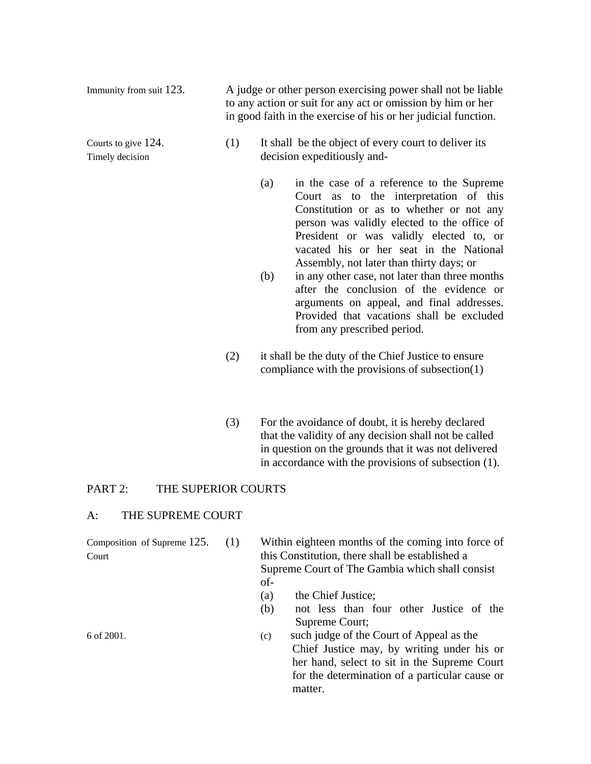**Immunity from suit**

123. A judge or other person exercising power shall not be liable to any action or suit for any act or omission by him or her in good faith in the exercise of his or her judicial function.

**Courts to give Timely decision**

124. (1) It shall be the object of every court to deliver its decision expeditiously and-

(a) in the case of a reference to the Supreme Court as to the interpretation of this Constitution or as to whether or not any person was validly elected to the office of President or was validly elected to, or vacated his or her seat in the National Assembly, not later than thirty days; or

(b) in any other case, not later than three months after the conclusion of the evidence or arguments on appeal, and final addresses. Provided that vacations shall be excluded from any prescribed period.

(2) it shall be the duty of the Chief Justice to ensure compliance with the provisions of subsection(1)

(3) For the avoidance of doubt, it is hereby declared that the validity of any decision shall not be called in question on the grounds that it was not delivered in accordance with the provisions of subsection (1).

## PART 2: THE SUPERIOR COURTS

### A: THE SUPREME COURT

**Composition of Supreme Court**

125. (1) Within eighteen months of the coming into force of this Constitution, there shall be established a Supreme Court of The Gambia which shall consist of-

(a) the Chief Justice;

(b) not less than four other Justice of the Supreme Court;

6 of 2001.

(c) such judge of the Court of Appeal as the Chief Justice may, by writing under his or her hand, select to sit in the Supreme Court for the determination of a particular cause or matter.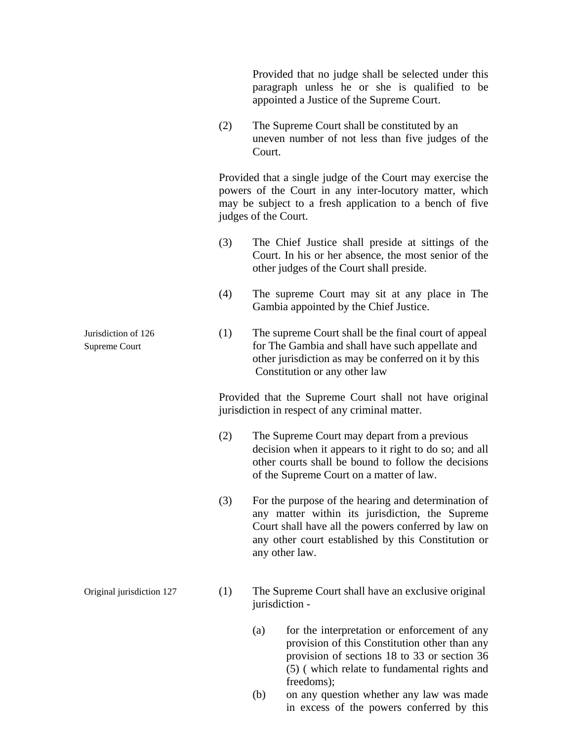Provided that no judge shall be selected under this paragraph unless he or she is qualified to be appointed a Justice of the Supreme Court.

(2) The Supreme Court shall be constituted by an uneven number of not less than five judges of the Court.

Provided that a single judge of the Court may exercise the powers of the Court in any inter-locutory matter, which may be subject to a fresh application to a bench of five judges of the Court.

(3) The Chief Justice shall preside at sittings of the Court. In his or her absence, the most senior of the other judges of the Court shall preside.

(4) The supreme Court may sit at any place in The Gambia appointed by the Chief Justice.

**Jurisdiction of Supreme Court**

**126** (1) The supreme Court shall be the final court of appeal for The Gambia and shall have such appellate and other jurisdiction as may be conferred on it by this Constitution or any other law

Provided that the Supreme Court shall not have original jurisdiction in respect of any criminal matter.

(2) The Supreme Court may depart from a previous decision when it appears to it right to do so; and all other courts shall be bound to follow the decisions of the Supreme Court on a matter of law.

(3) For the purpose of the hearing and determination of any matter within its jurisdiction, the Supreme Court shall have all the powers conferred by law on any other court established by this Constitution or any other law.

**Original jurisdiction**

**127** (1) The Supreme Court shall have an exclusive original jurisdiction -

(a) for the interpretation or enforcement of any provision of this Constitution other than any provision of sections 18 to 33 or section 36 (5) ( which relate to fundamental rights and freedoms);

(b) on any question whether any law was made in excess of the powers conferred by this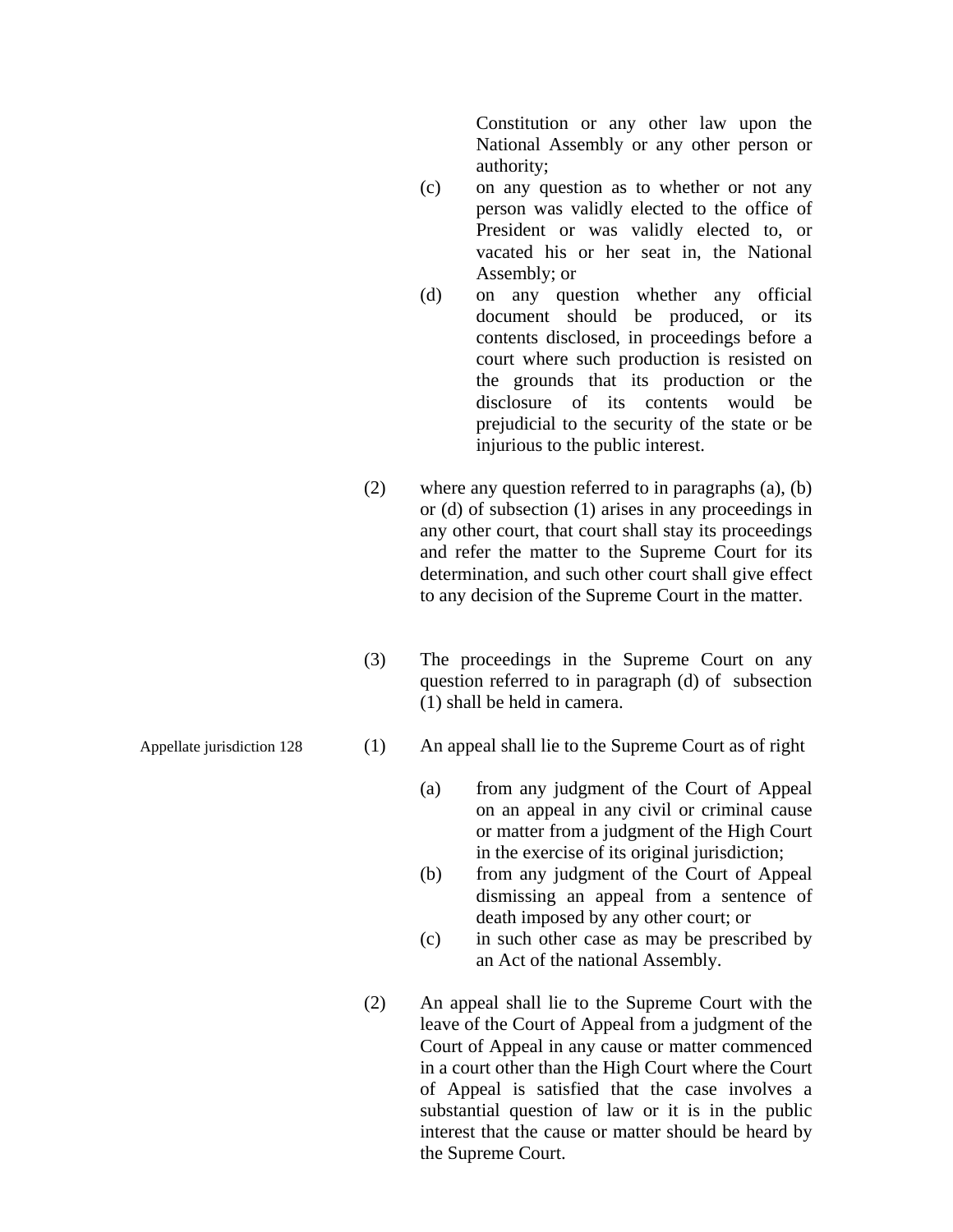Constitution or any other law upon the National Assembly or any other person or authority;

(c) on any question as to whether or not any person was validly elected to the office of President or was validly elected to, or vacated his or her seat in, the National Assembly; or

(d) on any question whether any official document should be produced, or its contents disclosed, in proceedings before a court where such production is resisted on the grounds that its production or the disclosure of its contents would be prejudicial to the security of the state or be injurious to the public interest.

(2) where any question referred to in paragraphs (a), (b) or (d) of subsection (1) arises in any proceedings in any other court, that court shall stay its proceedings and refer the matter to the Supreme Court for its determination, and such other court shall give effect to any decision of the Supreme Court in the matter.

(3) The proceedings in the Supreme Court on any question referred to in paragraph (d) of subsection (1) shall be held in camera.

Appellate jurisdiction **128** (1) An appeal shall lie to the Supreme Court as of right

(a) from any judgment of the Court of Appeal on an appeal in any civil or criminal cause or matter from a judgment of the High Court in the exercise of its original jurisdiction;

(b) from any judgment of the Court of Appeal dismissing an appeal from a sentence of death imposed by any other court; or

(c) in such other case as may be prescribed by an Act of the national Assembly.

(2) An appeal shall lie to the Supreme Court with the leave of the Court of Appeal from a judgment of the Court of Appeal in any cause or matter commenced in a court other than the High Court where the Court of Appeal is satisfied that the case involves a substantial question of law or it is in the public interest that the cause or matter should be heard by the Supreme Court.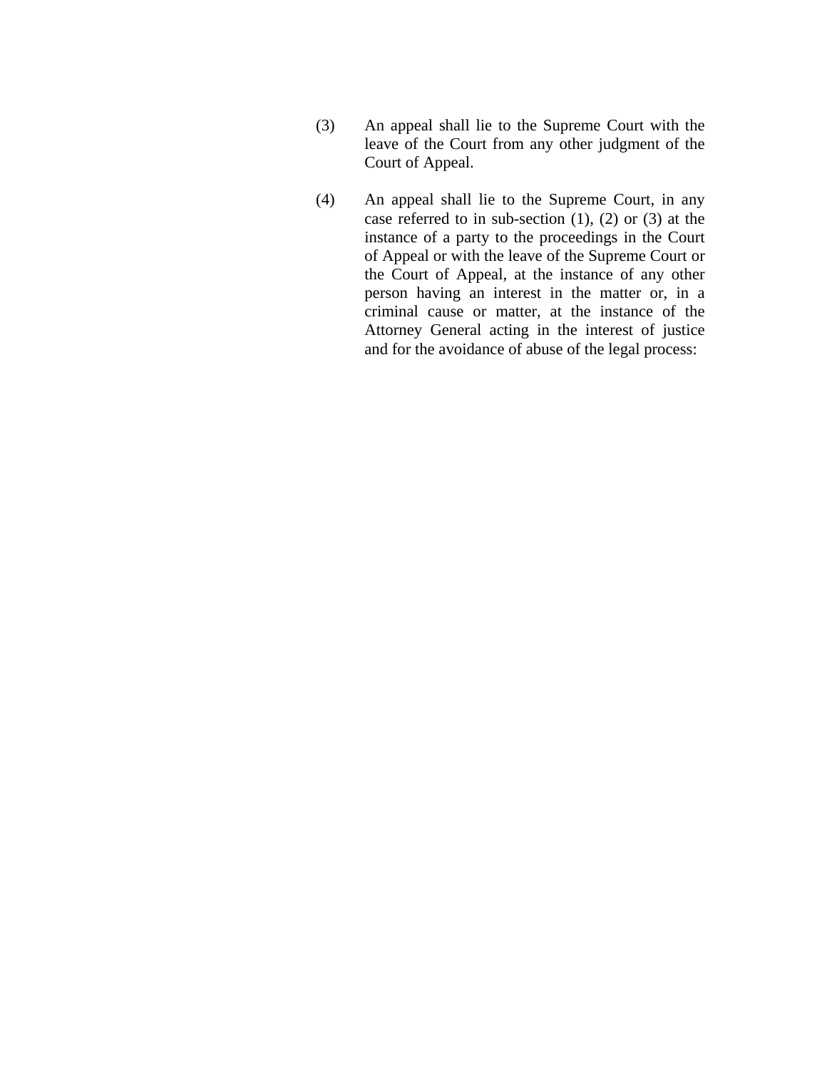(3) An appeal shall lie to the Supreme Court with the leave of the Court from any other judgment of the Court of Appeal.

(4) An appeal shall lie to the Supreme Court, in any case referred to in sub-section (1), (2) or (3) at the instance of a party to the proceedings in the Court of Appeal or with the leave of the Supreme Court or the Court of Appeal, at the instance of any other person having an interest in the matter or, in a criminal cause or matter, at the instance of the Attorney General acting in the interest of justice and for the avoidance of abuse of the legal process: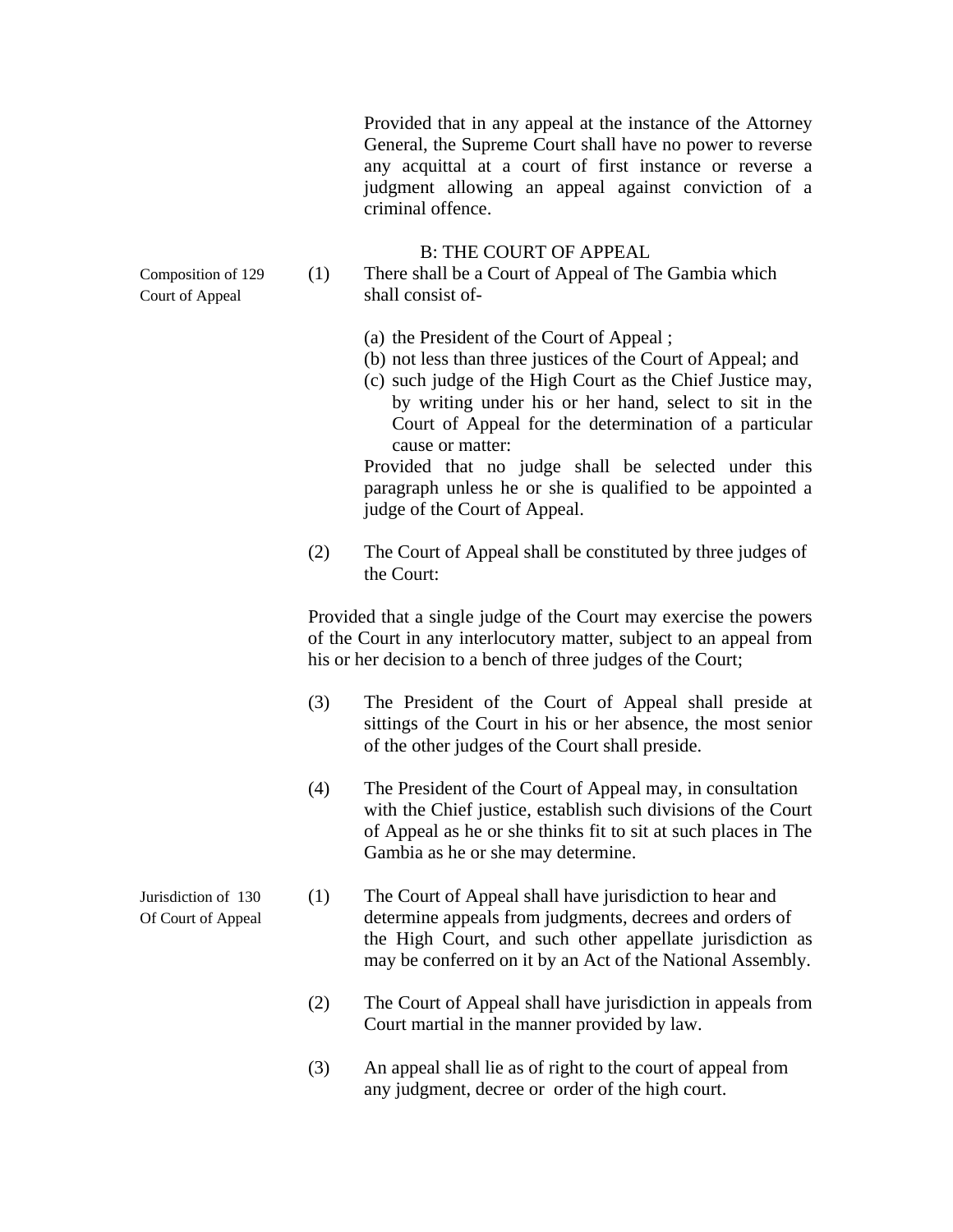Provided that in any appeal at the instance of the Attorney General, the Supreme Court shall have no power to reverse any acquittal at a court of first instance or reverse a judgment allowing an appeal against conviction of a criminal offence.

## B: THE COURT OF APPEAL

**Composition of Court of Appeal**

**129** (1) There shall be a Court of Appeal of The Gambia which shall consist of-

(a) the President of the Court of Appeal ;
(b) not less than three justices of the Court of Appeal; and
(c) such judge of the High Court as the Chief Justice may, by writing under his or her hand, select to sit in the Court of Appeal for the determination of a particular cause or matter:

Provided that no judge shall be selected under this paragraph unless he or she is qualified to be appointed a judge of the Court of Appeal.

(2) The Court of Appeal shall be constituted by three judges of the Court:

Provided that a single judge of the Court may exercise the powers of the Court in any interlocutory matter, subject to an appeal from his or her decision to a bench of three judges of the Court;

(3) The President of the Court of Appeal shall preside at sittings of the Court in his or her absence, the most senior of the other judges of the Court shall preside.

(4) The President of the Court of Appeal may, in consultation with the Chief justice, establish such divisions of the Court of Appeal as he or she thinks fit to sit at such places in The Gambia as he or she may determine.

**Jurisdiction of Of Court of Appeal**

**130** (1) The Court of Appeal shall have jurisdiction to hear and determine appeals from judgments, decrees and orders of the High Court, and such other appellate jurisdiction as may be conferred on it by an Act of the National Assembly.

(2) The Court of Appeal shall have jurisdiction in appeals from Court martial in the manner provided by law.

(3) An appeal shall lie as of right to the court of appeal from any judgment, decree or order of the high court.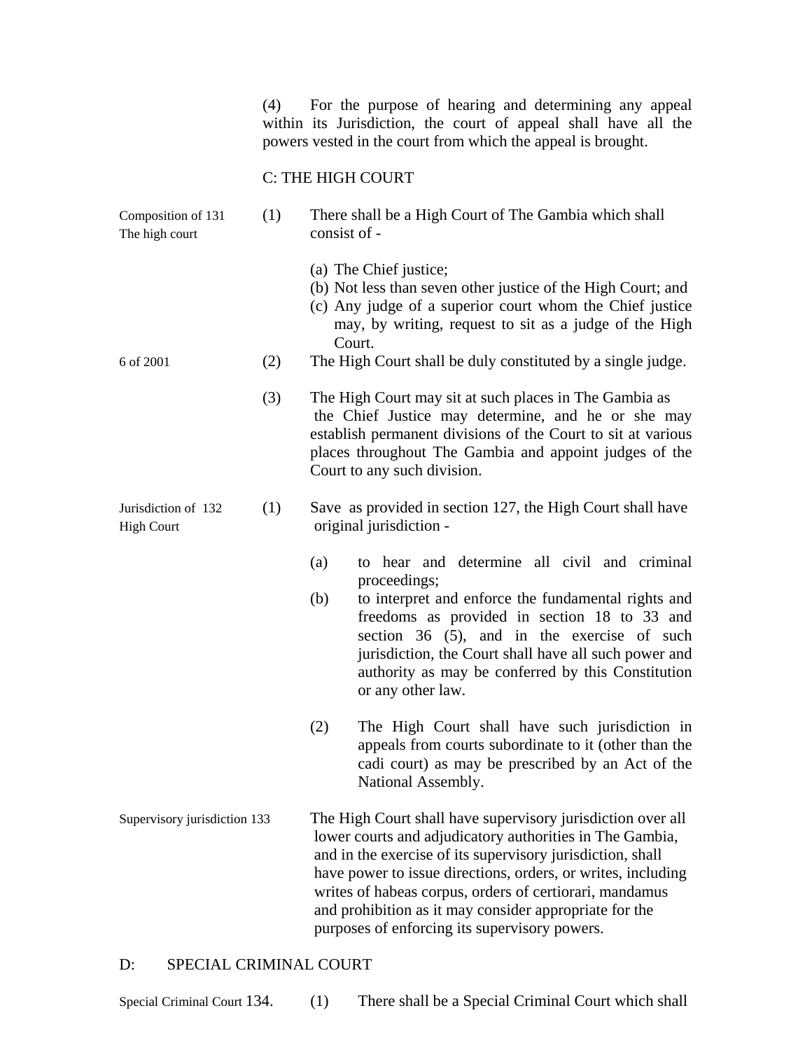(4) For the purpose of hearing and determining any appeal within its Jurisdiction, the court of appeal shall have all the powers vested in the court from which the appeal is brought.

## C: THE HIGH COURT

Composition of The high court

**131** (1) There shall be a High Court of The Gambia which shall consist of -

(a) The Chief justice;
(b) Not less than seven other justice of the High Court; and
(c) Any judge of a superior court whom the Chief justice may, by writing, request to sit as a judge of the High Court.

6 of 2001

(2) The High Court shall be duly constituted by a single judge.

(3) The High Court may sit at such places in The Gambia as the Chief Justice may determine, and he or she may establish permanent divisions of the Court to sit at various places throughout The Gambia and appoint judges of the Court to any such division.

Jurisdiction of High Court

**132** (1) Save as provided in section 127, the High Court shall have original jurisdiction -

(a) to hear and determine all civil and criminal proceedings;
(b) to interpret and enforce the fundamental rights and freedoms as provided in section 18 to 33 and section 36 (5), and in the exercise of such jurisdiction, the Court shall have all such power and authority as may be conferred by this Constitution or any other law.

(2) The High Court shall have such jurisdiction in appeals from courts subordinate to it (other than the cadi court) as may be prescribed by an Act of the National Assembly.

Supervisory jurisdiction

**133** The High Court shall have supervisory jurisdiction over all lower courts and adjudicatory authorities in The Gambia, and in the exercise of its supervisory jurisdiction, shall have power to issue directions, orders, or writes, including writes of habeas corpus, orders of certiorari, mandamus and prohibition as it may consider appropriate for the purposes of enforcing its supervisory powers.

## D: SPECIAL CRIMINAL COURT

Special Criminal Court

**134.** (1) There shall be a Special Criminal Court which shall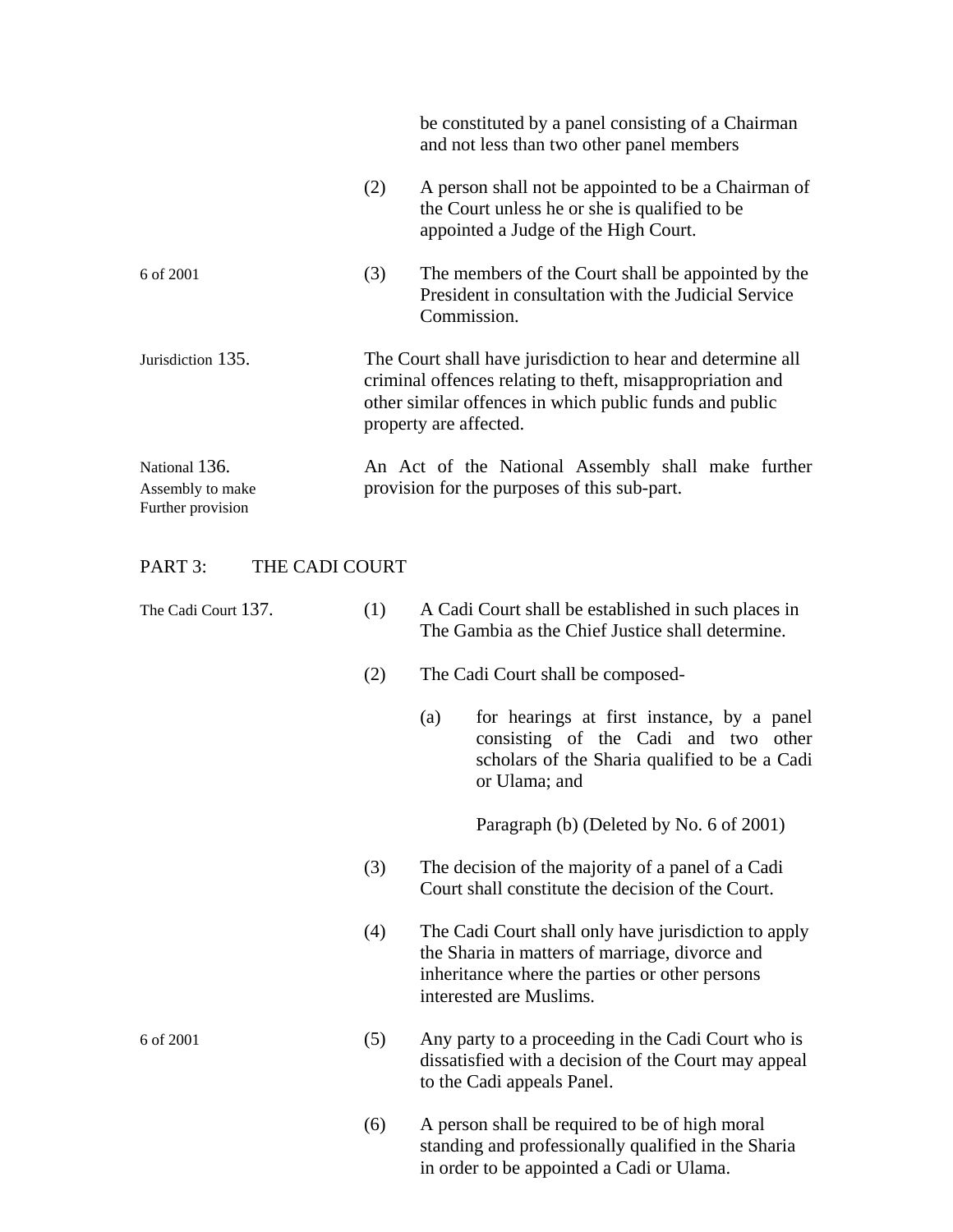be constituted by a panel consisting of a Chairman and not less than two other panel members

(2) A person shall not be appointed to be a Chairman of the Court unless he or she is qualified to be appointed a Judge of the High Court.

6 of 2001

(3) The members of the Court shall be appointed by the President in consultation with the Judicial Service Commission.

Jurisdiction

135. The Court shall have jurisdiction to hear and determine all criminal offences relating to theft, misappropriation and other similar offences in which public funds and public property are affected.

National Assembly to make Further provision

136. An Act of the National Assembly shall make further provision for the purposes of this sub-part.

## PART 3: THE CADI COURT

The Cadi Court

137. (1) A Cadi Court shall be established in such places in The Gambia as the Chief Justice shall determine.

(2) The Cadi Court shall be composed-

(a) for hearings at first instance, by a panel consisting of the Cadi and two other scholars of the Sharia qualified to be a Cadi or Ulama; and

Paragraph (b) (Deleted by No. 6 of 2001)

(3) The decision of the majority of a panel of a Cadi Court shall constitute the decision of the Court.

(4) The Cadi Court shall only have jurisdiction to apply the Sharia in matters of marriage, divorce and inheritance where the parties or other persons interested are Muslims.

6 of 2001

(5) Any party to a proceeding in the Cadi Court who is dissatisfied with a decision of the Court may appeal to the Cadi appeals Panel.

(6) A person shall be required to be of high moral standing and professionally qualified in the Sharia in order to be appointed a Cadi or Ulama.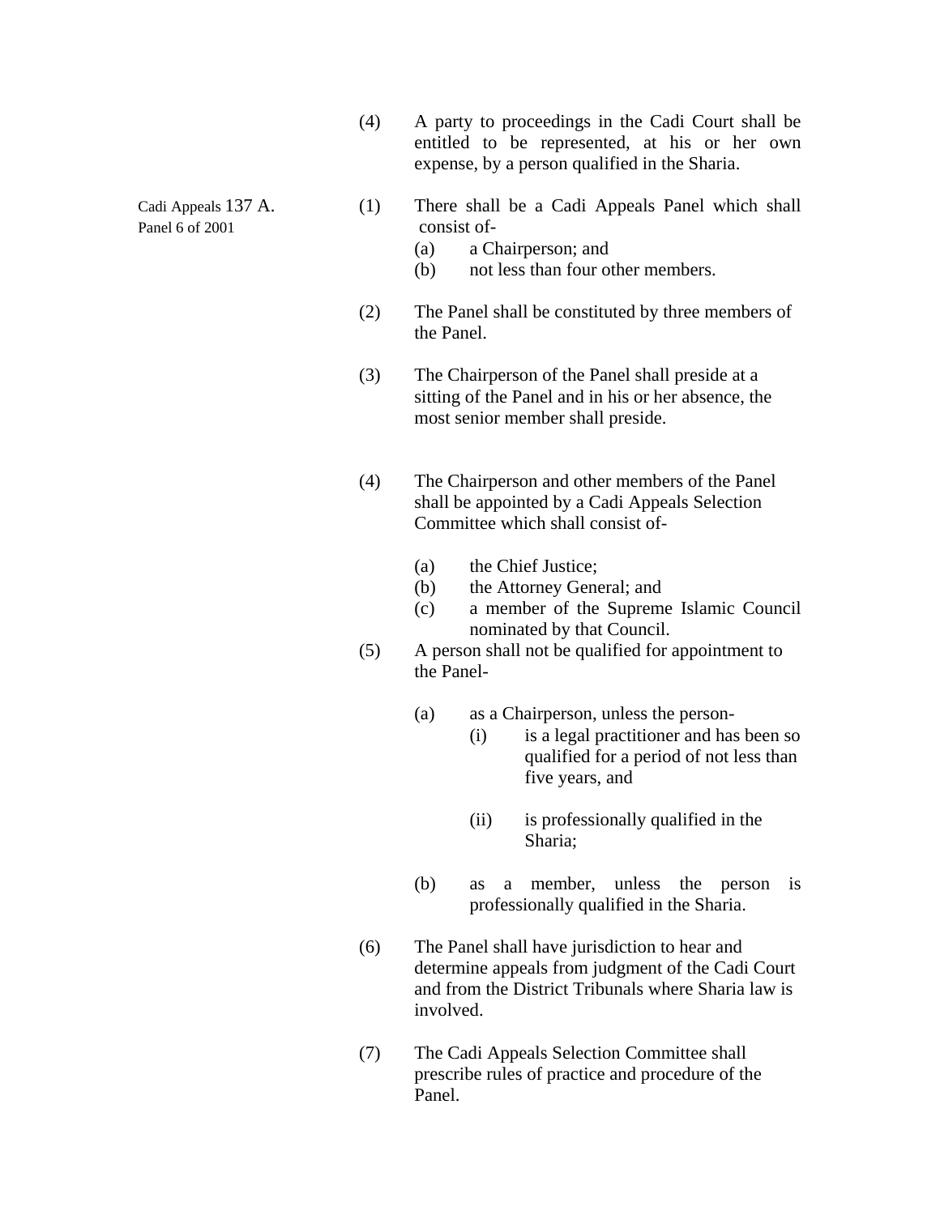(4) A party to proceedings in the Cadi Court shall be entitled to be represented, at his or her own expense, by a person qualified in the Sharia.

Cadi Appeals Panel 6 of 2001

**137 A.** (1) There shall be a Cadi Appeals Panel which shall consist of-

(a) a Chairperson; and

(b) not less than four other members.

(2) The Panel shall be constituted by three members of the Panel.

(3) The Chairperson of the Panel shall preside at a sitting of the Panel and in his or her absence, the most senior member shall preside.

(4) The Chairperson and other members of the Panel shall be appointed by a Cadi Appeals Selection Committee which shall consist of-

(a) the Chief Justice;

(b) the Attorney General; and

(c) a member of the Supreme Islamic Council nominated by that Council.

(5) A person shall not be qualified for appointment to the Panel-

(a) as a Chairperson, unless the person-

(i) is a legal practitioner and has been so qualified for a period of not less than five years, and

(ii) is professionally qualified in the Sharia;

(b) as a member, unless the person is professionally qualified in the Sharia.

(6) The Panel shall have jurisdiction to hear and determine appeals from judgment of the Cadi Court and from the District Tribunals where Sharia law is involved.

(7) The Cadi Appeals Selection Committee shall prescribe rules of practice and procedure of the Panel.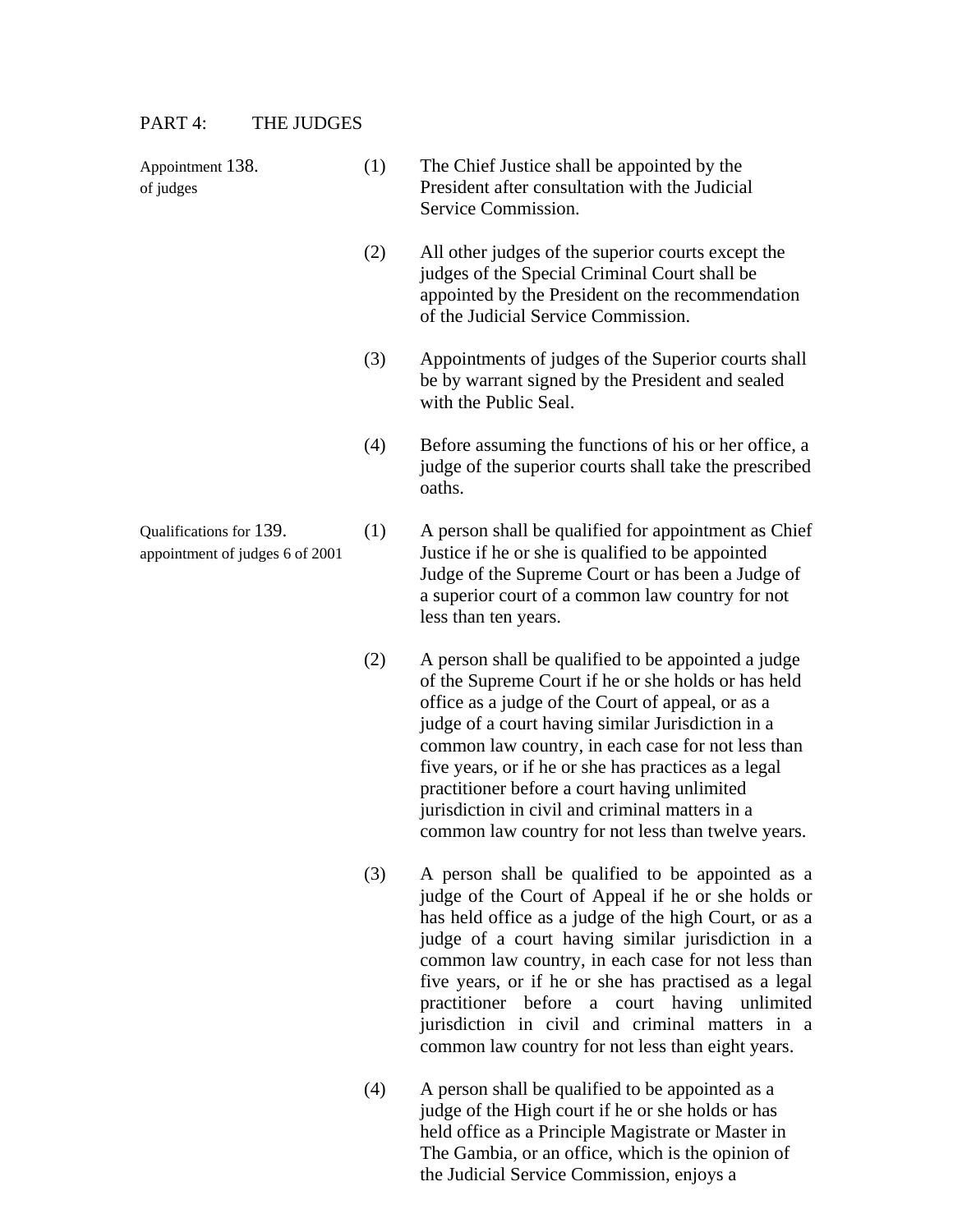PART 4: THE JUDGES

Appointment of judges

**138.**

(1) The Chief Justice shall be appointed by the President after consultation with the Judicial Service Commission.

(2) All other judges of the superior courts except the judges of the Special Criminal Court shall be appointed by the President on the recommendation of the Judicial Service Commission.

(3) Appointments of judges of the Superior courts shall be by warrant signed by the President and sealed with the Public Seal.

(4) Before assuming the functions of his or her office, a judge of the superior courts shall take the prescribed oaths.

Qualifications for appointment of judges 6 of 2001

**139.**

(1) A person shall be qualified for appointment as Chief Justice if he or she is qualified to be appointed Judge of the Supreme Court or has been a Judge of a superior court of a common law country for not less than ten years.

(2) A person shall be qualified to be appointed a judge of the Supreme Court if he or she holds or has held office as a judge of the Court of appeal, or as a judge of a court having similar Jurisdiction in a common law country, in each case for not less than five years, or if he or she has practices as a legal practitioner before a court having unlimited jurisdiction in civil and criminal matters in a common law country for not less than twelve years.

(3) A person shall be qualified to be appointed as a judge of the Court of Appeal if he or she holds or has held office as a judge of the high Court, or as a judge of a court having similar jurisdiction in a common law country, in each case for not less than five years, or if he or she has practised as a legal practitioner before a court having unlimited jurisdiction in civil and criminal matters in a common law country for not less than eight years.

(4) A person shall be qualified to be appointed as a judge of the High court if he or she holds or has held office as a Principle Magistrate or Master in The Gambia, or an office, which is the opinion of the Judicial Service Commission, enjoys a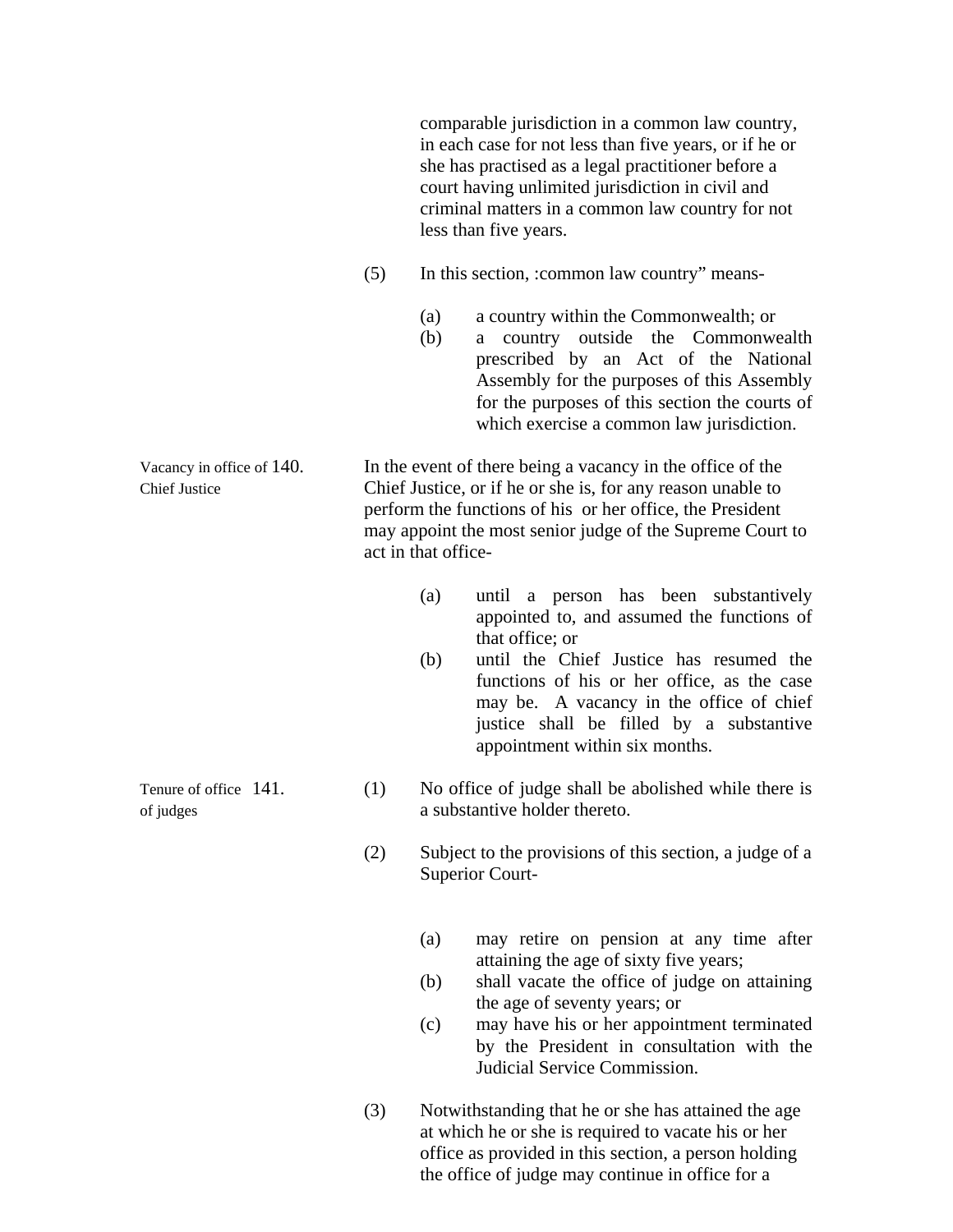comparable jurisdiction in a common law country, in each case for not less than five years, or if he or she has practised as a legal practitioner before a court having unlimited jurisdiction in civil and criminal matters in a common law country for not less than five years.

(5) In this section, :common law country" means-

(a) a country within the Commonwealth; or
(b) a country outside the Commonwealth prescribed by an Act of the National Assembly for the purposes of this Assembly for the purposes of this section the courts of which exercise a common law jurisdiction.

**Vacancy in office of Chief Justice**

140. In the event of there being a vacancy in the office of the Chief Justice, or if he or she is, for any reason unable to perform the functions of his or her office, the President may appoint the most senior judge of the Supreme Court to act in that office-

(a) until a person has been substantively appointed to, and assumed the functions of that office; or
(b) until the Chief Justice has resumed the functions of his or her office, as the case may be. A vacancy in the office of chief justice shall be filled by a substantive appointment within six months.

**Tenure of office of judges**

141. (1) No office of judge shall be abolished while there is a substantive holder thereto.

(2) Subject to the provisions of this section, a judge of a Superior Court-

(a) may retire on pension at any time after attaining the age of sixty five years;
(b) shall vacate the office of judge on attaining the age of seventy years; or
(c) may have his or her appointment terminated by the President in consultation with the Judicial Service Commission.

(3) Notwithstanding that he or she has attained the age at which he or she is required to vacate his or her office as provided in this section, a person holding the office of judge may continue in office for a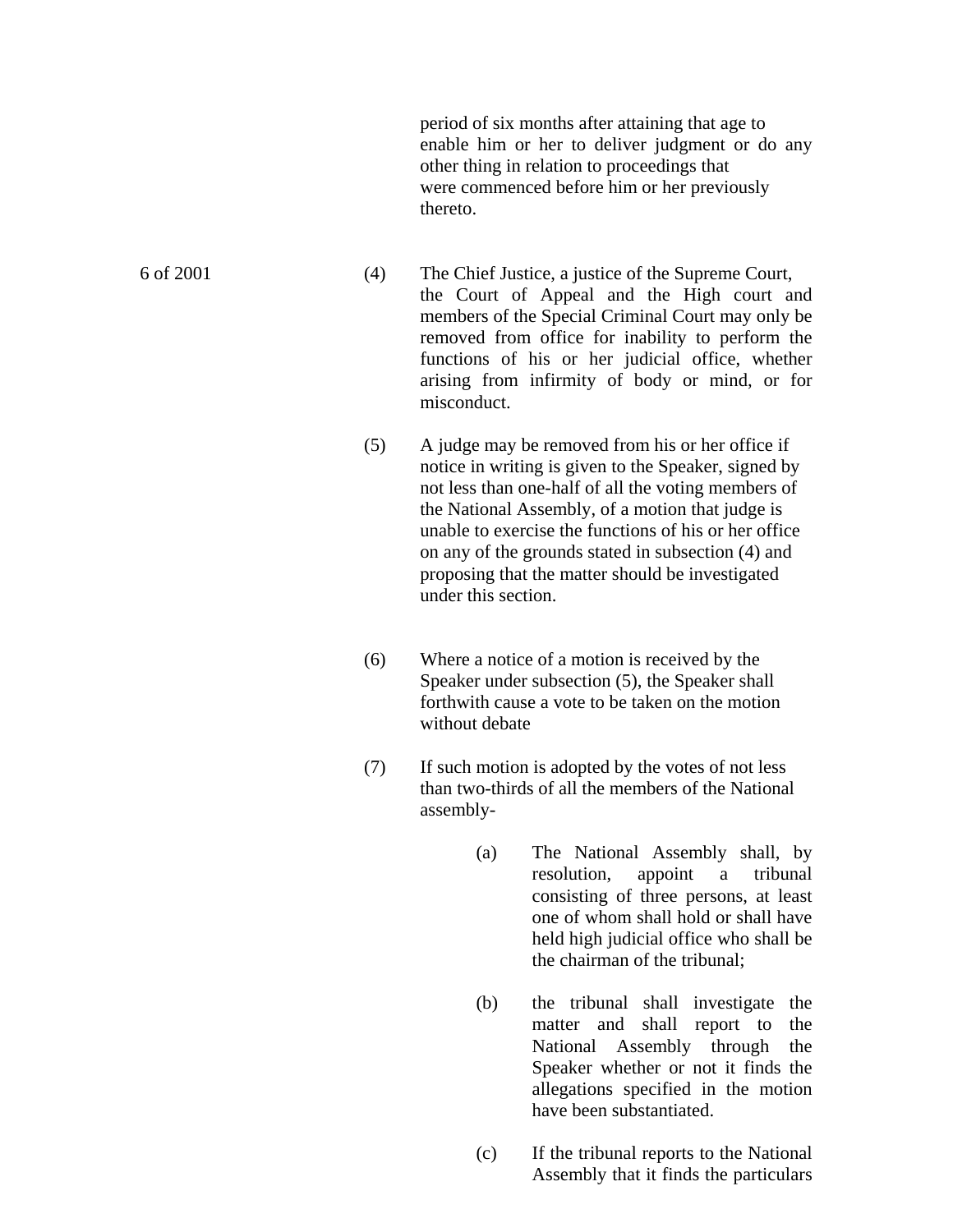period of six months after attaining that age to enable him or her to deliver judgment or do any other thing in relation to proceedings that were commenced before him or her previously thereto.

6 of 2001

(4) The Chief Justice, a justice of the Supreme Court, the Court of Appeal and the High court and members of the Special Criminal Court may only be removed from office for inability to perform the functions of his or her judicial office, whether arising from infirmity of body or mind, or for misconduct.

(5) A judge may be removed from his or her office if notice in writing is given to the Speaker, signed by not less than one-half of all the voting members of the National Assembly, of a motion that judge is unable to exercise the functions of his or her office on any of the grounds stated in subsection (4) and proposing that the matter should be investigated under this section.

(6) Where a notice of a motion is received by the Speaker under subsection (5), the Speaker shall forthwith cause a vote to be taken on the motion without debate

(7) If such motion is adopted by the votes of not less than two-thirds of all the members of the National assembly-

(a) The National Assembly shall, by resolution, appoint a tribunal consisting of three persons, at least one of whom shall hold or shall have held high judicial office who shall be the chairman of the tribunal;

(b) the tribunal shall investigate the matter and shall report to the National Assembly through the Speaker whether or not it finds the allegations specified in the motion have been substantiated.

(c) If the tribunal reports to the National Assembly that it finds the particulars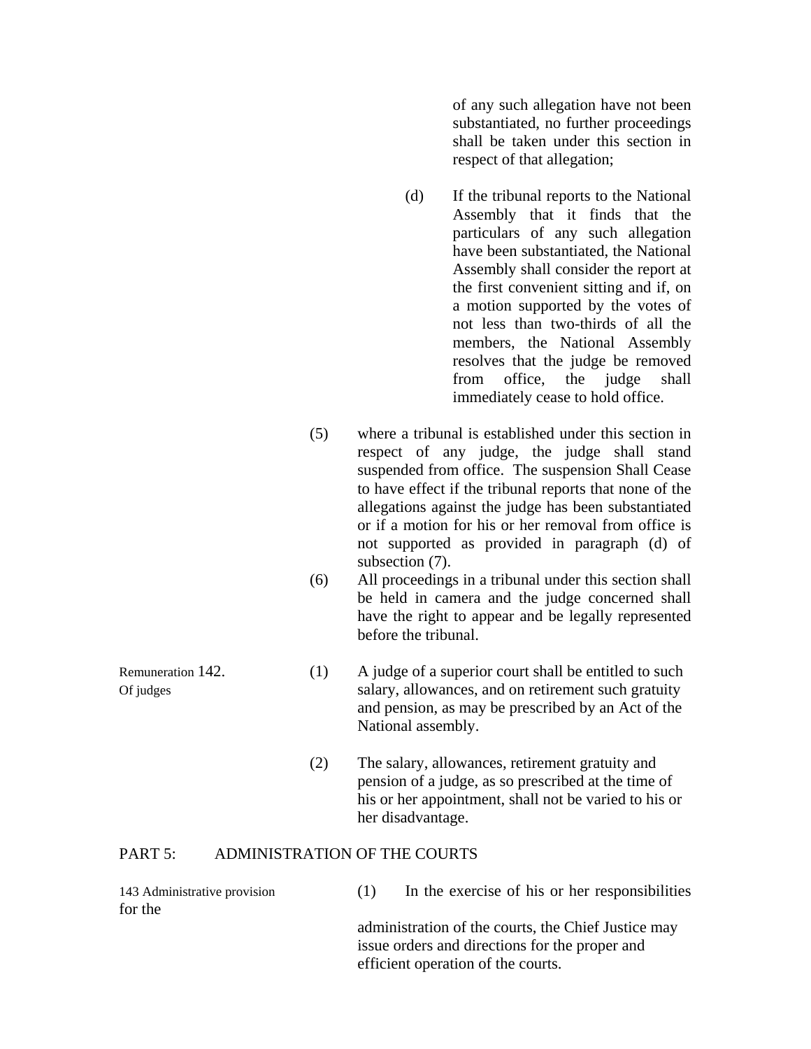of any such allegation have not been substantiated, no further proceedings shall be taken under this section in respect of that allegation;

(d) If the tribunal reports to the National Assembly that it finds that the particulars of any such allegation have been substantiated, the National Assembly shall consider the report at the first convenient sitting and if, on a motion supported by the votes of not less than two-thirds of all the members, the National Assembly resolves that the judge be removed from office, the judge shall immediately cease to hold office.

(5) where a tribunal is established under this section in respect of any judge, the judge shall stand suspended from office. The suspension Shall Cease to have effect if the tribunal reports that none of the allegations against the judge has been substantiated or if a motion for his or her removal from office is not supported as provided in paragraph (d) of subsection (7).

(6) All proceedings in a tribunal under this section shall be held in camera and the judge concerned shall have the right to appear and be legally represented before the tribunal.

Remuneration Of judges

142. (1) A judge of a superior court shall be entitled to such salary, allowances, and on retirement such gratuity and pension, as may be prescribed by an Act of the National assembly.

(2) The salary, allowances, retirement gratuity and pension of a judge, as so prescribed at the time of his or her appointment, shall not be varied to his or her disadvantage.

## PART 5: ADMINISTRATION OF THE COURTS

143 Administrative provision for the

(1) In the exercise of his or her responsibilities administration of the courts, the Chief Justice may issue orders and directions for the proper and efficient operation of the courts.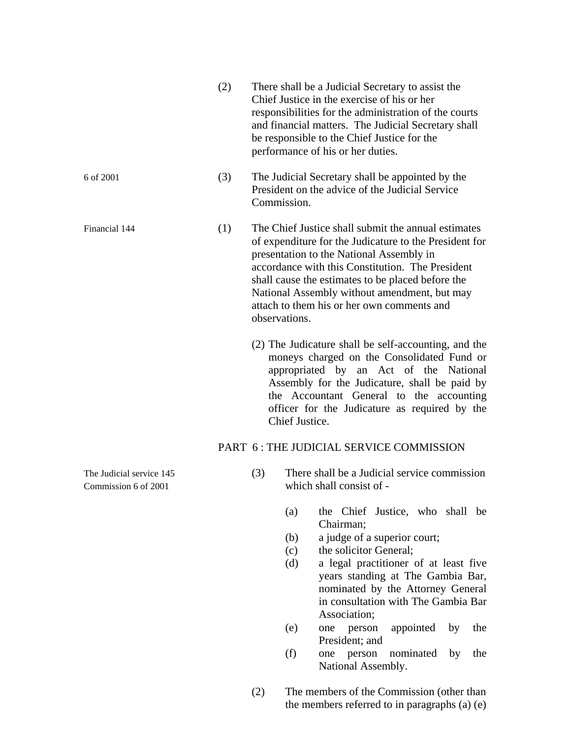(2) There shall be a Judicial Secretary to assist the Chief Justice in the exercise of his or her responsibilities for the administration of the courts and financial matters. The Judicial Secretary shall be responsible to the Chief Justice for the performance of his or her duties.

6 of 2001

(3) The Judicial Secretary shall be appointed by the President on the advice of the Judicial Service Commission.

Financial 144

(1) The Chief Justice shall submit the annual estimates of expenditure for the Judicature to the President for presentation to the National Assembly in accordance with this Constitution. The President shall cause the estimates to be placed before the National Assembly without amendment, but may attach to them his or her own comments and observations.

(2) The Judicature shall be self-accounting, and the moneys charged on the Consolidated Fund or appropriated by an Act of the National Assembly for the Judicature, shall be paid by the Accountant General to the accounting officer for the Judicature as required by the Chief Justice.

## PART 6 : THE JUDICIAL SERVICE COMMISSION

The Judicial service 145
Commission 6 of 2001

(3) There shall be a Judicial service commission which shall consist of -

- (a) the Chief Justice, who shall be Chairman;
- (b) a judge of a superior court;
- (c) the solicitor General;
- (d) a legal practitioner of at least five years standing at The Gambia Bar, nominated by the Attorney General in consultation with The Gambia Bar Association;
- (e) one person appointed by the President; and
- (f) one person nominated by the National Assembly.

(2) The members of the Commission (other than the members referred to in paragraphs (a) (e)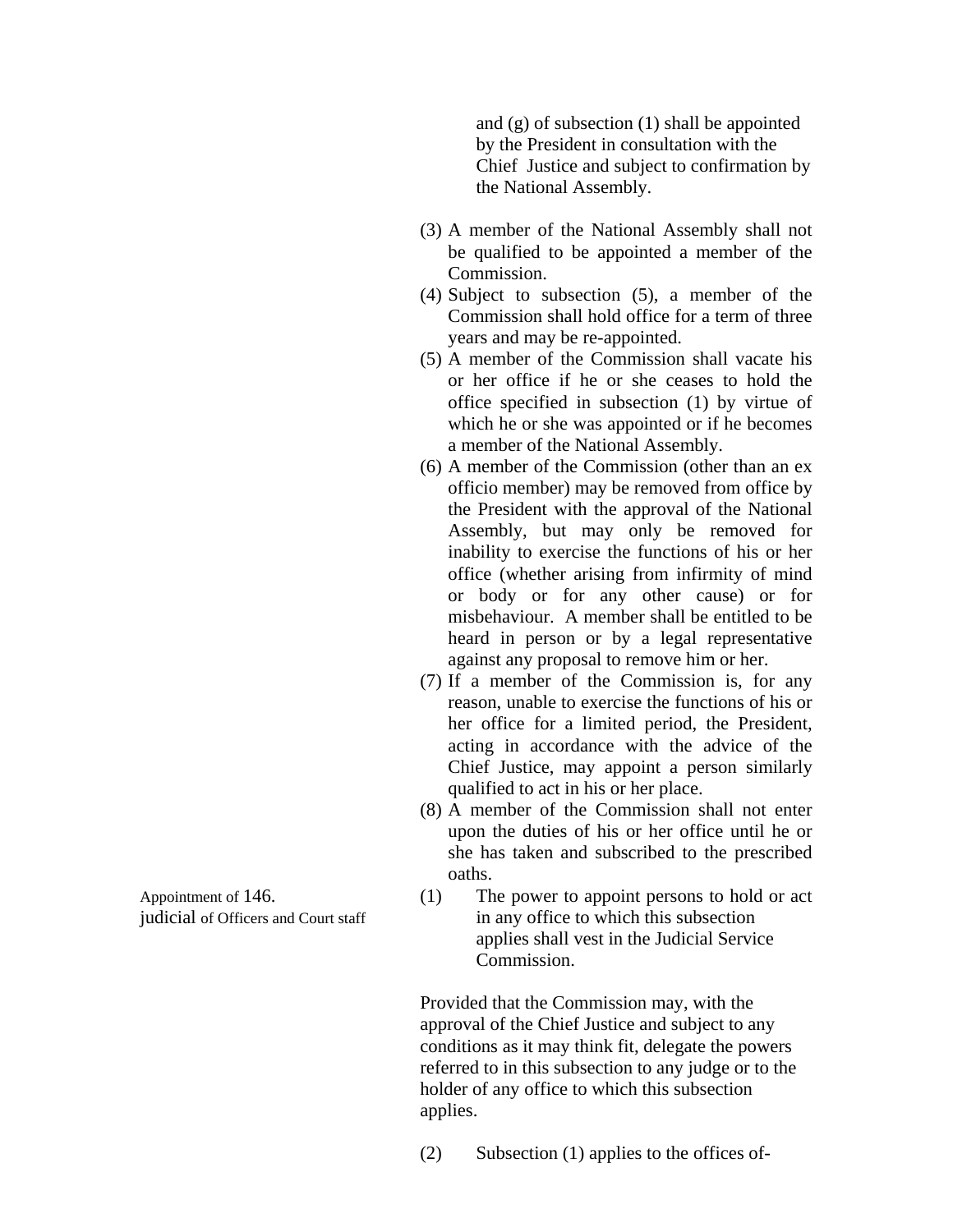and (g) of subsection (1) shall be appointed by the President in consultation with the Chief Justice and subject to confirmation by the National Assembly.

(3) A member of the National Assembly shall not be qualified to be appointed a member of the Commission.

(4) Subject to subsection (5), a member of the Commission shall hold office for a term of three years and may be re-appointed.

(5) A member of the Commission shall vacate his or her office if he or she ceases to hold the office specified in subsection (1) by virtue of which he or she was appointed or if he becomes a member of the National Assembly.

(6) A member of the Commission (other than an ex officio member) may be removed from office by the President with the approval of the National Assembly, but may only be removed for inability to exercise the functions of his or her office (whether arising from infirmity of mind or body or for any other cause) or for misbehaviour. A member shall be entitled to be heard in person or by a legal representative against any proposal to remove him or her.

(7) If a member of the Commission is, for any reason, unable to exercise the functions of his or her office for a limited period, the President, acting in accordance with the advice of the Chief Justice, may appoint a person similarly qualified to act in his or her place.

(8) A member of the Commission shall not enter upon the duties of his or her office until he or she has taken and subscribed to the prescribed oaths.

**Appointment of judicial of Officers and Court staff**

146. (1) The power to appoint persons to hold or act in any office to which this subsection applies shall vest in the Judicial Service Commission.

Provided that the Commission may, with the approval of the Chief Justice and subject to any conditions as it may think fit, delegate the powers referred to in this subsection to any judge or to the holder of any office to which this subsection applies.

(2) Subsection (1) applies to the offices of-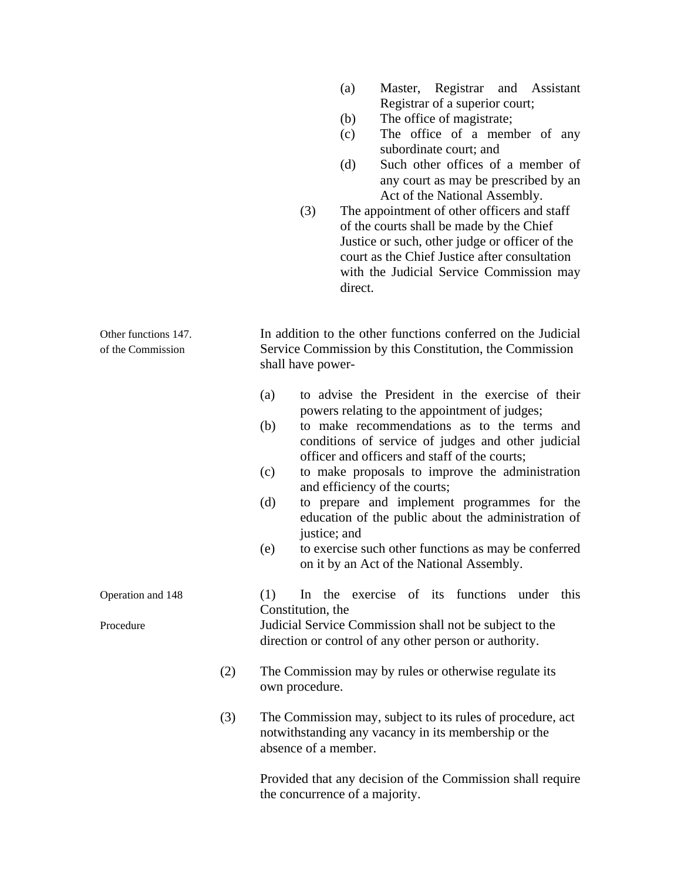(a) Master, Registrar and Assistant Registrar of a superior court;

(b) The office of magistrate;

(c) The office of a member of any subordinate court; and

(d) Such other offices of a member of any court as may be prescribed by an Act of the National Assembly.

(3) The appointment of other officers and staff of the courts shall be made by the Chief Justice or such, other judge or officer of the court as the Chief Justice after consultation with the Judicial Service Commission may direct.

**Other functions of the Commission**

147. In addition to the other functions conferred on the Judicial Service Commission by this Constitution, the Commission shall have power-

(a) to advise the President in the exercise of their powers relating to the appointment of judges;

(b) to make recommendations as to the terms and conditions of service of judges and other judicial officer and officers and staff of the courts;

(c) to make proposals to improve the administration and efficiency of the courts;

(d) to prepare and implement programmes for the education of the public about the administration of justice; and

(e) to exercise such other functions as may be conferred on it by an Act of the National Assembly.

**Operation and Procedure**

148 (1) In the exercise of its functions under this Constitution, the Judicial Service Commission shall not be subject to the direction or control of any other person or authority.

(2) The Commission may by rules or otherwise regulate its own procedure.

(3) The Commission may, subject to its rules of procedure, act notwithstanding any vacancy in its membership or the absence of a member.

Provided that any decision of the Commission shall require the concurrence of a majority.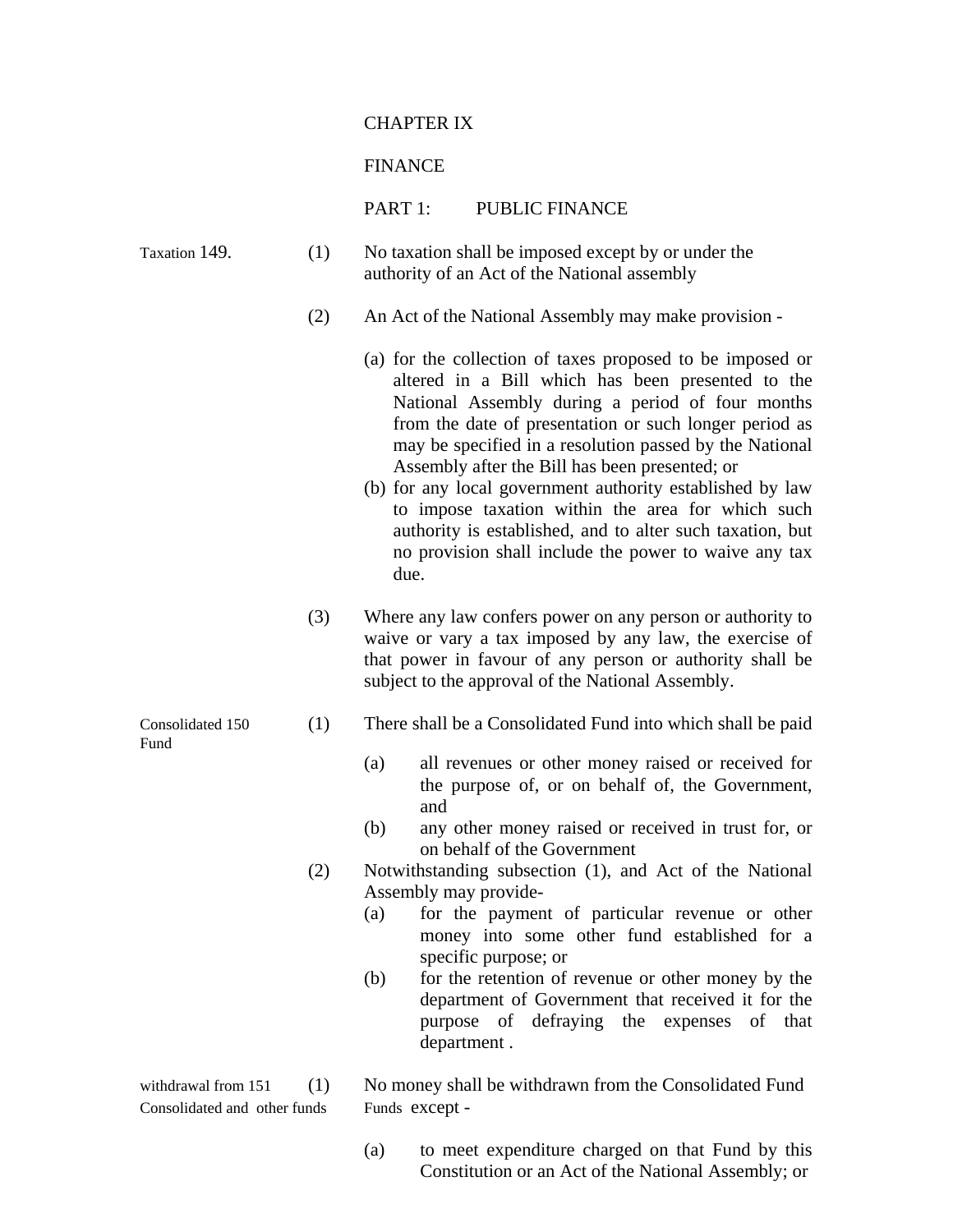# CHAPTER IX

# FINANCE

## PART 1: PUBLIC FINANCE

**Taxation 149.**

(1) No taxation shall be imposed except by or under the authority of an Act of the National assembly

(2) An Act of the National Assembly may make provision -

(a) for the collection of taxes proposed to be imposed or altered in a Bill which has been presented to the National Assembly during a period of four months from the date of presentation or such longer period as may be specified in a resolution passed by the National Assembly after the Bill has been presented; or

(b) for any local government authority established by law to impose taxation within the area for which such authority is established, and to alter such taxation, but no provision shall include the power to waive any tax due.

(3) Where any law confers power on any person or authority to waive or vary a tax imposed by any law, the exercise of that power in favour of any person or authority shall be subject to the approval of the National Assembly.

**Consolidated Fund 150**

(1) There shall be a Consolidated Fund into which shall be paid

(a) all revenues or other money raised or received for the purpose of, or on behalf of, the Government, and

(b) any other money raised or received in trust for, or on behalf of the Government

(2) Notwithstanding subsection (1), and Act of the National Assembly may provide-

(a) for the payment of particular revenue or other money into some other fund established for a specific purpose; or

(b) for the retention of revenue or other money by the department of Government that received it for the purpose of defraying the expenses of that department .

**withdrawal from 151 Consolidated and other funds**

(1) No money shall be withdrawn from the Consolidated Fund Funds except -

(a) to meet expenditure charged on that Fund by this Constitution or an Act of the National Assembly; or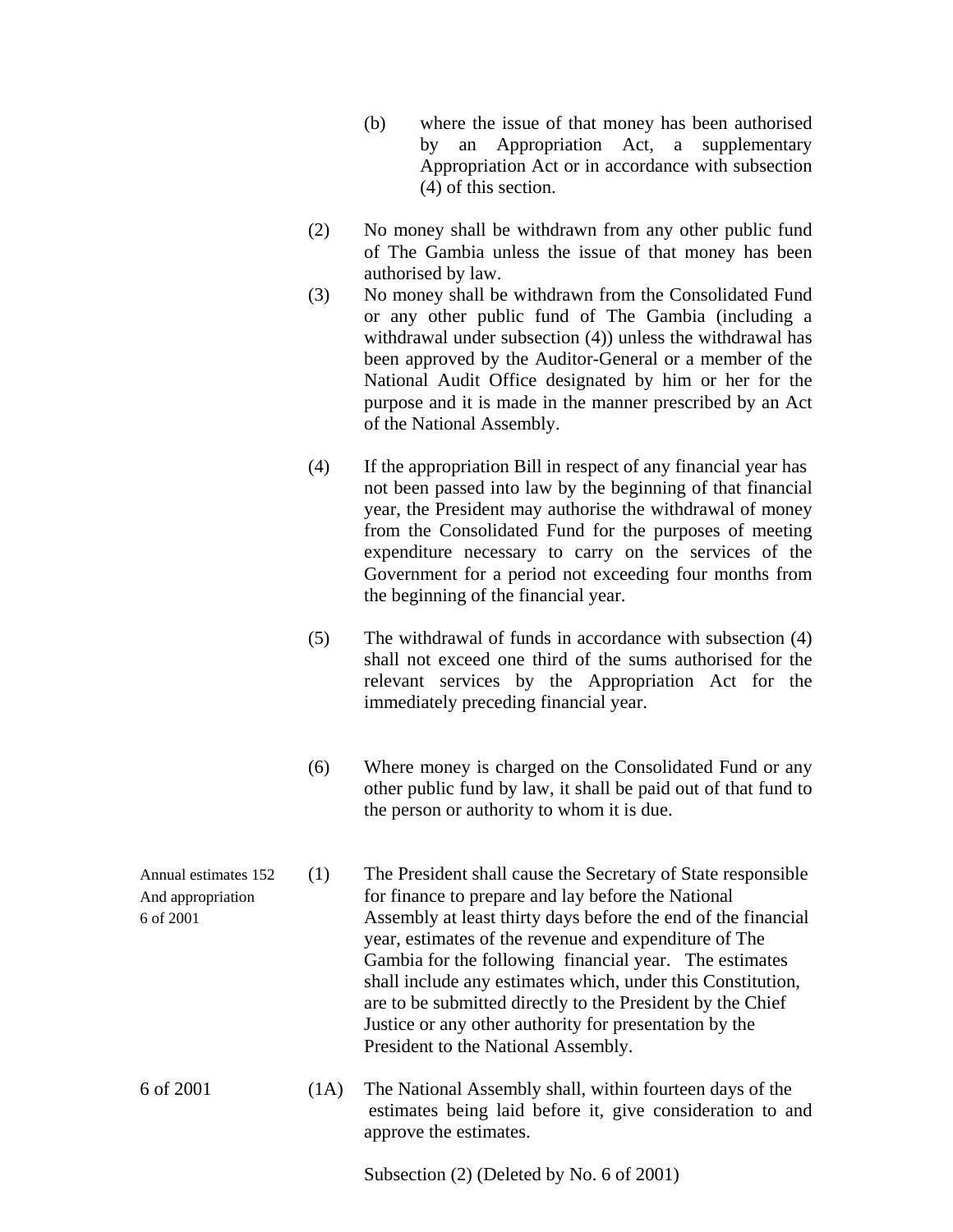(b) where the issue of that money has been authorised by an Appropriation Act, a supplementary Appropriation Act or in accordance with subsection (4) of this section.

(2) No money shall be withdrawn from any other public fund of The Gambia unless the issue of that money has been authorised by law.

(3) No money shall be withdrawn from the Consolidated Fund or any other public fund of The Gambia (including a withdrawal under subsection (4)) unless the withdrawal has been approved by the Auditor-General or a member of the National Audit Office designated by him or her for the purpose and it is made in the manner prescribed by an Act of the National Assembly.

(4) If the appropriation Bill in respect of any financial year has not been passed into law by the beginning of that financial year, the President may authorise the withdrawal of money from the Consolidated Fund for the purposes of meeting expenditure necessary to carry on the services of the Government for a period not exceeding four months from the beginning of the financial year.

(5) The withdrawal of funds in accordance with subsection (4) shall not exceed one third of the sums authorised for the relevant services by the Appropriation Act for the immediately preceding financial year.

(6) Where money is charged on the Consolidated Fund or any other public fund by law, it shall be paid out of that fund to the person or authority to whom it is due.

Annual estimates And appropriation 6 of 2001

**152** (1) The President shall cause the Secretary of State responsible for finance to prepare and lay before the National Assembly at least thirty days before the end of the financial year, estimates of the revenue and expenditure of The Gambia for the following financial year. The estimates shall include any estimates which, under this Constitution, are to be submitted directly to the President by the Chief Justice or any other authority for presentation by the President to the National Assembly.

6 of 2001

(1A) The National Assembly shall, within fourteen days of the estimates being laid before it, give consideration to and approve the estimates.

Subsection (2) (Deleted by No. 6 of 2001)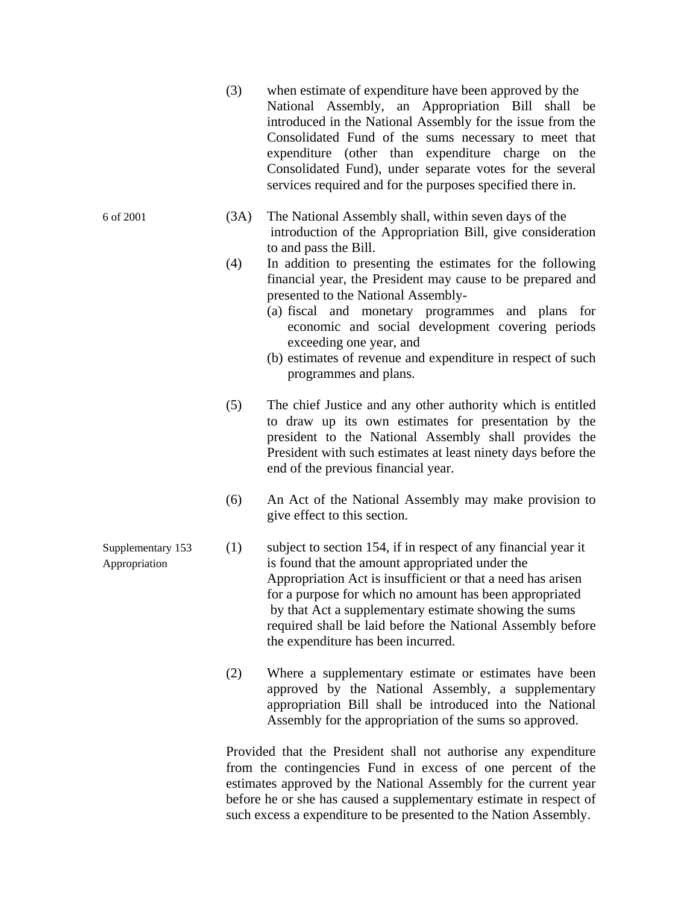(3) when estimate of expenditure have been approved by the National Assembly, an Appropriation Bill shall be introduced in the National Assembly for the issue from the Consolidated Fund of the sums necessary to meet that expenditure (other than expenditure charge on the Consolidated Fund), under separate votes for the several services required and for the purposes specified there in.

6 of 2001

(3A) The National Assembly shall, within seven days of the introduction of the Appropriation Bill, give consideration to and pass the Bill.

(4) In addition to presenting the estimates for the following financial year, the President may cause to be prepared and presented to the National Assembly-

(a) fiscal and monetary programmes and plans for economic and social development covering periods exceeding one year, and

(b) estimates of revenue and expenditure in respect of such programmes and plans.

(5) The chief Justice and any other authority which is entitled to draw up its own estimates for presentation by the president to the National Assembly shall provides the President with such estimates at least ninety days before the end of the previous financial year.

(6) An Act of the National Assembly may make provision to give effect to this section.

Supplementary Appropriation 153

(1) subject to section 154, if in respect of any financial year it is found that the amount appropriated under the Appropriation Act is insufficient or that a need has arisen for a purpose for which no amount has been appropriated by that Act a supplementary estimate showing the sums required shall be laid before the National Assembly before the expenditure has been incurred.

(2) Where a supplementary estimate or estimates have been approved by the National Assembly, a supplementary appropriation Bill shall be introduced into the National Assembly for the appropriation of the sums so approved.

Provided that the President shall not authorise any expenditure from the contingencies Fund in excess of one percent of the estimates approved by the National Assembly for the current year before he or she has caused a supplementary estimate in respect of such excess a expenditure to be presented to the Nation Assembly.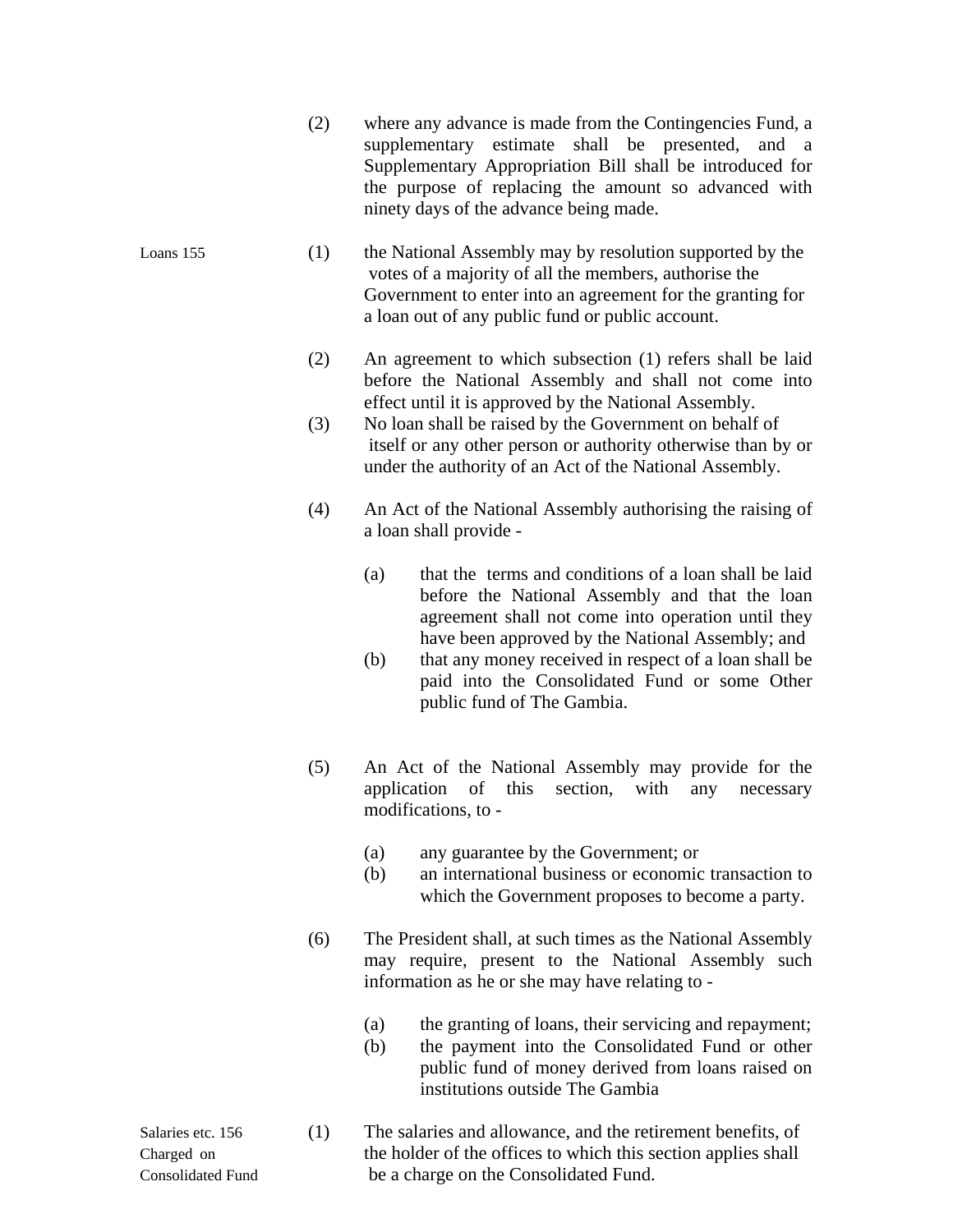(2) where any advance is made from the Contingencies Fund, a supplementary estimate shall be presented, and a Supplementary Appropriation Bill shall be introduced for the purpose of replacing the amount so advanced with ninety days of the advance being made.

Loans 155

(1) the National Assembly may by resolution supported by the votes of a majority of all the members, authorise the Government to enter into an agreement for the granting for a loan out of any public fund or public account.

(2) An agreement to which subsection (1) refers shall be laid before the National Assembly and shall not come into effect until it is approved by the National Assembly.

(3) No loan shall be raised by the Government on behalf of itself or any other person or authority otherwise than by or under the authority of an Act of the National Assembly.

(4) An Act of the National Assembly authorising the raising of a loan shall provide -

(a) that the terms and conditions of a loan shall be laid before the National Assembly and that the loan agreement shall not come into operation until they have been approved by the National Assembly; and

(b) that any money received in respect of a loan shall be paid into the Consolidated Fund or some Other public fund of The Gambia.

(5) An Act of the National Assembly may provide for the application of this section, with any necessary modifications, to -

(a) any guarantee by the Government; or

(b) an international business or economic transaction to which the Government proposes to become a party.

(6) The President shall, at such times as the National Assembly may require, present to the National Assembly such information as he or she may have relating to -

(a) the granting of loans, their servicing and repayment;

(b) the payment into the Consolidated Fund or other public fund of money derived from loans raised on institutions outside The Gambia

Salaries etc. 156 Charged on Consolidated Fund

(1) The salaries and allowance, and the retirement benefits, of the holder of the offices to which this section applies shall be a charge on the Consolidated Fund.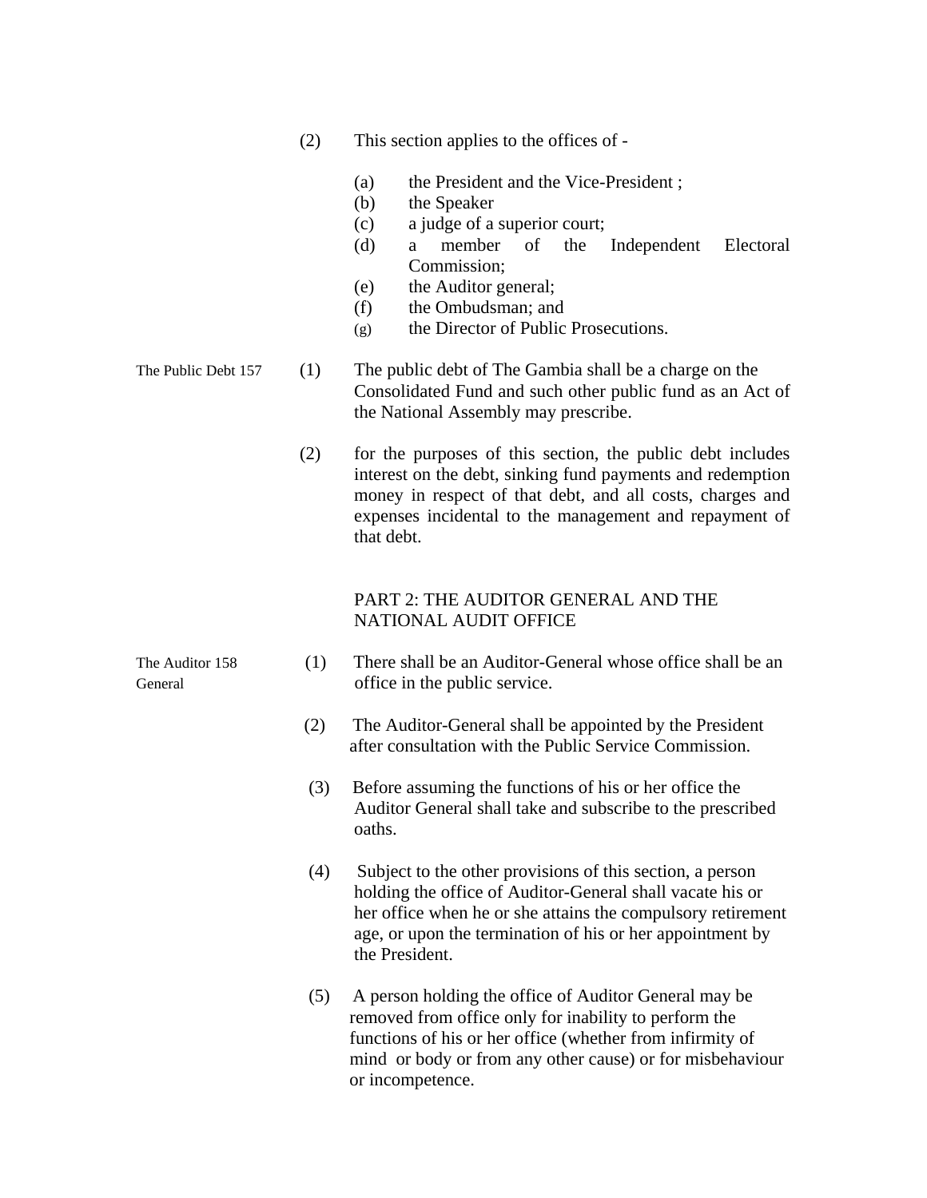(2) This section applies to the offices of -

(a) the President and the Vice-President ;
(b) the Speaker
(c) a judge of a superior court;
(d) a member of the Independent Electoral Commission;
(e) the Auditor general;
(f) the Ombudsman; and
(g) the Director of Public Prosecutions.

**The Public Debt 157**

(1) The public debt of The Gambia shall be a charge on the Consolidated Fund and such other public fund as an Act of the National Assembly may prescribe.

(2) for the purposes of this section, the public debt includes interest on the debt, sinking fund payments and redemption money in respect of that debt, and all costs, charges and expenses incidental to the management and repayment of that debt.

## PART 2: THE AUDITOR GENERAL AND THE NATIONAL AUDIT OFFICE

**The Auditor General 158**

(1) There shall be an Auditor-General whose office shall be an office in the public service.

(2) The Auditor-General shall be appointed by the President after consultation with the Public Service Commission.

(3) Before assuming the functions of his or her office the Auditor General shall take and subscribe to the prescribed oaths.

(4) Subject to the other provisions of this section, a person holding the office of Auditor-General shall vacate his or her office when he or she attains the compulsory retirement age, or upon the termination of his or her appointment by the President.

(5) A person holding the office of Auditor General may be removed from office only for inability to perform the functions of his or her office (whether from infirmity of mind or body or from any other cause) or for misbehaviour or incompetence.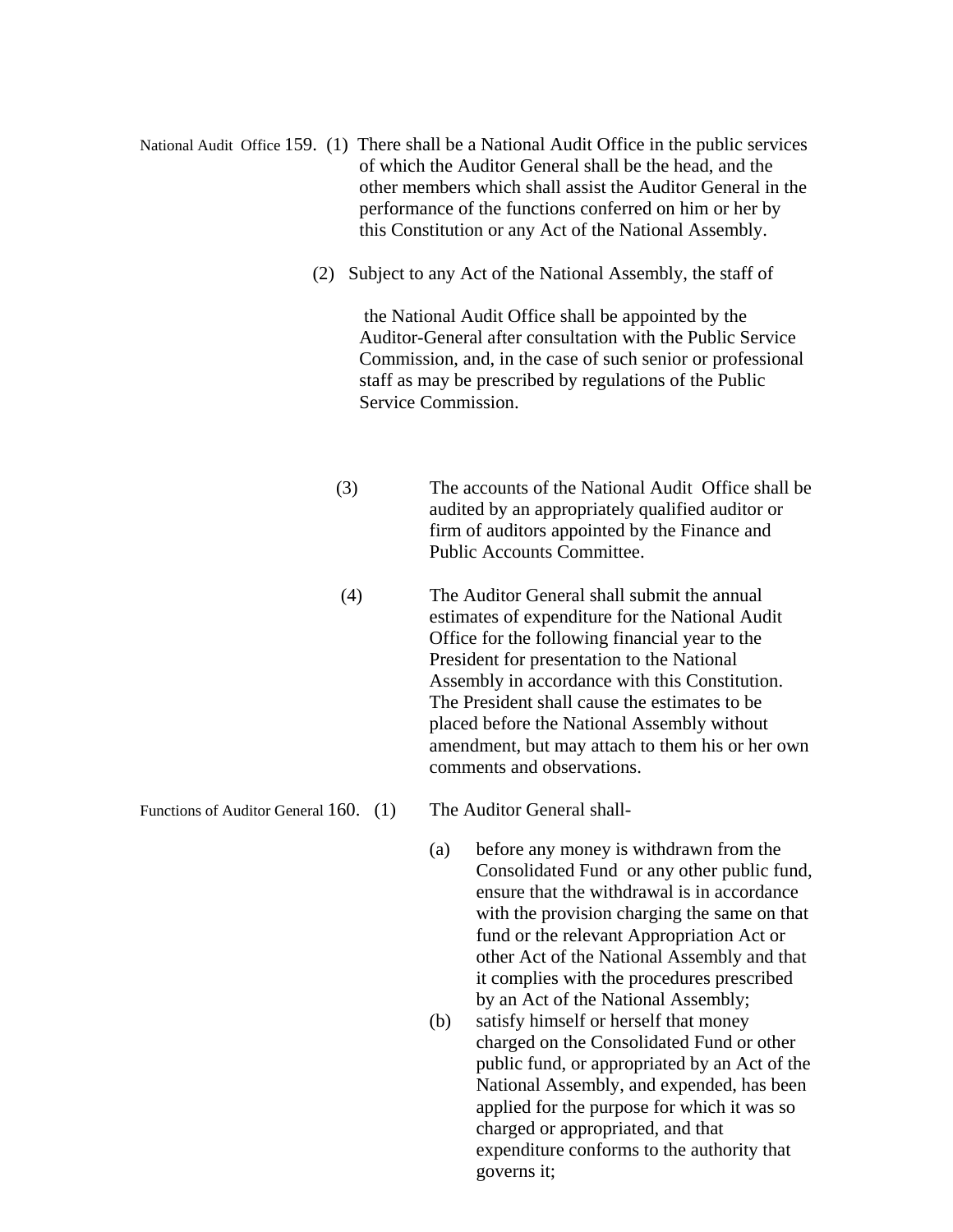National Audit Office 159. (1) There shall be a National Audit Office in the public services of which the Auditor General shall be the head, and the other members which shall assist the Auditor General in the performance of the functions conferred on him or her by this Constitution or any Act of the National Assembly.

(2) Subject to any Act of the National Assembly, the staff of

the National Audit Office shall be appointed by the Auditor-General after consultation with the Public Service Commission, and, in the case of such senior or professional staff as may be prescribed by regulations of the Public Service Commission.

(3) The accounts of the National Audit Office shall be audited by an appropriately qualified auditor or firm of auditors appointed by the Finance and Public Accounts Committee.

(4) The Auditor General shall submit the annual estimates of expenditure for the National Audit Office for the following financial year to the President for presentation to the National Assembly in accordance with this Constitution. The President shall cause the estimates to be placed before the National Assembly without amendment, but may attach to them his or her own comments and observations.

Functions of Auditor General 160. (1) The Auditor General shall-

(a) before any money is withdrawn from the Consolidated Fund or any other public fund, ensure that the withdrawal is in accordance with the provision charging the same on that fund or the relevant Appropriation Act or other Act of the National Assembly and that it complies with the procedures prescribed by an Act of the National Assembly;

(b) satisfy himself or herself that money charged on the Consolidated Fund or other public fund, or appropriated by an Act of the National Assembly, and expended, has been applied for the purpose for which it was so charged or appropriated, and that expenditure conforms to the authority that governs it;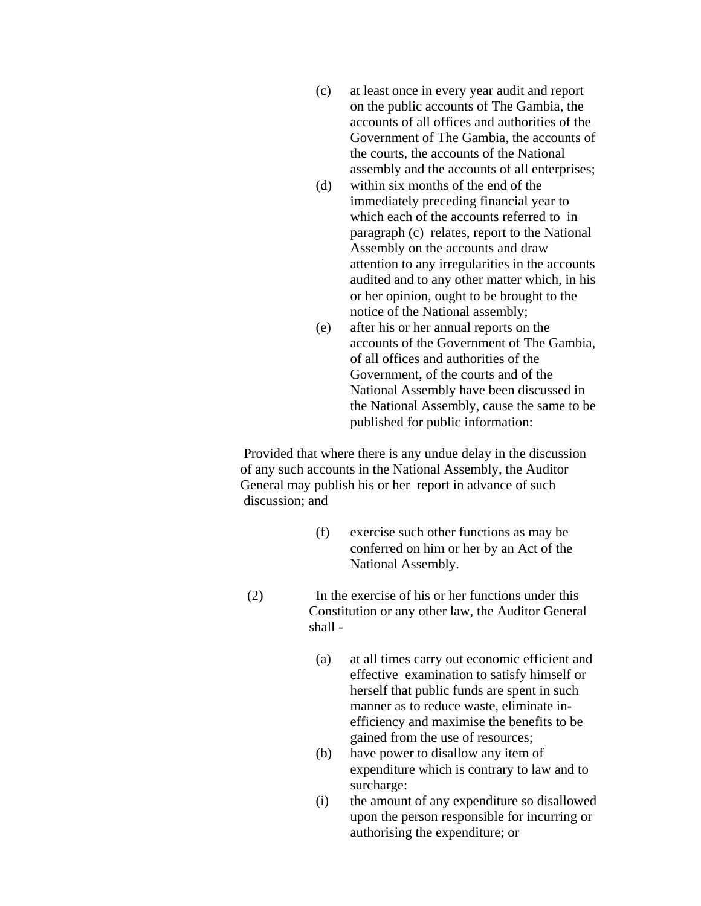(c) at least once in every year audit and report on the public accounts of The Gambia, the accounts of all offices and authorities of the Government of The Gambia, the accounts of the courts, the accounts of the National assembly and the accounts of all enterprises;

(d) within six months of the end of the immediately preceding financial year to which each of the accounts referred to in paragraph (c) relates, report to the National Assembly on the accounts and draw attention to any irregularities in the accounts audited and to any other matter which, in his or her opinion, ought to be brought to the notice of the National assembly;

(e) after his or her annual reports on the accounts of the Government of The Gambia, of all offices and authorities of the Government, of the courts and of the National Assembly have been discussed in the National Assembly, cause the same to be published for public information:

Provided that where there is any undue delay in the discussion of any such accounts in the National Assembly, the Auditor General may publish his or her report in advance of such discussion; and

(f) exercise such other functions as may be conferred on him or her by an Act of the National Assembly.

(2) In the exercise of his or her functions under this Constitution or any other law, the Auditor General shall -

(a) at all times carry out economic efficient and effective examination to satisfy himself or herself that public funds are spent in such manner as to reduce waste, eliminate in-efficiency and maximise the benefits to be gained from the use of resources;

(b) have power to disallow any item of expenditure which is contrary to law and to surcharge:

(i) the amount of any expenditure so disallowed upon the person responsible for incurring or authorising the expenditure; or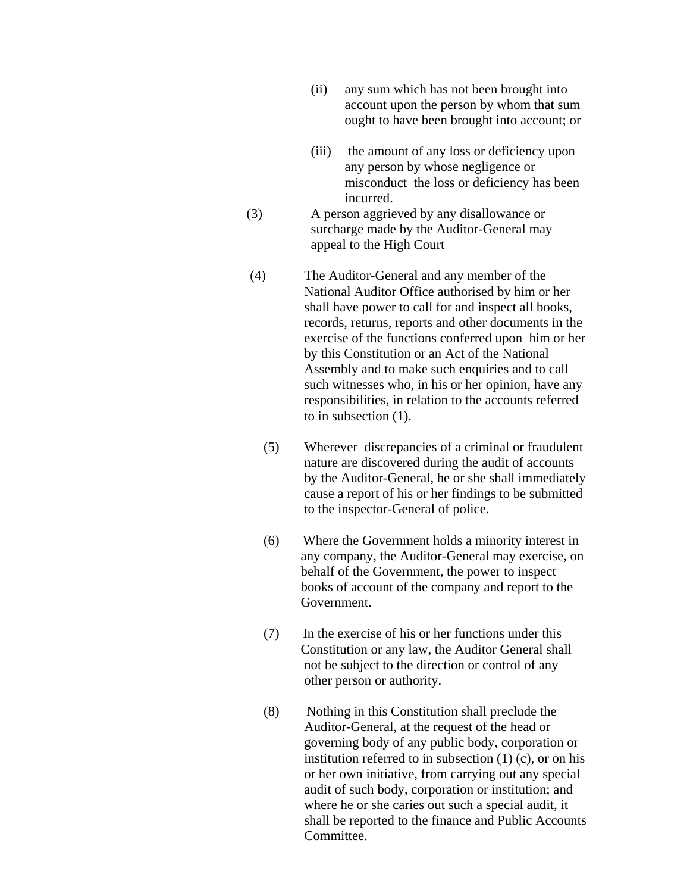(ii) any sum which has not been brought into account upon the person by whom that sum ought to have been brought into account; or

(iii) the amount of any loss or deficiency upon any person by whose negligence or misconduct the loss or deficiency has been incurred.

(3) A person aggrieved by any disallowance or surcharge made by the Auditor-General may appeal to the High Court

(4) The Auditor-General and any member of the National Auditor Office authorised by him or her shall have power to call for and inspect all books, records, returns, reports and other documents in the exercise of the functions conferred upon him or her by this Constitution or an Act of the National Assembly and to make such enquiries and to call such witnesses who, in his or her opinion, have any responsibilities, in relation to the accounts referred to in subsection (1).

(5) Wherever discrepancies of a criminal or fraudulent nature are discovered during the audit of accounts by the Auditor-General, he or she shall immediately cause a report of his or her findings to be submitted to the inspector-General of police.

(6) Where the Government holds a minority interest in any company, the Auditor-General may exercise, on behalf of the Government, the power to inspect books of account of the company and report to the Government.

(7) In the exercise of his or her functions under this Constitution or any law, the Auditor General shall not be subject to the direction or control of any other person or authority.

(8) Nothing in this Constitution shall preclude the Auditor-General, at the request of the head or governing body of any public body, corporation or institution referred to in subsection (1) (c), or on his or her own initiative, from carrying out any special audit of such body, corporation or institution; and where he or she caries out such a special audit, it shall be reported to the finance and Public Accounts Committee.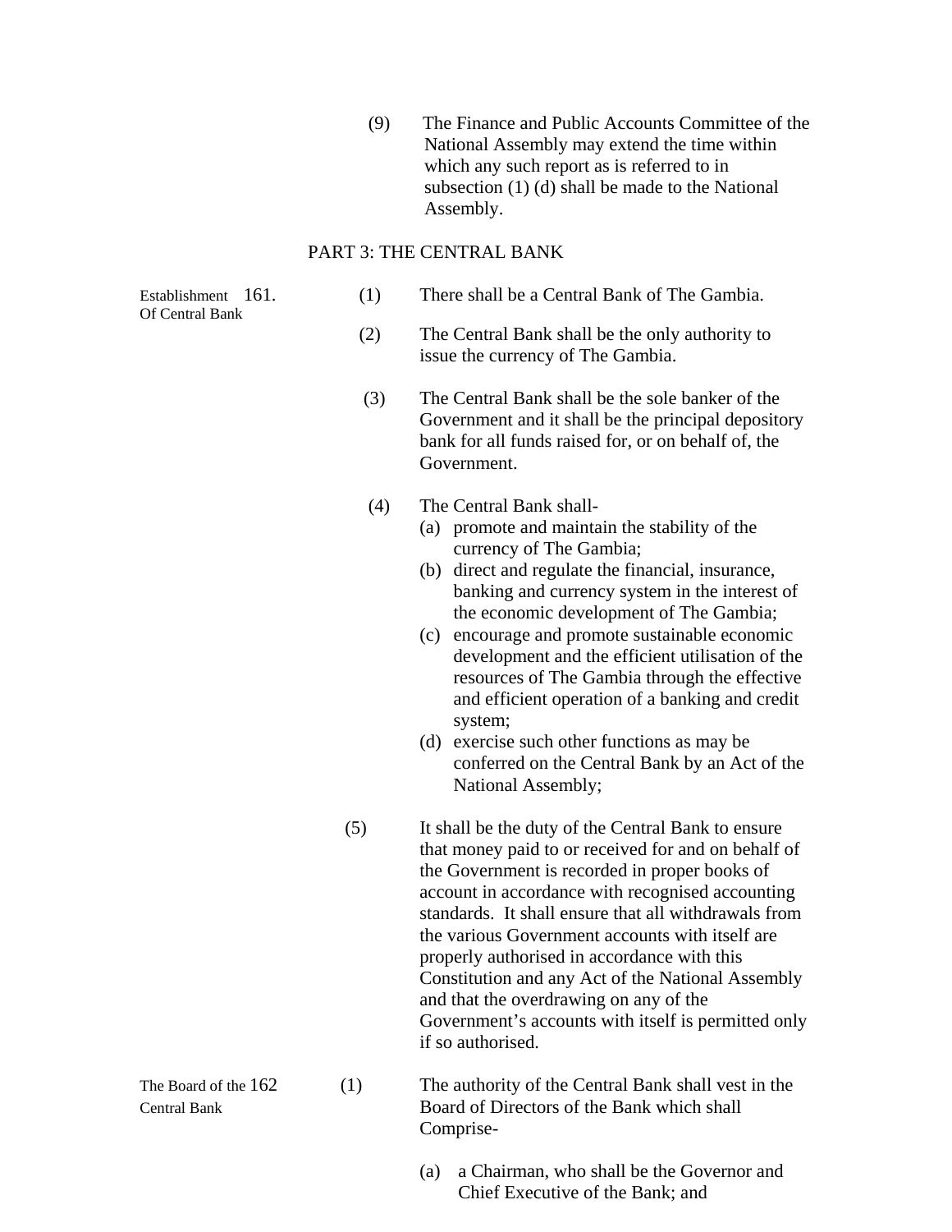(9) The Finance and Public Accounts Committee of the National Assembly may extend the time within which any such report as is referred to in subsection (1) (d) shall be made to the National Assembly.

## PART 3: THE CENTRAL BANK

**Establishment Of Central Bank**

**161.** (1) There shall be a Central Bank of The Gambia.

(2) The Central Bank shall be the only authority to issue the currency of The Gambia.

(3) The Central Bank shall be the sole banker of the Government and it shall be the principal depository bank for all funds raised for, or on behalf of, the Government.

(4) The Central Bank shall-

(a) promote and maintain the stability of the currency of The Gambia;

(b) direct and regulate the financial, insurance, banking and currency system in the interest of the economic development of The Gambia;

(c) encourage and promote sustainable economic development and the efficient utilisation of the resources of The Gambia through the effective and efficient operation of a banking and credit system;

(d) exercise such other functions as may be conferred on the Central Bank by an Act of the National Assembly;

(5) It shall be the duty of the Central Bank to ensure that money paid to or received for and on behalf of the Government is recorded in proper books of account in accordance with recognised accounting standards. It shall ensure that all withdrawals from the various Government accounts with itself are properly authorised in accordance with this Constitution and any Act of the National Assembly and that the overdrawing on any of the Government's accounts with itself is permitted only if so authorised.

**The Board of the Central Bank**

**162** (1) The authority of the Central Bank shall vest in the Board of Directors of the Bank which shall Comprise-

(a) a Chairman, who shall be the Governor and Chief Executive of the Bank; and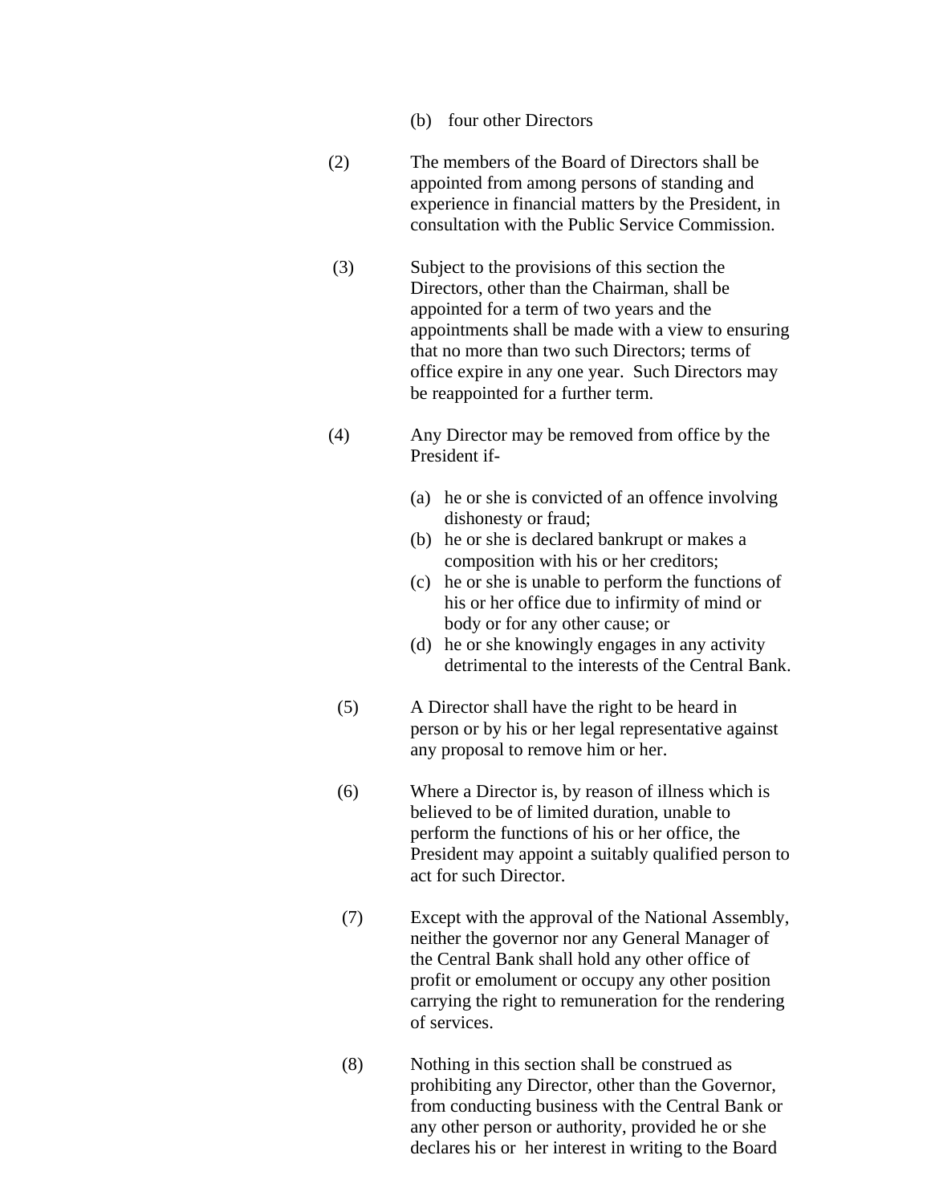(b) four other Directors

(2) The members of the Board of Directors shall be appointed from among persons of standing and experience in financial matters by the President, in consultation with the Public Service Commission.

(3) Subject to the provisions of this section the Directors, other than the Chairman, shall be appointed for a term of two years and the appointments shall be made with a view to ensuring that no more than two such Directors; terms of office expire in any one year. Such Directors may be reappointed for a further term.

(4) Any Director may be removed from office by the President if-

(a) he or she is convicted of an offence involving dishonesty or fraud;
(b) he or she is declared bankrupt or makes a composition with his or her creditors;
(c) he or she is unable to perform the functions of his or her office due to infirmity of mind or body or for any other cause; or
(d) he or she knowingly engages in any activity detrimental to the interests of the Central Bank.

(5) A Director shall have the right to be heard in person or by his or her legal representative against any proposal to remove him or her.

(6) Where a Director is, by reason of illness which is believed to be of limited duration, unable to perform the functions of his or her office, the President may appoint a suitably qualified person to act for such Director.

(7) Except with the approval of the National Assembly, neither the governor nor any General Manager of the Central Bank shall hold any other office of profit or emolument or occupy any other position carrying the right to remuneration for the rendering of services.

(8) Nothing in this section shall be construed as prohibiting any Director, other than the Governor, from conducting business with the Central Bank or any other person or authority, provided he or she declares his or her interest in writing to the Board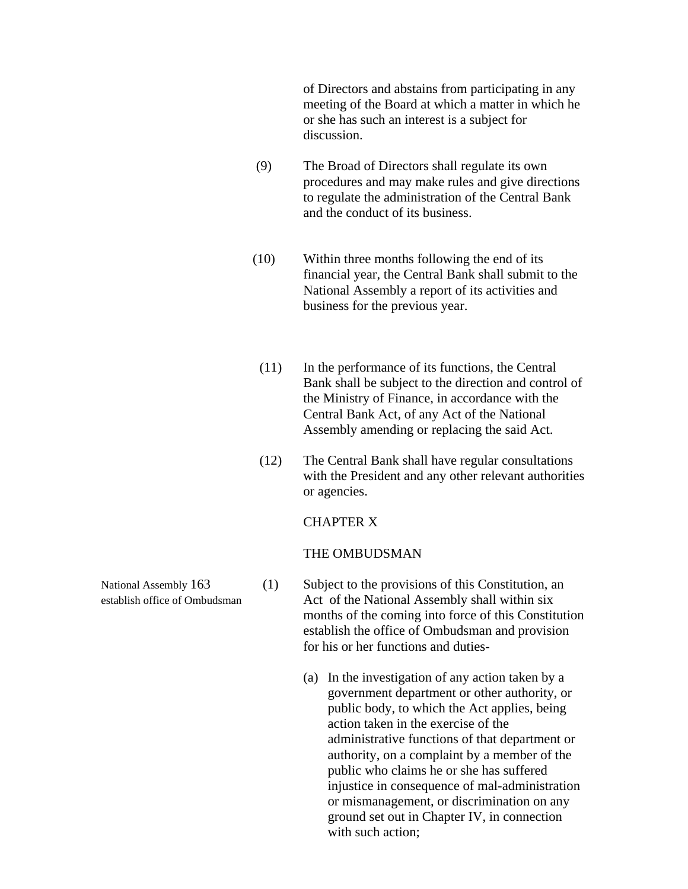of Directors and abstains from participating in any meeting of the Board at which a matter in which he or she has such an interest is a subject for discussion.

(9) The Broad of Directors shall regulate its own procedures and may make rules and give directions to regulate the administration of the Central Bank and the conduct of its business.

(10) Within three months following the end of its financial year, the Central Bank shall submit to the National Assembly a report of its activities and business for the previous year.

(11) In the performance of its functions, the Central Bank shall be subject to the direction and control of the Ministry of Finance, in accordance with the Central Bank Act, of any Act of the National Assembly amending or replacing the said Act.

(12) The Central Bank shall have regular consultations with the President and any other relevant authorities or agencies.

## CHAPTER X

## THE OMBUDSMAN

National Assembly establish office of Ombudsman

**163** (1) Subject to the provisions of this Constitution, an Act of the National Assembly shall within six months of the coming into force of this Constitution establish the office of Ombudsman and provision for his or her functions and duties-

(a) In the investigation of any action taken by a government department or other authority, or public body, to which the Act applies, being action taken in the exercise of the administrative functions of that department or authority, on a complaint by a member of the public who claims he or she has suffered injustice in consequence of mal-administration or mismanagement, or discrimination on any ground set out in Chapter IV, in connection with such action;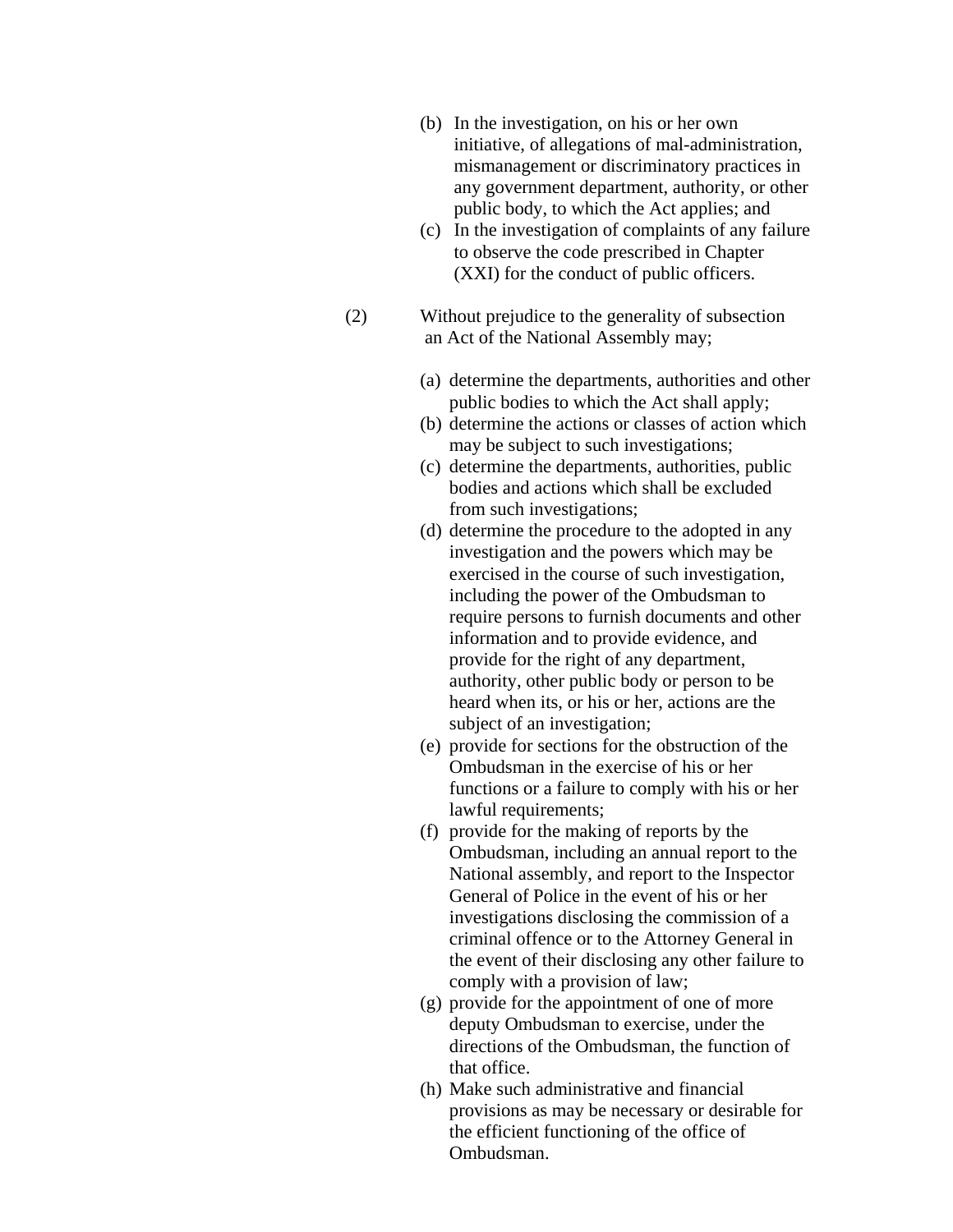(b) In the investigation, on his or her own initiative, of allegations of mal-administration, mismanagement or discriminatory practices in any government department, authority, or other public body, to which the Act applies; and

(c) In the investigation of complaints of any failure to observe the code prescribed in Chapter (XXI) for the conduct of public officers.

(2) Without prejudice to the generality of subsection an Act of the National Assembly may;

(a) determine the departments, authorities and other public bodies to which the Act shall apply;

(b) determine the actions or classes of action which may be subject to such investigations;

(c) determine the departments, authorities, public bodies and actions which shall be excluded from such investigations;

(d) determine the procedure to the adopted in any investigation and the powers which may be exercised in the course of such investigation, including the power of the Ombudsman to require persons to furnish documents and other information and to provide evidence, and provide for the right of any department, authority, other public body or person to be heard when its, or his or her, actions are the subject of an investigation;

(e) provide for sections for the obstruction of the Ombudsman in the exercise of his or her functions or a failure to comply with his or her lawful requirements;

(f) provide for the making of reports by the Ombudsman, including an annual report to the National assembly, and report to the Inspector General of Police in the event of his or her investigations disclosing the commission of a criminal offence or to the Attorney General in the event of their disclosing any other failure to comply with a provision of law;

(g) provide for the appointment of one of more deputy Ombudsman to exercise, under the directions of the Ombudsman, the function of that office.

(h) Make such administrative and financial provisions as may be necessary or desirable for the efficient functioning of the office of Ombudsman.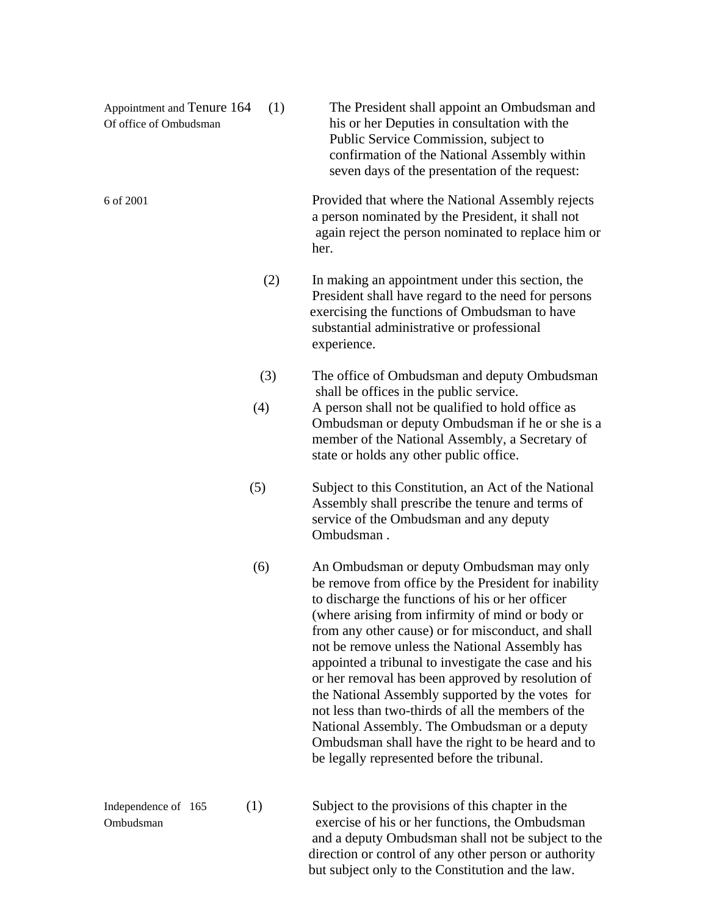**Appointment and Tenure of office of Ombudsman**

**164** (1) The President shall appoint an Ombudsman and his or her Deputies in consultation with the Public Service Commission, subject to confirmation of the National Assembly within seven days of the presentation of the request:

6 of 2001

Provided that where the National Assembly rejects a person nominated by the President, it shall not again reject the person nominated to replace him or her.

(2) In making an appointment under this section, the President shall have regard to the need for persons exercising the functions of Ombudsman to have substantial administrative or professional experience.

(3) The office of Ombudsman and deputy Ombudsman shall be offices in the public service.

(4) A person shall not be qualified to hold office as Ombudsman or deputy Ombudsman if he or she is a member of the National Assembly, a Secretary of state or holds any other public office.

(5) Subject to this Constitution, an Act of the National Assembly shall prescribe the tenure and terms of service of the Ombudsman and any deputy Ombudsman .

(6) An Ombudsman or deputy Ombudsman may only be remove from office by the President for inability to discharge the functions of his or her officer (where arising from infirmity of mind or body or from any other cause) or for misconduct, and shall not be remove unless the National Assembly has appointed a tribunal to investigate the case and his or her removal has been approved by resolution of the National Assembly supported by the votes for not less than two-thirds of all the members of the National Assembly. The Ombudsman or a deputy Ombudsman shall have the right to be heard and to be legally represented before the tribunal.

**Independence of Ombudsman**

**165** (1) Subject to the provisions of this chapter in the exercise of his or her functions, the Ombudsman and a deputy Ombudsman shall not be subject to the direction or control of any other person or authority but subject only to the Constitution and the law.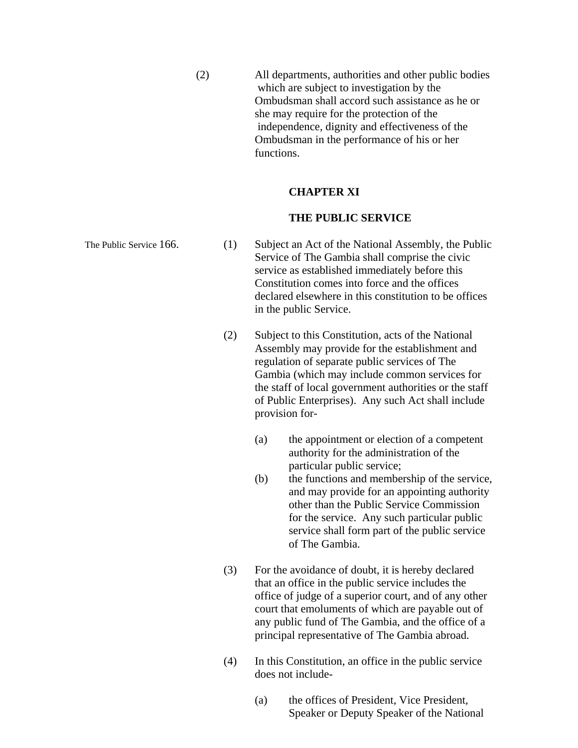(2) All departments, authorities and other public bodies which are subject to investigation by the Ombudsman shall accord such assistance as he or she may require for the protection of the independence, dignity and effectiveness of the Ombudsman in the performance of his or her functions.

## CHAPTER XI

## THE PUBLIC SERVICE

The Public Service **166.** (1) Subject an Act of the National Assembly, the Public Service of The Gambia shall comprise the civic service as established immediately before this Constitution comes into force and the offices declared elsewhere in this constitution to be offices in the public Service.

(2) Subject to this Constitution, acts of the National Assembly may provide for the establishment and regulation of separate public services of The Gambia (which may include common services for the staff of local government authorities or the staff of Public Enterprises). Any such Act shall include provision for-

- (a) the appointment or election of a competent authority for the administration of the particular public service;
- (b) the functions and membership of the service, and may provide for an appointing authority other than the Public Service Commission for the service. Any such particular public service shall form part of the public service of The Gambia.

(3) For the avoidance of doubt, it is hereby declared that an office in the public service includes the office of judge of a superior court, and of any other court that emoluments of which are payable out of any public fund of The Gambia, and the office of a principal representative of The Gambia abroad.

(4) In this Constitution, an office in the public service does not include-

- (a) the offices of President, Vice President, Speaker or Deputy Speaker of the National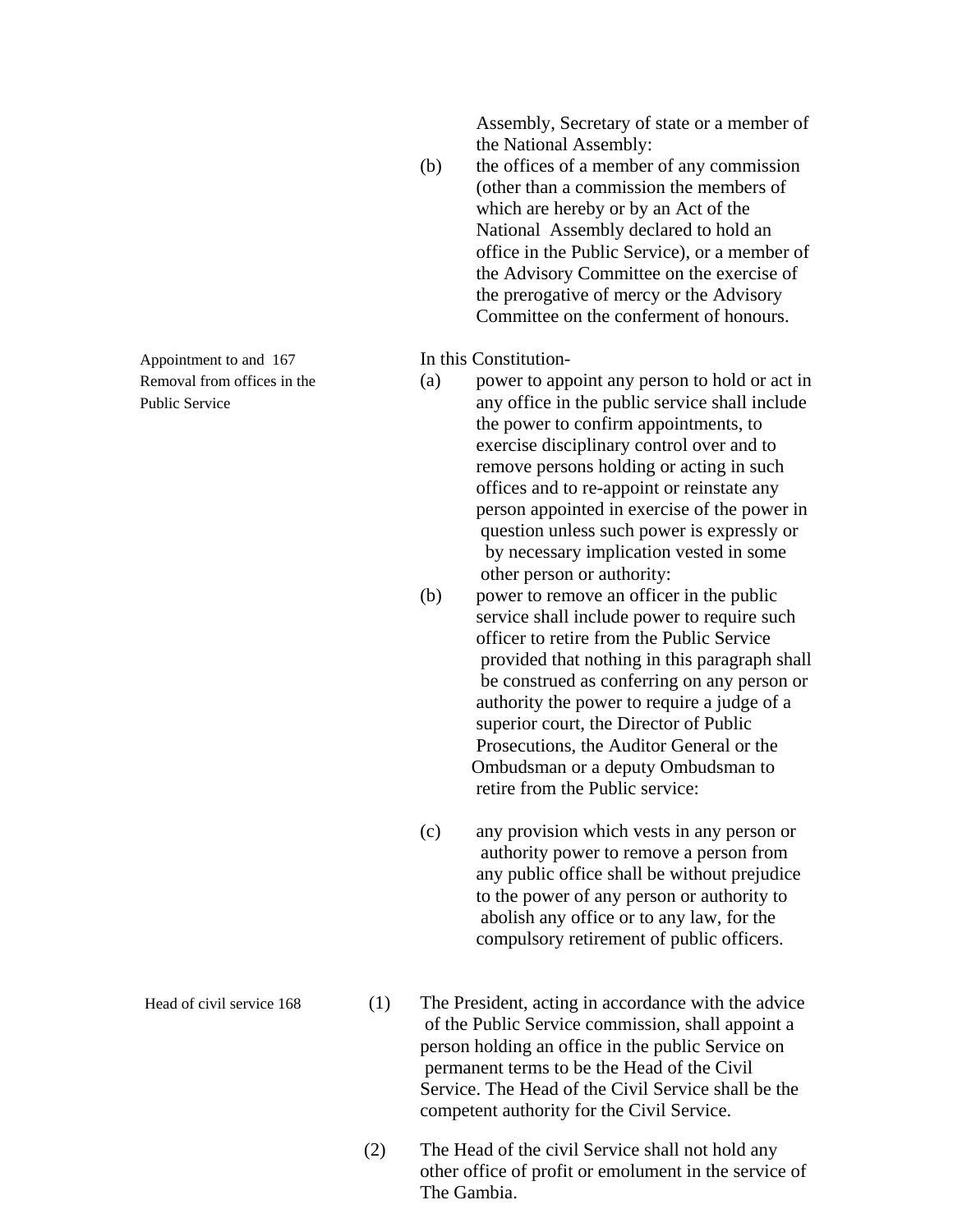Assembly, Secretary of state or a member of the National Assembly:

(b) the offices of a member of any commission (other than a commission the members of which are hereby or by an Act of the National Assembly declared to hold an office in the Public Service), or a member of the Advisory Committee on the exercise of the prerogative of mercy or the Advisory Committee on the conferment of honours.

**Appointment to and Removal from offices in the Public Service**

**167** In this Constitution-

(a) power to appoint any person to hold or act in any office in the public service shall include the power to confirm appointments, to exercise disciplinary control over and to remove persons holding or acting in such offices and to re-appoint or reinstate any person appointed in exercise of the power in question unless such power is expressly or by necessary implication vested in some other person or authority:

(b) power to remove an officer in the public service shall include power to require such officer to retire from the Public Service provided that nothing in this paragraph shall be construed as conferring on any person or authority the power to require a judge of a superior court, the Director of Public Prosecutions, the Auditor General or the Ombudsman or a deputy Ombudsman to retire from the Public service:

(c) any provision which vests in any person or authority power to remove a person from any public office shall be without prejudice to the power of any person or authority to abolish any office or to any law, for the compulsory retirement of public officers.

**Head of civil service**

**168** (1) The President, acting in accordance with the advice of the Public Service commission, shall appoint a person holding an office in the public Service on permanent terms to be the Head of the Civil Service. The Head of the Civil Service shall be the competent authority for the Civil Service.

(2) The Head of the civil Service shall not hold any other office of profit or emolument in the service of The Gambia.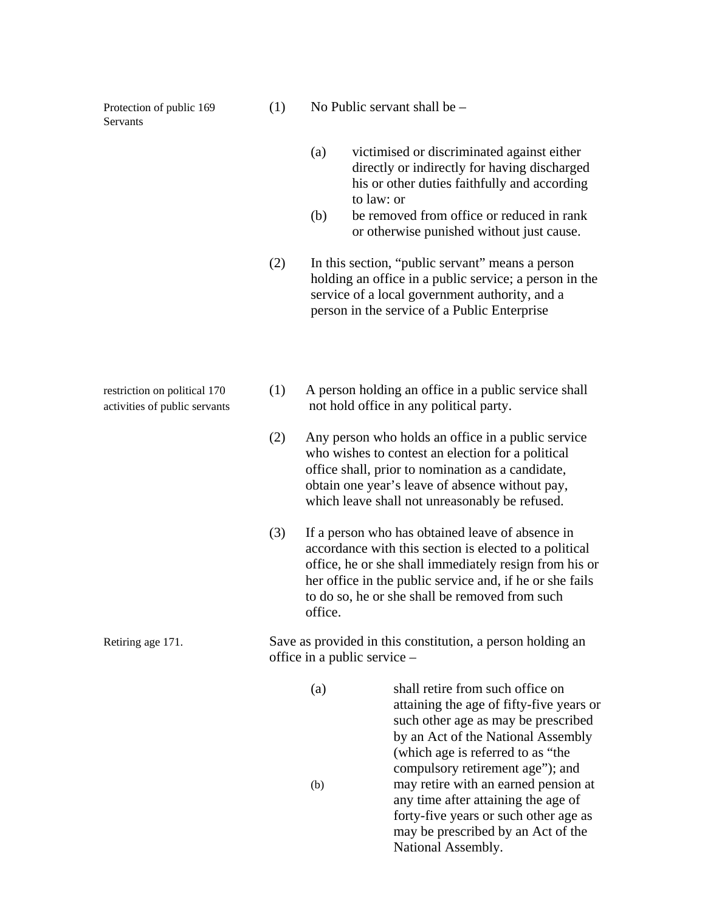**Protection of public Servants 169**

(1) No Public servant shall be –

(a) victimised or discriminated against either directly or indirectly for having discharged his or other duties faithfully and according to law: or

(b) be removed from office or reduced in rank or otherwise punished without just cause.

(2) In this section, "public servant" means a person holding an office in a public service; a person in the service of a local government authority, and a person in the service of a Public Enterprise

**restriction on political activities of public servants 170**

(1) A person holding an office in a public service shall not hold office in any political party.

(2) Any person who holds an office in a public service who wishes to contest an election for a political office shall, prior to nomination as a candidate, obtain one year's leave of absence without pay, which leave shall not unreasonably be refused.

(3) If a person who has obtained leave of absence in accordance with this section is elected to a political office, he or she shall immediately resign from his or her office in the public service and, if he or she fails to do so, he or she shall be removed from such office.

**Retiring age 171.**

Save as provided in this constitution, a person holding an office in a public service –

(a) shall retire from such office on attaining the age of fifty-five years or such other age as may be prescribed by an Act of the National Assembly (which age is referred to as "the compulsory retirement age"); and

(b) may retire with an earned pension at any time after attaining the age of forty-five years or such other age as may be prescribed by an Act of the National Assembly.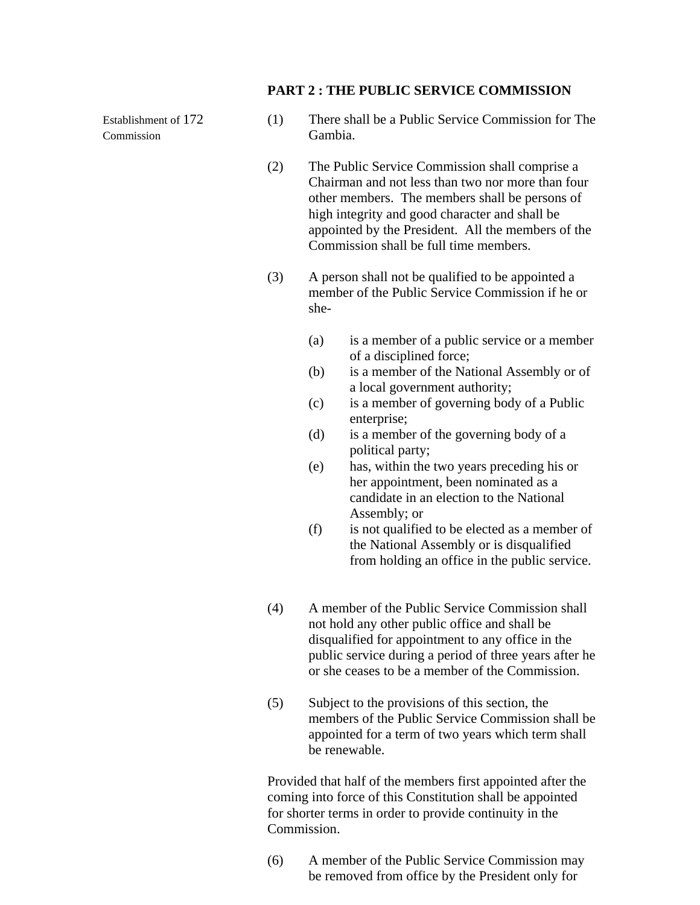**PART 2 : THE PUBLIC SERVICE COMMISSION**

Establishment of Commission

**172**

(1) There shall be a Public Service Commission for The Gambia.

(2) The Public Service Commission shall comprise a Chairman and not less than two nor more than four other members. The members shall be persons of high integrity and good character and shall be appointed by the President. All the members of the Commission shall be full time members.

(3) A person shall not be qualified to be appointed a member of the Public Service Commission if he or she-

- (a) is a member of a public service or a member of a disciplined force;
- (b) is a member of the National Assembly or of a local government authority;
- (c) is a member of governing body of a Public enterprise;
- (d) is a member of the governing body of a political party;
- (e) has, within the two years preceding his or her appointment, been nominated as a candidate in an election to the National Assembly; or
- (f) is not qualified to be elected as a member of the National Assembly or is disqualified from holding an office in the public service.

(4) A member of the Public Service Commission shall not hold any other public office and shall be disqualified for appointment to any office in the public service during a period of three years after he or she ceases to be a member of the Commission.

(5) Subject to the provisions of this section, the members of the Public Service Commission shall be appointed for a term of two years which term shall be renewable.

Provided that half of the members first appointed after the coming into force of this Constitution shall be appointed for shorter terms in order to provide continuity in the Commission.

(6) A member of the Public Service Commission may be removed from office by the President only for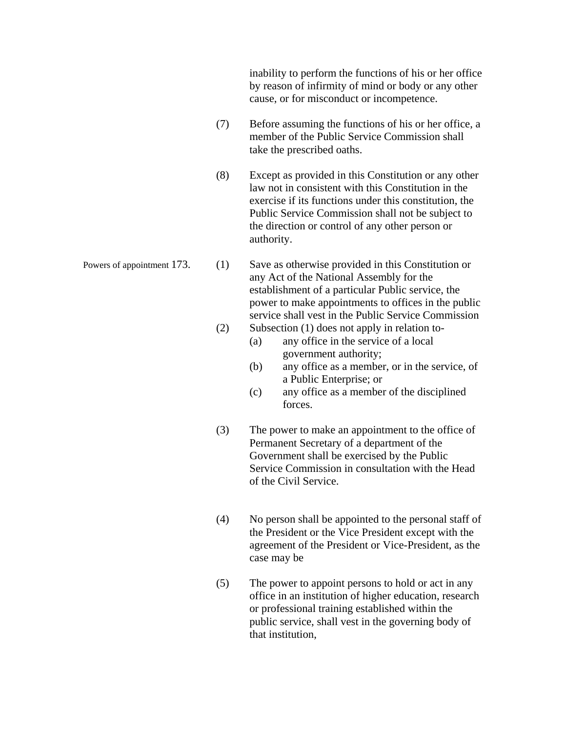inability to perform the functions of his or her office by reason of infirmity of mind or body or any other cause, or for misconduct or incompetence.

(7) Before assuming the functions of his or her office, a member of the Public Service Commission shall take the prescribed oaths.

(8) Except as provided in this Constitution or any other law not in consistent with this Constitution in the exercise if its functions under this constitution, the Public Service Commission shall not be subject to the direction or control of any other person or authority.

Powers of appointment 173. (1) Save as otherwise provided in this Constitution or any Act of the National Assembly for the establishment of a particular Public service, the power to make appointments to offices in the public service shall vest in the Public Service Commission

(2) Subsection (1) does not apply in relation to-

(a) any office in the service of a local government authority;

(b) any office as a member, or in the service, of a Public Enterprise; or

(c) any office as a member of the disciplined forces.

(3) The power to make an appointment to the office of Permanent Secretary of a department of the Government shall be exercised by the Public Service Commission in consultation with the Head of the Civil Service.

(4) No person shall be appointed to the personal staff of the President or the Vice President except with the agreement of the President or Vice-President, as the case may be

(5) The power to appoint persons to hold or act in any office in an institution of higher education, research or professional training established within the public service, shall vest in the governing body of that institution,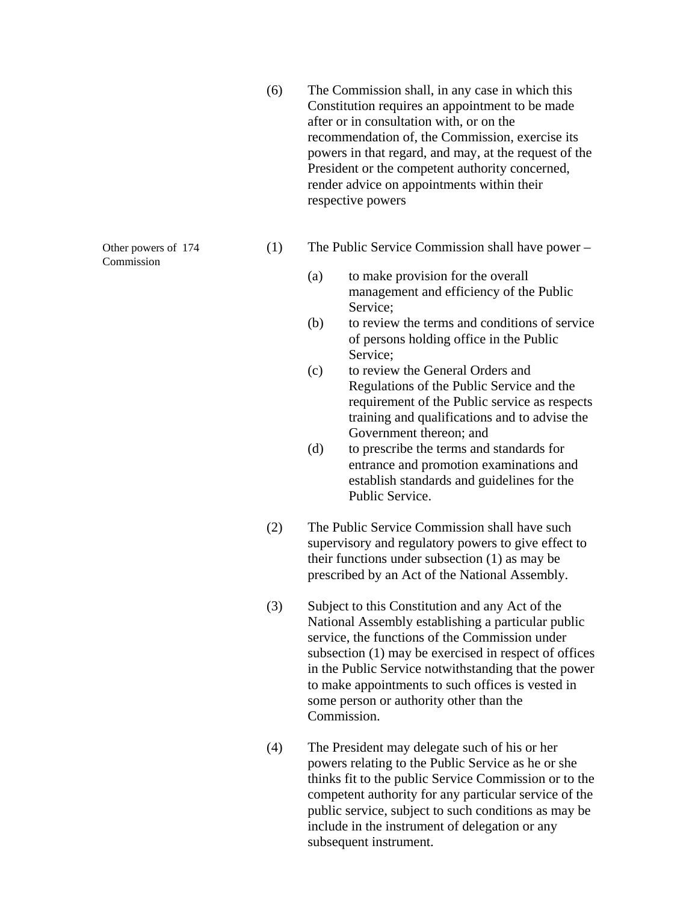(6) The Commission shall, in any case in which this Constitution requires an appointment to be made after or in consultation with, or on the recommendation of, the Commission, exercise its powers in that regard, and may, at the request of the President or the competent authority concerned, render advice on appointments within their respective powers

Other powers of Commission

174 (1) The Public Service Commission shall have power –

(a) to make provision for the overall management and efficiency of the Public Service;

(b) to review the terms and conditions of service of persons holding office in the Public Service;

(c) to review the General Orders and Regulations of the Public Service and the requirement of the Public service as respects training and qualifications and to advise the Government thereon; and

(d) to prescribe the terms and standards for entrance and promotion examinations and establish standards and guidelines for the Public Service.

(2) The Public Service Commission shall have such supervisory and regulatory powers to give effect to their functions under subsection (1) as may be prescribed by an Act of the National Assembly.

(3) Subject to this Constitution and any Act of the National Assembly establishing a particular public service, the functions of the Commission under subsection (1) may be exercised in respect of offices in the Public Service notwithstanding that the power to make appointments to such offices is vested in some person or authority other than the Commission.

(4) The President may delegate such of his or her powers relating to the Public Service as he or she thinks fit to the public Service Commission or to the competent authority for any particular service of the public service, subject to such conditions as may be include in the instrument of delegation or any subsequent instrument.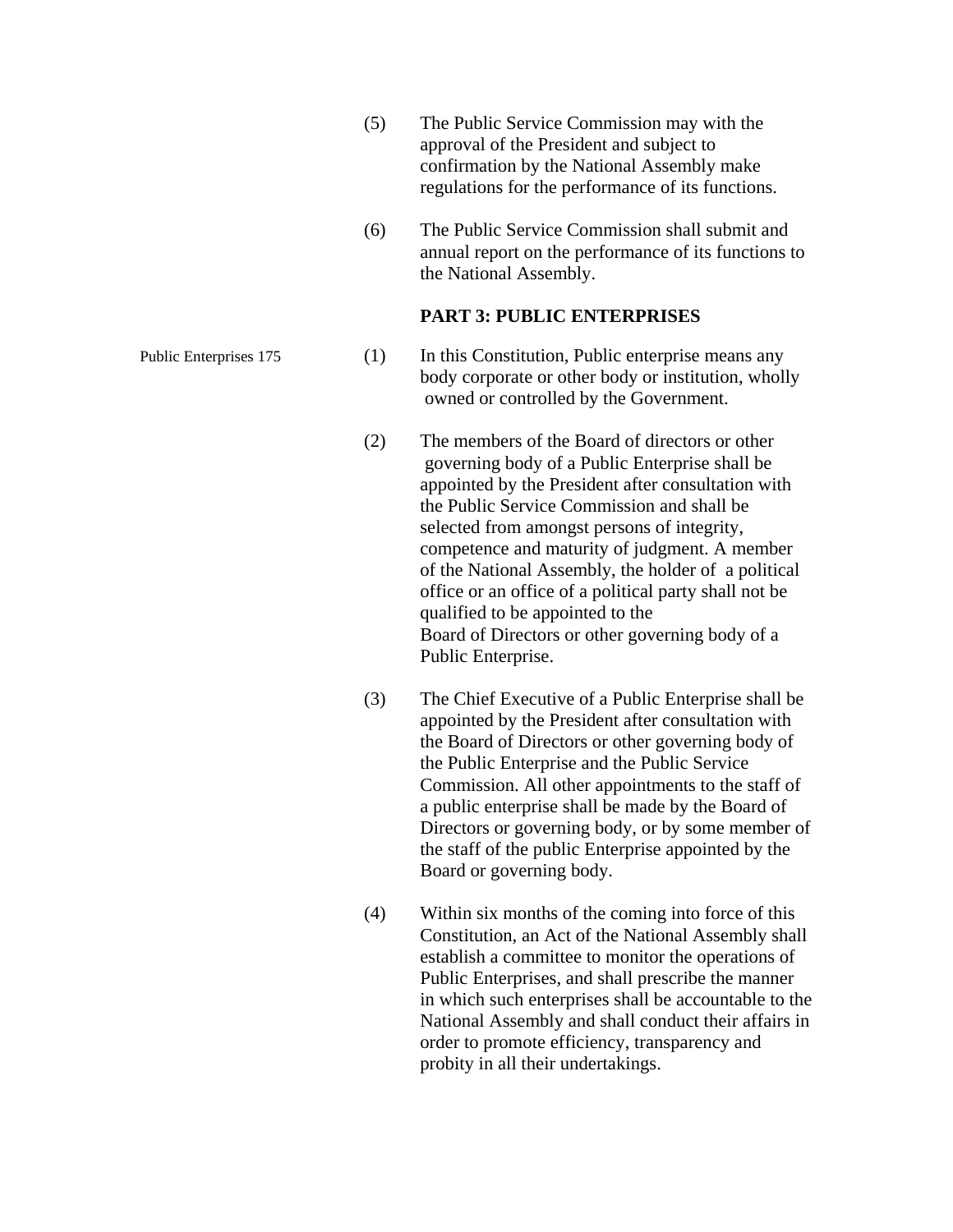(5) The Public Service Commission may with the approval of the President and subject to confirmation by the National Assembly make regulations for the performance of its functions.

(6) The Public Service Commission shall submit and annual report on the performance of its functions to the National Assembly.

**PART 3: PUBLIC ENTERPRISES**

Public Enterprises 175

(1) In this Constitution, Public enterprise means any body corporate or other body or institution, wholly owned or controlled by the Government.

(2) The members of the Board of directors or other governing body of a Public Enterprise shall be appointed by the President after consultation with the Public Service Commission and shall be selected from amongst persons of integrity, competence and maturity of judgment. A member of the National Assembly, the holder of a political office or an office of a political party shall not be qualified to be appointed to the Board of Directors or other governing body of a Public Enterprise.

(3) The Chief Executive of a Public Enterprise shall be appointed by the President after consultation with the Board of Directors or other governing body of the Public Enterprise and the Public Service Commission. All other appointments to the staff of a public enterprise shall be made by the Board of Directors or governing body, or by some member of the staff of the public Enterprise appointed by the Board or governing body.

(4) Within six months of the coming into force of this Constitution, an Act of the National Assembly shall establish a committee to monitor the operations of Public Enterprises, and shall prescribe the manner in which such enterprises shall be accountable to the National Assembly and shall conduct their affairs in order to promote efficiency, transparency and probity in all their undertakings.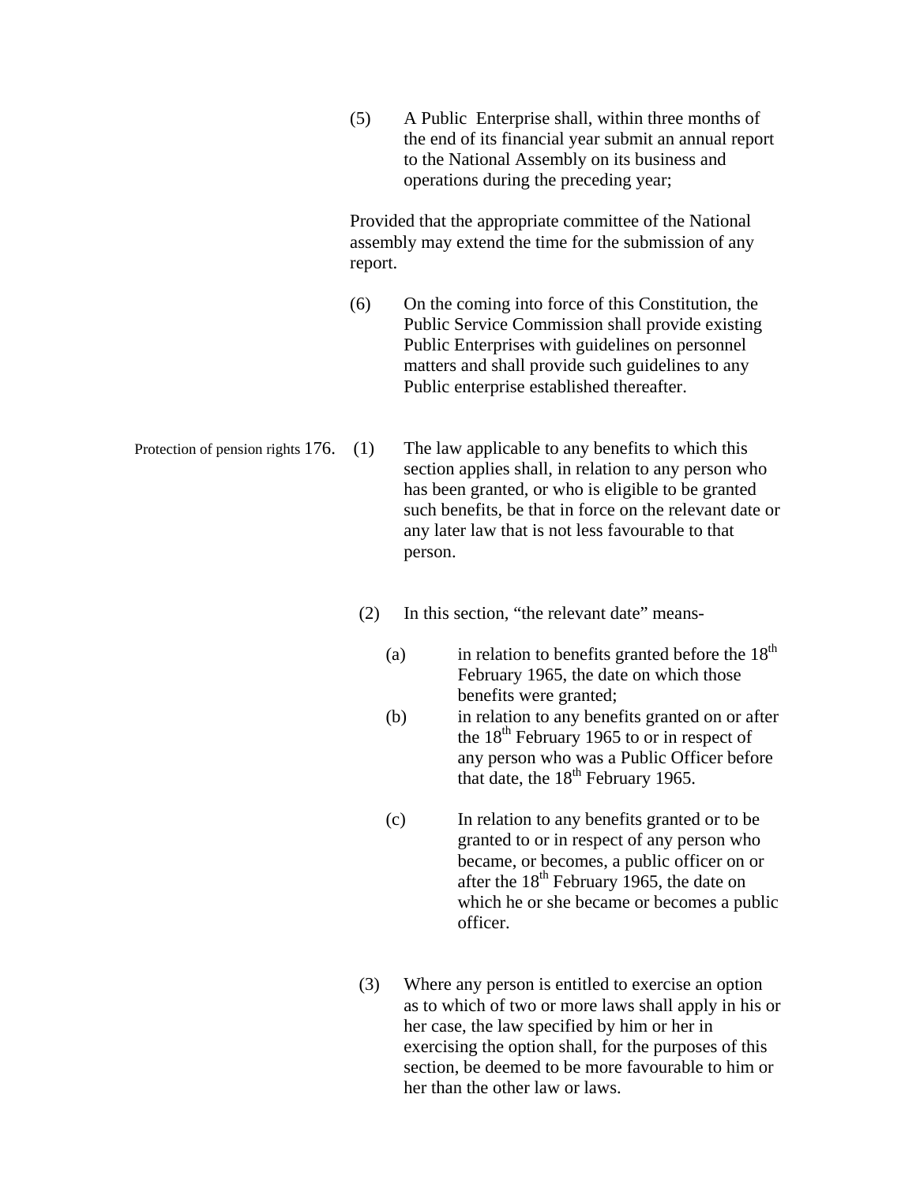(5) A Public Enterprise shall, within three months of the end of its financial year submit an annual report to the National Assembly on its business and operations during the preceding year;

Provided that the appropriate committee of the National assembly may extend the time for the submission of any report.

(6) On the coming into force of this Constitution, the Public Service Commission shall provide existing Public Enterprises with guidelines on personnel matters and shall provide such guidelines to any Public enterprise established thereafter.

Protection of pension rights **176.** (1) The law applicable to any benefits to which this section applies shall, in relation to any person who has been granted, or who is eligible to be granted such benefits, be that in force on the relevant date or any later law that is not less favourable to that person.

(2) In this section, "the relevant date" means-

(a) in relation to benefits granted before the 18th February 1965, the date on which those benefits were granted;

(b) in relation to any benefits granted on or after the 18th February 1965 to or in respect of any person who was a Public Officer before that date, the 18th February 1965.

(c) In relation to any benefits granted or to be granted to or in respect of any person who became, or becomes, a public officer on or after the 18th February 1965, the date on which he or she became or becomes a public officer.

(3) Where any person is entitled to exercise an option as to which of two or more laws shall apply in his or her case, the law specified by him or her in exercising the option shall, for the purposes of this section, be deemed to be more favourable to him or her than the other law or laws.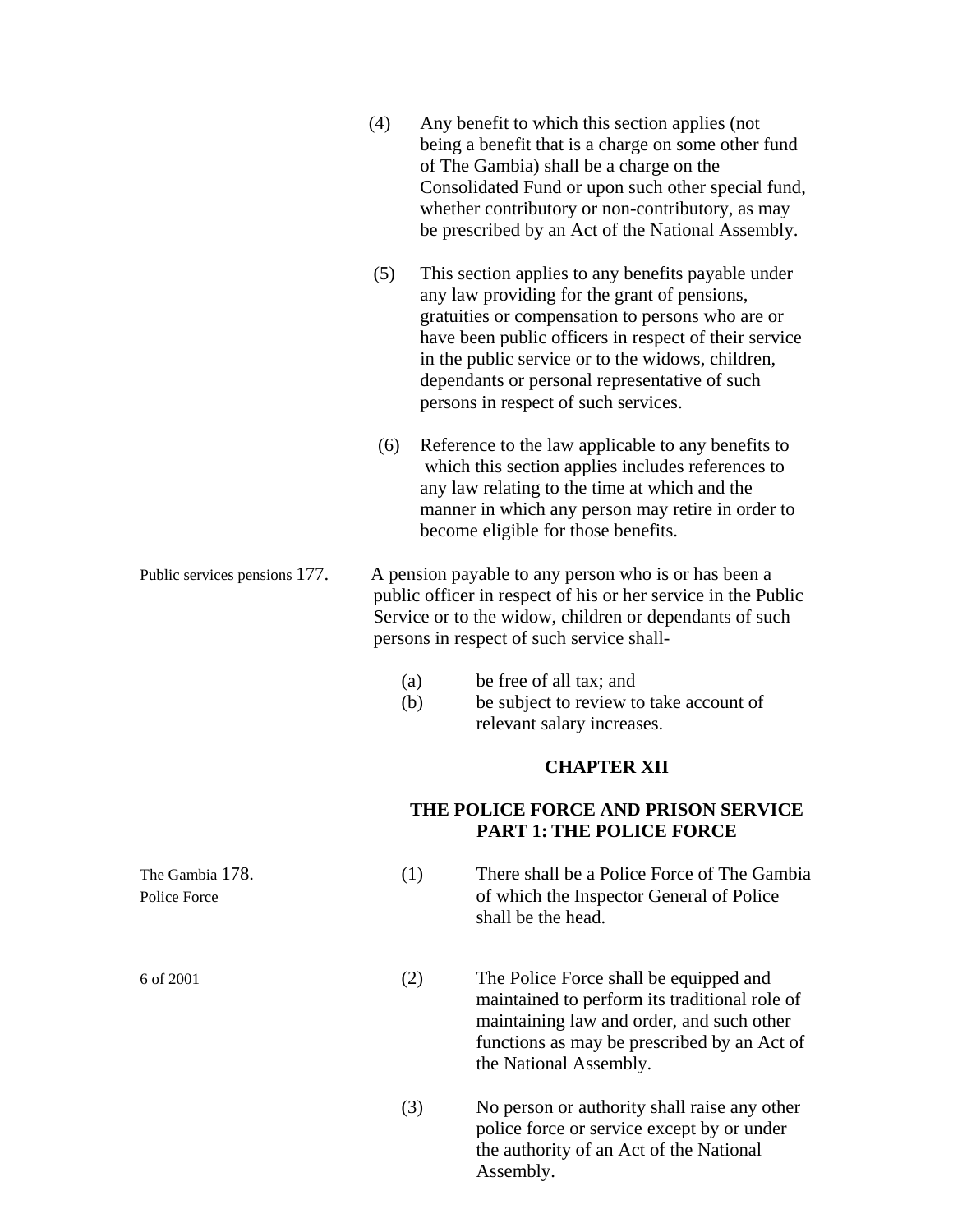(4) Any benefit to which this section applies (not being a benefit that is a charge on some other fund of The Gambia) shall be a charge on the Consolidated Fund or upon such other special fund, whether contributory or non-contributory, as may be prescribed by an Act of the National Assembly.

(5) This section applies to any benefits payable under any law providing for the grant of pensions, gratuities or compensation to persons who are or have been public officers in respect of their service in the public service or to the widows, children, dependants or personal representative of such persons in respect of such services.

(6) Reference to the law applicable to any benefits to which this section applies includes references to any law relating to the time at which and the manner in which any person may retire in order to become eligible for those benefits.

Public services pensions **177.** A pension payable to any person who is or has been a public officer in respect of his or her service in the Public Service or to the widow, children or dependants of such persons in respect of such service shall-

(a) be free of all tax; and
(b) be subject to review to take account of relevant salary increases.

## CHAPTER XII

## THE POLICE FORCE AND PRISON SERVICE
### PART 1: THE POLICE FORCE

The Gambia Police Force **178.** (1) There shall be a Police Force of The Gambia of which the Inspector General of Police shall be the head.

6 of 2001

(2) The Police Force shall be equipped and maintained to perform its traditional role of maintaining law and order, and such other functions as may be prescribed by an Act of the National Assembly.

(3) No person or authority shall raise any other police force or service except by or under the authority of an Act of the National Assembly.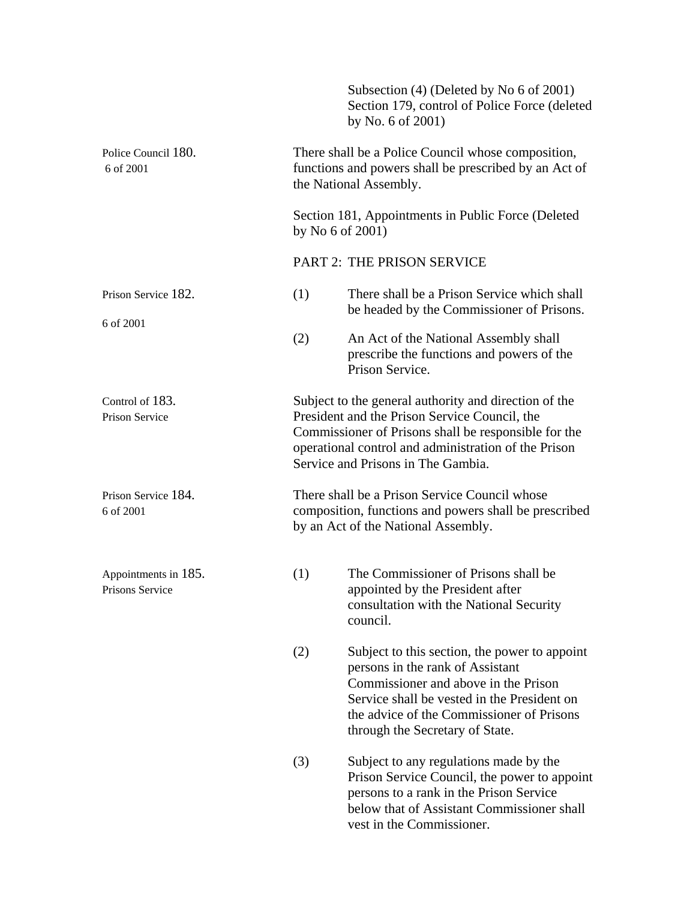Subsection (4) (Deleted by No 6 of 2001)
Section 179, control of Police Force (deleted by No. 6 of 2001)

Police Council 6 of 2001

**180.** There shall be a Police Council whose composition, functions and powers shall be prescribed by an Act of the National Assembly.

Section 181, Appointments in Public Force (Deleted by No 6 of 2001)

## PART 2: THE PRISON SERVICE

Prison Service 6 of 2001

**182.**
(1) There shall be a Prison Service which shall be headed by the Commissioner of Prisons.

(2) An Act of the National Assembly shall prescribe the functions and powers of the Prison Service.

Control of Prison Service

**183.** Subject to the general authority and direction of the President and the Prison Service Council, the Commissioner of Prisons shall be responsible for the operational control and administration of the Prison Service and Prisons in The Gambia.

Prison Service 6 of 2001

**184.** There shall be a Prison Service Council whose composition, functions and powers shall be prescribed by an Act of the National Assembly.

Appointments in Prisons Service

**185.**
(1) The Commissioner of Prisons shall be appointed by the President after consultation with the National Security council.

(2) Subject to this section, the power to appoint persons in the rank of Assistant Commissioner and above in the Prison Service shall be vested in the President on the advice of the Commissioner of Prisons through the Secretary of State.

(3) Subject to any regulations made by the Prison Service Council, the power to appoint persons to a rank in the Prison Service below that of Assistant Commissioner shall vest in the Commissioner.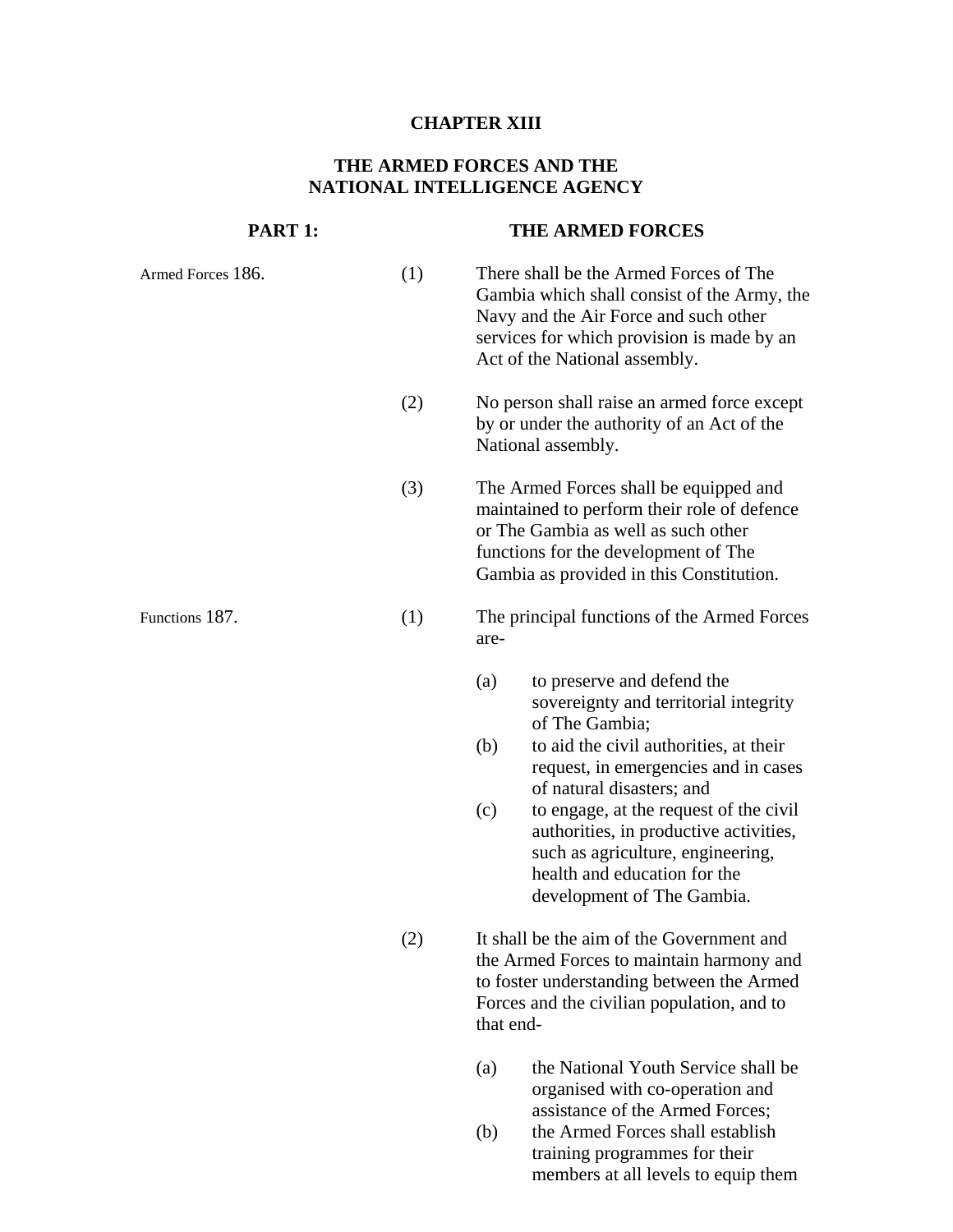# CHAPTER XIII

## THE ARMED FORCES AND THE NATIONAL INTELLIGENCE AGENCY

### PART 1: THE ARMED FORCES

Armed Forces **186.** (1) There shall be the Armed Forces of The Gambia which shall consist of the Army, the Navy and the Air Force and such other services for which provision is made by an Act of the National assembly.

(2) No person shall raise an armed force except by or under the authority of an Act of the National assembly.

(3) The Armed Forces shall be equipped and maintained to perform their role of defence or The Gambia as well as such other functions for the development of The Gambia as provided in this Constitution.

Functions **187.** (1) The principal functions of the Armed Forces are-

(a) to preserve and defend the sovereignty and territorial integrity of The Gambia;
(b) to aid the civil authorities, at their request, in emergencies and in cases of natural disasters; and
(c) to engage, at the request of the civil authorities, in productive activities, such as agriculture, engineering, health and education for the development of The Gambia.

(2) It shall be the aim of the Government and the Armed Forces to maintain harmony and to foster understanding between the Armed Forces and the civilian population, and to that end-

(a) the National Youth Service shall be organised with co-operation and assistance of the Armed Forces;
(b) the Armed Forces shall establish training programmes for their members at all levels to equip them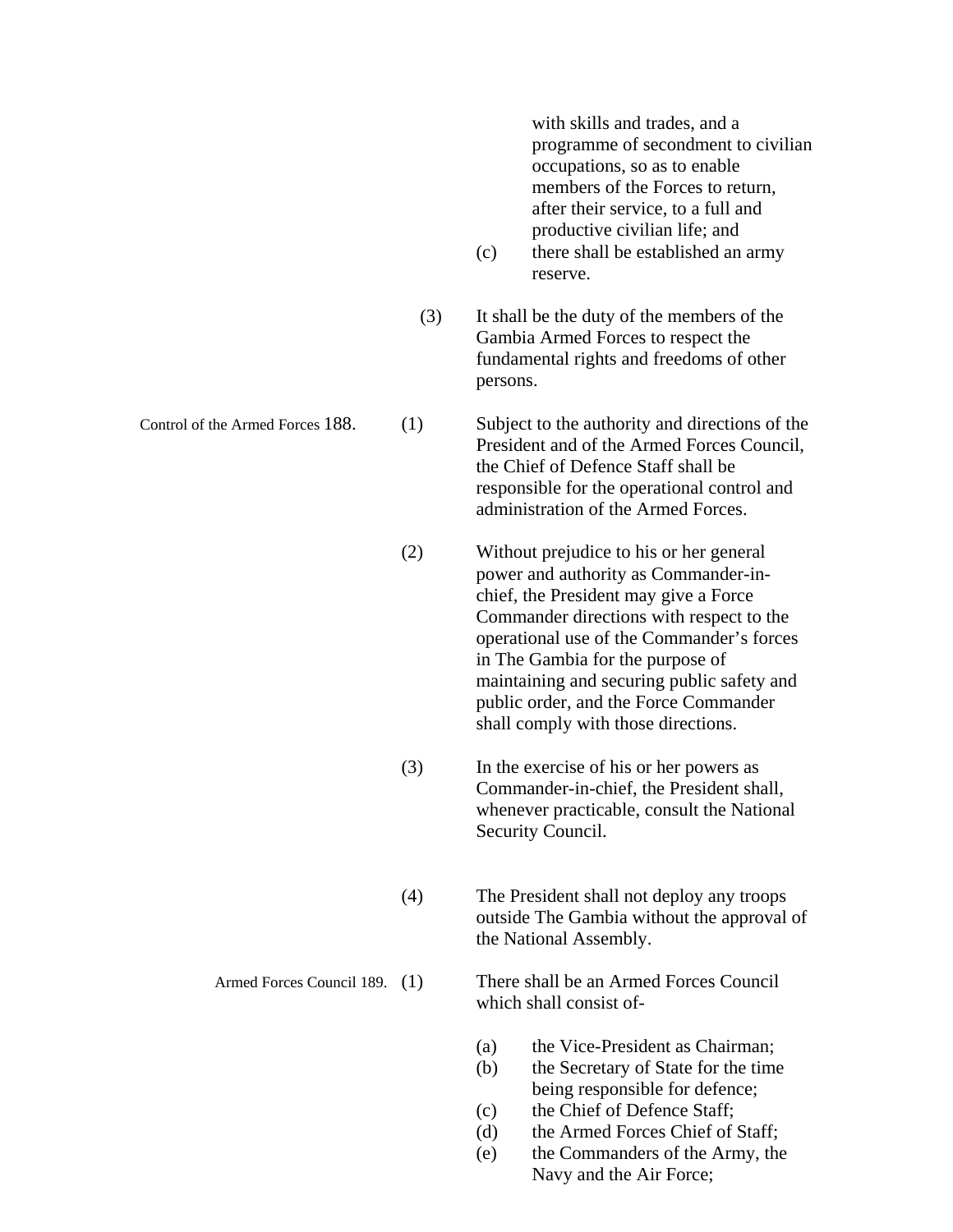with skills and trades, and a programme of secondment to civilian occupations, so as to enable members of the Forces to return, after their service, to a full and productive civilian life; and

(c) there shall be established an army reserve.

(3) It shall be the duty of the members of the Gambia Armed Forces to respect the fundamental rights and freedoms of other persons.

**Control of the Armed Forces**

**188.** (1) Subject to the authority and directions of the President and of the Armed Forces Council, the Chief of Defence Staff shall be responsible for the operational control and administration of the Armed Forces.

(2) Without prejudice to his or her general power and authority as Commander-in-chief, the President may give a Force Commander directions with respect to the operational use of the Commander's forces in The Gambia for the purpose of maintaining and securing public safety and public order, and the Force Commander shall comply with those directions.

(3) In the exercise of his or her powers as Commander-in-chief, the President shall, whenever practicable, consult the National Security Council.

(4) The President shall not deploy any troops outside The Gambia without the approval of the National Assembly.

**Armed Forces Council**

**189.** (1) There shall be an Armed Forces Council which shall consist of-

(a) the Vice-President as Chairman;
(b) the Secretary of State for the time being responsible for defence;
(c) the Chief of Defence Staff;
(d) the Armed Forces Chief of Staff;
(e) the Commanders of the Army, the Navy and the Air Force;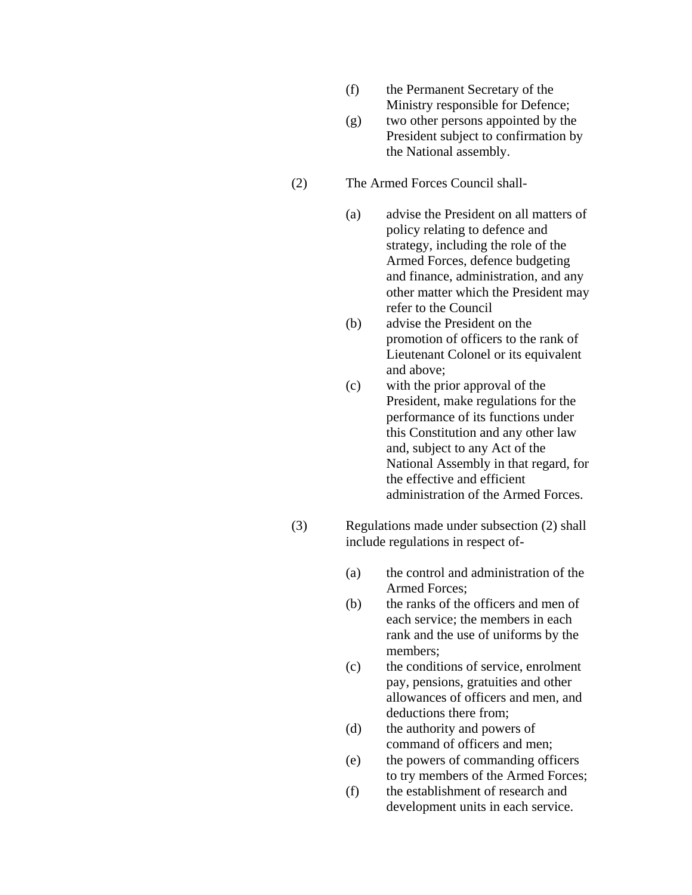(f) the Permanent Secretary of the Ministry responsible for Defence;

(g) two other persons appointed by the President subject to confirmation by the National assembly.

(2) The Armed Forces Council shall-

(a) advise the President on all matters of policy relating to defence and strategy, including the role of the Armed Forces, defence budgeting and finance, administration, and any other matter which the President may refer to the Council

(b) advise the President on the promotion of officers to the rank of Lieutenant Colonel or its equivalent and above;

(c) with the prior approval of the President, make regulations for the performance of its functions under this Constitution and any other law and, subject to any Act of the National Assembly in that regard, for the effective and efficient administration of the Armed Forces.

(3) Regulations made under subsection (2) shall include regulations in respect of-

(a) the control and administration of the Armed Forces;

(b) the ranks of the officers and men of each service; the members in each rank and the use of uniforms by the members;

(c) the conditions of service, enrolment pay, pensions, gratuities and other allowances of officers and men, and deductions there from;

(d) the authority and powers of command of officers and men;

(e) the powers of commanding officers to try members of the Armed Forces;

(f) the establishment of research and development units in each service.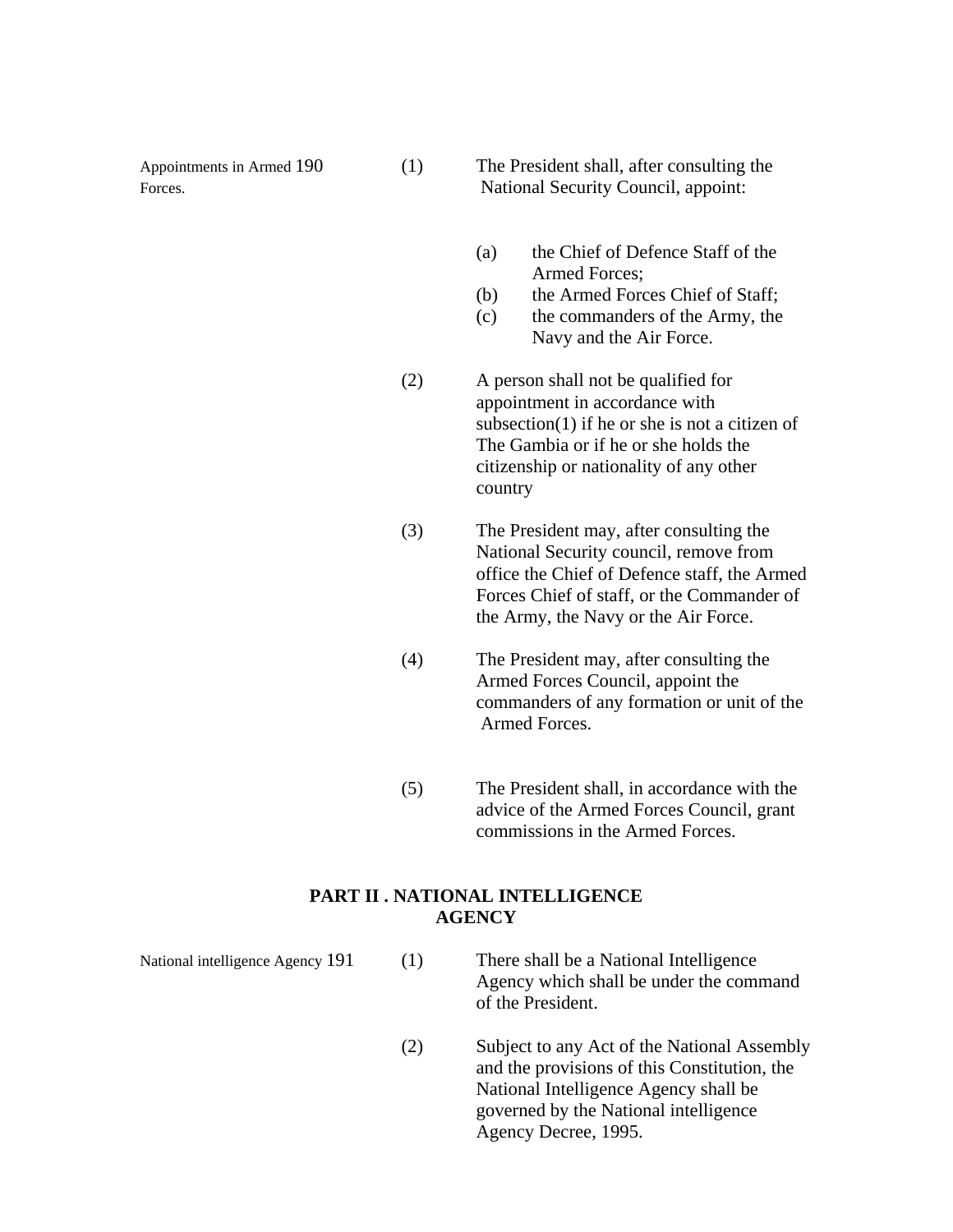Appointments in Armed Forces. 190

(1) The President shall, after consulting the National Security Council, appoint:

(a) the Chief of Defence Staff of the Armed Forces;
(b) the Armed Forces Chief of Staff;
(c) the commanders of the Army, the Navy and the Air Force.

(2) A person shall not be qualified for appointment in accordance with subsection(1) if he or she is not a citizen of The Gambia or if he or she holds the citizenship or nationality of any other country

(3) The President may, after consulting the National Security council, remove from office the Chief of Defence staff, the Armed Forces Chief of staff, or the Commander of the Army, the Navy or the Air Force.

(4) The President may, after consulting the Armed Forces Council, appoint the commanders of any formation or unit of the Armed Forces.

(5) The President shall, in accordance with the advice of the Armed Forces Council, grant commissions in the Armed Forces.

## PART II . NATIONAL INTELLIGENCE AGENCY

National intelligence Agency 191

(1) There shall be a National Intelligence Agency which shall be under the command of the President.

(2) Subject to any Act of the National Assembly and the provisions of this Constitution, the National Intelligence Agency shall be governed by the National intelligence Agency Decree, 1995.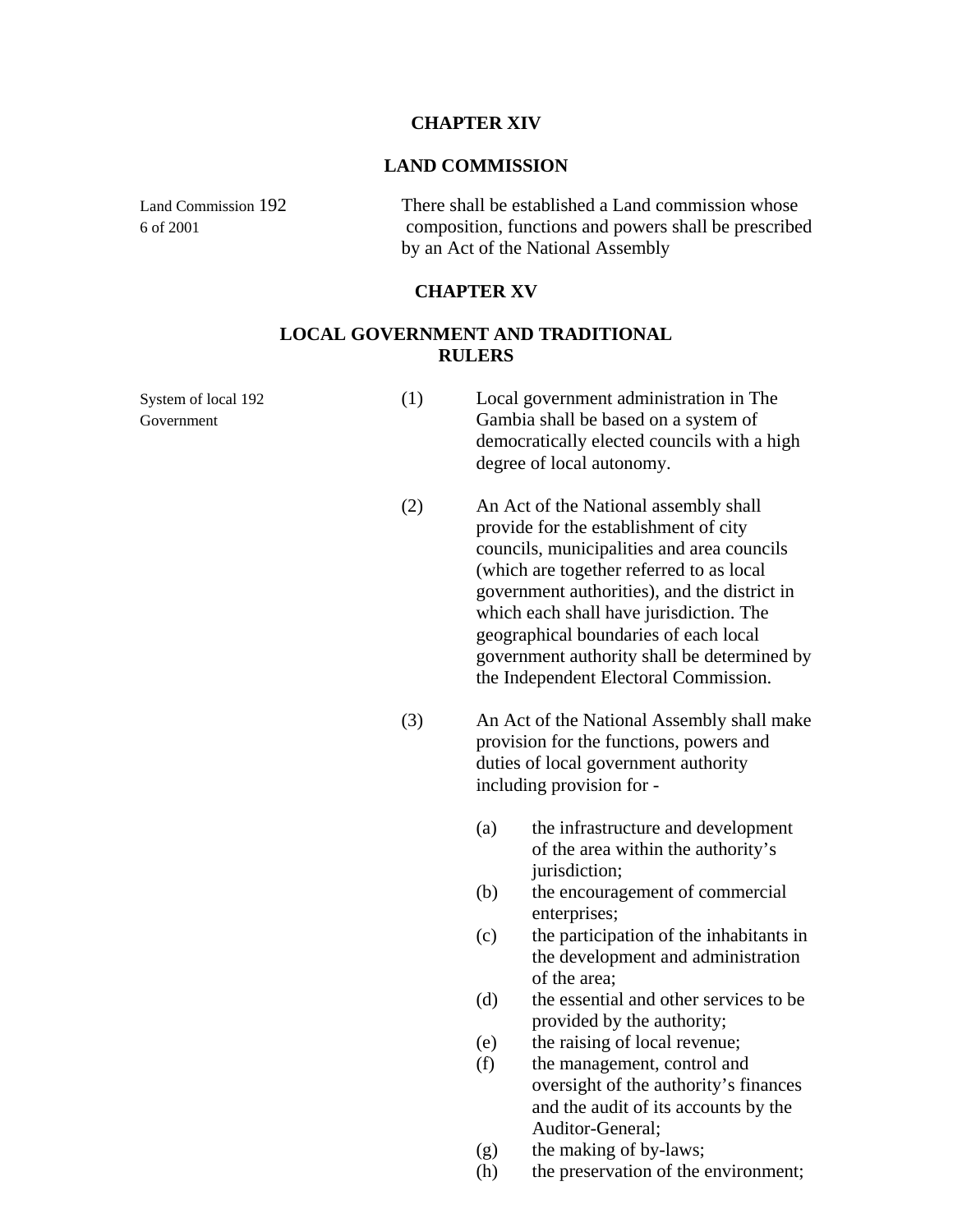## CHAPTER XIV

## LAND COMMISSION

Land Commission 192
6 of 2001

There shall be established a Land commission whose composition, functions and powers shall be prescribed by an Act of the National Assembly

## CHAPTER XV

## LOCAL GOVERNMENT AND TRADITIONAL RULERS

System of local 192
Government

(1) Local government administration in The Gambia shall be based on a system of democratically elected councils with a high degree of local autonomy.

(2) An Act of the National assembly shall provide for the establishment of city councils, municipalities and area councils (which are together referred to as local government authorities), and the district in which each shall have jurisdiction. The geographical boundaries of each local government authority shall be determined by the Independent Electoral Commission.

(3) An Act of the National Assembly shall make provision for the functions, powers and duties of local government authority including provision for -

(a) the infrastructure and development of the area within the authority's jurisdiction;
(b) the encouragement of commercial enterprises;
(c) the participation of the inhabitants in the development and administration of the area;
(d) the essential and other services to be provided by the authority;
(e) the raising of local revenue;
(f) the management, control and oversight of the authority's finances and the audit of its accounts by the Auditor-General;
(g) the making of by-laws;
(h) the preservation of the environment;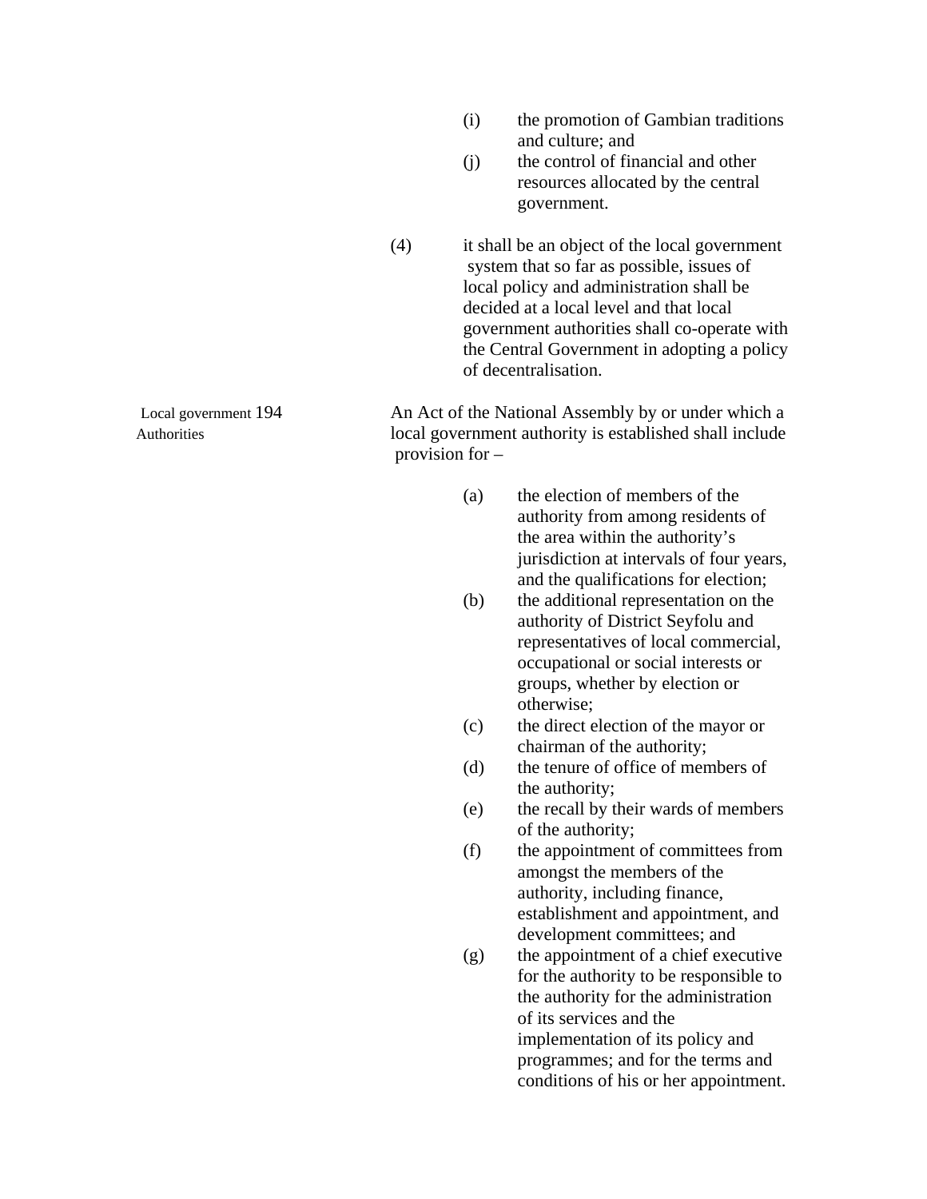(i) the promotion of Gambian traditions and culture; and

(j) the control of financial and other resources allocated by the central government.

(4) it shall be an object of the local government system that so far as possible, issues of local policy and administration shall be decided at a local level and that local government authorities shall co-operate with the Central Government in adopting a policy of decentralisation.

Local government Authorities

194 An Act of the National Assembly by or under which a local government authority is established shall include provision for –

(a) the election of members of the authority from among residents of the area within the authority's jurisdiction at intervals of four years, and the qualifications for election;

(b) the additional representation on the authority of District Seyfolu and representatives of local commercial, occupational or social interests or groups, whether by election or otherwise;

(c) the direct election of the mayor or chairman of the authority;

(d) the tenure of office of members of the authority;

(e) the recall by their wards of members of the authority;

(f) the appointment of committees from amongst the members of the authority, including finance, establishment and appointment, and development committees; and

(g) the appointment of a chief executive for the authority to be responsible to the authority for the administration of its services and the implementation of its policy and programmes; and for the terms and conditions of his or her appointment.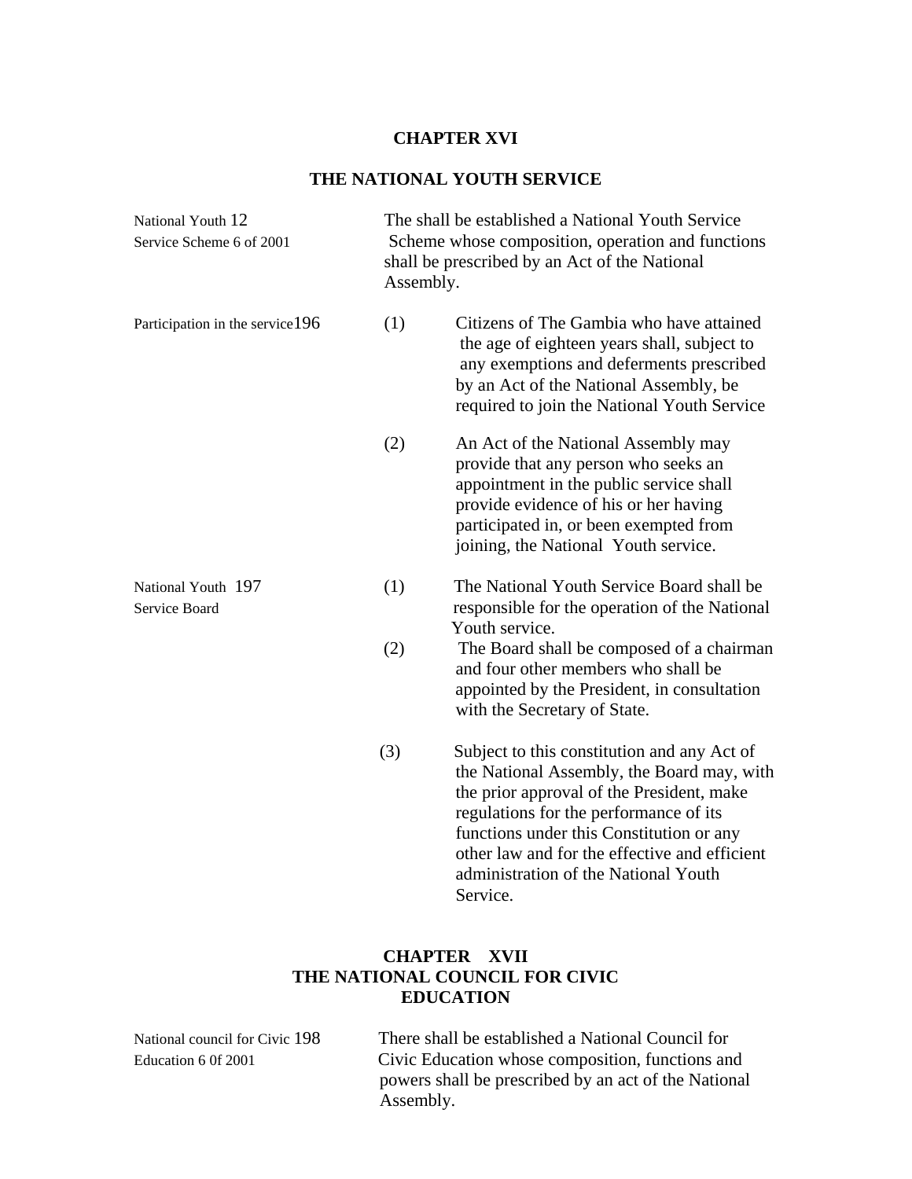# CHAPTER XVI

## THE NATIONAL YOUTH SERVICE

National Youth Service Scheme 6 of 2001

**12** The shall be established a National Youth Service Scheme whose composition, operation and functions shall be prescribed by an Act of the National Assembly.

Participation in the service

**196** (1) Citizens of The Gambia who have attained the age of eighteen years shall, subject to any exemptions and deferments prescribed by an Act of the National Assembly, be required to join the National Youth Service

(2) An Act of the National Assembly may provide that any person who seeks an appointment in the public service shall provide evidence of his or her having participated in, or been exempted from joining, the National Youth service.

National Youth Service Board

**197** (1) The National Youth Service Board shall be responsible for the operation of the National Youth service.

(2) The Board shall be composed of a chairman and four other members who shall be appointed by the President, in consultation with the Secretary of State.

(3) Subject to this constitution and any Act of the National Assembly, the Board may, with the prior approval of the President, make regulations for the performance of its functions under this Constitution or any other law and for the effective and efficient administration of the National Youth Service.

# CHAPTER XVII

## THE NATIONAL COUNCIL FOR CIVIC EDUCATION

National council for Civic Education 6 0f 2001

**198** There shall be established a National Council for Civic Education whose composition, functions and powers shall be prescribed by an act of the National Assembly.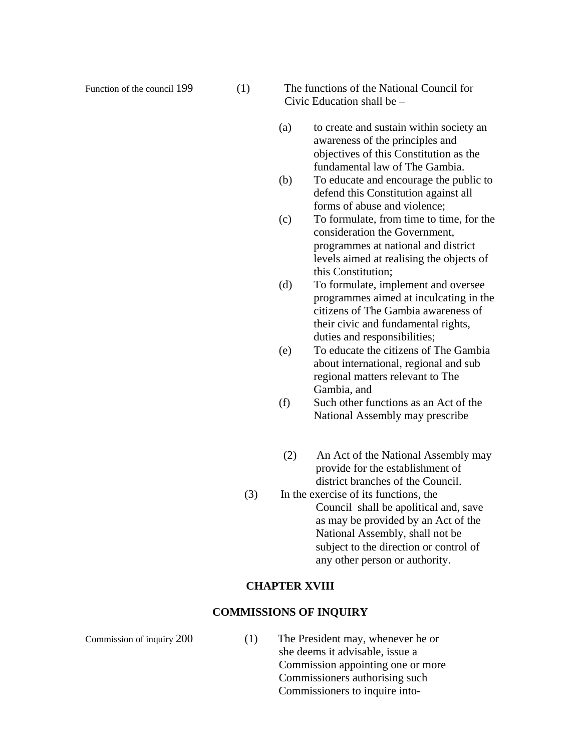Function of the council 199 (1) The functions of the National Council for Civic Education shall be –

(a) to create and sustain within society an awareness of the principles and objectives of this Constitution as the fundamental law of The Gambia.

(b) To educate and encourage the public to defend this Constitution against all forms of abuse and violence;

(c) To formulate, from time to time, for the consideration the Government, programmes at national and district levels aimed at realising the objects of this Constitution;

(d) To formulate, implement and oversee programmes aimed at inculcating in the citizens of The Gambia awareness of their civic and fundamental rights, duties and responsibilities;

(e) To educate the citizens of The Gambia about international, regional and sub regional matters relevant to The Gambia, and

(f) Such other functions as an Act of the National Assembly may prescribe

(2) An Act of the National Assembly may provide for the establishment of district branches of the Council.

(3) In the exercise of its functions, the Council shall be apolitical and, save as may be provided by an Act of the National Assembly, shall not be subject to the direction or control of any other person or authority.

## CHAPTER XVIII

## COMMISSIONS OF INQUIRY

Commission of inquiry 200 (1) The President may, whenever he or she deems it advisable, issue a Commission appointing one or more Commissioners authorising such Commissioners to inquire into-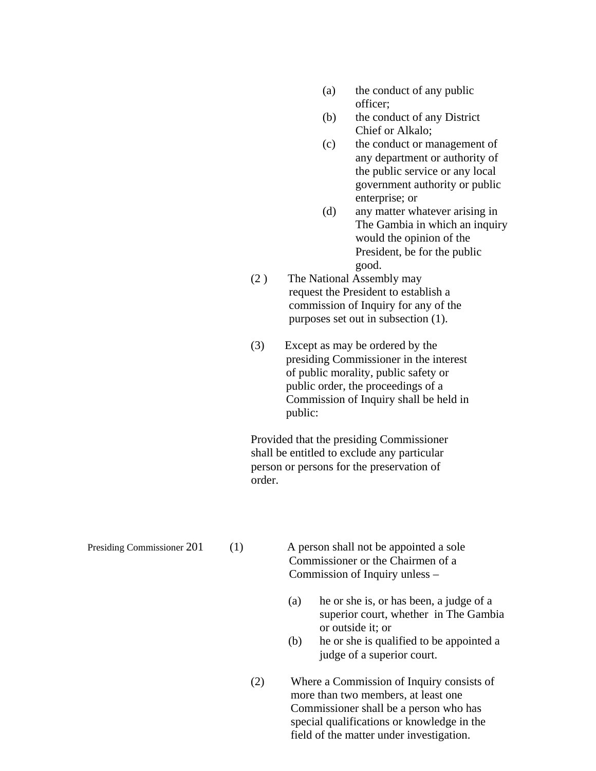(a) the conduct of any public officer;

(b) the conduct of any District Chief or Alkalo;

(c) the conduct or management of any department or authority of the public service or any local government authority or public enterprise; or

(d) any matter whatever arising in The Gambia in which an inquiry would the opinion of the President, be for the public good.

(2 ) The National Assembly may request the President to establish a commission of Inquiry for any of the purposes set out in subsection (1).

(3) Except as may be ordered by the presiding Commissioner in the interest of public morality, public safety or public order, the proceedings of a Commission of Inquiry shall be held in public:

Provided that the presiding Commissioner shall be entitled to exclude any particular person or persons for the preservation of order.

Presiding Commissioner **201** (1) A person shall not be appointed a sole Commissioner or the Chairmen of a Commission of Inquiry unless –

(a) he or she is, or has been, a judge of a superior court, whether in The Gambia or outside it; or

(b) he or she is qualified to be appointed a judge of a superior court.

(2) Where a Commission of Inquiry consists of more than two members, at least one Commissioner shall be a person who has special qualifications or knowledge in the field of the matter under investigation.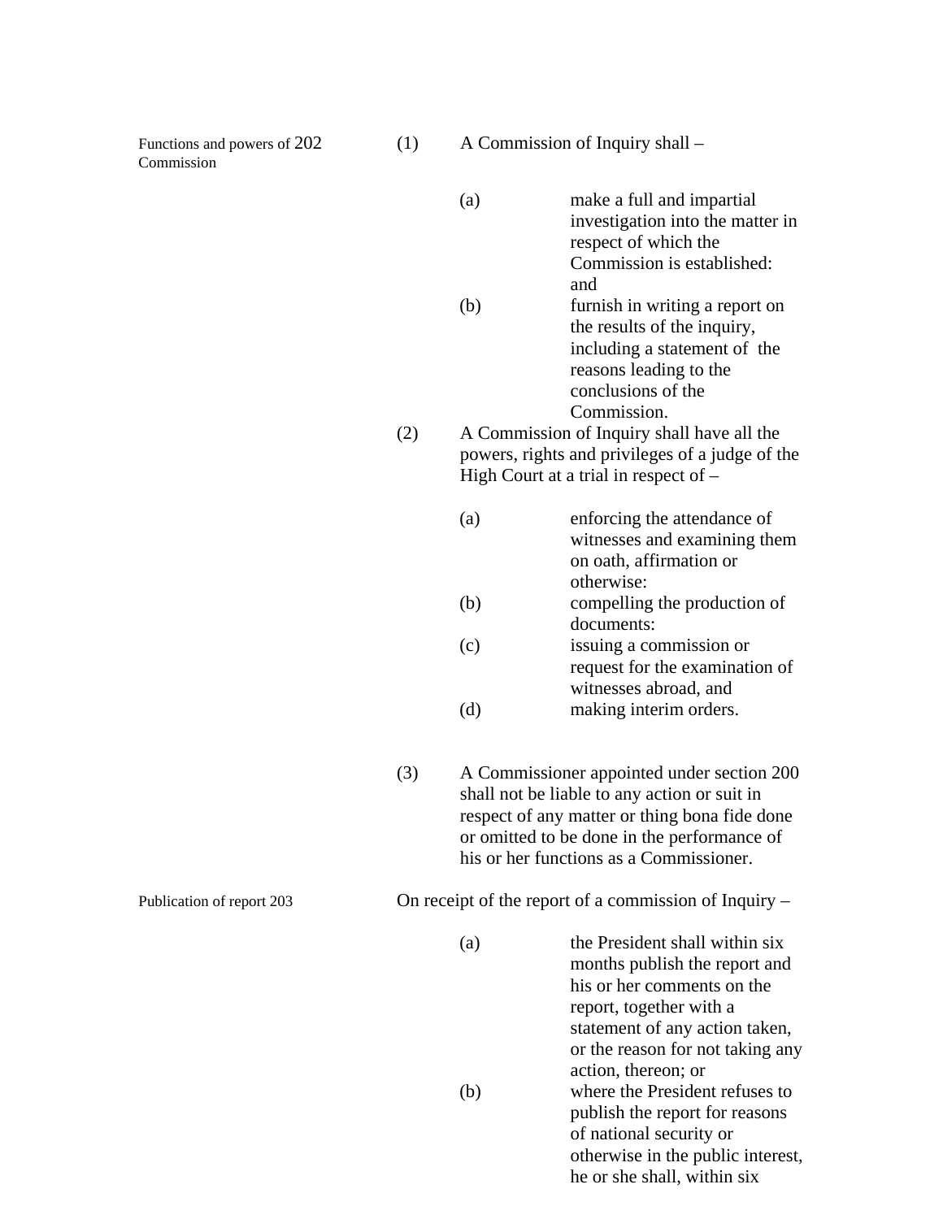**Functions and powers of Commission 202**

(1) A Commission of Inquiry shall –

(a) make a full and impartial investigation into the matter in respect of which the Commission is established: and

(b) furnish in writing a report on the results of the inquiry, including a statement of the reasons leading to the conclusions of the Commission.

(2) A Commission of Inquiry shall have all the powers, rights and privileges of a judge of the High Court at a trial in respect of –

(a) enforcing the attendance of witnesses and examining them on oath, affirmation or otherwise:

(b) compelling the production of documents:

(c) issuing a commission or request for the examination of witnesses abroad, and

(d) making interim orders.

(3) A Commissioner appointed under section 200 shall not be liable to any action or suit in respect of any matter or thing bona fide done or omitted to be done in the performance of his or her functions as a Commissioner.

**Publication of report 203**

On receipt of the report of a commission of Inquiry –

(a) the President shall within six months publish the report and his or her comments on the report, together with a statement of any action taken, or the reason for not taking any action, thereon; or

(b) where the President refuses to publish the report for reasons of national security or otherwise in the public interest, he or she shall, within six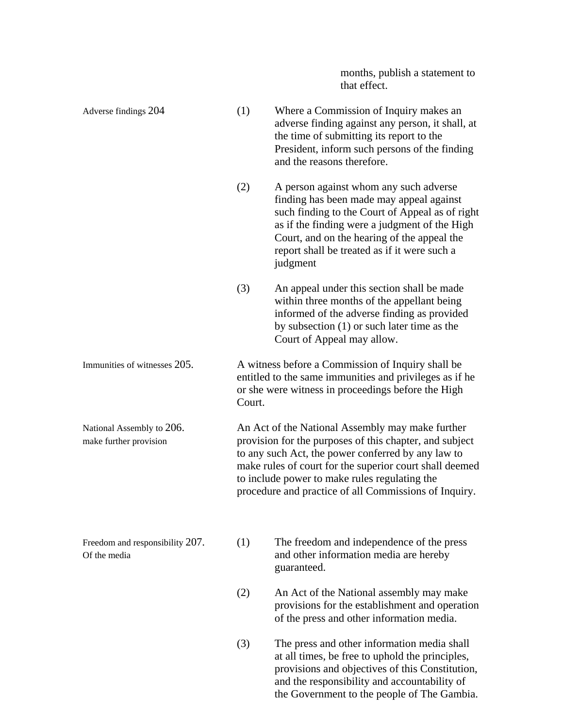months, publish a statement to that effect.

**Adverse findings 204**

(1) Where a Commission of Inquiry makes an adverse finding against any person, it shall, at the time of submitting its report to the President, inform such persons of the finding and the reasons therefore.

(2) A person against whom any such adverse finding has been made may appeal against such finding to the Court of Appeal as of right as if the finding were a judgment of the High Court, and on the hearing of the appeal the report shall be treated as if it were such a judgment

(3) An appeal under this section shall be made within three months of the appellant being informed of the adverse finding as provided by subsection (1) or such later time as the Court of Appeal may allow.

**Immunities of witnesses 205.**

A witness before a Commission of Inquiry shall be entitled to the same immunities and privileges as if he or she were witness in proceedings before the High Court.

**National Assembly to make further provision 206.**

An Act of the National Assembly may make further provision for the purposes of this chapter, and subject to any such Act, the power conferred by any law to make rules of court for the superior court shall deemed to include power to make rules regulating the procedure and practice of all Commissions of Inquiry.

**Freedom and responsibility Of the media 207.**

(1) The freedom and independence of the press and other information media are hereby guaranteed.

(2) An Act of the National assembly may make provisions for the establishment and operation of the press and other information media.

(3) The press and other information media shall at all times, be free to uphold the principles, provisions and objectives of this Constitution, and the responsibility and accountability of the Government to the people of The Gambia.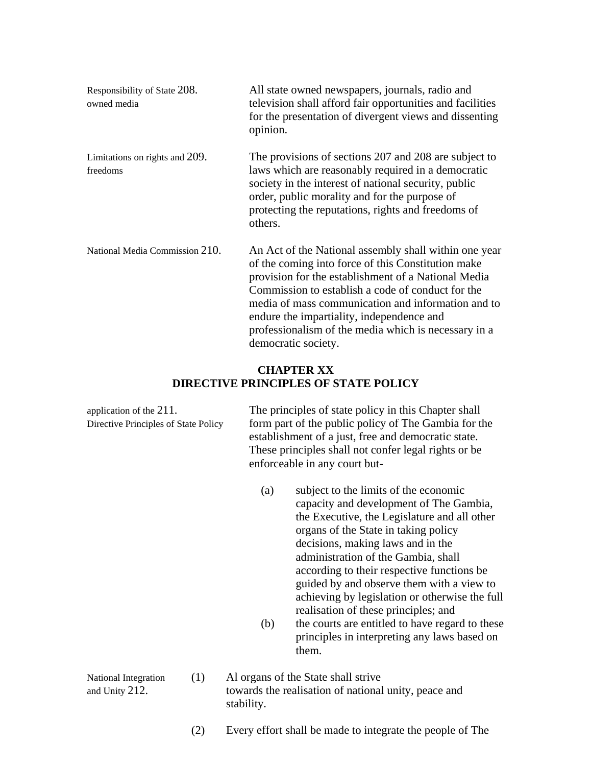**208. Responsibility of State owned media**

All state owned newspapers, journals, radio and television shall afford fair opportunities and facilities for the presentation of divergent views and dissenting opinion.

**209. Limitations on rights and freedoms**

The provisions of sections 207 and 208 are subject to laws which are reasonably required in a democratic society in the interest of national security, public order, public morality and for the purpose of protecting the reputations, rights and freedoms of others.

**210. National Media Commission**

An Act of the National assembly shall within one year of the coming into force of this Constitution make provision for the establishment of a National Media Commission to establish a code of conduct for the media of mass communication and information and to endure the impartiality, independence and professionalism of the media which is necessary in a democratic society.

## CHAPTER XX
## DIRECTIVE PRINCIPLES OF STATE POLICY

**211. application of the Directive Principles of State Policy**

The principles of state policy in this Chapter shall form part of the public policy of The Gambia for the establishment of a just, free and democratic state. These principles shall not confer legal rights or be enforceable in any court but-

(a) subject to the limits of the economic capacity and development of The Gambia, the Executive, the Legislature and all other organs of the State in taking policy decisions, making laws and in the administration of the Gambia, shall according to their respective functions be guided by and observe them with a view to achieving by legislation or otherwise the full realisation of these principles; and

(b) the courts are entitled to have regard to these principles in interpreting any laws based on them.

**212. National Integration and Unity**

(1) Al organs of the State shall strive towards the realisation of national unity, peace and stability.

(2) Every effort shall be made to integrate the people of The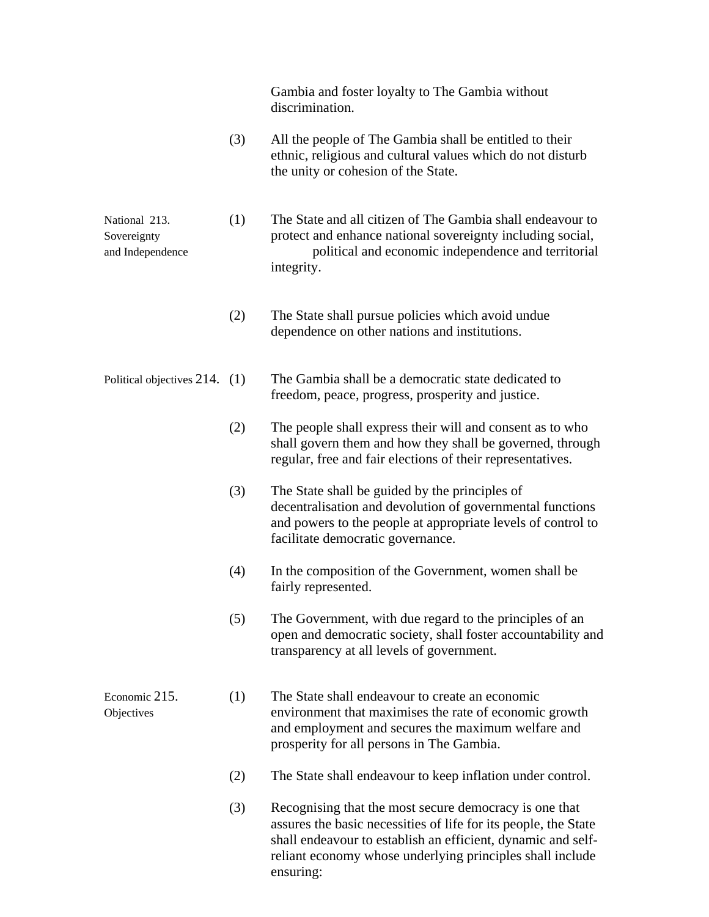Gambia and foster loyalty to The Gambia without discrimination.

(3) All the people of The Gambia shall be entitled to their ethnic, religious and cultural values which do not disturb the unity or cohesion of the State.

**National Sovereignty and Independence**

**213.** (1) The State and all citizen of The Gambia shall endeavour to protect and enhance national sovereignty including social, political and economic independence and territorial integrity.

(2) The State shall pursue policies which avoid undue dependence on other nations and institutions.

**Political objectives**

**214.** (1) The Gambia shall be a democratic state dedicated to freedom, peace, progress, prosperity and justice.

(2) The people shall express their will and consent as to who shall govern them and how they shall be governed, through regular, free and fair elections of their representatives.

(3) The State shall be guided by the principles of decentralisation and devolution of governmental functions and powers to the people at appropriate levels of control to facilitate democratic governance.

(4) In the composition of the Government, women shall be fairly represented.

(5) The Government, with due regard to the principles of an open and democratic society, shall foster accountability and transparency at all levels of government.

**Economic Objectives**

**215.** (1) The State shall endeavour to create an economic environment that maximises the rate of economic growth and employment and secures the maximum welfare and prosperity for all persons in The Gambia.

(2) The State shall endeavour to keep inflation under control.

(3) Recognising that the most secure democracy is one that assures the basic necessities of life for its people, the State shall endeavour to establish an efficient, dynamic and self-reliant economy whose underlying principles shall include ensuring: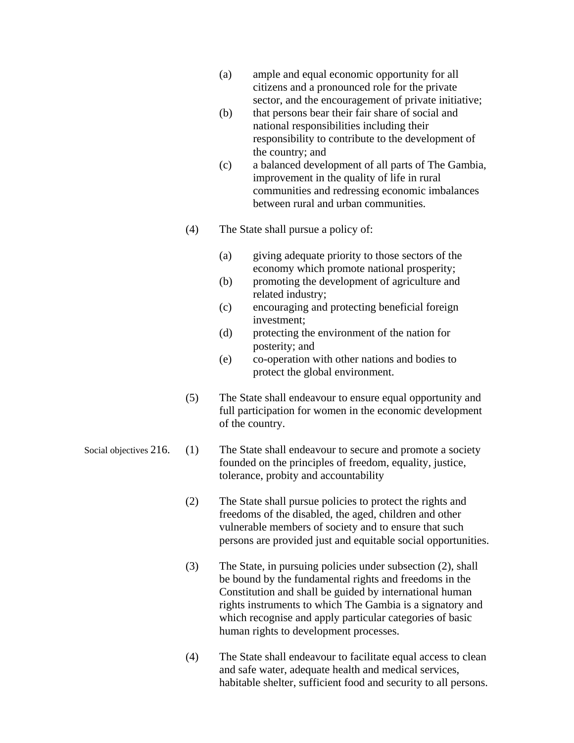(a) ample and equal economic opportunity for all citizens and a pronounced role for the private sector, and the encouragement of private initiative;

(b) that persons bear their fair share of social and national responsibilities including their responsibility to contribute to the development of the country; and

(c) a balanced development of all parts of The Gambia, improvement in the quality of life in rural communities and redressing economic imbalances between rural and urban communities.

(4) The State shall pursue a policy of:

(a) giving adequate priority to those sectors of the economy which promote national prosperity;

(b) promoting the development of agriculture and related industry;

(c) encouraging and protecting beneficial foreign investment;

(d) protecting the environment of the nation for posterity; and

(e) co-operation with other nations and bodies to protect the global environment.

(5) The State shall endeavour to ensure equal opportunity and full participation for women in the economic development of the country.

**Social objectives**

**216.** (1) The State shall endeavour to secure and promote a society founded on the principles of freedom, equality, justice, tolerance, probity and accountability

(2) The State shall pursue policies to protect the rights and freedoms of the disabled, the aged, children and other vulnerable members of society and to ensure that such persons are provided just and equitable social opportunities.

(3) The State, in pursuing policies under subsection (2), shall be bound by the fundamental rights and freedoms in the Constitution and shall be guided by international human rights instruments to which The Gambia is a signatory and which recognise and apply particular categories of basic human rights to development processes.

(4) The State shall endeavour to facilitate equal access to clean and safe water, adequate health and medical services, habitable shelter, sufficient food and security to all persons.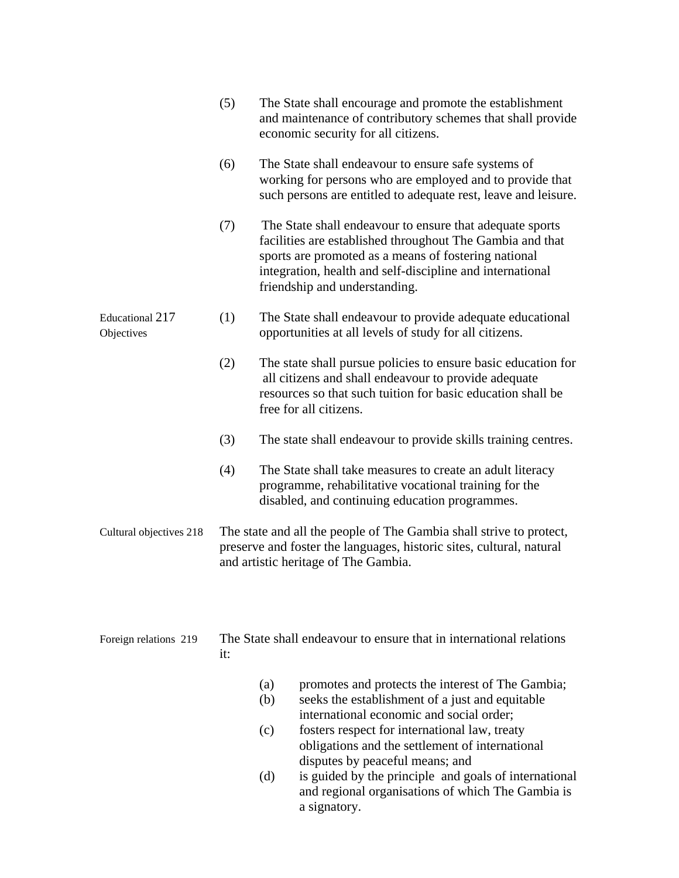(5) The State shall encourage and promote the establishment and maintenance of contributory schemes that shall provide economic security for all citizens.

(6) The State shall endeavour to ensure safe systems of working for persons who are employed and to provide that such persons are entitled to adequate rest, leave and leisure.

(7) The State shall endeavour to ensure that adequate sports facilities are established throughout The Gambia and that sports are promoted as a means of fostering national integration, health and self-discipline and international friendship and understanding.

**Educational Objectives 217**

(1) The State shall endeavour to provide adequate educational opportunities at all levels of study for all citizens.

(2) The state shall pursue policies to ensure basic education for all citizens and shall endeavour to provide adequate resources so that such tuition for basic education shall be free for all citizens.

(3) The state shall endeavour to provide skills training centres.

(4) The State shall take measures to create an adult literacy programme, rehabilitative vocational training for the disabled, and continuing education programmes.

**Cultural objectives 218**

The state and all the people of The Gambia shall strive to protect, preserve and foster the languages, historic sites, cultural, natural and artistic heritage of The Gambia.

**Foreign relations 219**

The State shall endeavour to ensure that in international relations it:

(a) promotes and protects the interest of The Gambia;
(b) seeks the establishment of a just and equitable international economic and social order;
(c) fosters respect for international law, treaty obligations and the settlement of international disputes by peaceful means; and
(d) is guided by the principle and goals of international and regional organisations of which The Gambia is a signatory.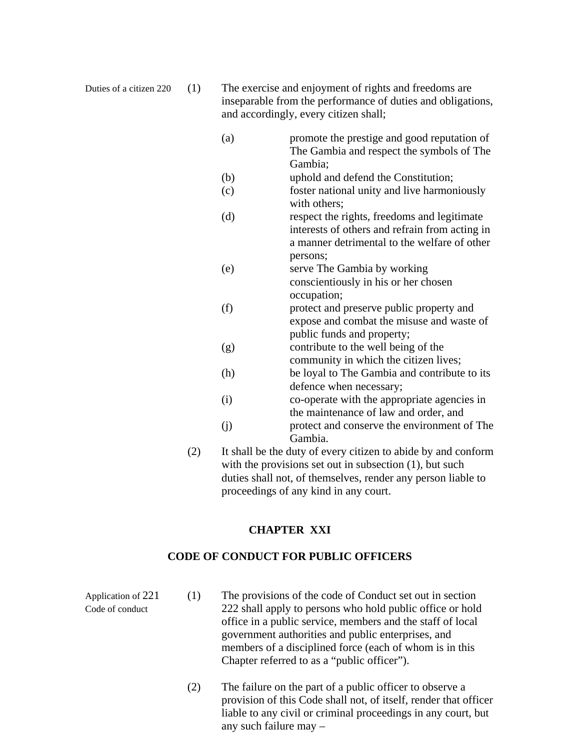Duties of a citizen 220 (1) The exercise and enjoyment of rights and freedoms are inseparable from the performance of duties and obligations, and accordingly, every citizen shall;

(a) promote the prestige and good reputation of The Gambia and respect the symbols of The Gambia;
(b) uphold and defend the Constitution;
(c) foster national unity and live harmoniously with others;
(d) respect the rights, freedoms and legitimate interests of others and refrain from acting in a manner detrimental to the welfare of other persons;
(e) serve The Gambia by working conscientiously in his or her chosen occupation;
(f) protect and preserve public property and expose and combat the misuse and waste of public funds and property;
(g) contribute to the well being of the community in which the citizen lives;
(h) be loyal to The Gambia and contribute to its defence when necessary;
(i) co-operate with the appropriate agencies in the maintenance of law and order, and
(j) protect and conserve the environment of The Gambia.

(2) It shall be the duty of every citizen to abide by and conform with the provisions set out in subsection (1), but such duties shall not, of themselves, render any person liable to proceedings of any kind in any court.

## CHAPTER XXI

## CODE OF CONDUCT FOR PUBLIC OFFICERS

Application of Code of conduct 221 (1) The provisions of the code of Conduct set out in section 222 shall apply to persons who hold public office or hold office in a public service, members and the staff of local government authorities and public enterprises, and members of a disciplined force (each of whom is in this Chapter referred to as a "public officer").

(2) The failure on the part of a public officer to observe a provision of this Code shall not, of itself, render that officer liable to any civil or criminal proceedings in any court, but any such failure may –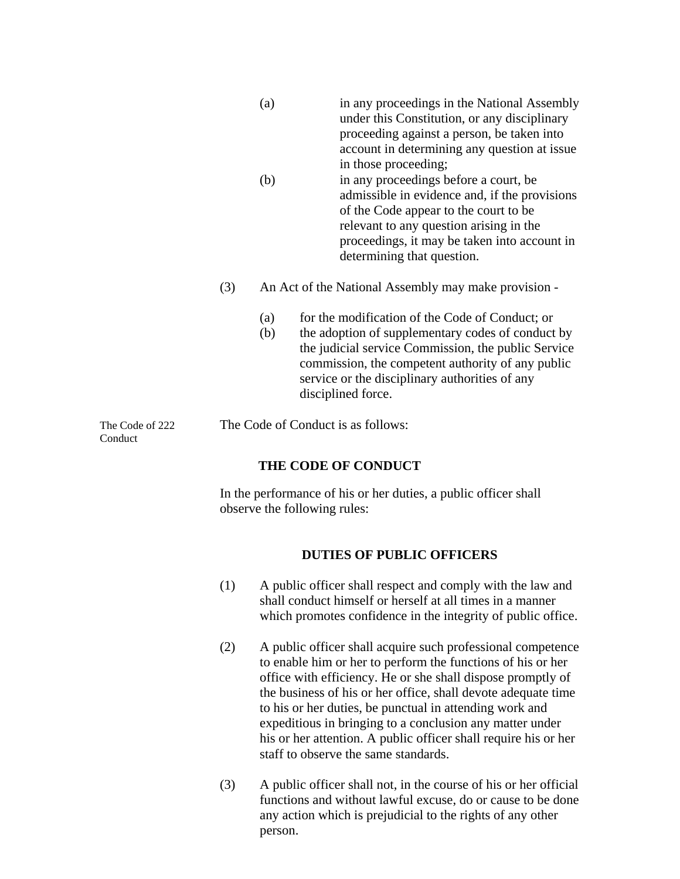(a) in any proceedings in the National Assembly under this Constitution, or any disciplinary proceeding against a person, be taken into account in determining any question at issue in those proceeding;

(b) in any proceedings before a court, be admissible in evidence and, if the provisions of the Code appear to the court to be relevant to any question arising in the proceedings, it may be taken into account in determining that question.

(3) An Act of the National Assembly may make provision -

(a) for the modification of the Code of Conduct; or

(b) the adoption of supplementary codes of conduct by the judicial service Commission, the public Service commission, the competent authority of any public service or the disciplinary authorities of any disciplined force.

The Code of Conduct

222 The Code of Conduct is as follows:

**THE CODE OF CONDUCT**

In the performance of his or her duties, a public officer shall observe the following rules:

**DUTIES OF PUBLIC OFFICERS**

(1) A public officer shall respect and comply with the law and shall conduct himself or herself at all times in a manner which promotes confidence in the integrity of public office.

(2) A public officer shall acquire such professional competence to enable him or her to perform the functions of his or her office with efficiency. He or she shall dispose promptly of the business of his or her office, shall devote adequate time to his or her duties, be punctual in attending work and expeditious in bringing to a conclusion any matter under his or her attention. A public officer shall require his or her staff to observe the same standards.

(3) A public officer shall not, in the course of his or her official functions and without lawful excuse, do or cause to be done any action which is prejudicial to the rights of any other person.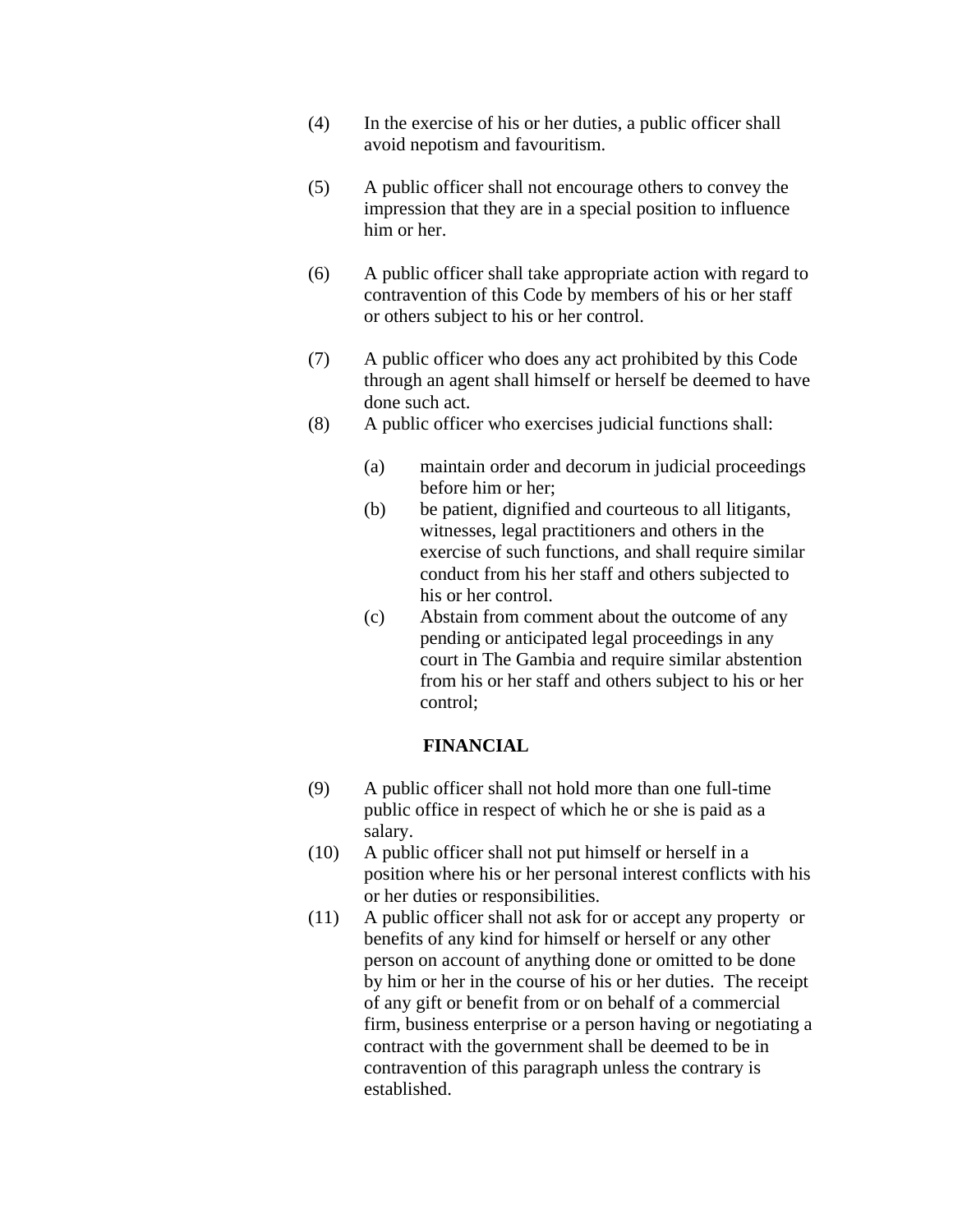(4) In the exercise of his or her duties, a public officer shall avoid nepotism and favouritism.

(5) A public officer shall not encourage others to convey the impression that they are in a special position to influence him or her.

(6) A public officer shall take appropriate action with regard to contravention of this Code by members of his or her staff or others subject to his or her control.

(7) A public officer who does any act prohibited by this Code through an agent shall himself or herself be deemed to have done such act.

(8) A public officer who exercises judicial functions shall:

  (a) maintain order and decorum in judicial proceedings before him or her;

  (b) be patient, dignified and courteous to all litigants, witnesses, legal practitioners and others in the exercise of such functions, and shall require similar conduct from his her staff and others subjected to his or her control.

  (c) Abstain from comment about the outcome of any pending or anticipated legal proceedings in any court in The Gambia and require similar abstention from his or her staff and others subject to his or her control;

**FINANCIAL**

(9) A public officer shall not hold more than one full-time public office in respect of which he or she is paid as a salary.

(10) A public officer shall not put himself or herself in a position where his or her personal interest conflicts with his or her duties or responsibilities.

(11) A public officer shall not ask for or accept any property or benefits of any kind for himself or herself or any other person on account of anything done or omitted to be done by him or her in the course of his or her duties. The receipt of any gift or benefit from or on behalf of a commercial firm, business enterprise or a person having or negotiating a contract with the government shall be deemed to be in contravention of this paragraph unless the contrary is established.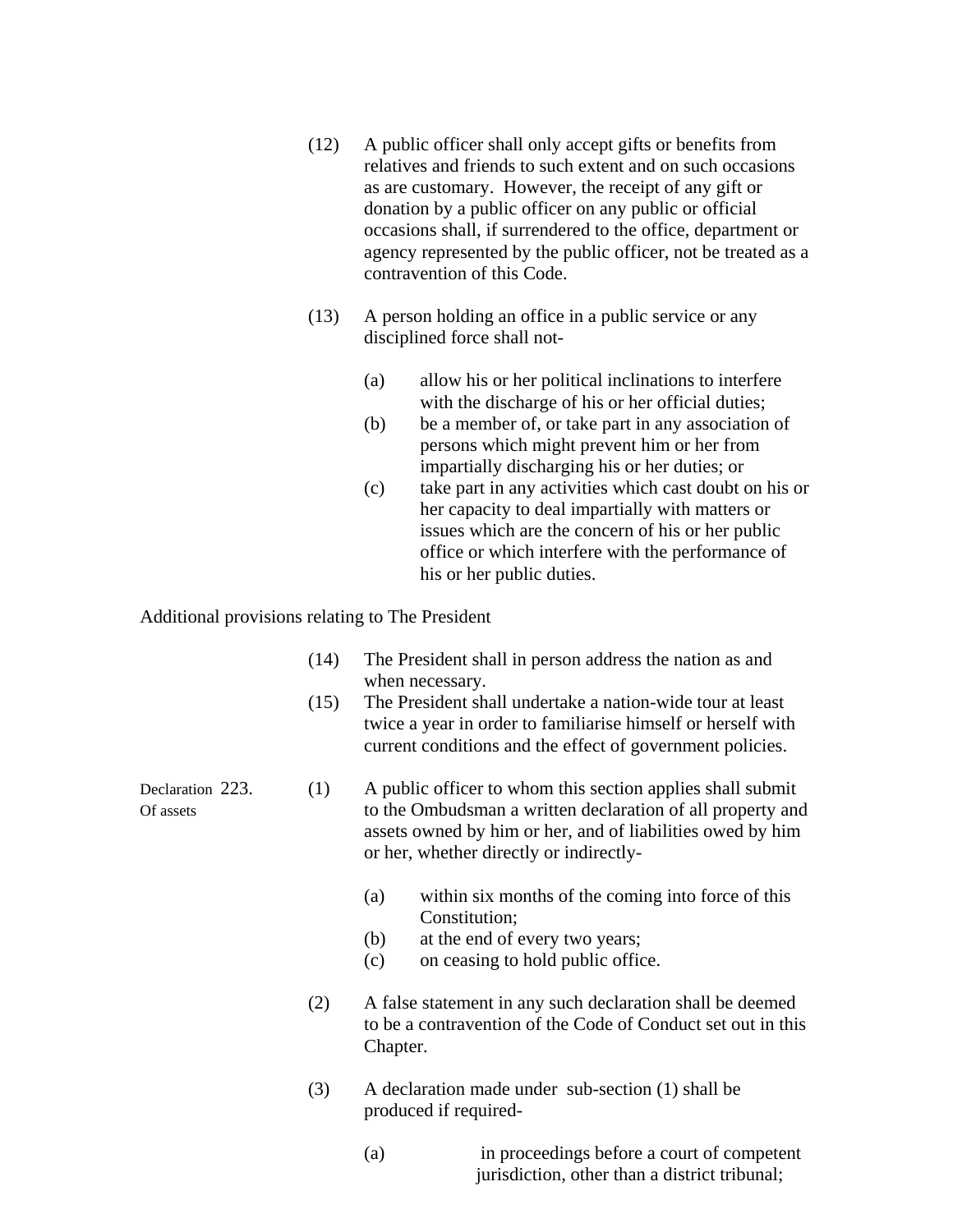(12) A public officer shall only accept gifts or benefits from relatives and friends to such extent and on such occasions as are customary. However, the receipt of any gift or donation by a public officer on any public or official occasions shall, if surrendered to the office, department or agency represented by the public officer, not be treated as a contravention of this Code.

(13) A person holding an office in a public service or any disciplined force shall not-

- (a) allow his or her political inclinations to interfere with the discharge of his or her official duties;
- (b) be a member of, or take part in any association of persons which might prevent him or her from impartially discharging his or her duties; or
- (c) take part in any activities which cast doubt on his or her capacity to deal impartially with matters or issues which are the concern of his or her public office or which interfere with the performance of his or her public duties.

Additional provisions relating to The President

(14) The President shall in person address the nation as and when necessary.

(15) The President shall undertake a nation-wide tour at least twice a year in order to familiarise himself or herself with current conditions and the effect of government policies.

**Declaration Of assets**

**223.** (1) A public officer to whom this section applies shall submit to the Ombudsman a written declaration of all property and assets owned by him or her, and of liabilities owed by him or her, whether directly or indirectly-

- (a) within six months of the coming into force of this Constitution;
- (b) at the end of every two years;
- (c) on ceasing to hold public office.

(2) A false statement in any such declaration shall be deemed to be a contravention of the Code of Conduct set out in this Chapter.

(3) A declaration made under sub-section (1) shall be produced if required-

- (a) in proceedings before a court of competent jurisdiction, other than a district tribunal;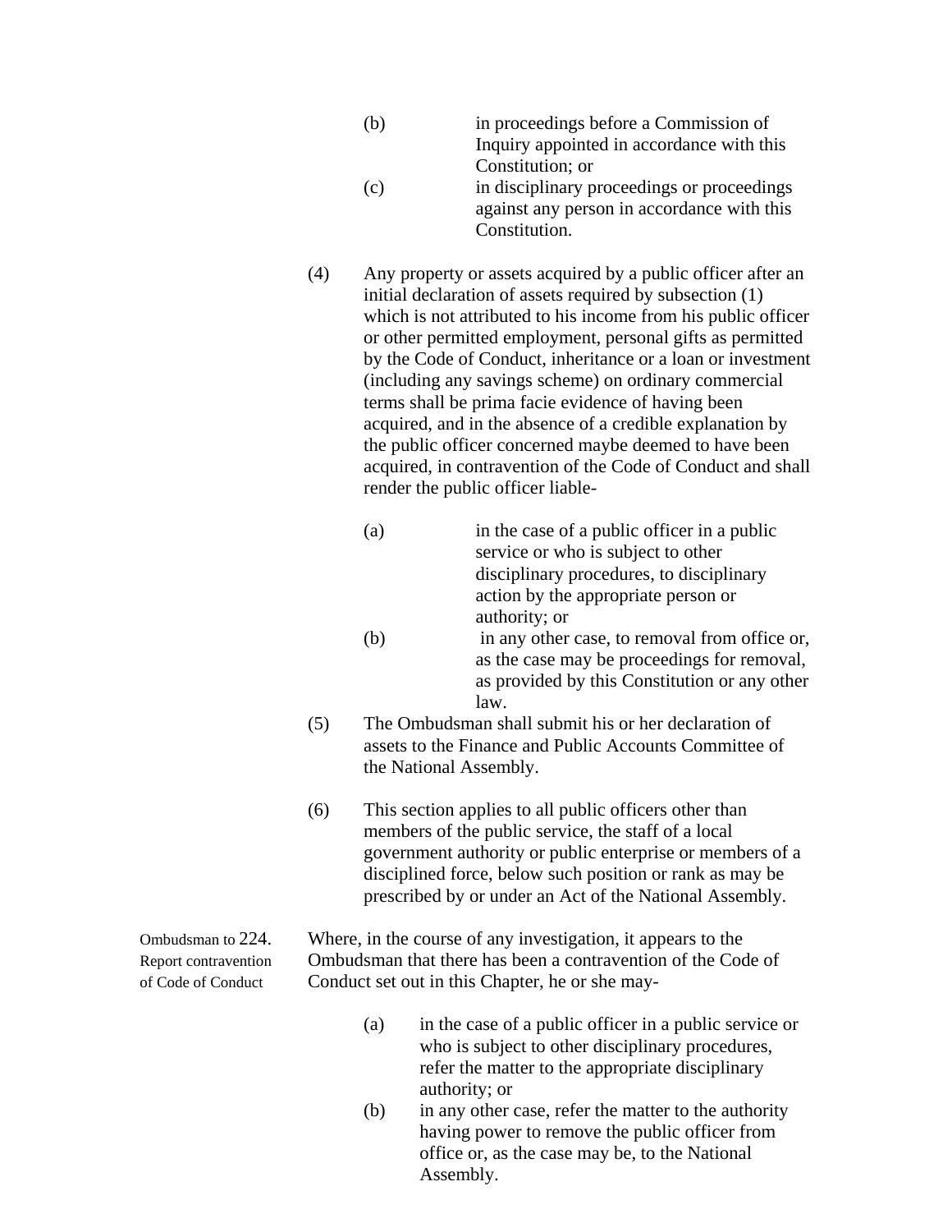(b) in proceedings before a Commission of Inquiry appointed in accordance with this Constitution; or

(c) in disciplinary proceedings or proceedings against any person in accordance with this Constitution.

(4) Any property or assets acquired by a public officer after an initial declaration of assets required by subsection (1) which is not attributed to his income from his public officer or other permitted employment, personal gifts as permitted by the Code of Conduct, inheritance or a loan or investment (including any savings scheme) on ordinary commercial terms shall be prima facie evidence of having been acquired, and in the absence of a credible explanation by the public officer concerned maybe deemed to have been acquired, in contravention of the Code of Conduct and shall render the public officer liable-

(a) in the case of a public officer in a public service or who is subject to other disciplinary procedures, to disciplinary action by the appropriate person or authority; or

(b) in any other case, to removal from office or, as the case may be proceedings for removal, as provided by this Constitution or any other law.

(5) The Ombudsman shall submit his or her declaration of assets to the Finance and Public Accounts Committee of the National Assembly.

(6) This section applies to all public officers other than members of the public service, the staff of a local government authority or public enterprise or members of a disciplined force, below such position or rank as may be prescribed by or under an Act of the National Assembly.

**Ombudsman to Report contravention of Code of Conduct**

224. Where, in the course of any investigation, it appears to the Ombudsman that there has been a contravention of the Code of Conduct set out in this Chapter, he or she may-

(a) in the case of a public officer in a public service or who is subject to other disciplinary procedures, refer the matter to the appropriate disciplinary authority; or

(b) in any other case, refer the matter to the authority having power to remove the public officer from office or, as the case may be, to the National Assembly.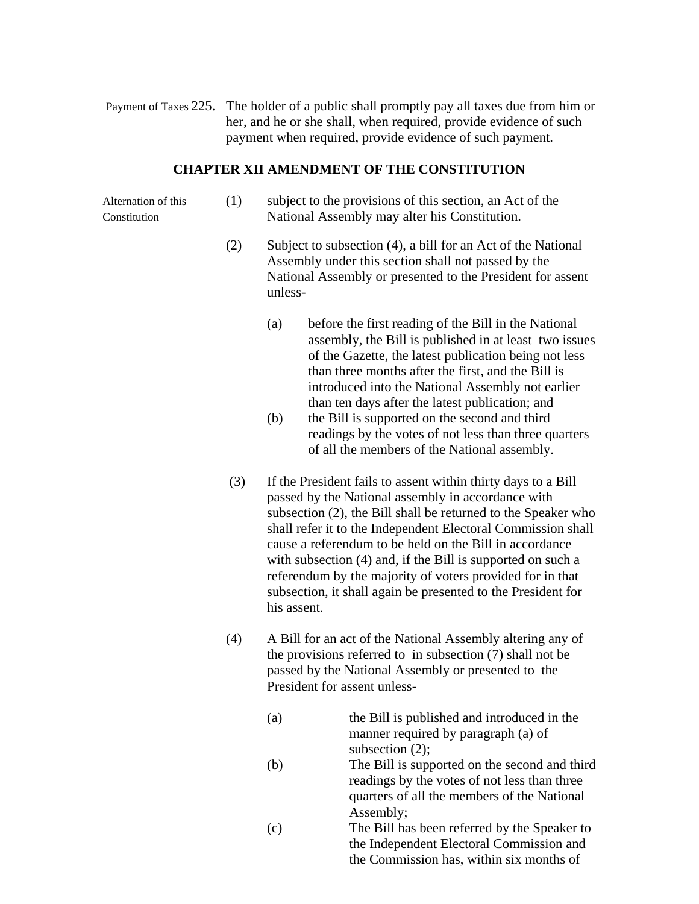Payment of Taxes 225. The holder of a public shall promptly pay all taxes due from him or her, and he or she shall, when required, provide evidence of such payment when required, provide evidence of such payment.

## CHAPTER XII AMENDMENT OF THE CONSTITUTION

Alternation of this Constitution

(1) subject to the provisions of this section, an Act of the National Assembly may alter his Constitution.

(2) Subject to subsection (4), a bill for an Act of the National Assembly under this section shall not passed by the National Assembly or presented to the President for assent unless-

(a) before the first reading of the Bill in the National assembly, the Bill is published in at least two issues of the Gazette, the latest publication being not less than three months after the first, and the Bill is introduced into the National Assembly not earlier than ten days after the latest publication; and

(b) the Bill is supported on the second and third readings by the votes of not less than three quarters of all the members of the National assembly.

(3) If the President fails to assent within thirty days to a Bill passed by the National assembly in accordance with subsection (2), the Bill shall be returned to the Speaker who shall refer it to the Independent Electoral Commission shall cause a referendum to be held on the Bill in accordance with subsection (4) and, if the Bill is supported on such a referendum by the majority of voters provided for in that subsection, it shall again be presented to the President for his assent.

(4) A Bill for an act of the National Assembly altering any of the provisions referred to in subsection (7) shall not be passed by the National Assembly or presented to the President for assent unless-

(a) the Bill is published and introduced in the manner required by paragraph (a) of subsection (2);

(b) The Bill is supported on the second and third readings by the votes of not less than three quarters of all the members of the National Assembly;

(c) The Bill has been referred by the Speaker to the Independent Electoral Commission and the Commission has, within six months of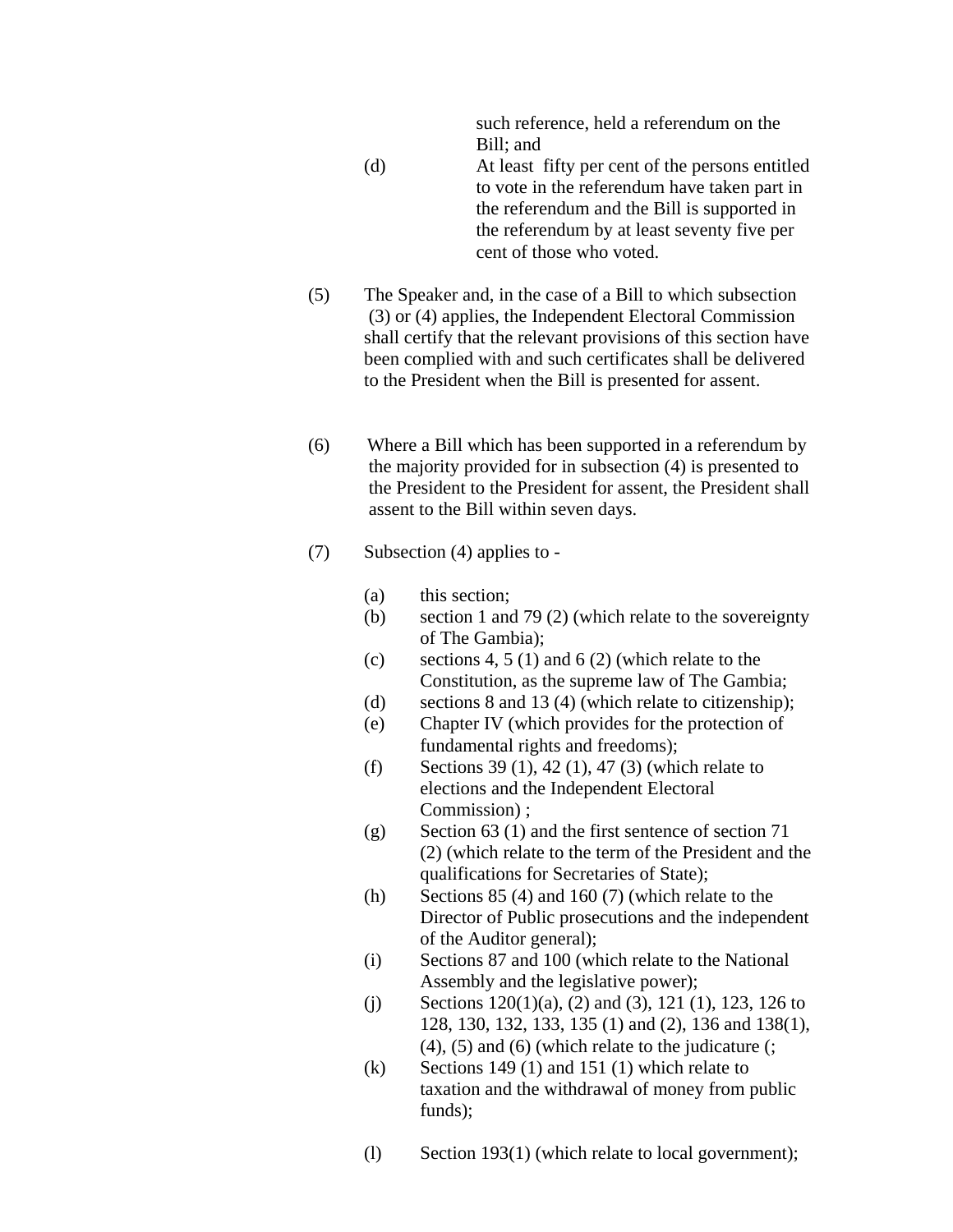such reference, held a referendum on the Bill; and

(d) At least fifty per cent of the persons entitled to vote in the referendum have taken part in the referendum and the Bill is supported in the referendum by at least seventy five per cent of those who voted.

(5) The Speaker and, in the case of a Bill to which subsection (3) or (4) applies, the Independent Electoral Commission shall certify that the relevant provisions of this section have been complied with and such certificates shall be delivered to the President when the Bill is presented for assent.

(6) Where a Bill which has been supported in a referendum by the majority provided for in subsection (4) is presented to the President to the President for assent, the President shall assent to the Bill within seven days.

(7) Subsection (4) applies to -

(a) this section;
(b) section 1 and 79 (2) (which relate to the sovereignty of The Gambia);
(c) sections 4, 5 (1) and 6 (2) (which relate to the Constitution, as the supreme law of The Gambia;
(d) sections 8 and 13 (4) (which relate to citizenship);
(e) Chapter IV (which provides for the protection of fundamental rights and freedoms);
(f) Sections 39 (1), 42 (1), 47 (3) (which relate to elections and the Independent Electoral Commission) ;
(g) Section 63 (1) and the first sentence of section 71 (2) (which relate to the term of the President and the qualifications for Secretaries of State);
(h) Sections 85 (4) and 160 (7) (which relate to the Director of Public prosecutions and the independent of the Auditor general);
(i) Sections 87 and 100 (which relate to the National Assembly and the legislative power);
(j) Sections 120(1)(a), (2) and (3), 121 (1), 123, 126 to 128, 130, 132, 133, 135 (1) and (2), 136 and 138(1), (4), (5) and (6) (which relate to the judicature (;
(k) Sections 149 (1) and 151 (1) which relate to taxation and the withdrawal of money from public funds);

(l) Section 193(1) (which relate to local government);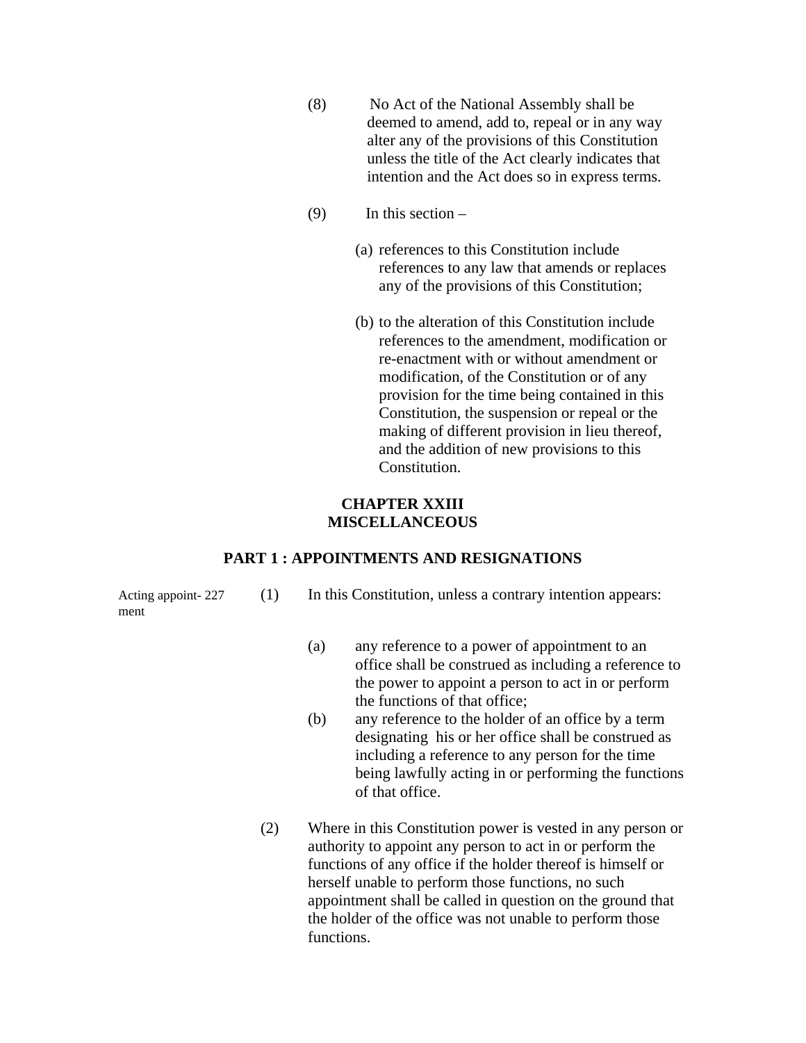(8) No Act of the National Assembly shall be deemed to amend, add to, repeal or in any way alter any of the provisions of this Constitution unless the title of the Act clearly indicates that intention and the Act does so in express terms.

(9) In this section –

(a) references to this Constitution include references to any law that amends or replaces any of the provisions of this Constitution;

(b) to the alteration of this Constitution include references to the amendment, modification or re-enactment with or without amendment or modification, of the Constitution or of any provision for the time being contained in this Constitution, the suspension or repeal or the making of different provision in lieu thereof, and the addition of new provisions to this Constitution.

## CHAPTER XXIII
## MISCELLANEOUS

### PART 1 : APPOINTMENTS AND RESIGNATIONS

Acting appointment

**227** (1) In this Constitution, unless a contrary intention appears:

(a) any reference to a power of appointment to an office shall be construed as including a reference to the power to appoint a person to act in or perform the functions of that office;

(b) any reference to the holder of an office by a term designating his or her office shall be construed as including a reference to any person for the time being lawfully acting in or performing the functions of that office.

(2) Where in this Constitution power is vested in any person or authority to appoint any person to act in or perform the functions of any office if the holder thereof is himself or herself unable to perform those functions, no such appointment shall be called in question on the ground that the holder of the office was not unable to perform those functions.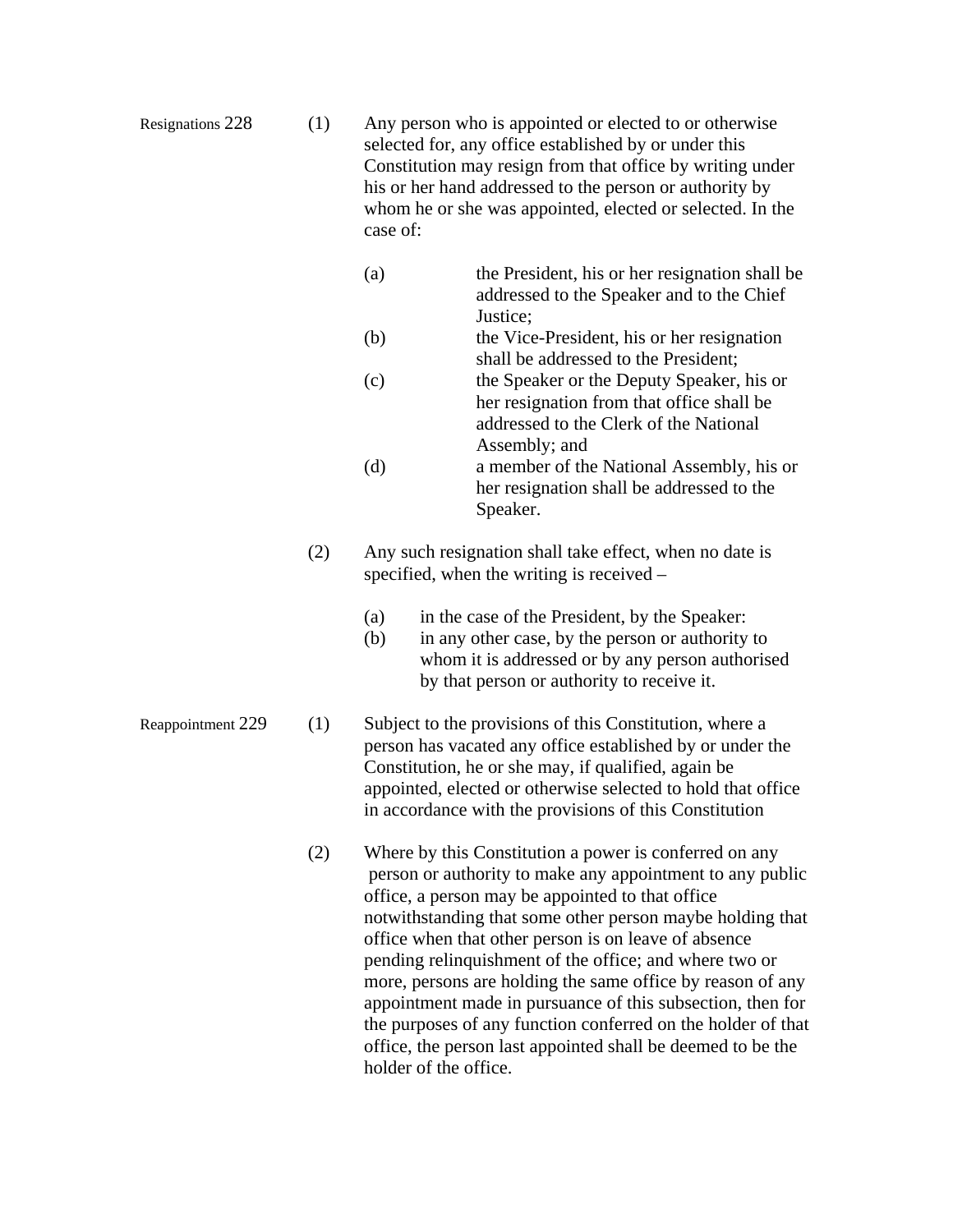**Resignations 228**

(1) Any person who is appointed or elected to or otherwise selected for, any office established by or under this Constitution may resign from that office by writing under his or her hand addressed to the person or authority by whom he or she was appointed, elected or selected. In the case of:

(a) the President, his or her resignation shall be addressed to the Speaker and to the Chief Justice;

(b) the Vice-President, his or her resignation shall be addressed to the President;

(c) the Speaker or the Deputy Speaker, his or her resignation from that office shall be addressed to the Clerk of the National Assembly; and

(d) a member of the National Assembly, his or her resignation shall be addressed to the Speaker.

(2) Any such resignation shall take effect, when no date is specified, when the writing is received –

(a) in the case of the President, by the Speaker:

(b) in any other case, by the person or authority to whom it is addressed or by any person authorised by that person or authority to receive it.

**Reappointment 229**

(1) Subject to the provisions of this Constitution, where a person has vacated any office established by or under the Constitution, he or she may, if qualified, again be appointed, elected or otherwise selected to hold that office in accordance with the provisions of this Constitution

(2) Where by this Constitution a power is conferred on any person or authority to make any appointment to any public office, a person may be appointed to that office notwithstanding that some other person maybe holding that office when that other person is on leave of absence pending relinquishment of the office; and where two or more, persons are holding the same office by reason of any appointment made in pursuance of this subsection, then for the purposes of any function conferred on the holder of that office, the person last appointed shall be deemed to be the holder of the office.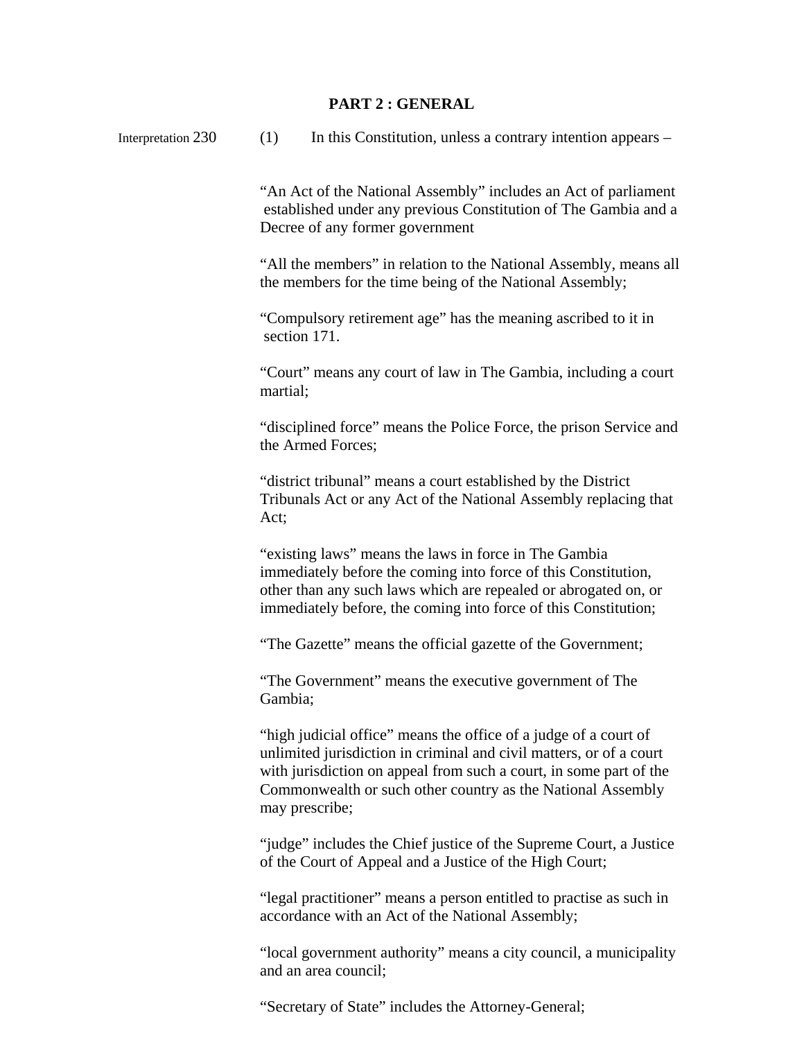## PART 2 : GENERAL

Interpretation 230 (1) In this Constitution, unless a contrary intention appears –

"An Act of the National Assembly" includes an Act of parliament established under any previous Constitution of The Gambia and a Decree of any former government

"All the members" in relation to the National Assembly, means all the members for the time being of the National Assembly;

"Compulsory retirement age" has the meaning ascribed to it in section 171.

"Court" means any court of law in The Gambia, including a court martial;

"disciplined force" means the Police Force, the prison Service and the Armed Forces;

"district tribunal" means a court established by the District Tribunals Act or any Act of the National Assembly replacing that Act;

"existing laws" means the laws in force in The Gambia immediately before the coming into force of this Constitution, other than any such laws which are repealed or abrogated on, or immediately before, the coming into force of this Constitution;

"The Gazette" means the official gazette of the Government;

"The Government" means the executive government of The Gambia;

"high judicial office" means the office of a judge of a court of unlimited jurisdiction in criminal and civil matters, or of a court with jurisdiction on appeal from such a court, in some part of the Commonwealth or such other country as the National Assembly may prescribe;

"judge" includes the Chief justice of the Supreme Court, a Justice of the Court of Appeal and a Justice of the High Court;

"legal practitioner" means a person entitled to practise as such in accordance with an Act of the National Assembly;

"local government authority" means a city council, a municipality and an area council;

"Secretary of State" includes the Attorney-General;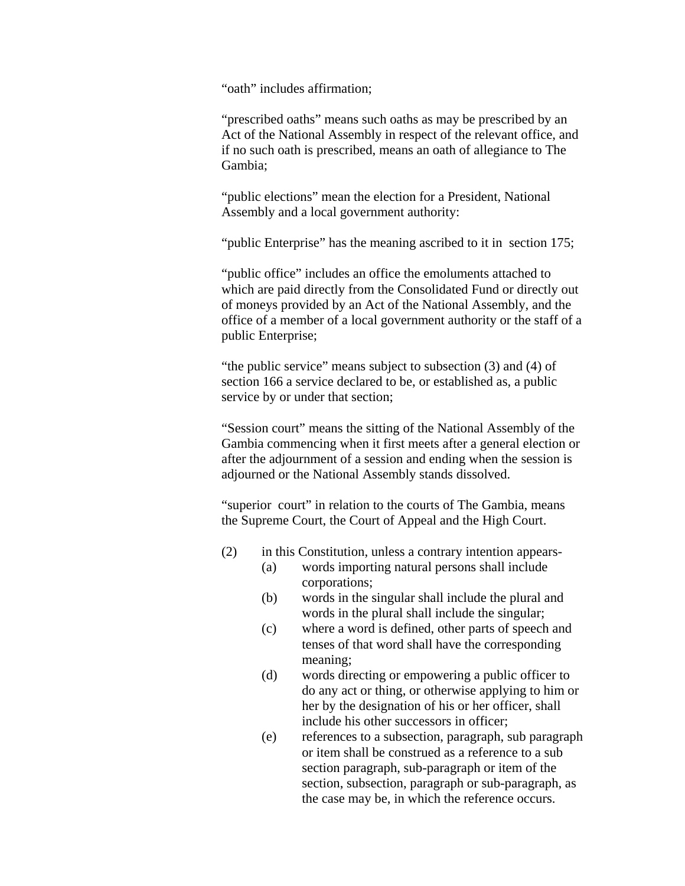"oath" includes affirmation;

"prescribed oaths" means such oaths as may be prescribed by an Act of the National Assembly in respect of the relevant office, and if no such oath is prescribed, means an oath of allegiance to The Gambia;

"public elections" mean the election for a President, National Assembly and a local government authority:

"public Enterprise" has the meaning ascribed to it in section 175;

"public office" includes an office the emoluments attached to which are paid directly from the Consolidated Fund or directly out of moneys provided by an Act of the National Assembly, and the office of a member of a local government authority or the staff of a public Enterprise;

"the public service" means subject to subsection (3) and (4) of section 166 a service declared to be, or established as, a public service by or under that section;

"Session court" means the sitting of the National Assembly of the Gambia commencing when it first meets after a general election or after the adjournment of a session and ending when the session is adjourned or the National Assembly stands dissolved.

"superior court" in relation to the courts of The Gambia, means the Supreme Court, the Court of Appeal and the High Court.

(2) in this Constitution, unless a contrary intention appears-

- (a) words importing natural persons shall include corporations;
- (b) words in the singular shall include the plural and words in the plural shall include the singular;
- (c) where a word is defined, other parts of speech and tenses of that word shall have the corresponding meaning;
- (d) words directing or empowering a public officer to do any act or thing, or otherwise applying to him or her by the designation of his or her officer, shall include his other successors in officer;
- (e) references to a subsection, paragraph, sub paragraph or item shall be construed as a reference to a sub section paragraph, sub-paragraph or item of the section, subsection, paragraph or sub-paragraph, as the case may be, in which the reference occurs.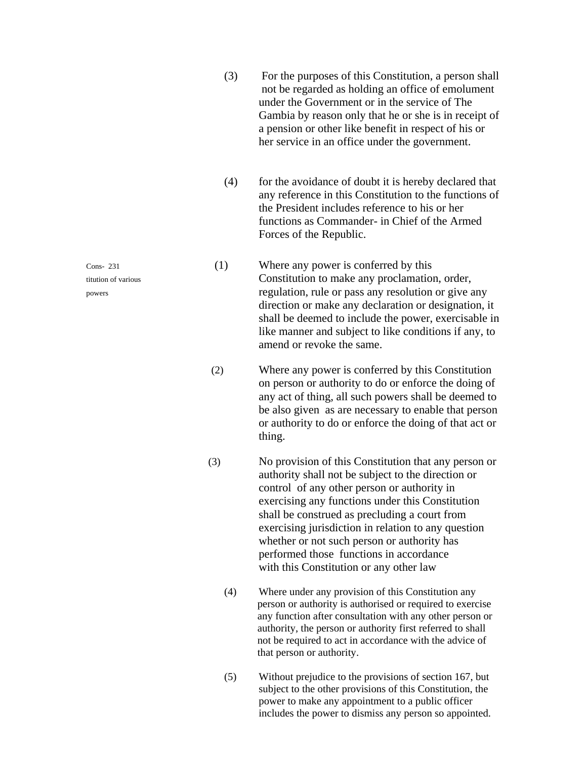(3) For the purposes of this Constitution, a person shall not be regarded as holding an office of emolument under the Government or in the service of The Gambia by reason only that he or she is in receipt of a pension or other like benefit in respect of his or her service in an office under the government.

(4) for the avoidance of doubt it is hereby declared that any reference in this Constitution to the functions of the President includes reference to his or her functions as Commander- in Chief of the Armed Forces of the Republic.

**231. Construction of various powers**

(1) Where any power is conferred by this Constitution to make any proclamation, order, regulation, rule or pass any resolution or give any direction or make any declaration or designation, it shall be deemed to include the power, exercisable in like manner and subject to like conditions if any, to amend or revoke the same.

(2) Where any power is conferred by this Constitution on person or authority to do or enforce the doing of any act of thing, all such powers shall be deemed to be also given as are necessary to enable that person or authority to do or enforce the doing of that act or thing.

(3) No provision of this Constitution that any person or authority shall not be subject to the direction or control of any other person or authority in exercising any functions under this Constitution shall be construed as precluding a court from exercising jurisdiction in relation to any question whether or not such person or authority has performed those functions in accordance with this Constitution or any other law

(4) Where under any provision of this Constitution any person or authority is authorised or required to exercise any function after consultation with any other person or authority, the person or authority first referred to shall not be required to act in accordance with the advice of that person or authority.

(5) Without prejudice to the provisions of section 167, but subject to the other provisions of this Constitution, the power to make any appointment to a public officer includes the power to dismiss any person so appointed.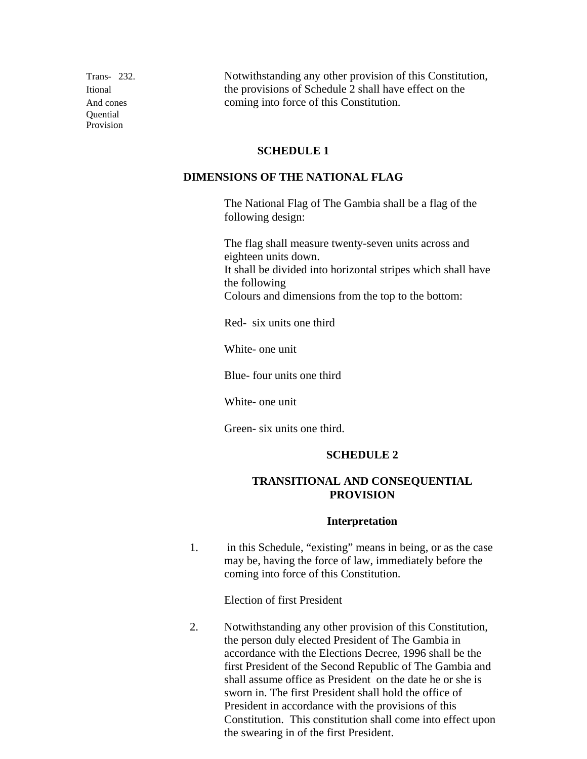Trans-itional And consequential Provision

232. Notwithstanding any other provision of this Constitution, the provisions of Schedule 2 shall have effect on the coming into force of this Constitution.

## SCHEDULE 1

## DIMENSIONS OF THE NATIONAL FLAG

The National Flag of The Gambia shall be a flag of the following design:

The flag shall measure twenty-seven units across and eighteen units down.
It shall be divided into horizontal stripes which shall have the following
Colours and dimensions from the top to the bottom:

Red- six units one third

White- one unit

Blue- four units one third

White- one unit

Green- six units one third.

## SCHEDULE 2

## TRANSITIONAL AND CONSEQUENTIAL PROVISION

### Interpretation

1. in this Schedule, "existing" means in being, or as the case may be, having the force of law, immediately before the coming into force of this Constitution.

Election of first President

2. Notwithstanding any other provision of this Constitution, the person duly elected President of The Gambia in accordance with the Elections Decree, 1996 shall be the first President of the Second Republic of The Gambia and shall assume office as President on the date he or she is sworn in. The first President shall hold the office of President in accordance with the provisions of this Constitution. This constitution shall come into effect upon the swearing in of the first President.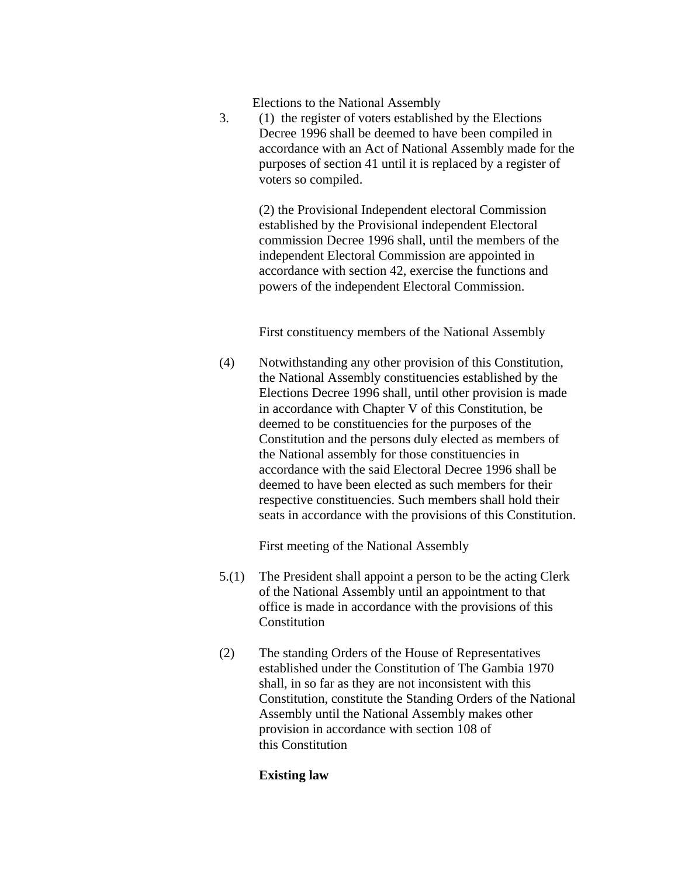Elections to the National Assembly

3. (1) the register of voters established by the Elections Decree 1996 shall be deemed to have been compiled in accordance with an Act of National Assembly made for the purposes of section 41 until it is replaced by a register of voters so compiled.

(2) the Provisional Independent electoral Commission established by the Provisional independent Electoral commission Decree 1996 shall, until the members of the independent Electoral Commission are appointed in accordance with section 42, exercise the functions and powers of the independent Electoral Commission.

First constituency members of the National Assembly

(4) Notwithstanding any other provision of this Constitution, the National Assembly constituencies established by the Elections Decree 1996 shall, until other provision is made in accordance with Chapter V of this Constitution, be deemed to be constituencies for the purposes of the Constitution and the persons duly elected as members of the National assembly for those constituencies in accordance with the said Electoral Decree 1996 shall be deemed to have been elected as such members for their respective constituencies. Such members shall hold their seats in accordance with the provisions of this Constitution.

First meeting of the National Assembly

5.(1) The President shall appoint a person to be the acting Clerk of the National Assembly until an appointment to that office is made in accordance with the provisions of this Constitution

(2) The standing Orders of the House of Representatives established under the Constitution of The Gambia 1970 shall, in so far as they are not inconsistent with this Constitution, constitute the Standing Orders of the National Assembly until the National Assembly makes other provision in accordance with section 108 of this Constitution

**Existing law**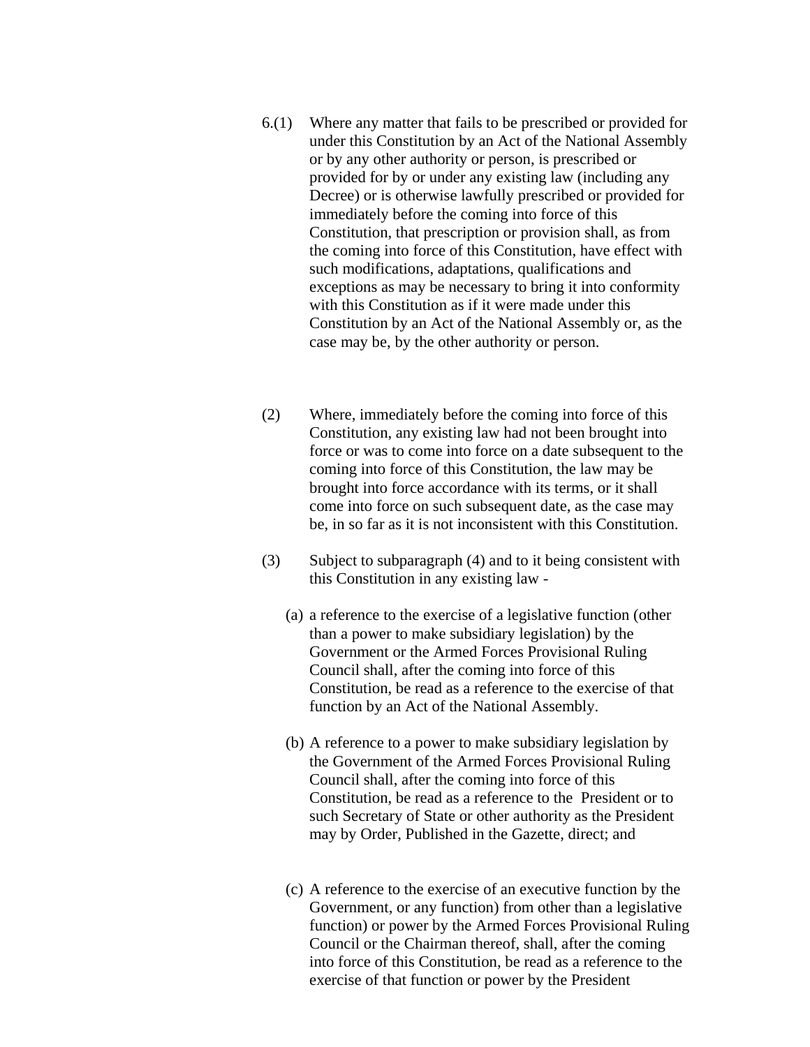6.(1) Where any matter that fails to be prescribed or provided for under this Constitution by an Act of the National Assembly or by any other authority or person, is prescribed or provided for by or under any existing law (including any Decree) or is otherwise lawfully prescribed or provided for immediately before the coming into force of this Constitution, that prescription or provision shall, as from the coming into force of this Constitution, have effect with such modifications, adaptations, qualifications and exceptions as may be necessary to bring it into conformity with this Constitution as if it were made under this Constitution by an Act of the National Assembly or, as the case may be, by the other authority or person.

(2) Where, immediately before the coming into force of this Constitution, any existing law had not been brought into force or was to come into force on a date subsequent to the coming into force of this Constitution, the law may be brought into force accordance with its terms, or it shall come into force on such subsequent date, as the case may be, in so far as it is not inconsistent with this Constitution.

(3) Subject to subparagraph (4) and to it being consistent with this Constitution in any existing law -

(a) a reference to the exercise of a legislative function (other than a power to make subsidiary legislation) by the Government or the Armed Forces Provisional Ruling Council shall, after the coming into force of this Constitution, be read as a reference to the exercise of that function by an Act of the National Assembly.

(b) A reference to a power to make subsidiary legislation by the Government of the Armed Forces Provisional Ruling Council shall, after the coming into force of this Constitution, be read as a reference to the President or to such Secretary of State or other authority as the President may by Order, Published in the Gazette, direct; and

(c) A reference to the exercise of an executive function by the Government, or any function) from other than a legislative function) or power by the Armed Forces Provisional Ruling Council or the Chairman thereof, shall, after the coming into force of this Constitution, be read as a reference to the exercise of that function or power by the President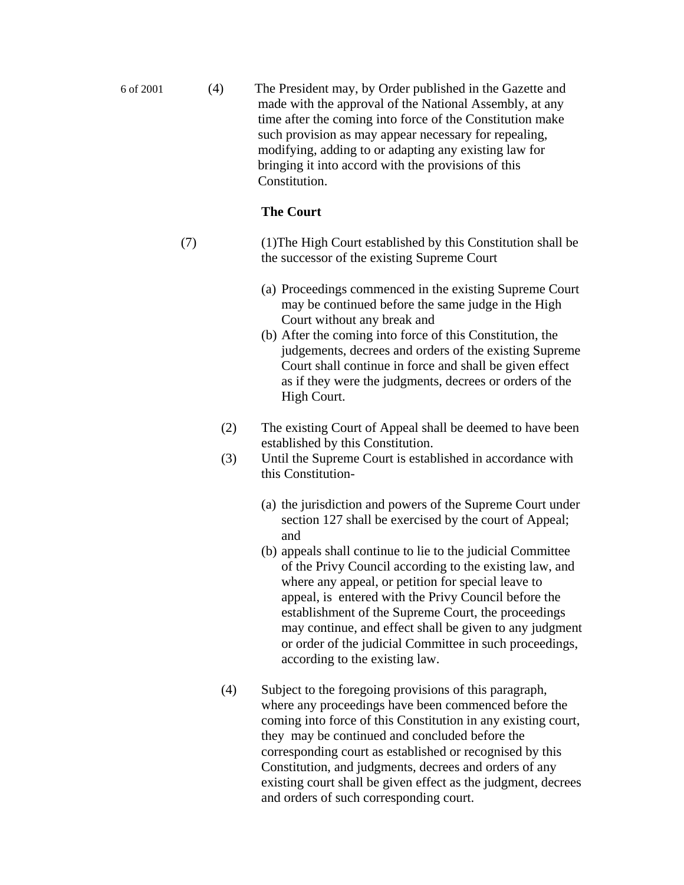6 of 2001

(4) The President may, by Order published in the Gazette and made with the approval of the National Assembly, at any time after the coming into force of the Constitution make such provision as may appear necessary for repealing, modifying, adding to or adapting any existing law for bringing it into accord with the provisions of this Constitution.

**The Court**

(7) (1)The High Court established by this Constitution shall be the successor of the existing Supreme Court

(a) Proceedings commenced in the existing Supreme Court may be continued before the same judge in the High Court without any break and

(b) After the coming into force of this Constitution, the judgements, decrees and orders of the existing Supreme Court shall continue in force and shall be given effect as if they were the judgments, decrees or orders of the High Court.

(2) The existing Court of Appeal shall be deemed to have been established by this Constitution.

(3) Until the Supreme Court is established in accordance with this Constitution-

(a) the jurisdiction and powers of the Supreme Court under section 127 shall be exercised by the court of Appeal; and

(b) appeals shall continue to lie to the judicial Committee of the Privy Council according to the existing law, and where any appeal, or petition for special leave to appeal, is entered with the Privy Council before the establishment of the Supreme Court, the proceedings may continue, and effect shall be given to any judgment or order of the judicial Committee in such proceedings, according to the existing law.

(4) Subject to the foregoing provisions of this paragraph, where any proceedings have been commenced before the coming into force of this Constitution in any existing court, they may be continued and concluded before the corresponding court as established or recognised by this Constitution, and judgments, decrees and orders of any existing court shall be given effect as the judgment, decrees and orders of such corresponding court.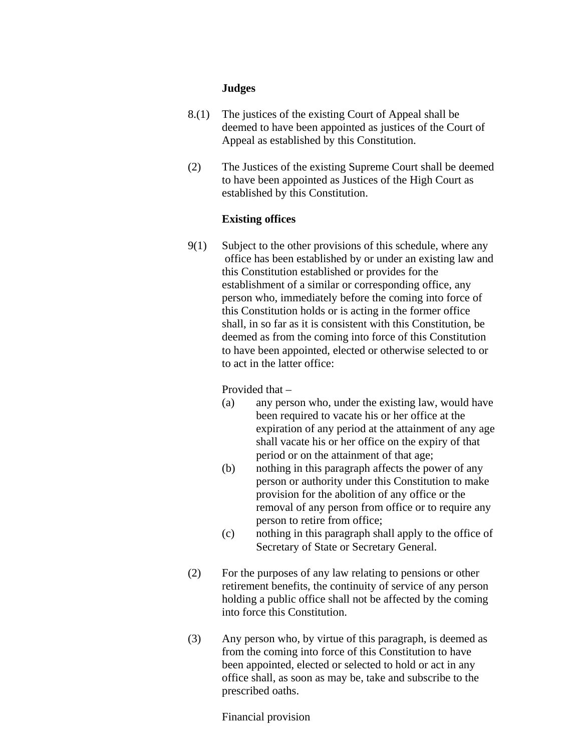**Judges**

8.(1) The justices of the existing Court of Appeal shall be deemed to have been appointed as justices of the Court of Appeal as established by this Constitution.

(2) The Justices of the existing Supreme Court shall be deemed to have been appointed as Justices of the High Court as established by this Constitution.

**Existing offices**

9(1) Subject to the other provisions of this schedule, where any office has been established by or under an existing law and this Constitution established or provides for the establishment of a similar or corresponding office, any person who, immediately before the coming into force of this Constitution holds or is acting in the former office shall, in so far as it is consistent with this Constitution, be deemed as from the coming into force of this Constitution to have been appointed, elected or otherwise selected to or to act in the latter office:

Provided that –

(a) any person who, under the existing law, would have been required to vacate his or her office at the expiration of any period at the attainment of any age shall vacate his or her office on the expiry of that period or on the attainment of that age;

(b) nothing in this paragraph affects the power of any person or authority under this Constitution to make provision for the abolition of any office or the removal of any person from office or to require any person to retire from office;

(c) nothing in this paragraph shall apply to the office of Secretary of State or Secretary General.

(2) For the purposes of any law relating to pensions or other retirement benefits, the continuity of service of any person holding a public office shall not be affected by the coming into force this Constitution.

(3) Any person who, by virtue of this paragraph, is deemed as from the coming into force of this Constitution to have been appointed, elected or selected to hold or act in any office shall, as soon as may be, take and subscribe to the prescribed oaths.

Financial provision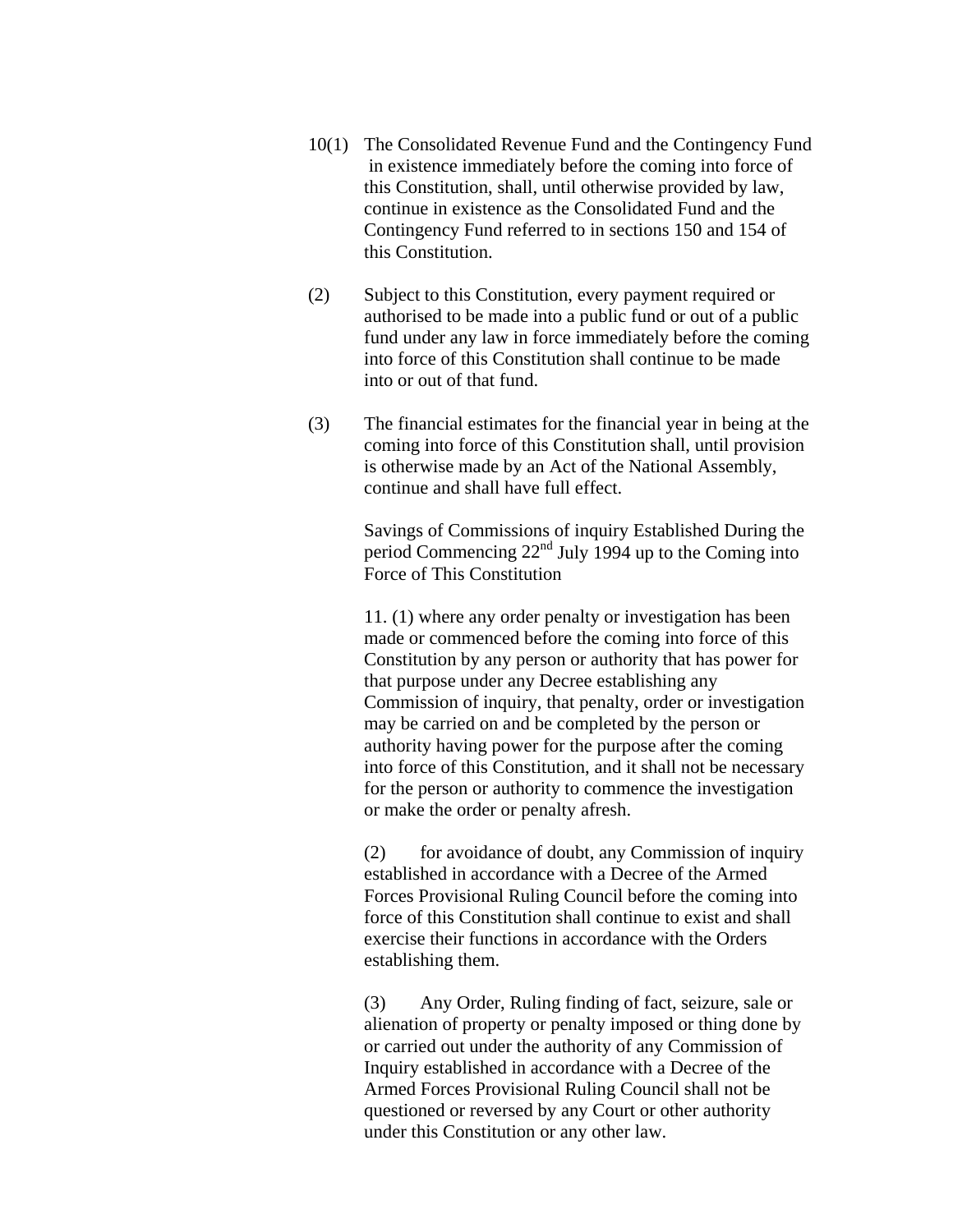10(1) The Consolidated Revenue Fund and the Contingency Fund in existence immediately before the coming into force of this Constitution, shall, until otherwise provided by law, continue in existence as the Consolidated Fund and the Contingency Fund referred to in sections 150 and 154 of this Constitution.

(2) Subject to this Constitution, every payment required or authorised to be made into a public fund or out of a public fund under any law in force immediately before the coming into force of this Constitution shall continue to be made into or out of that fund.

(3) The financial estimates for the financial year in being at the coming into force of this Constitution shall, until provision is otherwise made by an Act of the National Assembly, continue and shall have full effect.

Savings of Commissions of inquiry Established During the period Commencing 22nd July 1994 up to the Coming into Force of This Constitution

11. (1) where any order penalty or investigation has been made or commenced before the coming into force of this Constitution by any person or authority that has power for that purpose under any Decree establishing any Commission of inquiry, that penalty, order or investigation may be carried on and be completed by the person or authority having power for the purpose after the coming into force of this Constitution, and it shall not be necessary for the person or authority to commence the investigation or make the order or penalty afresh.

(2) for avoidance of doubt, any Commission of inquiry established in accordance with a Decree of the Armed Forces Provisional Ruling Council before the coming into force of this Constitution shall continue to exist and shall exercise their functions in accordance with the Orders establishing them.

(3) Any Order, Ruling finding of fact, seizure, sale or alienation of property or penalty imposed or thing done by or carried out under the authority of any Commission of Inquiry established in accordance with a Decree of the Armed Forces Provisional Ruling Council shall not be questioned or reversed by any Court or other authority under this Constitution or any other law.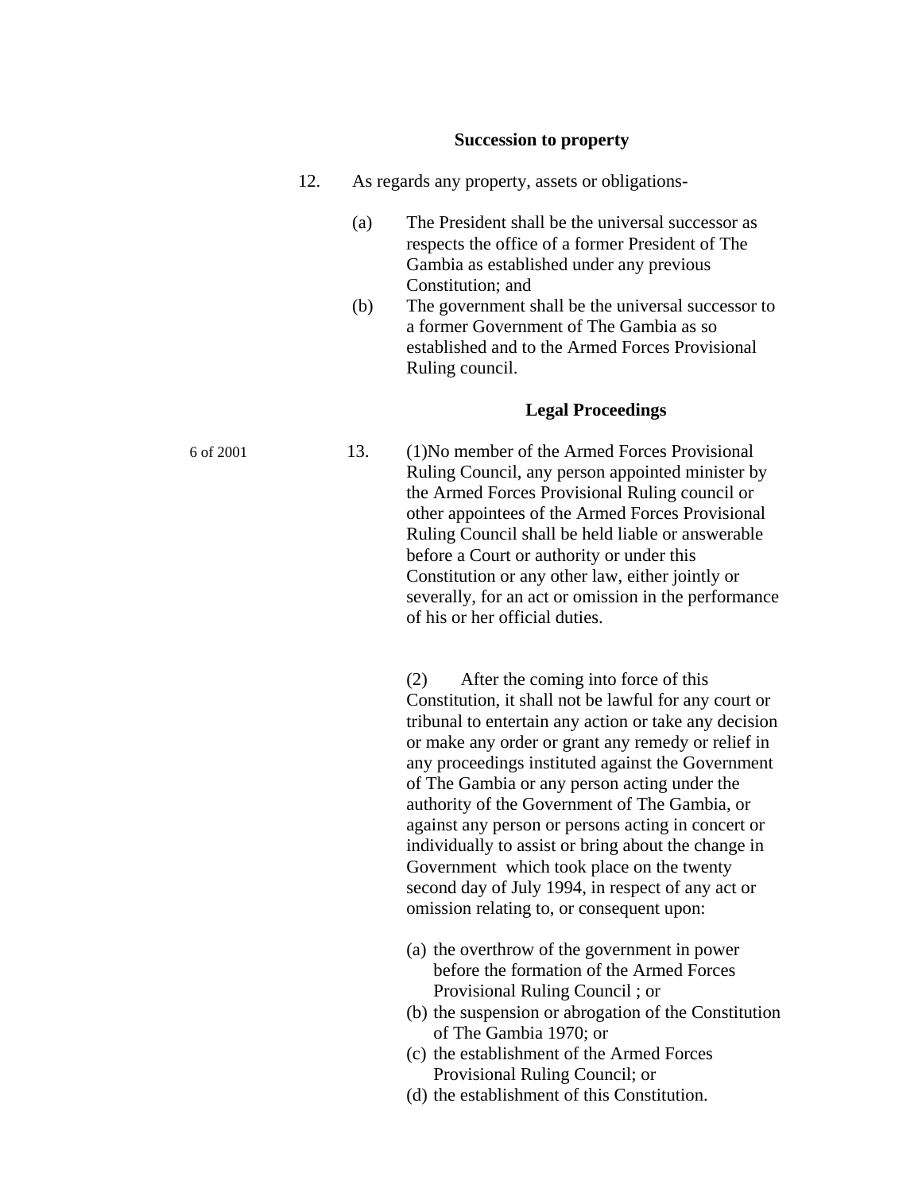### Succession to property

12. As regards any property, assets or obligations-

(a) The President shall be the universal successor as respects the office of a former President of The Gambia as established under any previous Constitution; and

(b) The government shall be the universal successor to a former Government of The Gambia as so established and to the Armed Forces Provisional Ruling council.

### Legal Proceedings

6 of 2001

13. (1)No member of the Armed Forces Provisional Ruling Council, any person appointed minister by the Armed Forces Provisional Ruling council or other appointees of the Armed Forces Provisional Ruling Council shall be held liable or answerable before a Court or authority or under this Constitution or any other law, either jointly or severally, for an act or omission in the performance of his or her official duties.

(2) After the coming into force of this Constitution, it shall not be lawful for any court or tribunal to entertain any action or take any decision or make any order or grant any remedy or relief in any proceedings instituted against the Government of The Gambia or any person acting under the authority of the Government of The Gambia, or against any person or persons acting in concert or individually to assist or bring about the change in Government which took place on the twenty second day of July 1994, in respect of any act or omission relating to, or consequent upon:

(a) the overthrow of the government in power before the formation of the Armed Forces Provisional Ruling Council ; or
(b) the suspension or abrogation of the Constitution of The Gambia 1970; or
(c) the establishment of the Armed Forces Provisional Ruling Council; or
(d) the establishment of this Constitution.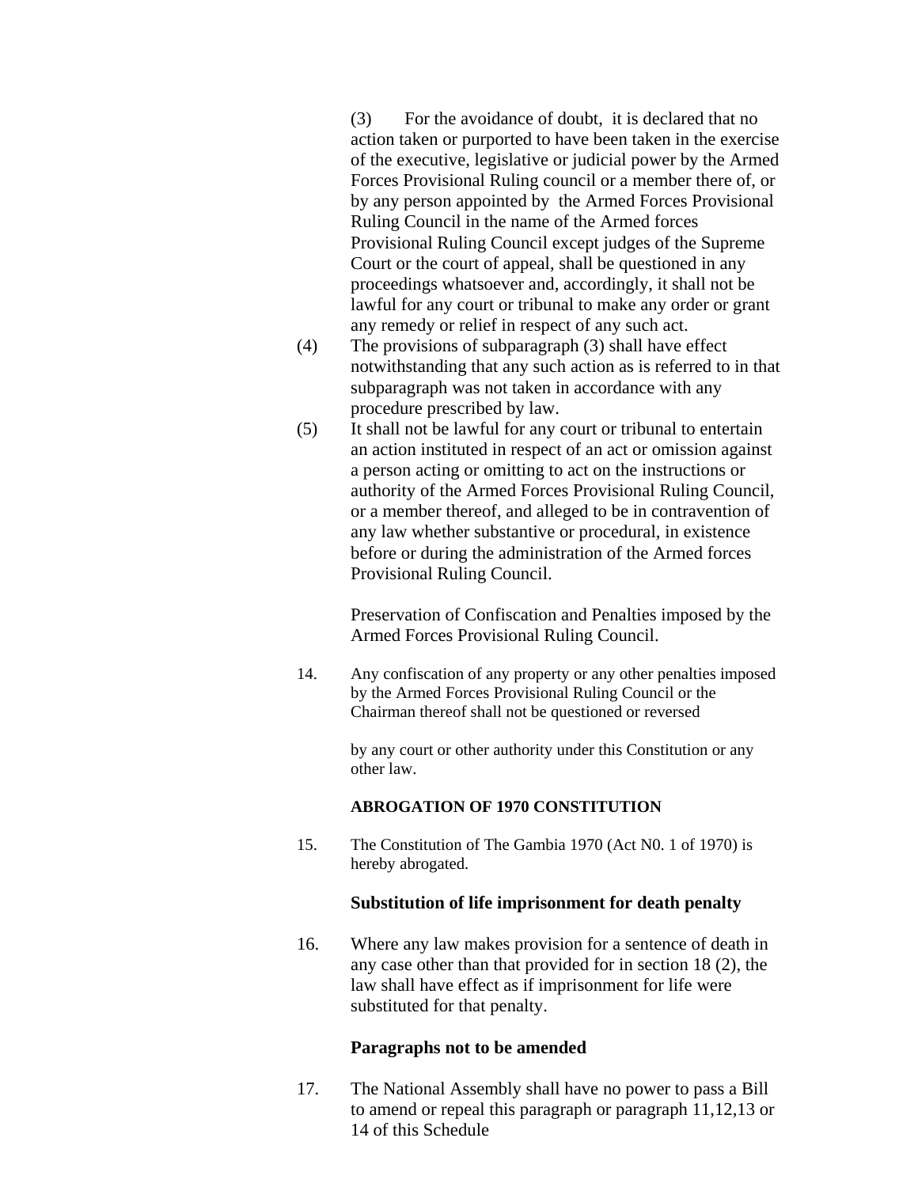(3) For the avoidance of doubt, it is declared that no action taken or purported to have been taken in the exercise of the executive, legislative or judicial power by the Armed Forces Provisional Ruling council or a member there of, or by any person appointed by the Armed Forces Provisional Ruling Council in the name of the Armed forces Provisional Ruling Council except judges of the Supreme Court or the court of appeal, shall be questioned in any proceedings whatsoever and, accordingly, it shall not be lawful for any court or tribunal to make any order or grant any remedy or relief in respect of any such act.

(4) The provisions of subparagraph (3) shall have effect notwithstanding that any such action as is referred to in that subparagraph was not taken in accordance with any procedure prescribed by law.

(5) It shall not be lawful for any court or tribunal to entertain an action instituted in respect of an act or omission against a person acting or omitting to act on the instructions or authority of the Armed Forces Provisional Ruling Council, or a member thereof, and alleged to be in contravention of any law whether substantive or procedural, in existence before or during the administration of the Armed forces Provisional Ruling Council.

Preservation of Confiscation and Penalties imposed by the Armed Forces Provisional Ruling Council.

14. Any confiscation of any property or any other penalties imposed by the Armed Forces Provisional Ruling Council or the Chairman thereof shall not be questioned or reversed by any court or other authority under this Constitution or any other law.

**ABROGATION OF 1970 CONSTITUTION**

15. The Constitution of The Gambia 1970 (Act N0. 1 of 1970) is hereby abrogated.

**Substitution of life imprisonment for death penalty**

16. Where any law makes provision for a sentence of death in any case other than that provided for in section 18 (2), the law shall have effect as if imprisonment for life were substituted for that penalty.

**Paragraphs not to be amended**

17. The National Assembly shall have no power to pass a Bill to amend or repeal this paragraph or paragraph 11,12,13 or 14 of this Schedule